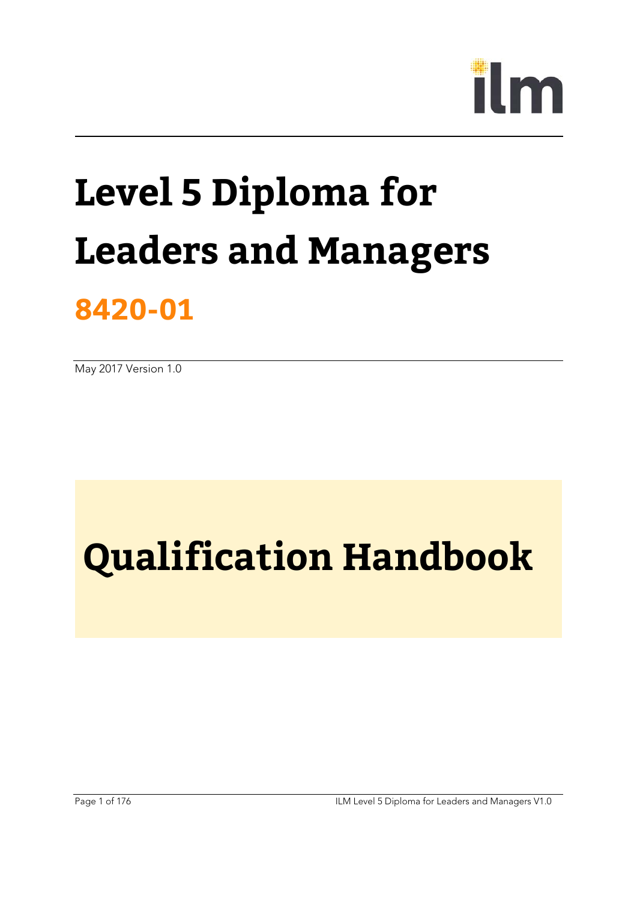ilm

# Level 5 Diploma for Leaders and Managers

## 8420-01

May 2017 Version 1.0

# Qualification Handbook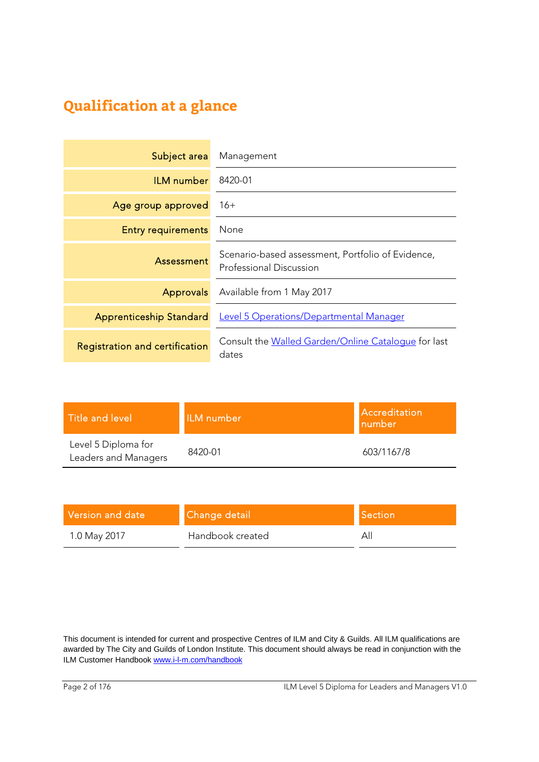# Qualification at a glance

| | |
|---|---|
| Subject area | Management |
| ILM number | 8420-01 |
| Age group approved | 16+ |
| Entry requirements | None |
| Assessment | Scenario-based assessment, Portfolio of Evidence, Professional Discussion |
| Approvals | Available from 1 May 2017 |
| Apprenticeship Standard | Level 5 Operations/Departmental Manager |
| Registration and certification | Consult the Walled Garden/Online Catalogue for last dates |

| Title and level | ILM number | Accreditation number |
|---|---|---|
| Level 5 Diploma for Leaders and Managers | 8420-01 | 603/1167/8 |

| Version and date | Change detail | Section |
|---|---|---|
| 1.0 May 2017 | Handbook created | All |

This document is intended for current and prospective Centres of ILM and City & Guilds. All ILM qualifications are awarded by The City and Guilds of London Institute. This document should always be read in conjunction with the ILM Customer Handbook www.i-l-m.com/handbook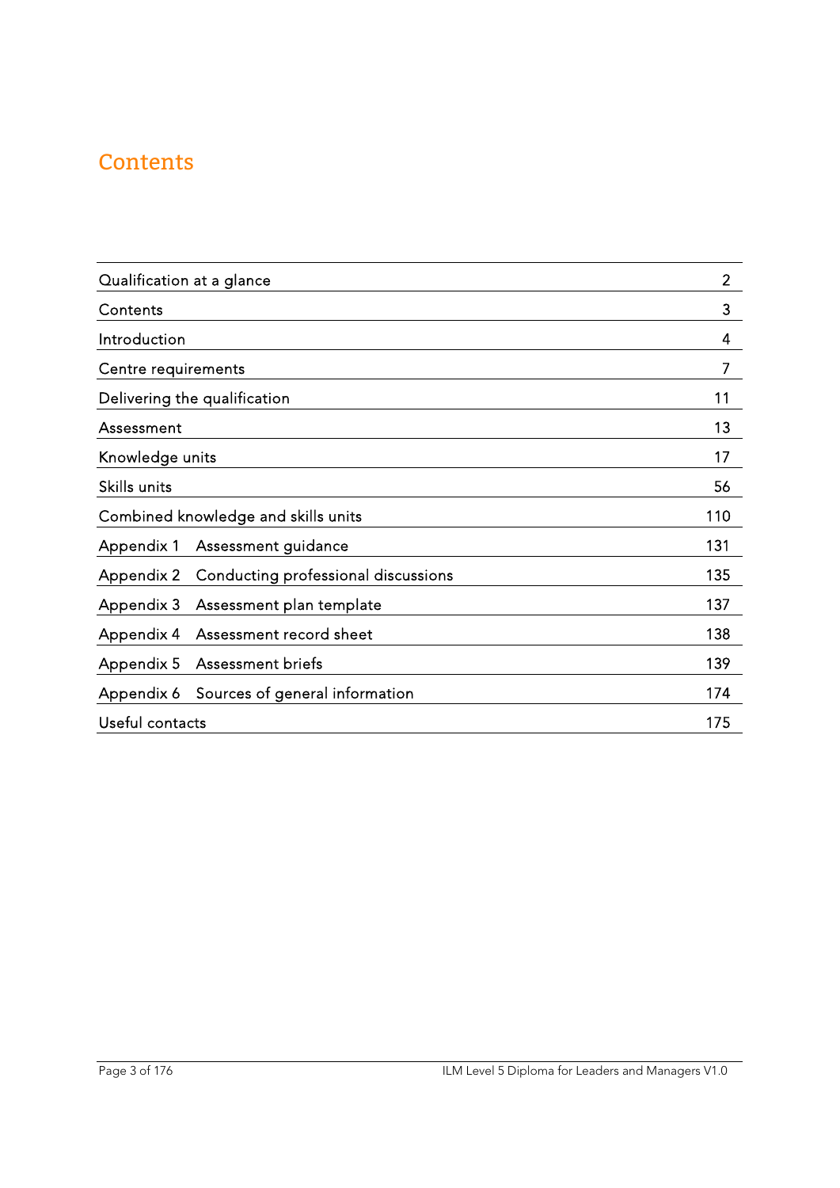# Contents

| | |
|---|---|
| Qualification at a glance | 2 |
| Contents | 3 |
| Introduction | 4 |
| Centre requirements | 7 |
| Delivering the qualification | 11 |
| Assessment | 13 |
| Knowledge units | 17 |
| Skills units | 56 |
| Combined knowledge and skills units | 110 |
| Appendix 1 Assessment guidance | 131 |
| Appendix 2 Conducting professional discussions | 135 |
| Appendix 3 Assessment plan template | 137 |
| Appendix 4 Assessment record sheet | 138 |
| Appendix 5 Assessment briefs | 139 |
| Appendix 6 Sources of general information | 174 |
| Useful contacts | 175 |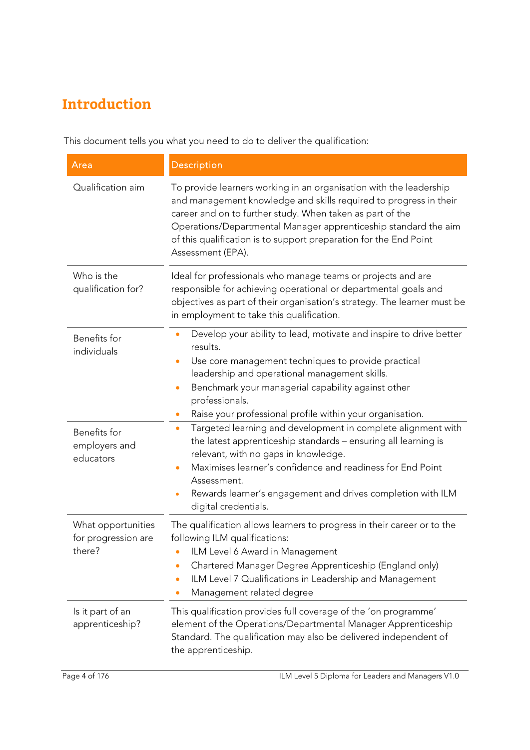# Introduction

This document tells you what you need to do to deliver the qualification:

| Area | Description |
|---|---|
| Qualification aim | To provide learners working in an organisation with the leadership and management knowledge and skills required to progress in their career and on to further study. When taken as part of the Operations/Departmental Manager apprenticeship standard the aim of this qualification is to support preparation for the End Point Assessment (EPA). |
| Who is the qualification for? | Ideal for professionals who manage teams or projects and are responsible for achieving operational or departmental goals and objectives as part of their organisation's strategy. The learner must be in employment to take this qualification. |
| Benefits for individuals | • Develop your ability to lead, motivate and inspire to drive better results.<br>• Use core management techniques to provide practical leadership and operational management skills.<br>• Benchmark your managerial capability against other professionals.<br>• Raise your professional profile within your organisation. |
| Benefits for employers and educators | • Targeted learning and development in complete alignment with the latest apprenticeship standards – ensuring all learning is relevant, with no gaps in knowledge.<br>• Maximises learner's confidence and readiness for End Point Assessment.<br>• Rewards learner's engagement and drives completion with ILM digital credentials. |
| What opportunities for progression are there? | The qualification allows learners to progress in their career or to the following ILM qualifications:<br>• ILM Level 6 Award in Management<br>• Chartered Manager Degree Apprenticeship (England only)<br>• ILM Level 7 Qualifications in Leadership and Management<br>• Management related degree |
| Is it part of an apprenticeship? | This qualification provides full coverage of the 'on programme' element of the Operations/Departmental Manager Apprenticeship Standard. The qualification may also be delivered independent of the apprenticeship. |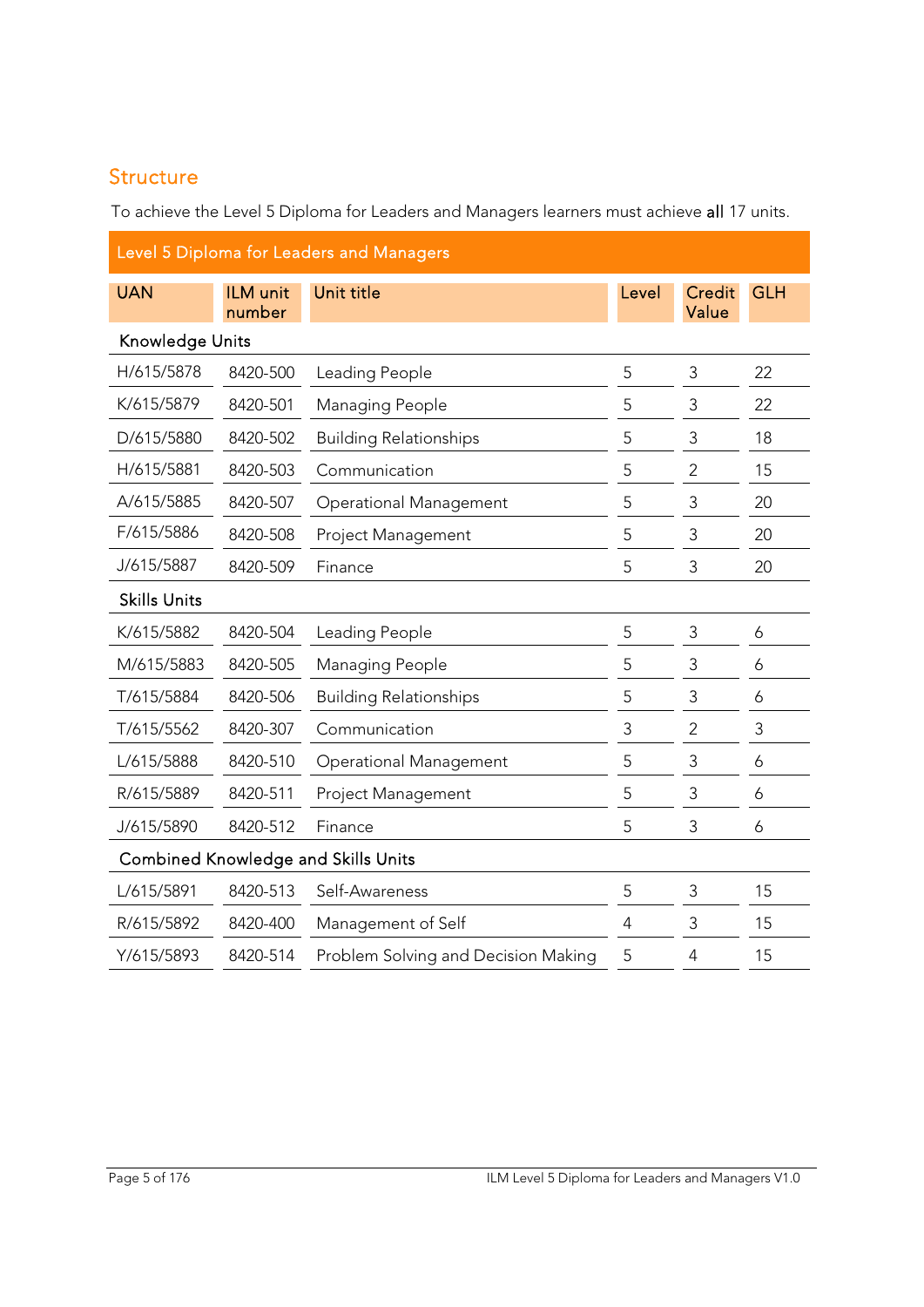## Structure

To achieve the Level 5 Diploma for Leaders and Managers learners must achieve **all** 17 units.

| Level 5 Diploma for Leaders and Managers | | | | | |
|---|---|---|---|---|---|
| UAN | ILM unit number | Unit title | Level | Credit Value | GLH |
| **Knowledge Units** | | | | | |
| H/615/5878 | 8420-500 | Leading People | 5 | 3 | 22 |
| K/615/5879 | 8420-501 | Managing People | 5 | 3 | 22 |
| D/615/5880 | 8420-502 | Building Relationships | 5 | 3 | 18 |
| H/615/5881 | 8420-503 | Communication | 5 | 2 | 15 |
| A/615/5885 | 8420-507 | Operational Management | 5 | 3 | 20 |
| F/615/5886 | 8420-508 | Project Management | 5 | 3 | 20 |
| J/615/5887 | 8420-509 | Finance | 5 | 3 | 20 |
| **Skills Units** | | | | | |
| K/615/5882 | 8420-504 | Leading People | 5 | 3 | 6 |
| M/615/5883 | 8420-505 | Managing People | 5 | 3 | 6 |
| T/615/5884 | 8420-506 | Building Relationships | 5 | 3 | 6 |
| T/615/5562 | 8420-307 | Communication | 3 | 2 | 3 |
| L/615/5888 | 8420-510 | Operational Management | 5 | 3 | 6 |
| R/615/5889 | 8420-511 | Project Management | 5 | 3 | 6 |
| J/615/5890 | 8420-512 | Finance | 5 | 3 | 6 |
| **Combined Knowledge and Skills Units** | | | | | |
| L/615/5891 | 8420-513 | Self-Awareness | 5 | 3 | 15 |
| R/615/5892 | 8420-400 | Management of Self | 4 | 3 | 15 |
| Y/615/5893 | 8420-514 | Problem Solving and Decision Making | 5 | 4 | 15 |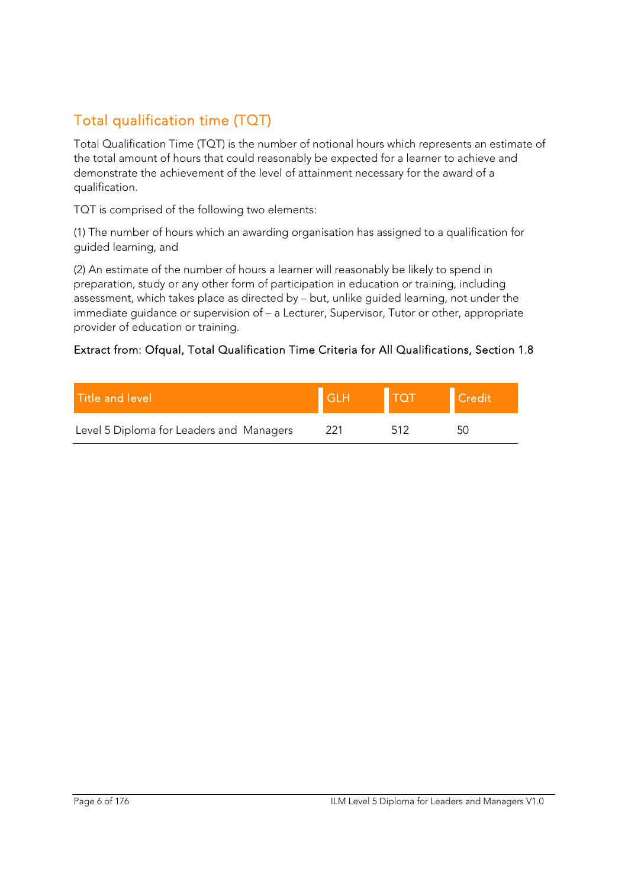## Total qualification time (TQT)

Total Qualification Time (TQT) is the number of notional hours which represents an estimate of the total amount of hours that could reasonably be expected for a learner to achieve and demonstrate the achievement of the level of attainment necessary for the award of a qualification.

TQT is comprised of the following two elements:

(1) The number of hours which an awarding organisation has assigned to a qualification for guided learning, and

(2) An estimate of the number of hours a learner will reasonably be likely to spend in preparation, study or any other form of participation in education or training, including assessment, which takes place as directed by – but, unlike guided learning, not under the immediate guidance or supervision of – a Lecturer, Supervisor, Tutor or other, appropriate provider of education or training.

Extract from: Ofqual, Total Qualification Time Criteria for All Qualifications, Section 1.8

| Title and level | GLH | TQT | Credit |
|---|---|---|---|
| Level 5 Diploma for Leaders and Managers | 221 | 512 | 50 |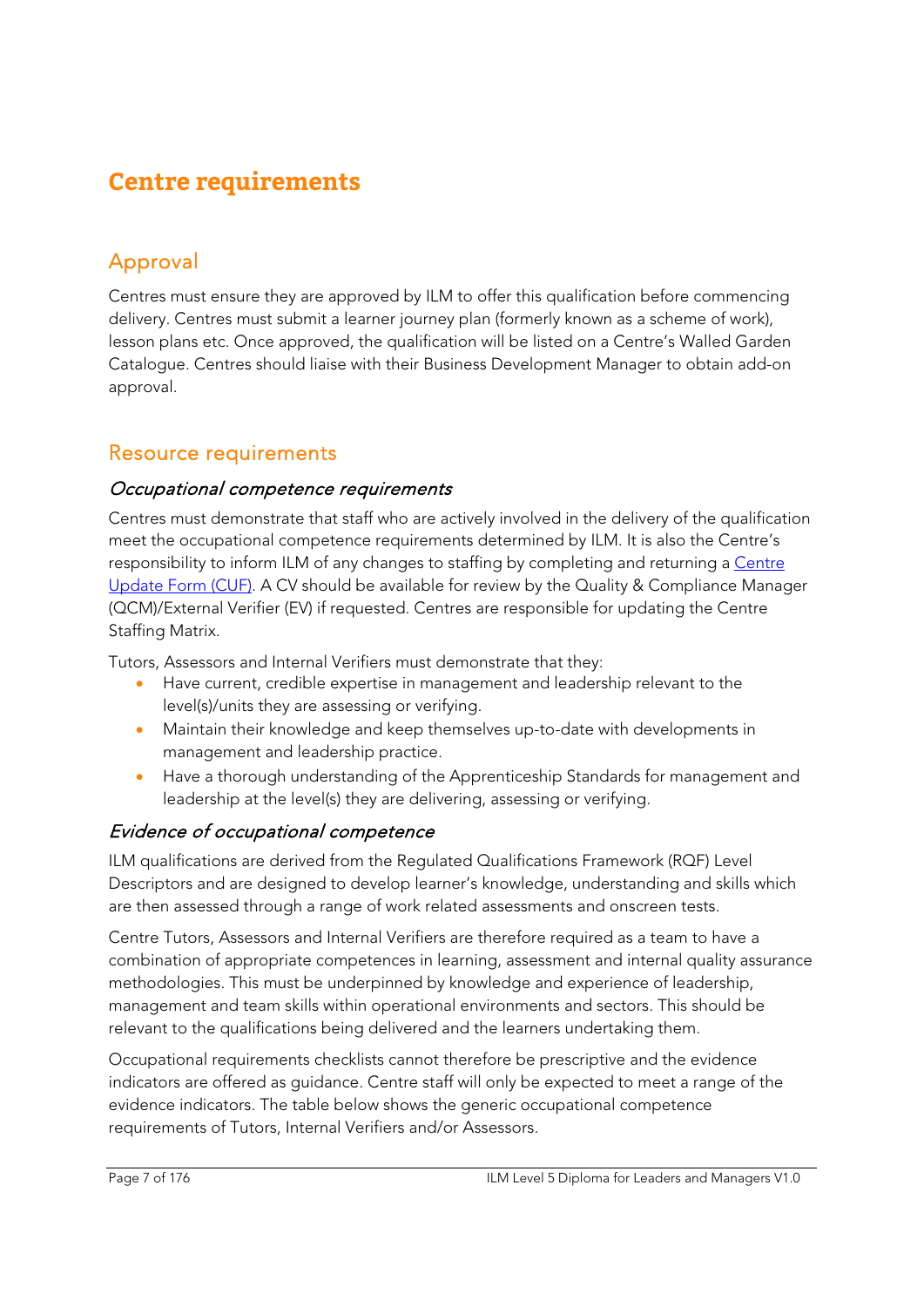# Centre requirements

## Approval

Centres must ensure they are approved by ILM to offer this qualification before commencing delivery. Centres must submit a learner journey plan (formerly known as a scheme of work), lesson plans etc. Once approved, the qualification will be listed on a Centre's Walled Garden Catalogue. Centres should liaise with their Business Development Manager to obtain add-on approval.

## Resource requirements

### *Occupational competence requirements*

Centres must demonstrate that staff who are actively involved in the delivery of the qualification meet the occupational competence requirements determined by ILM. It is also the Centre's responsibility to inform ILM of any changes to staffing by completing and returning a [Centre Update Form (CUF)](). A CV should be available for review by the Quality & Compliance Manager (QCM)/External Verifier (EV) if requested. Centres are responsible for updating the Centre Staffing Matrix.

Tutors, Assessors and Internal Verifiers must demonstrate that they:

- Have current, credible expertise in management and leadership relevant to the level(s)/units they are assessing or verifying.
- Maintain their knowledge and keep themselves up-to-date with developments in management and leadership practice.
- Have a thorough understanding of the Apprenticeship Standards for management and leadership at the level(s) they are delivering, assessing or verifying.

### *Evidence of occupational competence*

ILM qualifications are derived from the Regulated Qualifications Framework (RQF) Level Descriptors and are designed to develop learner's knowledge, understanding and skills which are then assessed through a range of work related assessments and onscreen tests.

Centre Tutors, Assessors and Internal Verifiers are therefore required as a team to have a combination of appropriate competences in learning, assessment and internal quality assurance methodologies. This must be underpinned by knowledge and experience of leadership, management and team skills within operational environments and sectors. This should be relevant to the qualifications being delivered and the learners undertaking them.

Occupational requirements checklists cannot therefore be prescriptive and the evidence indicators are offered as guidance. Centre staff will only be expected to meet a range of the evidence indicators. The table below shows the generic occupational competence requirements of Tutors, Internal Verifiers and/or Assessors.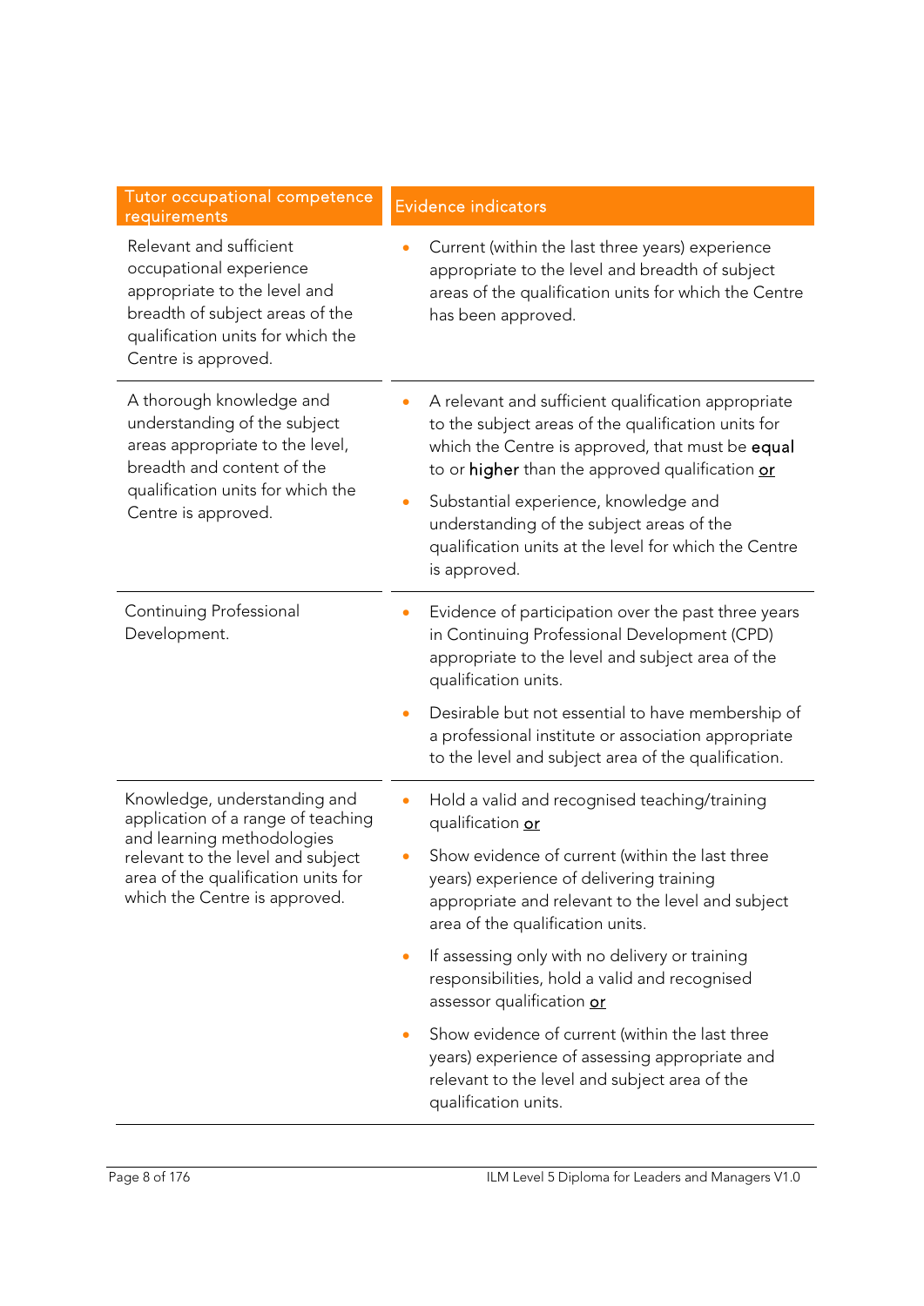| Tutor occupational competence requirements | Evidence indicators |
|---|---|
| Relevant and sufficient occupational experience appropriate to the level and breadth of subject areas of the qualification units for which the Centre is approved. | • Current (within the last three years) experience appropriate to the level and breadth of subject areas of the qualification units for which the Centre has been approved. |
| A thorough knowledge and understanding of the subject areas appropriate to the level, breadth and content of the qualification units for which the Centre is approved. | • A relevant and sufficient qualification appropriate to the subject areas of the qualification units for which the Centre is approved, that must be **equal** to or **higher** than the approved qualification **or**<br>• Substantial experience, knowledge and understanding of the subject areas of the qualification units at the level for which the Centre is approved. |
| Continuing Professional Development. | • Evidence of participation over the past three years in Continuing Professional Development (CPD) appropriate to the level and subject area of the qualification units.<br>• Desirable but not essential to have membership of a professional institute or association appropriate to the level and subject area of the qualification. |
| Knowledge, understanding and application of a range of teaching and learning methodologies relevant to the level and subject area of the qualification units for which the Centre is approved. | • Hold a valid and recognised teaching/training qualification **or**<br>• Show evidence of current (within the last three years) experience of delivering training appropriate and relevant to the level and subject area of the qualification units.<br>• If assessing only with no delivery or training responsibilities, hold a valid and recognised assessor qualification **or**<br>• Show evidence of current (within the last three years) experience of assessing appropriate and relevant to the level and subject area of the qualification units. |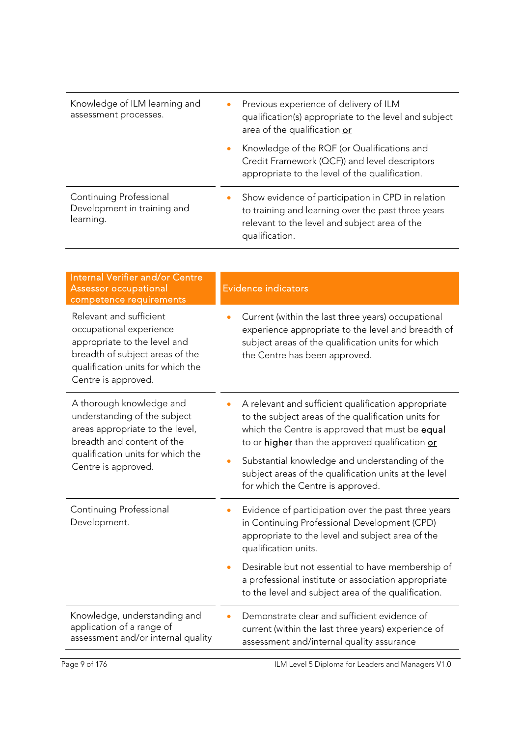| | |
|---|---|
| Knowledge of ILM learning and assessment processes. | • Previous experience of delivery of ILM qualification(s) appropriate to the level and subject area of the qualification <u>or</u><br>• Knowledge of the RQF (or Qualifications and Credit Framework (QCF)) and level descriptors appropriate to the level of the qualification. |
| Continuing Professional Development in training and learning. | • Show evidence of participation in CPD in relation to training and learning over the past three years relevant to the level and subject area of the qualification. |

| Internal Verifier and/or Centre Assessor occupational competence requirements | Evidence indicators |
|---|---|
| Relevant and sufficient occupational experience appropriate to the level and breadth of subject areas of the qualification units for which the Centre is approved. | • Current (within the last three years) occupational experience appropriate to the level and breadth of subject areas of the qualification units for which the Centre has been approved. |
| A thorough knowledge and understanding of the subject areas appropriate to the level, breadth and content of the qualification units for which the Centre is approved. | • A relevant and sufficient qualification appropriate to the subject areas of the qualification units for which the Centre is approved that must be **equal** to or **higher** than the approved qualification <u>or</u><br>• Substantial knowledge and understanding of the subject areas of the qualification units at the level for which the Centre is approved. |
| Continuing Professional Development. | • Evidence of participation over the past three years in Continuing Professional Development (CPD) appropriate to the level and subject area of the qualification units.<br>• Desirable but not essential to have membership of a professional institute or association appropriate to the level and subject area of the qualification. |
| Knowledge, understanding and application of a range of assessment and/or internal quality | • Demonstrate clear and sufficient evidence of current (within the last three years) experience of assessment and/internal quality assurance |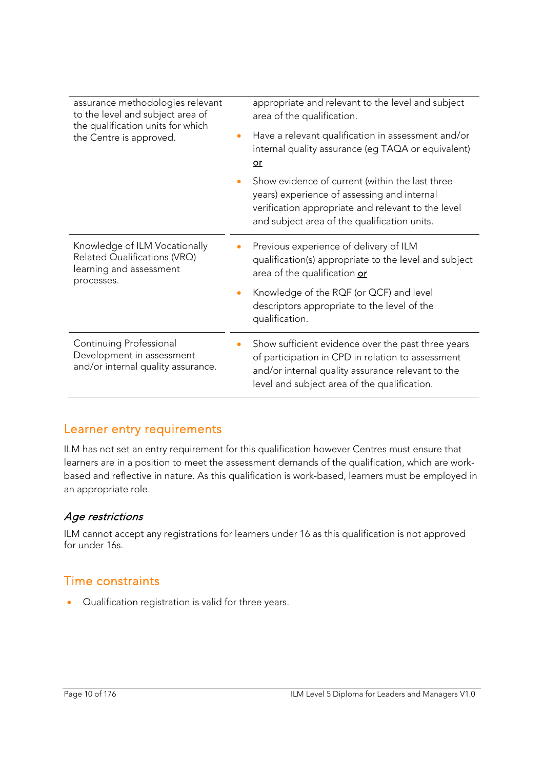| | |
|---|---|
| assurance methodologies relevant to the level and subject area of the qualification units for which the Centre is approved. | appropriate and relevant to the level and subject area of the qualification.<br>• Have a relevant qualification in assessment and/or internal quality assurance (eg TAQA or equivalent) **or**<br>• Show evidence of current (within the last three years) experience of assessing and internal verification appropriate and relevant to the level and subject area of the qualification units. |
| Knowledge of ILM Vocationally Related Qualifications (VRQ) learning and assessment processes. | • Previous experience of delivery of ILM qualification(s) appropriate to the level and subject area of the qualification **or**<br>• Knowledge of the RQF (or QCF) and level descriptors appropriate to the level of the qualification. |
| Continuing Professional Development in assessment and/or internal quality assurance. | • Show sufficient evidence over the past three years of participation in CPD in relation to assessment and/or internal quality assurance relevant to the level and subject area of the qualification. |

## Learner entry requirements

ILM has not set an entry requirement for this qualification however Centres must ensure that learners are in a position to meet the assessment demands of the qualification, which are work-based and reflective in nature. As this qualification is work-based, learners must be employed in an appropriate role.

### *Age restrictions*

ILM cannot accept any registrations for learners under 16 as this qualification is not approved for under 16s.

## Time constraints

- Qualification registration is valid for three years.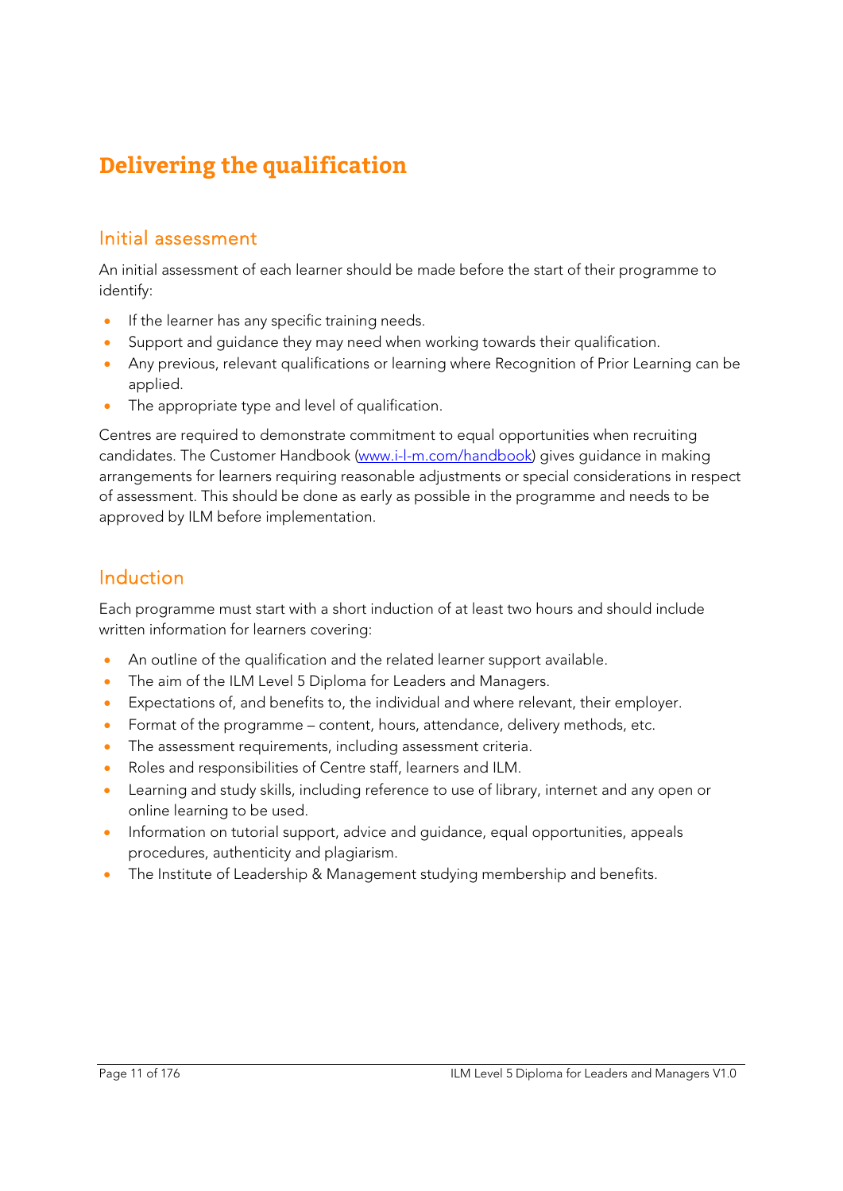# Delivering the qualification

## Initial assessment

An initial assessment of each learner should be made before the start of their programme to identify:

- If the learner has any specific training needs.
- Support and guidance they may need when working towards their qualification.
- Any previous, relevant qualifications or learning where Recognition of Prior Learning can be applied.
- The appropriate type and level of qualification.

Centres are required to demonstrate commitment to equal opportunities when recruiting candidates. The Customer Handbook ([www.i-l-m.com/handbook](http://www.i-l-m.com/handbook)) gives guidance in making arrangements for learners requiring reasonable adjustments or special considerations in respect of assessment. This should be done as early as possible in the programme and needs to be approved by ILM before implementation.

## Induction

Each programme must start with a short induction of at least two hours and should include written information for learners covering:

- An outline of the qualification and the related learner support available.
- The aim of the ILM Level 5 Diploma for Leaders and Managers.
- Expectations of, and benefits to, the individual and where relevant, their employer.
- Format of the programme – content, hours, attendance, delivery methods, etc.
- The assessment requirements, including assessment criteria.
- Roles and responsibilities of Centre staff, learners and ILM.
- Learning and study skills, including reference to use of library, internet and any open or online learning to be used.
- Information on tutorial support, advice and guidance, equal opportunities, appeals procedures, authenticity and plagiarism.
- The Institute of Leadership & Management studying membership and benefits.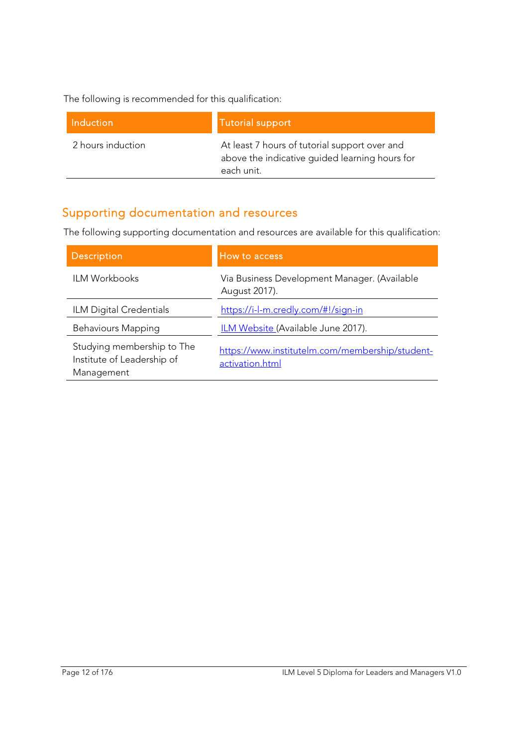The following is recommended for this qualification:

| Induction | Tutorial support |
|---|---|
| 2 hours induction | At least 7 hours of tutorial support over and above the indicative guided learning hours for each unit. |

## Supporting documentation and resources

The following supporting documentation and resources are available for this qualification:

| Description | How to access |
|---|---|
| ILM Workbooks | Via Business Development Manager. (Available August 2017). |
| ILM Digital Credentials | https://i-l-m.credly.com/#!/sign-in |
| Behaviours Mapping | ILM Website (Available June 2017). |
| Studying membership to The Institute of Leadership of Management | https://www.institutelm.com/membership/student-activation.html |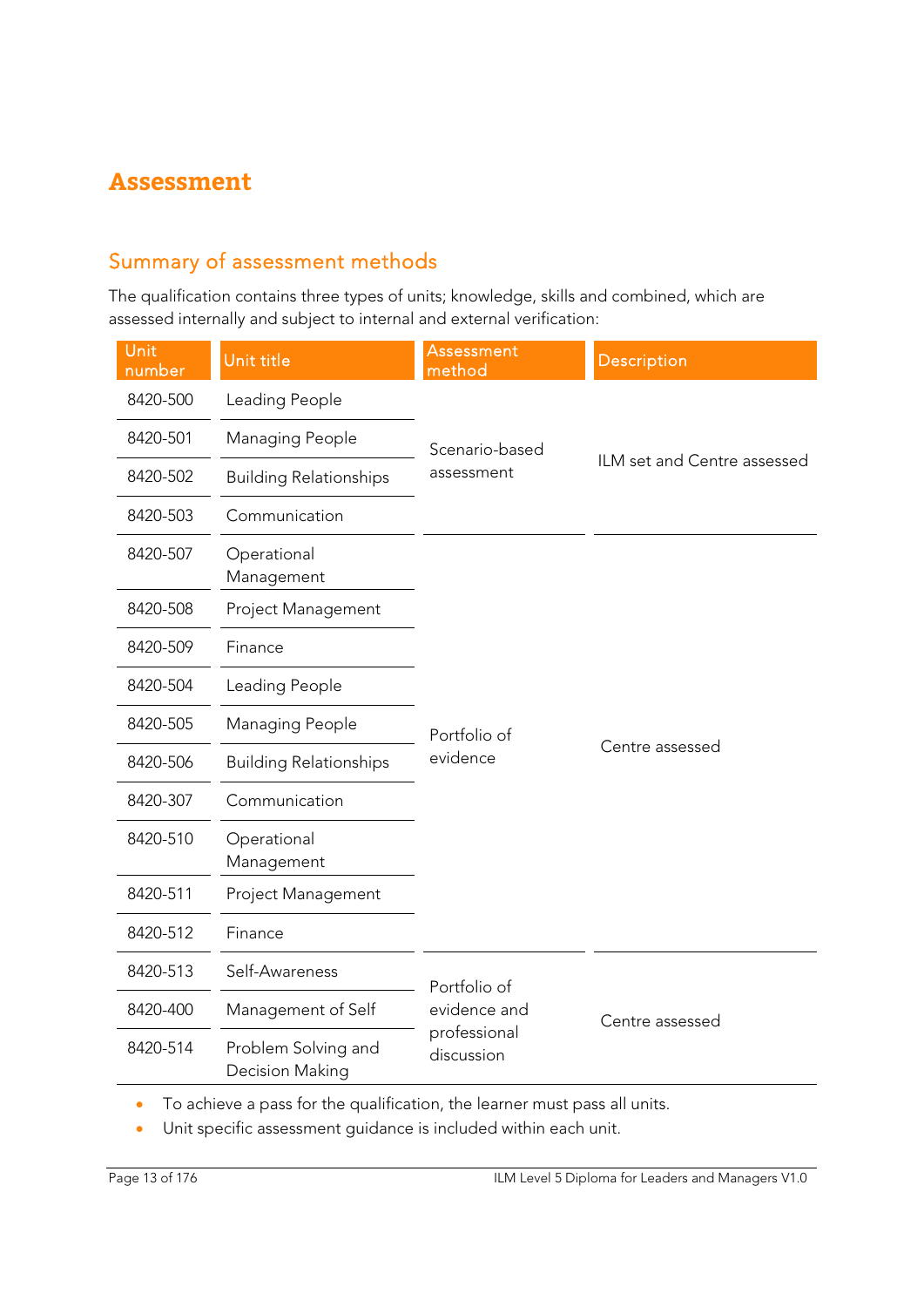# Assessment

## Summary of assessment methods

The qualification contains three types of units; knowledge, skills and combined, which are assessed internally and subject to internal and external verification:

| Unit number | Unit title | Assessment method | Description |
|---|---|---|---|
| 8420-500 | Leading People | Scenario-based assessment | ILM set and Centre assessed |
| 8420-501 | Managing People | | |
| 8420-502 | Building Relationships | | |
| 8420-503 | Communication | | |
| 8420-507 | Operational Management | Portfolio of evidence | Centre assessed |
| 8420-508 | Project Management | | |
| 8420-509 | Finance | | |
| 8420-504 | Leading People | | |
| 8420-505 | Managing People | | |
| 8420-506 | Building Relationships | | |
| 8420-307 | Communication | | |
| 8420-510 | Operational Management | | |
| 8420-511 | Project Management | | |
| 8420-512 | Finance | | |
| 8420-513 | Self-Awareness | Portfolio of evidence and professional discussion | Centre assessed |
| 8420-400 | Management of Self | | |
| 8420-514 | Problem Solving and Decision Making | | |

- To achieve a pass for the qualification, the learner must pass all units.
- Unit specific assessment guidance is included within each unit.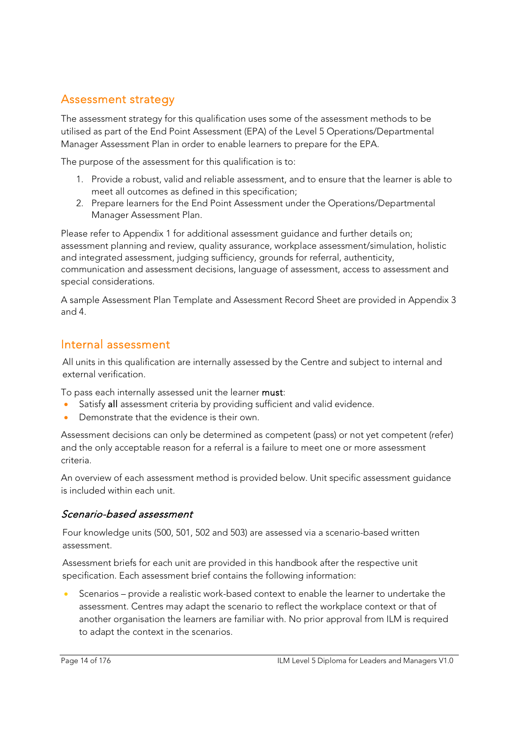## Assessment strategy

The assessment strategy for this qualification uses some of the assessment methods to be utilised as part of the End Point Assessment (EPA) of the Level 5 Operations/Departmental Manager Assessment Plan in order to enable learners to prepare for the EPA.

The purpose of the assessment for this qualification is to:

1. Provide a robust, valid and reliable assessment, and to ensure that the learner is able to meet all outcomes as defined in this specification;
2. Prepare learners for the End Point Assessment under the Operations/Departmental Manager Assessment Plan.

Please refer to Appendix 1 for additional assessment guidance and further details on; assessment planning and review, quality assurance, workplace assessment/simulation, holistic and integrated assessment, judging sufficiency, grounds for referral, authenticity, communication and assessment decisions, language of assessment, access to assessment and special considerations.

A sample Assessment Plan Template and Assessment Record Sheet are provided in Appendix 3 and 4.

## Internal assessment

All units in this qualification are internally assessed by the Centre and subject to internal and external verification.

To pass each internally assessed unit the learner **must**:

- Satisfy **all** assessment criteria by providing sufficient and valid evidence.
- Demonstrate that the evidence is their own.

Assessment decisions can only be determined as competent (pass) or not yet competent (refer) and the only acceptable reason for a referral is a failure to meet one or more assessment criteria.

An overview of each assessment method is provided below. Unit specific assessment guidance is included within each unit.

### *Scenario-based assessment*

Four knowledge units (500, 501, 502 and 503) are assessed via a scenario-based written assessment.

Assessment briefs for each unit are provided in this handbook after the respective unit specification. Each assessment brief contains the following information:

- Scenarios – provide a realistic work-based context to enable the learner to undertake the assessment. Centres may adapt the scenario to reflect the workplace context or that of another organisation the learners are familiar with. No prior approval from ILM is required to adapt the context in the scenarios.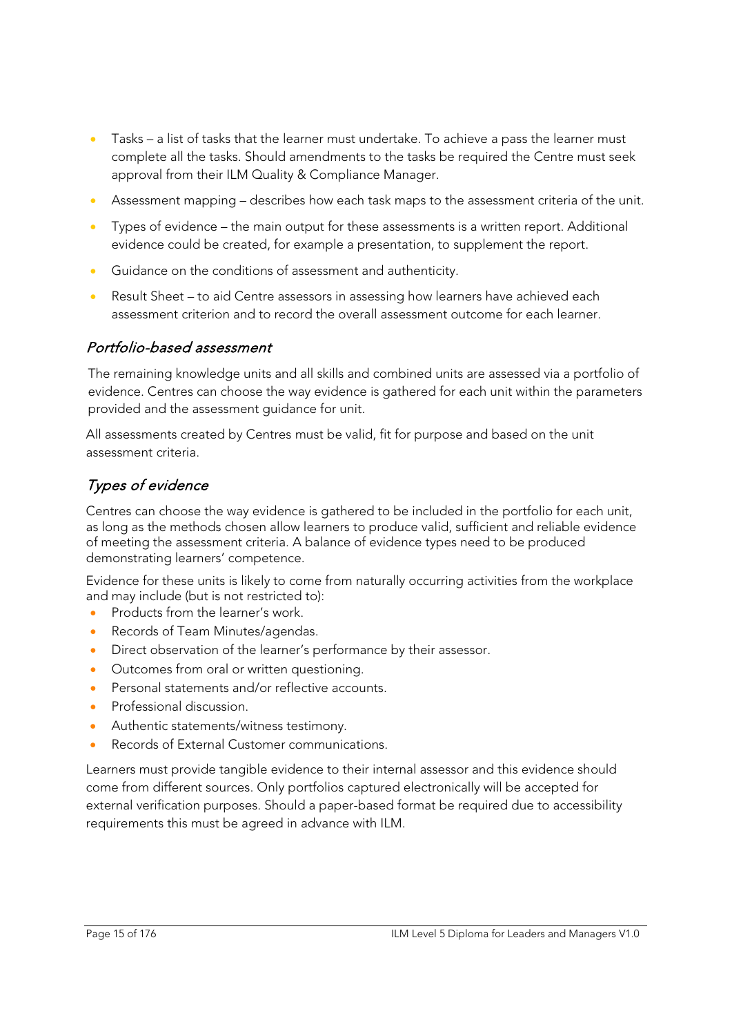- Tasks – a list of tasks that the learner must undertake. To achieve a pass the learner must complete all the tasks. Should amendments to the tasks be required the Centre must seek approval from their ILM Quality & Compliance Manager.
- Assessment mapping – describes how each task maps to the assessment criteria of the unit.
- Types of evidence – the main output for these assessments is a written report. Additional evidence could be created, for example a presentation, to supplement the report.
- Guidance on the conditions of assessment and authenticity.
- Result Sheet – to aid Centre assessors in assessing how learners have achieved each assessment criterion and to record the overall assessment outcome for each learner.

### *Portfolio-based assessment*

The remaining knowledge units and all skills and combined units are assessed via a portfolio of evidence. Centres can choose the way evidence is gathered for each unit within the parameters provided and the assessment guidance for unit.

All assessments created by Centres must be valid, fit for purpose and based on the unit assessment criteria.

### *Types of evidence*

Centres can choose the way evidence is gathered to be included in the portfolio for each unit, as long as the methods chosen allow learners to produce valid, sufficient and reliable evidence of meeting the assessment criteria. A balance of evidence types need to be produced demonstrating learners' competence.

Evidence for these units is likely to come from naturally occurring activities from the workplace and may include (but is not restricted to):

- Products from the learner's work.
- Records of Team Minutes/agendas.
- Direct observation of the learner's performance by their assessor.
- Outcomes from oral or written questioning.
- Personal statements and/or reflective accounts.
- Professional discussion.
- Authentic statements/witness testimony.
- Records of External Customer communications.

Learners must provide tangible evidence to their internal assessor and this evidence should come from different sources. Only portfolios captured electronically will be accepted for external verification purposes. Should a paper-based format be required due to accessibility requirements this must be agreed in advance with ILM.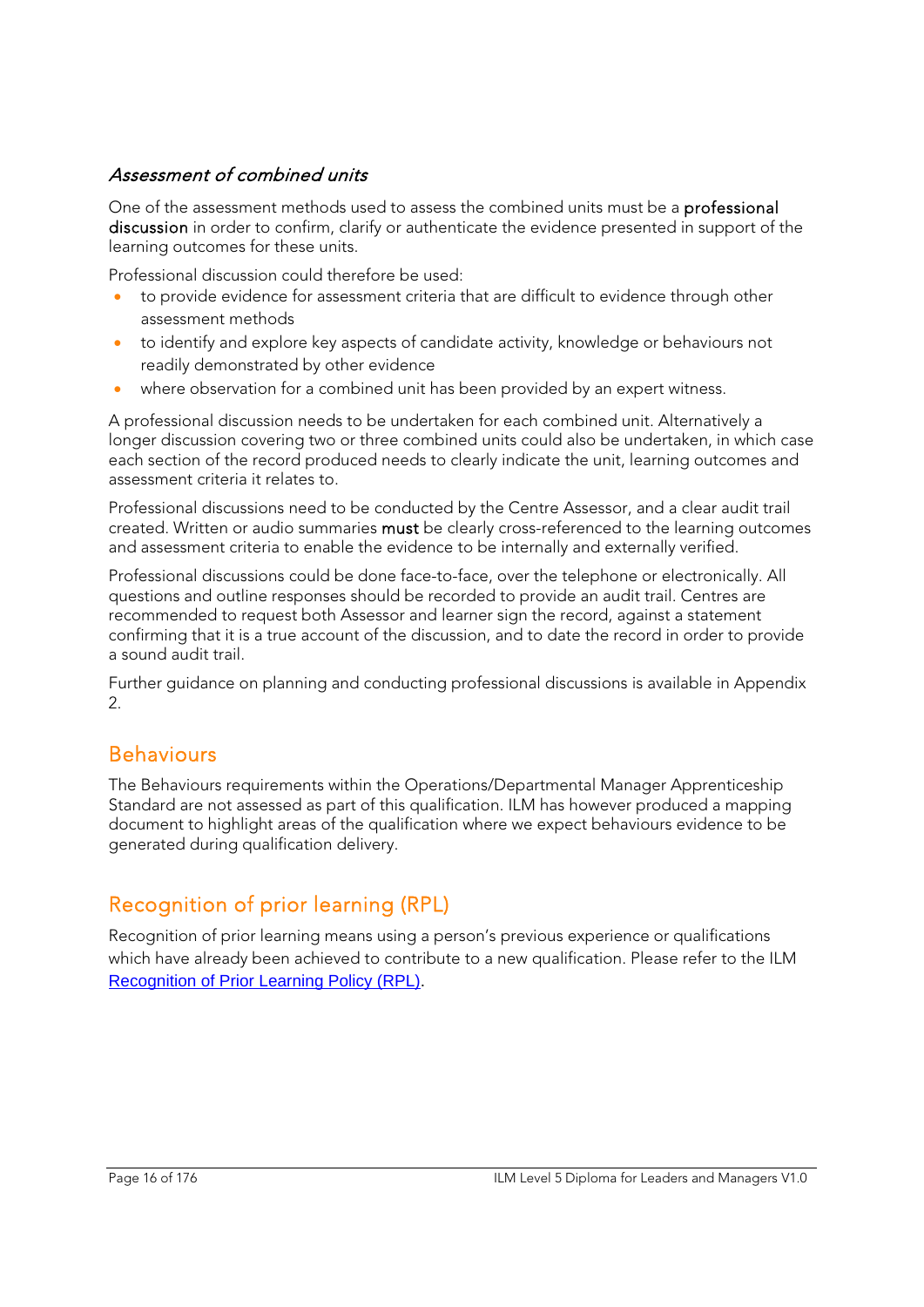### *Assessment of combined units*

One of the assessment methods used to assess the combined units must be a **professional discussion** in order to confirm, clarify or authenticate the evidence presented in support of the learning outcomes for these units.

Professional discussion could therefore be used:

- to provide evidence for assessment criteria that are difficult to evidence through other assessment methods
- to identify and explore key aspects of candidate activity, knowledge or behaviours not readily demonstrated by other evidence
- where observation for a combined unit has been provided by an expert witness.

A professional discussion needs to be undertaken for each combined unit. Alternatively a longer discussion covering two or three combined units could also be undertaken, in which case each section of the record produced needs to clearly indicate the unit, learning outcomes and assessment criteria it relates to.

Professional discussions need to be conducted by the Centre Assessor, and a clear audit trail created. Written or audio summaries **must** be clearly cross-referenced to the learning outcomes and assessment criteria to enable the evidence to be internally and externally verified.

Professional discussions could be done face-to-face, over the telephone or electronically. All questions and outline responses should be recorded to provide an audit trail. Centres are recommended to request both Assessor and learner sign the record, against a statement confirming that it is a true account of the discussion, and to date the record in order to provide a sound audit trail.

Further guidance on planning and conducting professional discussions is available in Appendix 2.

## Behaviours

The Behaviours requirements within the Operations/Departmental Manager Apprenticeship Standard are not assessed as part of this qualification. ILM has however produced a mapping document to highlight areas of the qualification where we expect behaviours evidence to be generated during qualification delivery.

## Recognition of prior learning (RPL)

Recognition of prior learning means using a person's previous experience or qualifications which have already been achieved to contribute to a new qualification. Please refer to the ILM Recognition of Prior Learning Policy (RPL).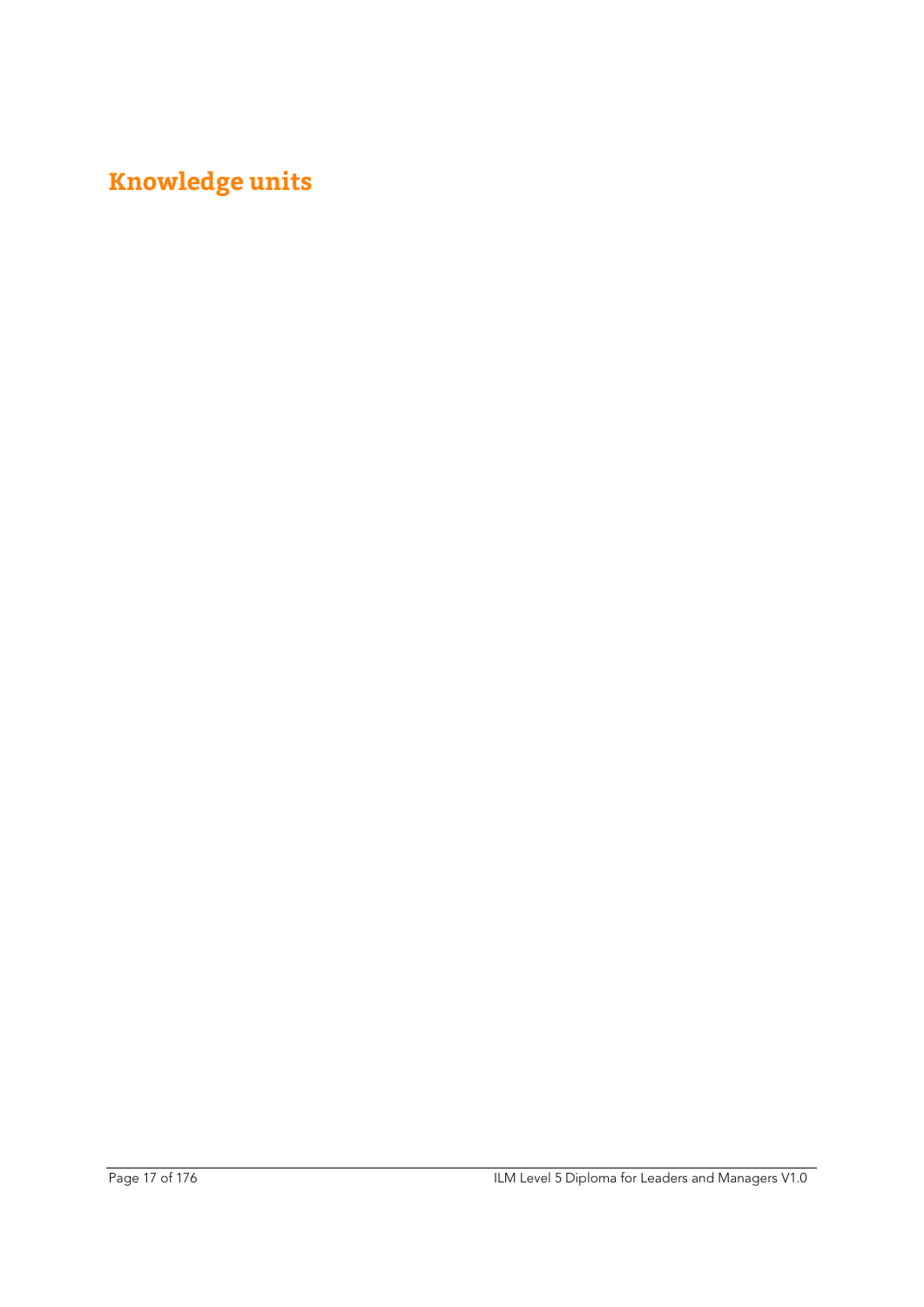# Knowledge units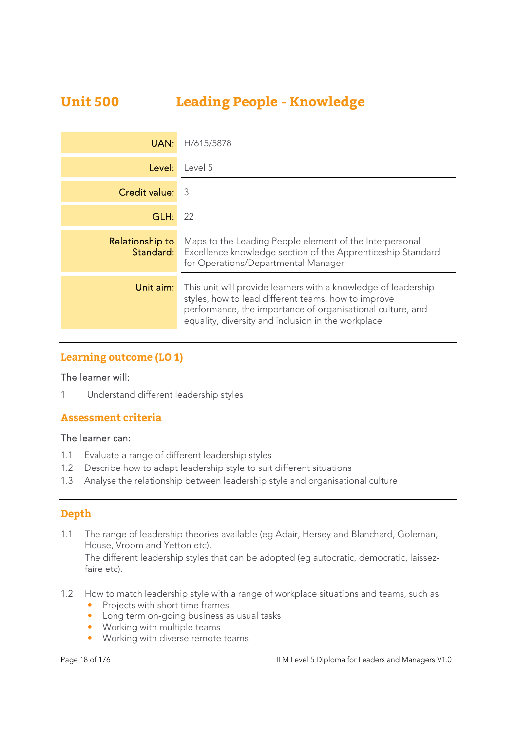# Unit 500 Leading People - Knowledge

| | |
|---|---|
| **UAN:** | H/615/5878 |
| **Level:** | Level 5 |
| **Credit value:** | 3 |
| **GLH:** | 22 |
| **Relationship to Standard:** | Maps to the Leading People element of the Interpersonal Excellence knowledge section of the Apprenticeship Standard for Operations/Departmental Manager |
| **Unit aim:** | This unit will provide learners with a knowledge of leadership styles, how to lead different teams, how to improve performance, the importance of organisational culture, and equality, diversity and inclusion in the workplace |

## Learning outcome (LO 1)

The learner will:

1 Understand different leadership styles

## Assessment criteria

The learner can:

1.1 Evaluate a range of different leadership styles
1.2 Describe how to adapt leadership style to suit different situations
1.3 Analyse the relationship between leadership style and organisational culture

## Depth

1.1 The range of leadership theories available (eg Adair, Hersey and Blanchard, Goleman, House, Vroom and Yetton etc).
The different leadership styles that can be adopted (eg autocratic, democratic, laissez-faire etc).

1.2 How to match leadership style with a range of workplace situations and teams, such as:
- Projects with short time frames
- Long term on-going business as usual tasks
- Working with multiple teams
- Working with diverse remote teams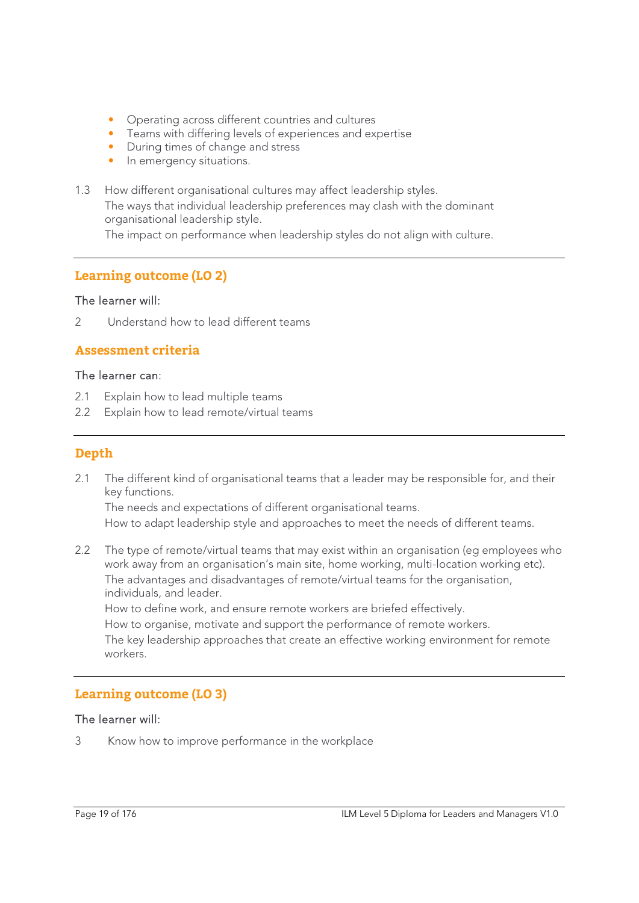- Operating across different countries and cultures
- Teams with differing levels of experiences and expertise
- During times of change and stress
- In emergency situations.

1.3 How different organisational cultures may affect leadership styles.
The ways that individual leadership preferences may clash with the dominant organisational leadership style.
The impact on performance when leadership styles do not align with culture.

---

## Learning outcome (LO 2)

The learner will:

2 Understand how to lead different teams

## Assessment criteria

The learner can:

2.1 Explain how to lead multiple teams
2.2 Explain how to lead remote/virtual teams

---

## Depth

2.1 The different kind of organisational teams that a leader may be responsible for, and their key functions.
The needs and expectations of different organisational teams.
How to adapt leadership style and approaches to meet the needs of different teams.

2.2 The type of remote/virtual teams that may exist within an organisation (eg employees who work away from an organisation's main site, home working, multi-location working etc).
The advantages and disadvantages of remote/virtual teams for the organisation, individuals, and leader.
How to define work, and ensure remote workers are briefed effectively.
How to organise, motivate and support the performance of remote workers.
The key leadership approaches that create an effective working environment for remote workers.

---

## Learning outcome (LO 3)

The learner will:

3 Know how to improve performance in the workplace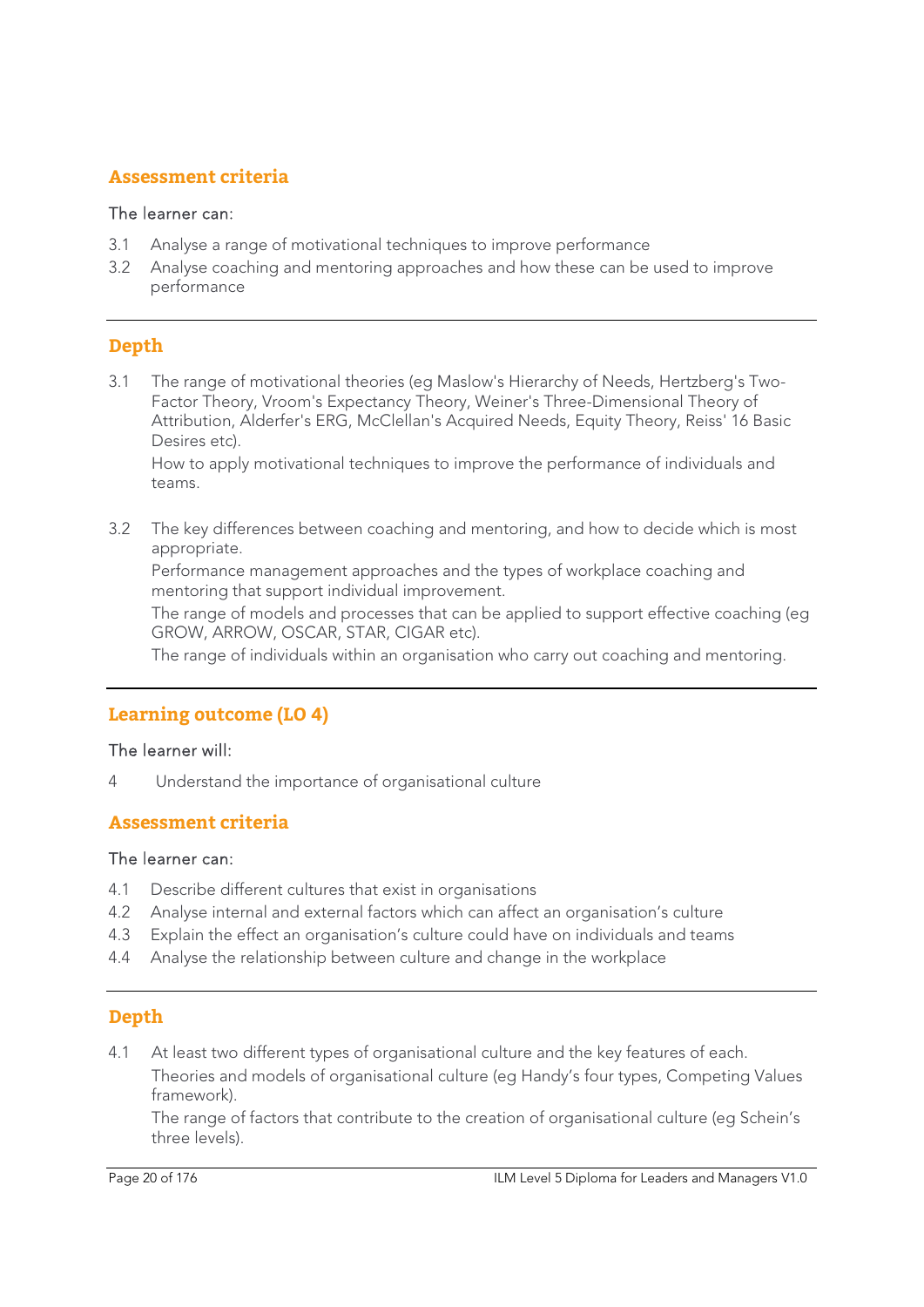## Assessment criteria

The learner can:

3.1 Analyse a range of motivational techniques to improve performance
3.2 Analyse coaching and mentoring approaches and how these can be used to improve performance

---

## Depth

3.1 The range of motivational theories (eg Maslow's Hierarchy of Needs, Hertzberg's Two-Factor Theory, Vroom's Expectancy Theory, Weiner's Three-Dimensional Theory of Attribution, Alderfer's ERG, McClellan's Acquired Needs, Equity Theory, Reiss' 16 Basic Desires etc).

How to apply motivational techniques to improve the performance of individuals and teams.

3.2 The key differences between coaching and mentoring, and how to decide which is most appropriate.

Performance management approaches and the types of workplace coaching and mentoring that support individual improvement.

The range of models and processes that can be applied to support effective coaching (eg GROW, ARROW, OSCAR, STAR, CIGAR etc).

The range of individuals within an organisation who carry out coaching and mentoring.

---

## Learning outcome (LO 4)

The learner will:

4 Understand the importance of organisational culture

## Assessment criteria

The learner can:

4.1 Describe different cultures that exist in organisations
4.2 Analyse internal and external factors which can affect an organisation's culture
4.3 Explain the effect an organisation's culture could have on individuals and teams
4.4 Analyse the relationship between culture and change in the workplace

---

## Depth

4.1 At least two different types of organisational culture and the key features of each.

Theories and models of organisational culture (eg Handy's four types, Competing Values framework).

The range of factors that contribute to the creation of organisational culture (eg Schein's three levels).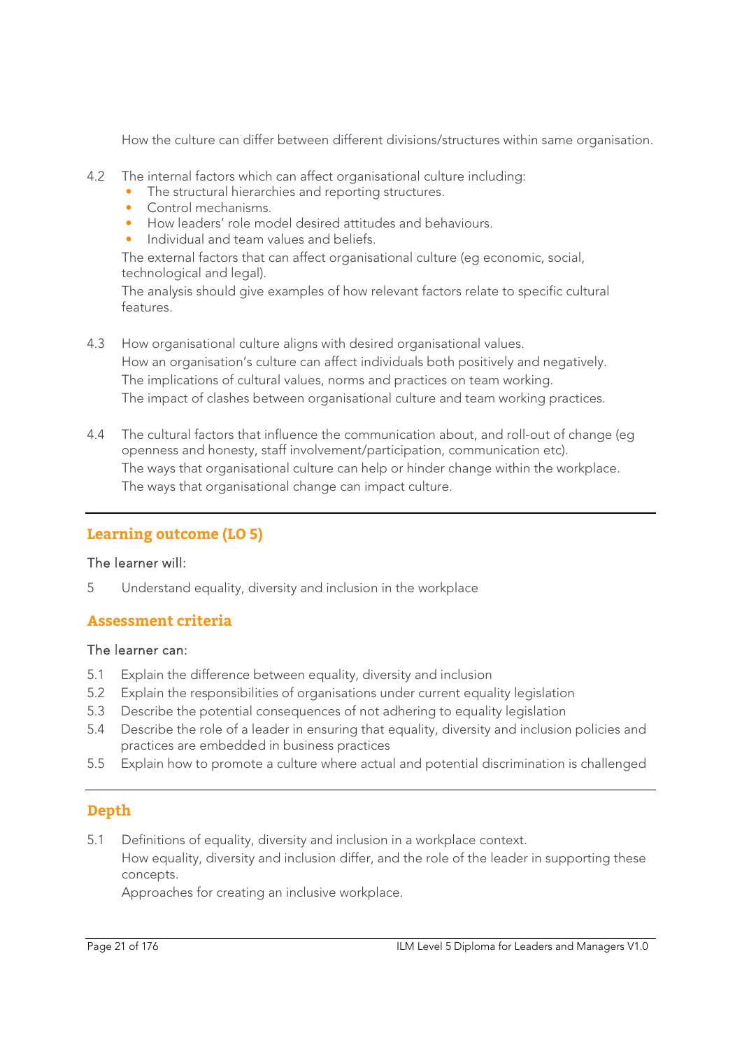How the culture can differ between different divisions/structures within same organisation.

4.2 The internal factors which can affect organisational culture including:
- The structural hierarchies and reporting structures.
- Control mechanisms.
- How leaders' role model desired attitudes and behaviours.
- Individual and team values and beliefs.

The external factors that can affect organisational culture (eg economic, social, technological and legal).
The analysis should give examples of how relevant factors relate to specific cultural features.

4.3 How organisational culture aligns with desired organisational values.
How an organisation's culture can affect individuals both positively and negatively.
The implications of cultural values, norms and practices on team working.
The impact of clashes between organisational culture and team working practices.

4.4 The cultural factors that influence the communication about, and roll-out of change (eg openness and honesty, staff involvement/participation, communication etc).
The ways that organisational culture can help or hinder change within the workplace.
The ways that organisational change can impact culture.

---

## Learning outcome (LO 5)

The learner will:

5 Understand equality, diversity and inclusion in the workplace

## Assessment criteria

The learner can:

5.1 Explain the difference between equality, diversity and inclusion
5.2 Explain the responsibilities of organisations under current equality legislation
5.3 Describe the potential consequences of not adhering to equality legislation
5.4 Describe the role of a leader in ensuring that equality, diversity and inclusion policies and practices are embedded in business practices
5.5 Explain how to promote a culture where actual and potential discrimination is challenged

---

## Depth

5.1 Definitions of equality, diversity and inclusion in a workplace context.
How equality, diversity and inclusion differ, and the role of the leader in supporting these concepts.
Approaches for creating an inclusive workplace.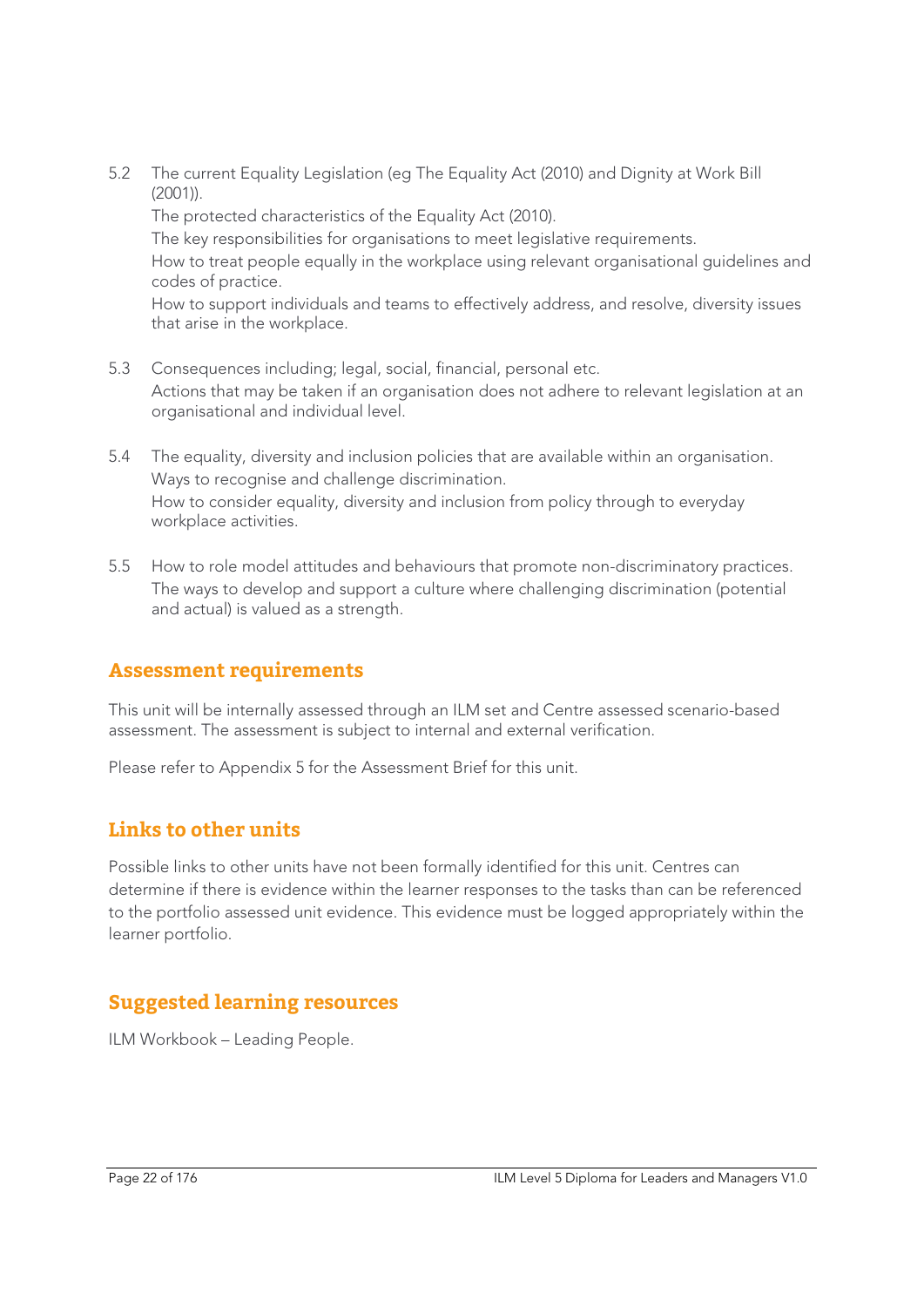5.2 The current Equality Legislation (eg The Equality Act (2010) and Dignity at Work Bill (2001)).
The protected characteristics of the Equality Act (2010).
The key responsibilities for organisations to meet legislative requirements.
How to treat people equally in the workplace using relevant organisational guidelines and codes of practice.
How to support individuals and teams to effectively address, and resolve, diversity issues that arise in the workplace.

5.3 Consequences including; legal, social, financial, personal etc.
Actions that may be taken if an organisation does not adhere to relevant legislation at an organisational and individual level.

5.4 The equality, diversity and inclusion policies that are available within an organisation.
Ways to recognise and challenge discrimination.
How to consider equality, diversity and inclusion from policy through to everyday workplace activities.

5.5 How to role model attitudes and behaviours that promote non-discriminatory practices.
The ways to develop and support a culture where challenging discrimination (potential and actual) is valued as a strength.

## Assessment requirements

This unit will be internally assessed through an ILM set and Centre assessed scenario-based assessment. The assessment is subject to internal and external verification.

Please refer to Appendix 5 for the Assessment Brief for this unit.

## Links to other units

Possible links to other units have not been formally identified for this unit. Centres can determine if there is evidence within the learner responses to the tasks than can be referenced to the portfolio assessed unit evidence. This evidence must be logged appropriately within the learner portfolio.

## Suggested learning resources

ILM Workbook – Leading People.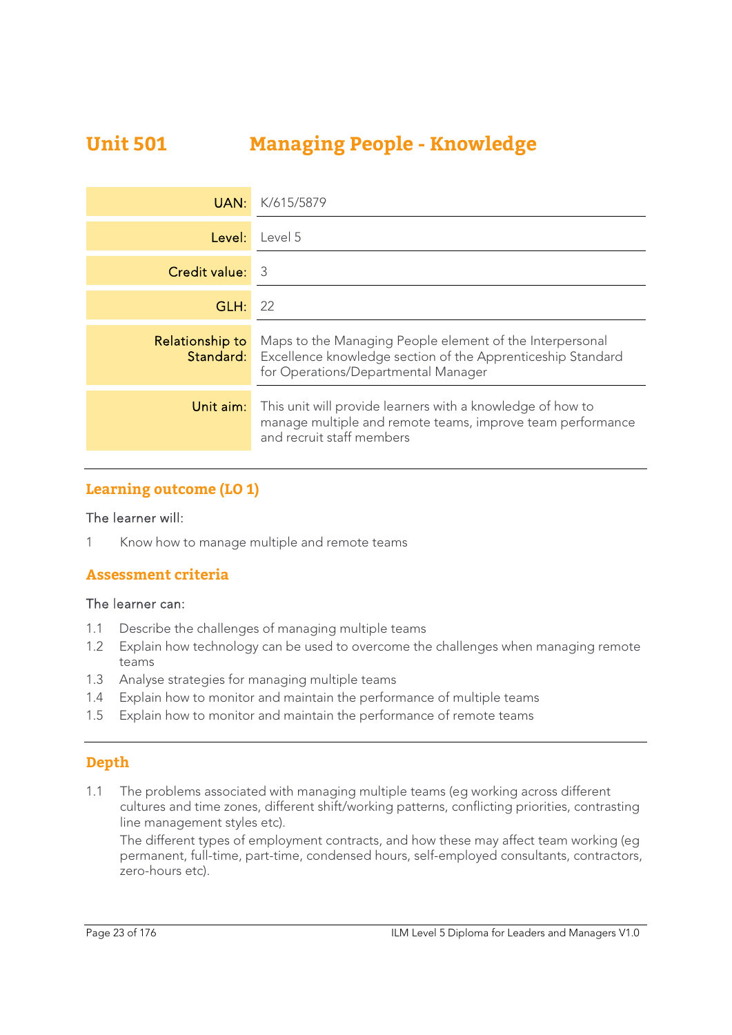# Unit 501 Managing People - Knowledge

| | |
|---|---|
| **UAN:** | K/615/5879 |
| **Level:** | Level 5 |
| **Credit value:** | 3 |
| **GLH:** | 22 |
| **Relationship to Standard:** | Maps to the Managing People element of the Interpersonal Excellence knowledge section of the Apprenticeship Standard for Operations/Departmental Manager |
| **Unit aim:** | This unit will provide learners with a knowledge of how to manage multiple and remote teams, improve team performance and recruit staff members |

## Learning outcome (LO 1)

The learner will:

1 Know how to manage multiple and remote teams

## Assessment criteria

The learner can:

1.1 Describe the challenges of managing multiple teams
1.2 Explain how technology can be used to overcome the challenges when managing remote teams
1.3 Analyse strategies for managing multiple teams
1.4 Explain how to monitor and maintain the performance of multiple teams
1.5 Explain how to monitor and maintain the performance of remote teams

## Depth

1.1 The problems associated with managing multiple teams (eg working across different cultures and time zones, different shift/working patterns, conflicting priorities, contrasting line management styles etc).
The different types of employment contracts, and how these may affect team working (eg permanent, full-time, part-time, condensed hours, self-employed consultants, contractors, zero-hours etc).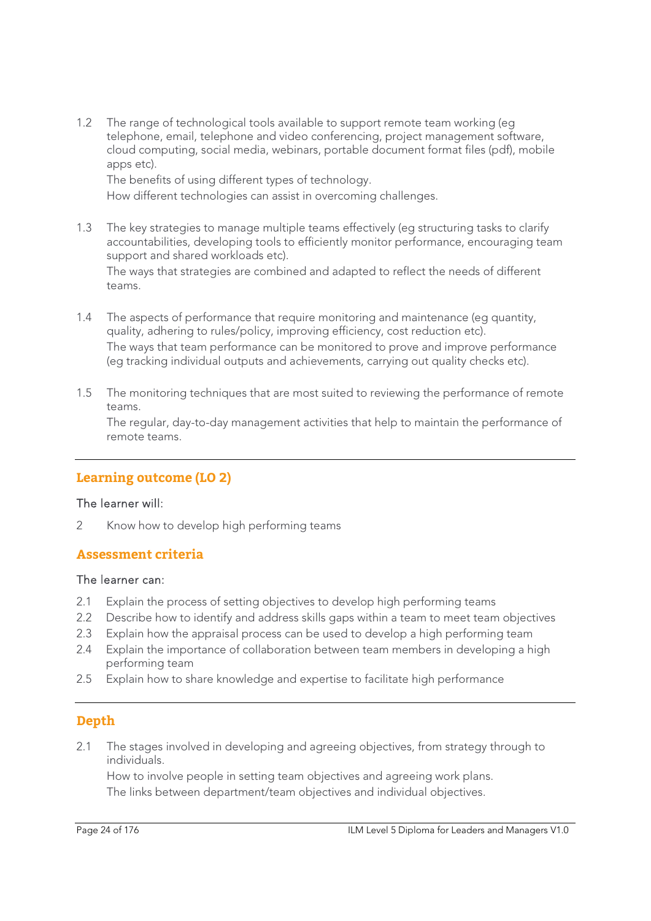1.2 The range of technological tools available to support remote team working (eg telephone, email, telephone and video conferencing, project management software, cloud computing, social media, webinars, portable document format files (pdf), mobile apps etc).
    The benefits of using different types of technology.
    How different technologies can assist in overcoming challenges.

1.3 The key strategies to manage multiple teams effectively (eg structuring tasks to clarify accountabilities, developing tools to efficiently monitor performance, encouraging team support and shared workloads etc).
    The ways that strategies are combined and adapted to reflect the needs of different teams.

1.4 The aspects of performance that require monitoring and maintenance (eg quantity, quality, adhering to rules/policy, improving efficiency, cost reduction etc).
    The ways that team performance can be monitored to prove and improve performance (eg tracking individual outputs and achievements, carrying out quality checks etc).

1.5 The monitoring techniques that are most suited to reviewing the performance of remote teams.
    The regular, day-to-day management activities that help to maintain the performance of remote teams.

---

## Learning outcome (LO 2)

The learner will:

2 Know how to develop high performing teams

## Assessment criteria

The learner can:

2.1 Explain the process of setting objectives to develop high performing teams
2.2 Describe how to identify and address skills gaps within a team to meet team objectives
2.3 Explain how the appraisal process can be used to develop a high performing team
2.4 Explain the importance of collaboration between team members in developing a high performing team
2.5 Explain how to share knowledge and expertise to facilitate high performance

---

## Depth

2.1 The stages involved in developing and agreeing objectives, from strategy through to individuals.
    How to involve people in setting team objectives and agreeing work plans.
    The links between department/team objectives and individual objectives.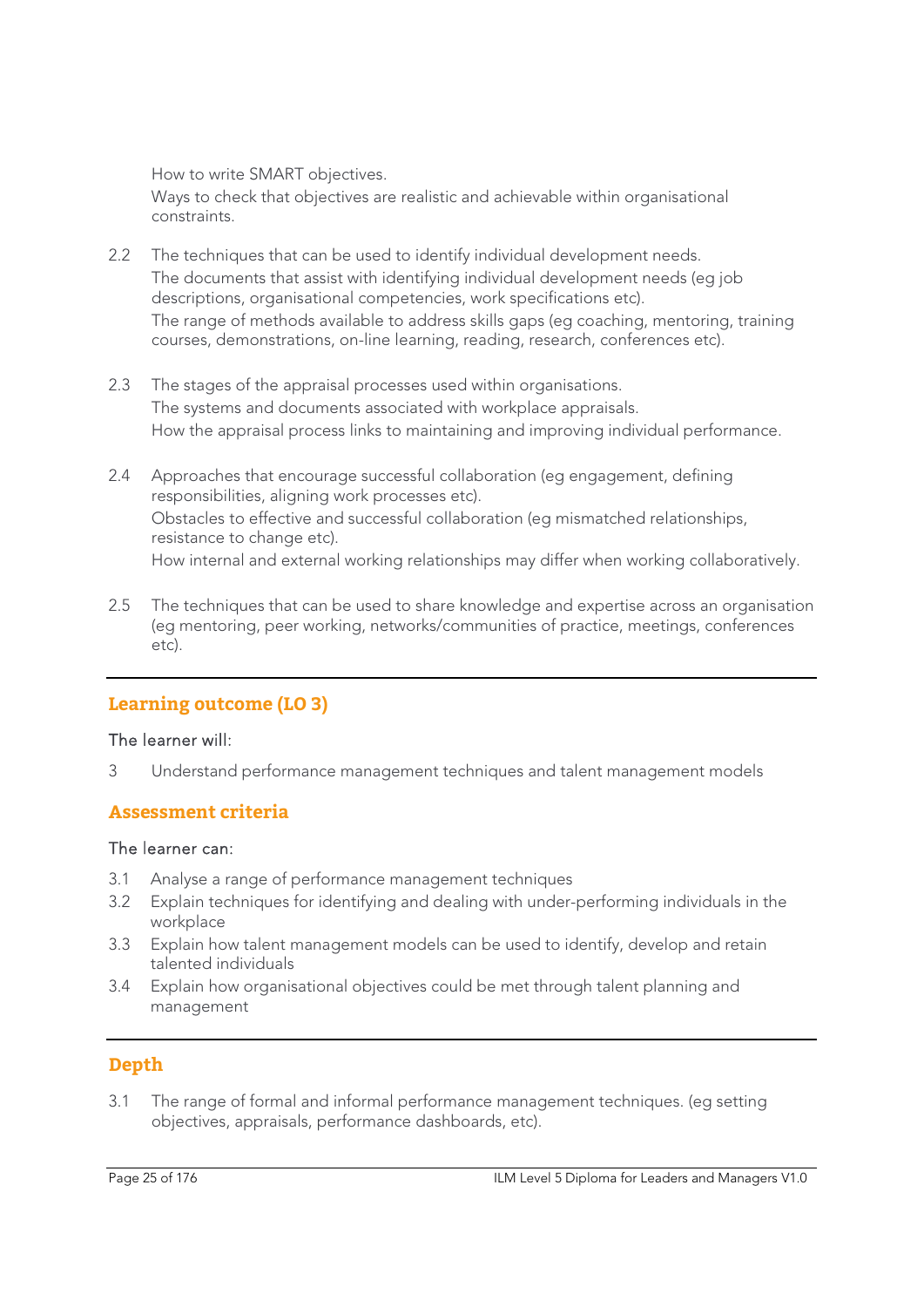How to write SMART objectives.
Ways to check that objectives are realistic and achievable within organisational constraints.

2.2 The techniques that can be used to identify individual development needs.
The documents that assist with identifying individual development needs (eg job descriptions, organisational competencies, work specifications etc).
The range of methods available to address skills gaps (eg coaching, mentoring, training courses, demonstrations, on-line learning, reading, research, conferences etc).

2.3 The stages of the appraisal processes used within organisations.
The systems and documents associated with workplace appraisals.
How the appraisal process links to maintaining and improving individual performance.

2.4 Approaches that encourage successful collaboration (eg engagement, defining responsibilities, aligning work processes etc).
Obstacles to effective and successful collaboration (eg mismatched relationships, resistance to change etc).
How internal and external working relationships may differ when working collaboratively.

2.5 The techniques that can be used to share knowledge and expertise across an organisation (eg mentoring, peer working, networks/communities of practice, meetings, conferences etc).

---

## Learning outcome (LO 3)

The learner will:

3 Understand performance management techniques and talent management models

## Assessment criteria

The learner can:

3.1 Analyse a range of performance management techniques
3.2 Explain techniques for identifying and dealing with under-performing individuals in the workplace
3.3 Explain how talent management models can be used to identify, develop and retain talented individuals
3.4 Explain how organisational objectives could be met through talent planning and management

---

## Depth

3.1 The range of formal and informal performance management techniques. (eg setting objectives, appraisals, performance dashboards, etc).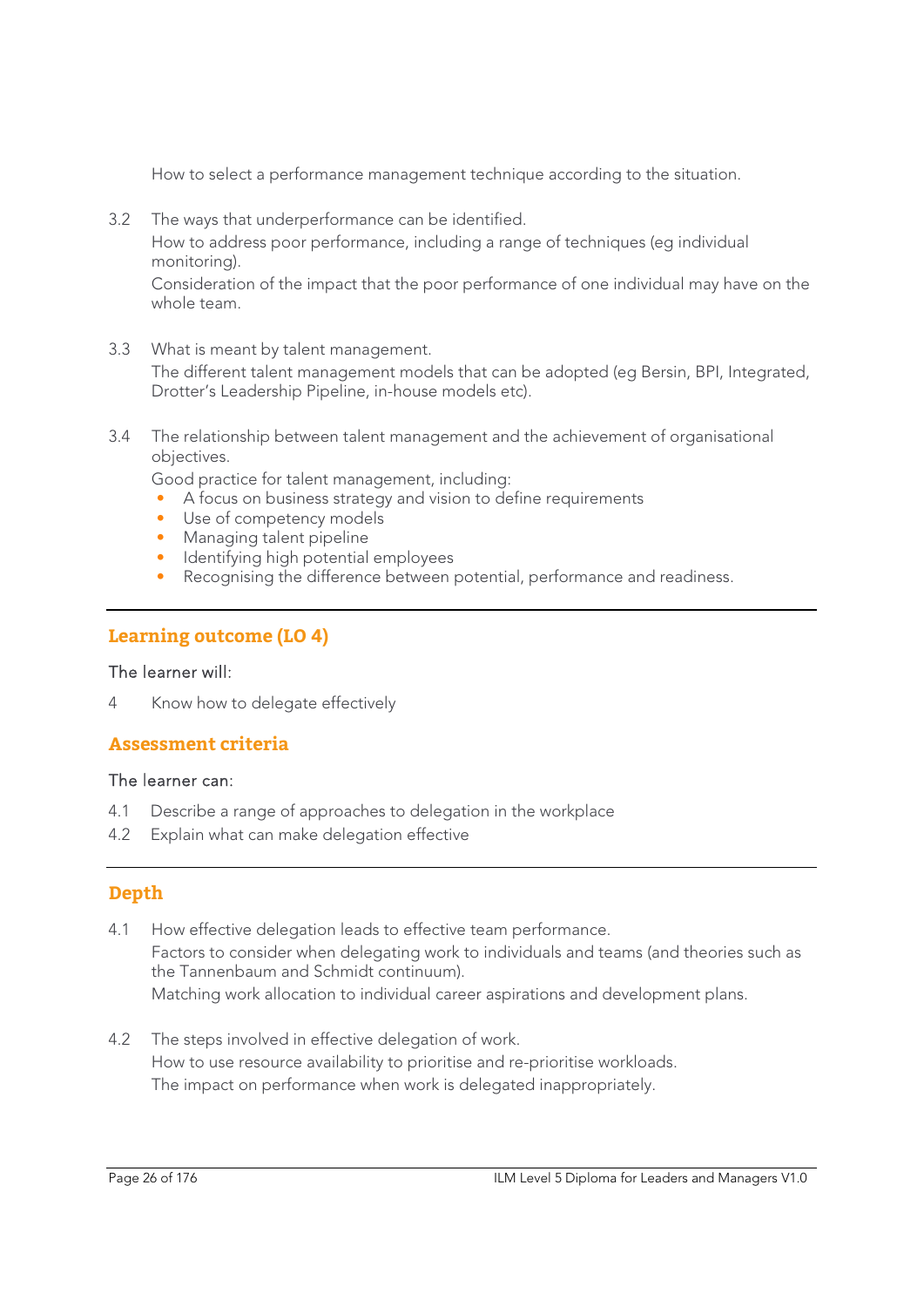How to select a performance management technique according to the situation.

3.2 The ways that underperformance can be identified.
How to address poor performance, including a range of techniques (eg individual monitoring).
Consideration of the impact that the poor performance of one individual may have on the whole team.

3.3 What is meant by talent management.
The different talent management models that can be adopted (eg Bersin, BPI, Integrated, Drotter's Leadership Pipeline, in-house models etc).

3.4 The relationship between talent management and the achievement of organisational objectives.
Good practice for talent management, including:
- A focus on business strategy and vision to define requirements
- Use of competency models
- Managing talent pipeline
- Identifying high potential employees
- Recognising the difference between potential, performance and readiness.

---

## Learning outcome (LO 4)

The learner will:

4 Know how to delegate effectively

## Assessment criteria

The learner can:

4.1 Describe a range of approaches to delegation in the workplace
4.2 Explain what can make delegation effective

---

## Depth

4.1 How effective delegation leads to effective team performance.
Factors to consider when delegating work to individuals and teams (and theories such as the Tannenbaum and Schmidt continuum).
Matching work allocation to individual career aspirations and development plans.

4.2 The steps involved in effective delegation of work.
How to use resource availability to prioritise and re-prioritise workloads.
The impact on performance when work is delegated inappropriately.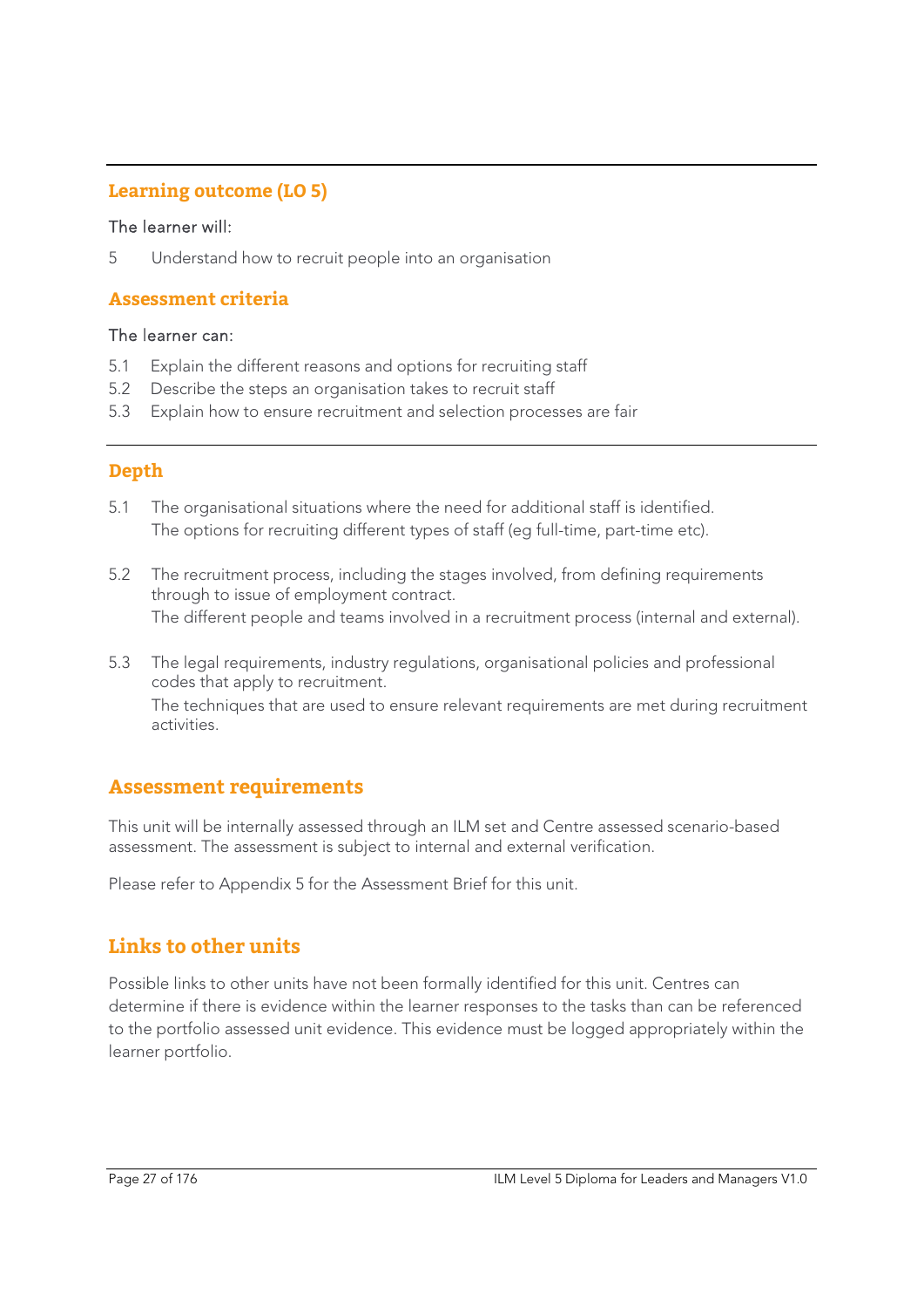## Learning outcome (LO 5)

The learner will:

5 Understand how to recruit people into an organisation

## Assessment criteria

The learner can:

5.1 Explain the different reasons and options for recruiting staff
5.2 Describe the steps an organisation takes to recruit staff
5.3 Explain how to ensure recruitment and selection processes are fair

## Depth

5.1 The organisational situations where the need for additional staff is identified.
The options for recruiting different types of staff (eg full-time, part-time etc).

5.2 The recruitment process, including the stages involved, from defining requirements through to issue of employment contract.
The different people and teams involved in a recruitment process (internal and external).

5.3 The legal requirements, industry regulations, organisational policies and professional codes that apply to recruitment.
The techniques that are used to ensure relevant requirements are met during recruitment activities.

## Assessment requirements

This unit will be internally assessed through an ILM set and Centre assessed scenario-based assessment. The assessment is subject to internal and external verification.

Please refer to Appendix 5 for the Assessment Brief for this unit.

## Links to other units

Possible links to other units have not been formally identified for this unit. Centres can determine if there is evidence within the learner responses to the tasks than can be referenced to the portfolio assessed unit evidence. This evidence must be logged appropriately within the learner portfolio.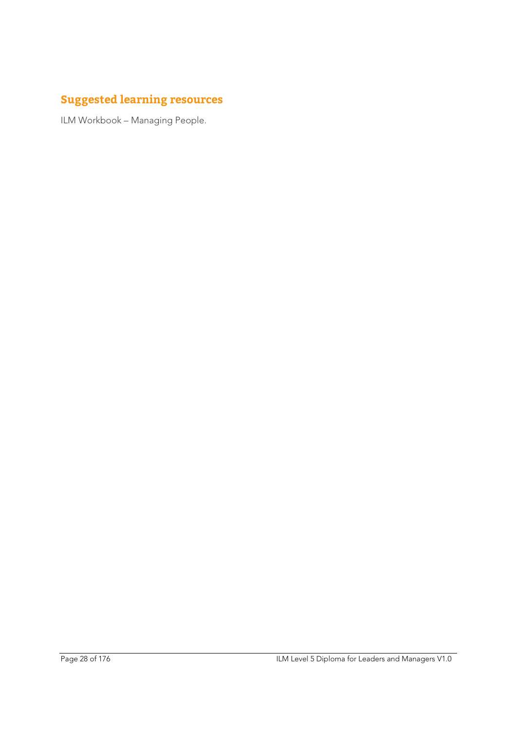## Suggested learning resources

ILM Workbook – Managing People.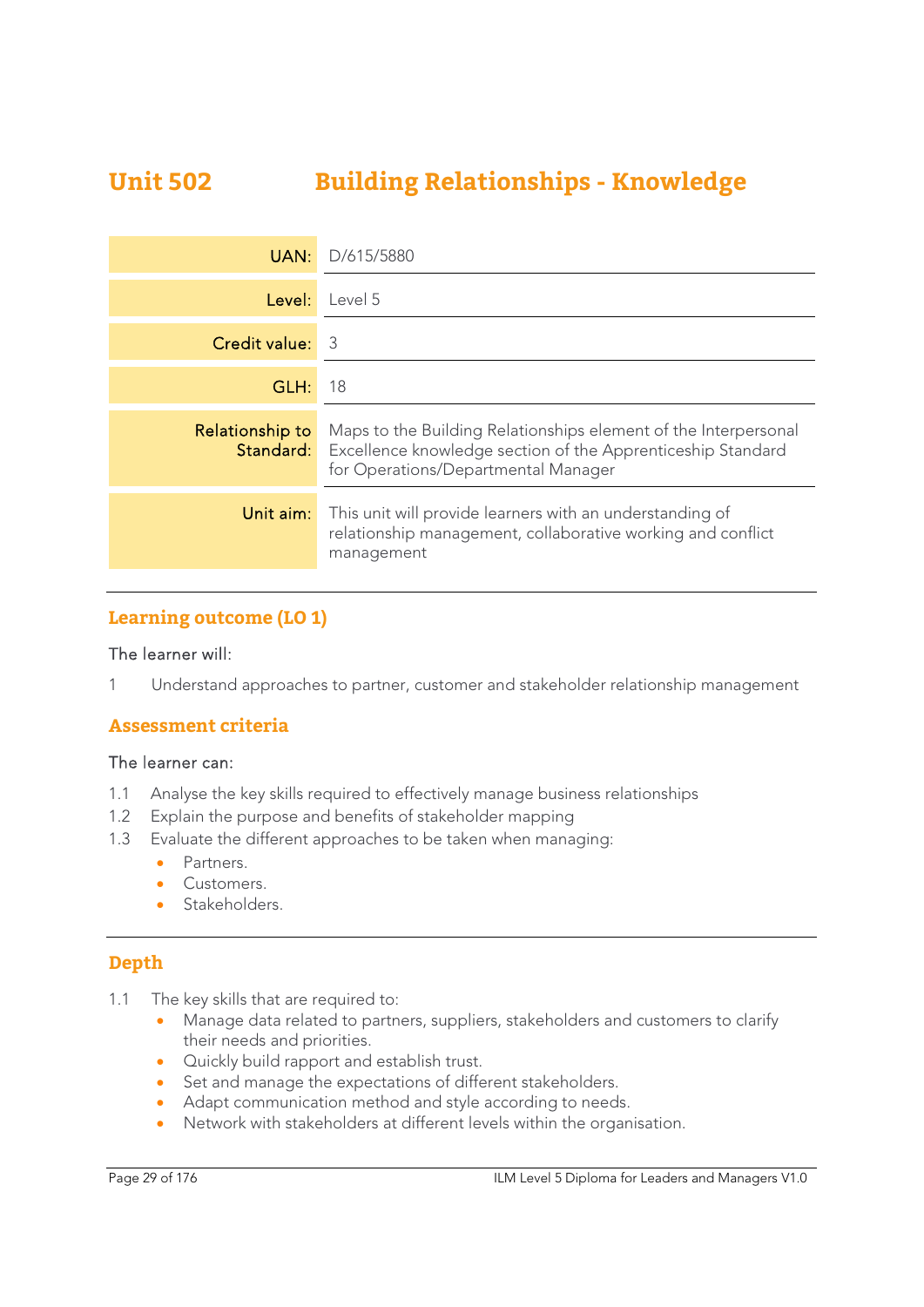# Unit 502 Building Relationships - Knowledge

| | |
|---|---|
| **UAN:** | D/615/5880 |
| **Level:** | Level 5 |
| **Credit value:** | 3 |
| **GLH:** | 18 |
| **Relationship to Standard:** | Maps to the Building Relationships element of the Interpersonal Excellence knowledge section of the Apprenticeship Standard for Operations/Departmental Manager |
| **Unit aim:** | This unit will provide learners with an understanding of relationship management, collaborative working and conflict management |

## Learning outcome (LO 1)

The learner will:

1 Understand approaches to partner, customer and stakeholder relationship management

## Assessment criteria

The learner can:

1.1 Analyse the key skills required to effectively manage business relationships

1.2 Explain the purpose and benefits of stakeholder mapping

1.3 Evaluate the different approaches to be taken when managing:

- Partners.
- Customers.
- Stakeholders.

## Depth

1.1 The key skills that are required to:

- Manage data related to partners, suppliers, stakeholders and customers to clarify their needs and priorities.
- Quickly build rapport and establish trust.
- Set and manage the expectations of different stakeholders.
- Adapt communication method and style according to needs.
- Network with stakeholders at different levels within the organisation.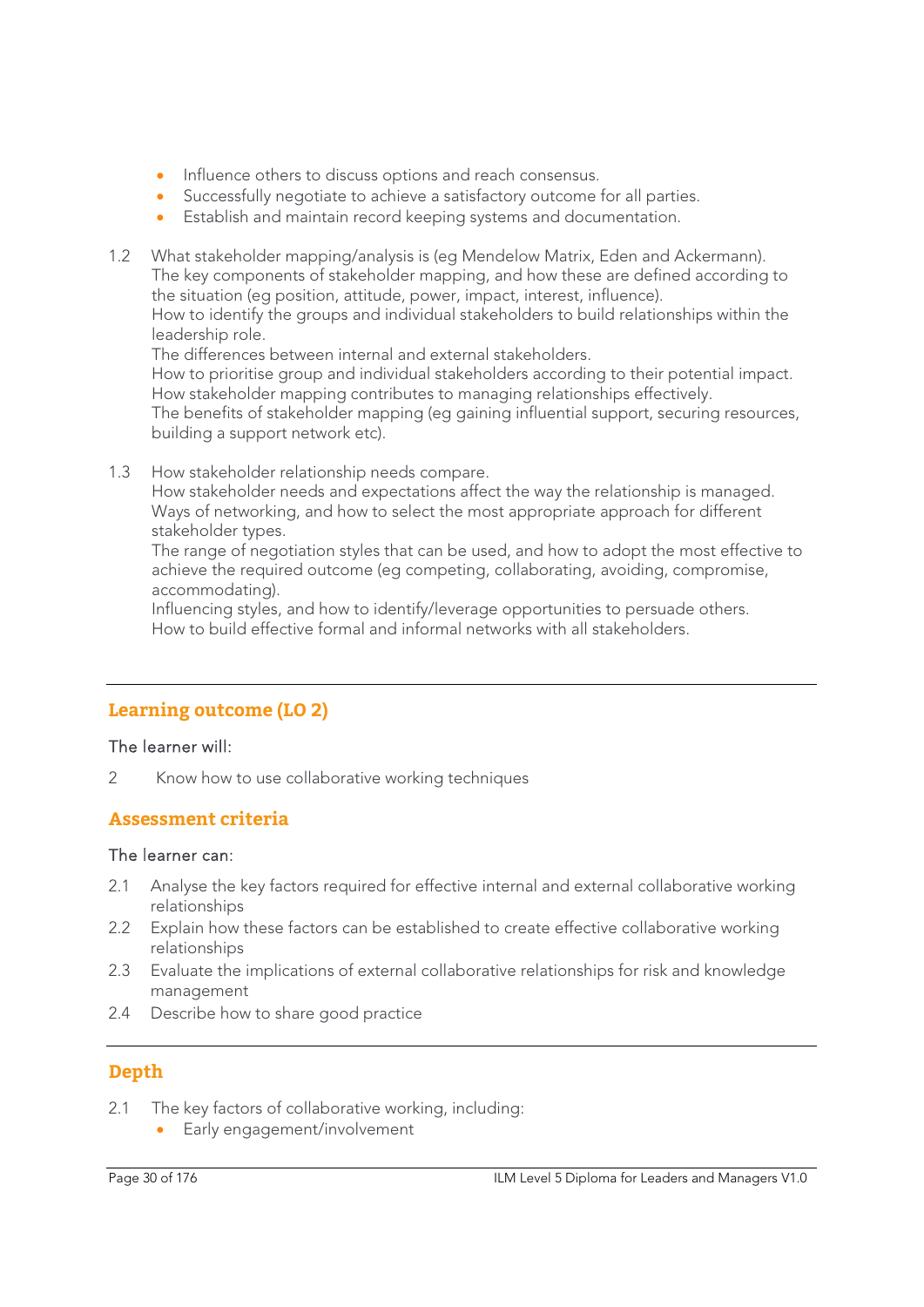- Influence others to discuss options and reach consensus.
- Successfully negotiate to achieve a satisfactory outcome for all parties.
- Establish and maintain record keeping systems and documentation.

1.2 What stakeholder mapping/analysis is (eg Mendelow Matrix, Eden and Ackermann).
The key components of stakeholder mapping, and how these are defined according to the situation (eg position, attitude, power, impact, interest, influence).
How to identify the groups and individual stakeholders to build relationships within the leadership role.
The differences between internal and external stakeholders.
How to prioritise group and individual stakeholders according to their potential impact.
How stakeholder mapping contributes to managing relationships effectively.
The benefits of stakeholder mapping (eg gaining influential support, securing resources, building a support network etc).

1.3 How stakeholder relationship needs compare.
How stakeholder needs and expectations affect the way the relationship is managed.
Ways of networking, and how to select the most appropriate approach for different stakeholder types.
The range of negotiation styles that can be used, and how to adopt the most effective to achieve the required outcome (eg competing, collaborating, avoiding, compromise, accommodating).
Influencing styles, and how to identify/leverage opportunities to persuade others.
How to build effective formal and informal networks with all stakeholders.

---

## Learning outcome (LO 2)

The learner will:

2 Know how to use collaborative working techniques

## Assessment criteria

The learner can:

2.1 Analyse the key factors required for effective internal and external collaborative working relationships
2.2 Explain how these factors can be established to create effective collaborative working relationships
2.3 Evaluate the implications of external collaborative relationships for risk and knowledge management
2.4 Describe how to share good practice

---

## Depth

2.1 The key factors of collaborative working, including:
- Early engagement/involvement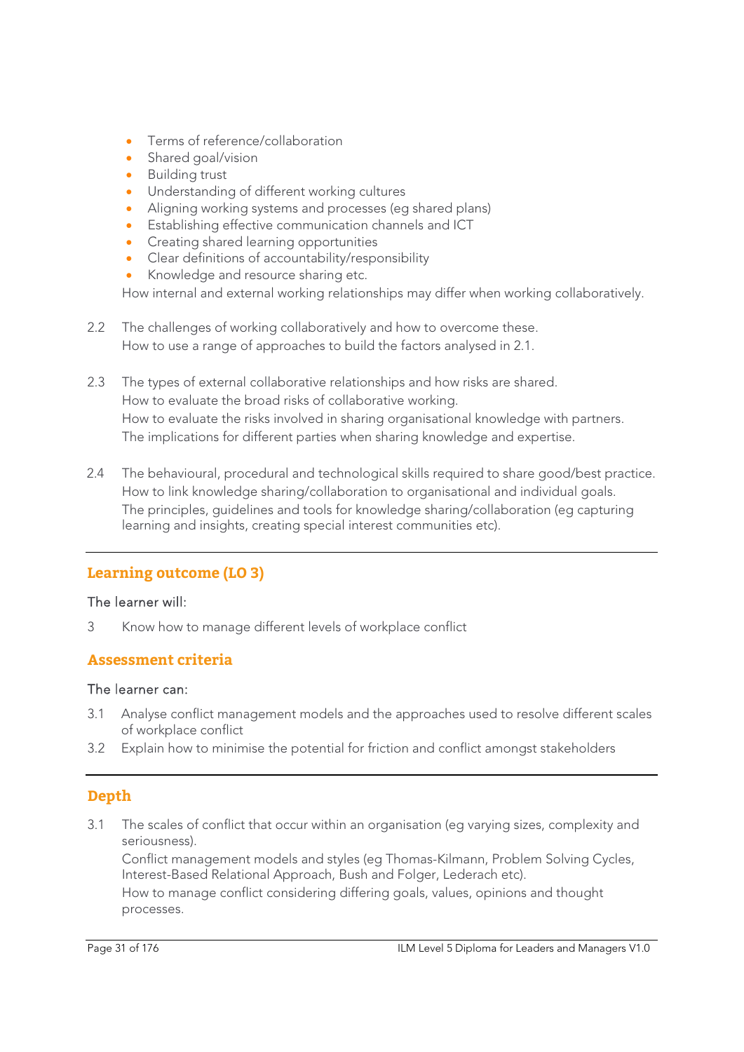- Terms of reference/collaboration
- Shared goal/vision
- Building trust
- Understanding of different working cultures
- Aligning working systems and processes (eg shared plans)
- Establishing effective communication channels and ICT
- Creating shared learning opportunities
- Clear definitions of accountability/responsibility
- Knowledge and resource sharing etc.

How internal and external working relationships may differ when working collaboratively.

2.2 The challenges of working collaboratively and how to overcome these.
How to use a range of approaches to build the factors analysed in 2.1.

2.3 The types of external collaborative relationships and how risks are shared.
How to evaluate the broad risks of collaborative working.
How to evaluate the risks involved in sharing organisational knowledge with partners.
The implications for different parties when sharing knowledge and expertise.

2.4 The behavioural, procedural and technological skills required to share good/best practice.
How to link knowledge sharing/collaboration to organisational and individual goals.
The principles, guidelines and tools for knowledge sharing/collaboration (eg capturing learning and insights, creating special interest communities etc).

## Learning outcome (LO 3)

The learner will:

3 Know how to manage different levels of workplace conflict

## Assessment criteria

The learner can:

3.1 Analyse conflict management models and the approaches used to resolve different scales of workplace conflict

3.2 Explain how to minimise the potential for friction and conflict amongst stakeholders

## Depth

3.1 The scales of conflict that occur within an organisation (eg varying sizes, complexity and seriousness).
Conflict management models and styles (eg Thomas-Kilmann, Problem Solving Cycles, Interest-Based Relational Approach, Bush and Folger, Lederach etc).
How to manage conflict considering differing goals, values, opinions and thought processes.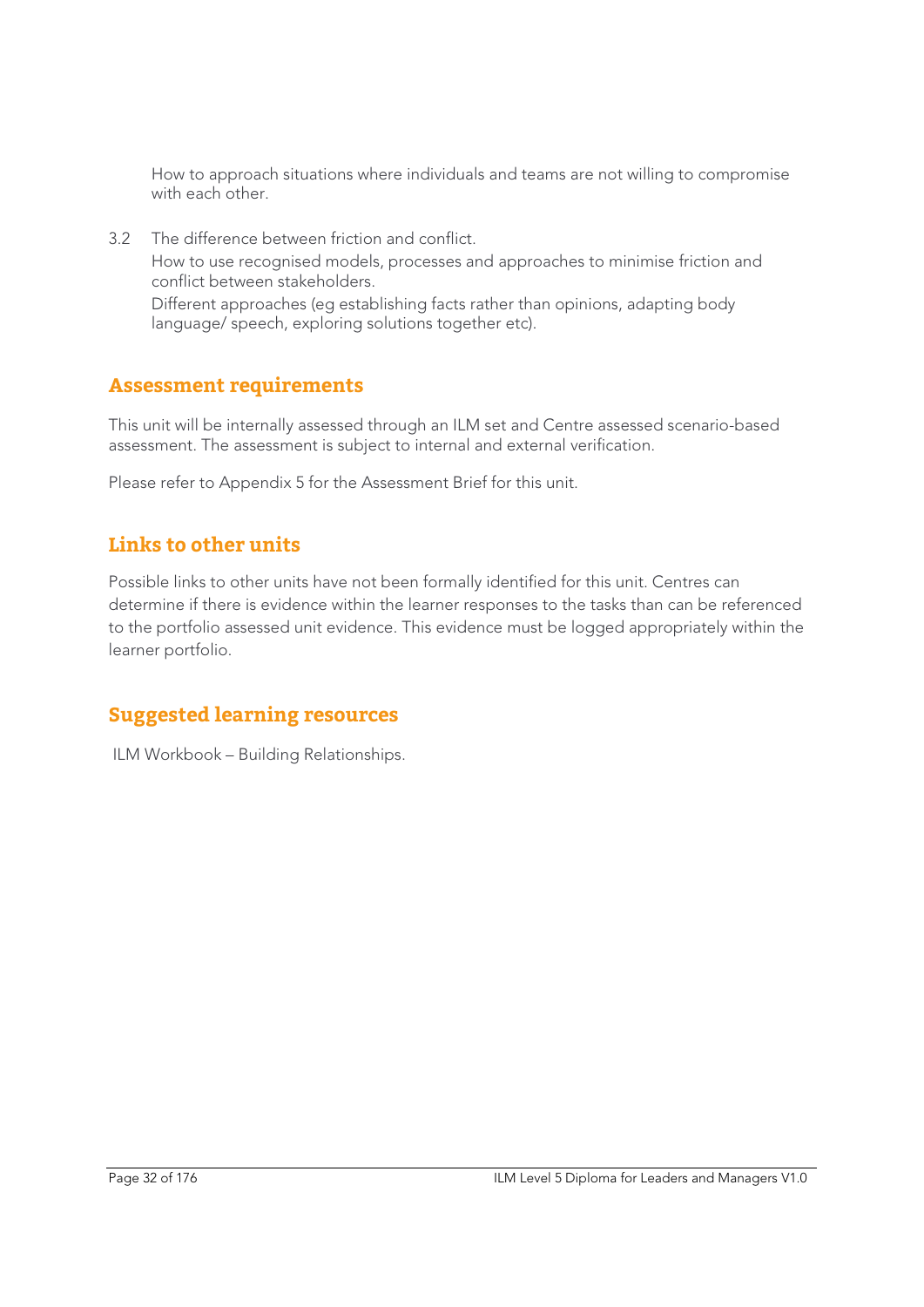How to approach situations where individuals and teams are not willing to compromise with each other.

3.2 The difference between friction and conflict.

How to use recognised models, processes and approaches to minimise friction and conflict between stakeholders.

Different approaches (eg establishing facts rather than opinions, adapting body language/ speech, exploring solutions together etc).

## Assessment requirements

This unit will be internally assessed through an ILM set and Centre assessed scenario-based assessment. The assessment is subject to internal and external verification.

Please refer to Appendix 5 for the Assessment Brief for this unit.

## Links to other units

Possible links to other units have not been formally identified for this unit. Centres can determine if there is evidence within the learner responses to the tasks than can be referenced to the portfolio assessed unit evidence. This evidence must be logged appropriately within the learner portfolio.

## Suggested learning resources

ILM Workbook – Building Relationships.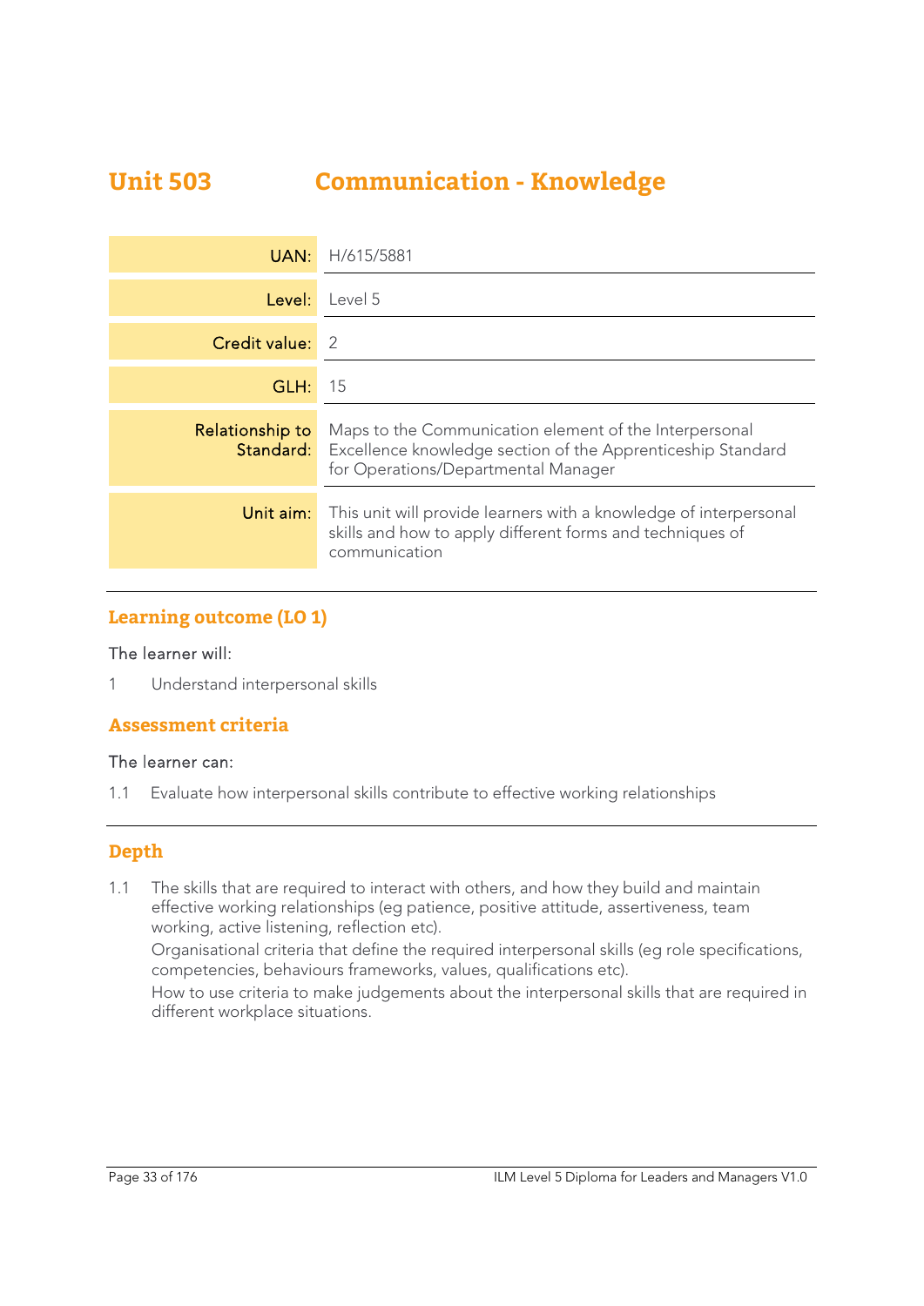# Unit 503 Communication - Knowledge

| | |
|---|---|
| UAN: | H/615/5881 |
| Level: | Level 5 |
| Credit value: | 2 |
| GLH: | 15 |
| Relationship to Standard: | Maps to the Communication element of the Interpersonal Excellence knowledge section of the Apprenticeship Standard for Operations/Departmental Manager |
| Unit aim: | This unit will provide learners with a knowledge of interpersonal skills and how to apply different forms and techniques of communication |

## Learning outcome (LO 1)

The learner will:

1 Understand interpersonal skills

## Assessment criteria

The learner can:

1.1 Evaluate how interpersonal skills contribute to effective working relationships

## Depth

1.1 The skills that are required to interact with others, and how they build and maintain effective working relationships (eg patience, positive attitude, assertiveness, team working, active listening, reflection etc).

Organisational criteria that define the required interpersonal skills (eg role specifications, competencies, behaviours frameworks, values, qualifications etc).

How to use criteria to make judgements about the interpersonal skills that are required in different workplace situations.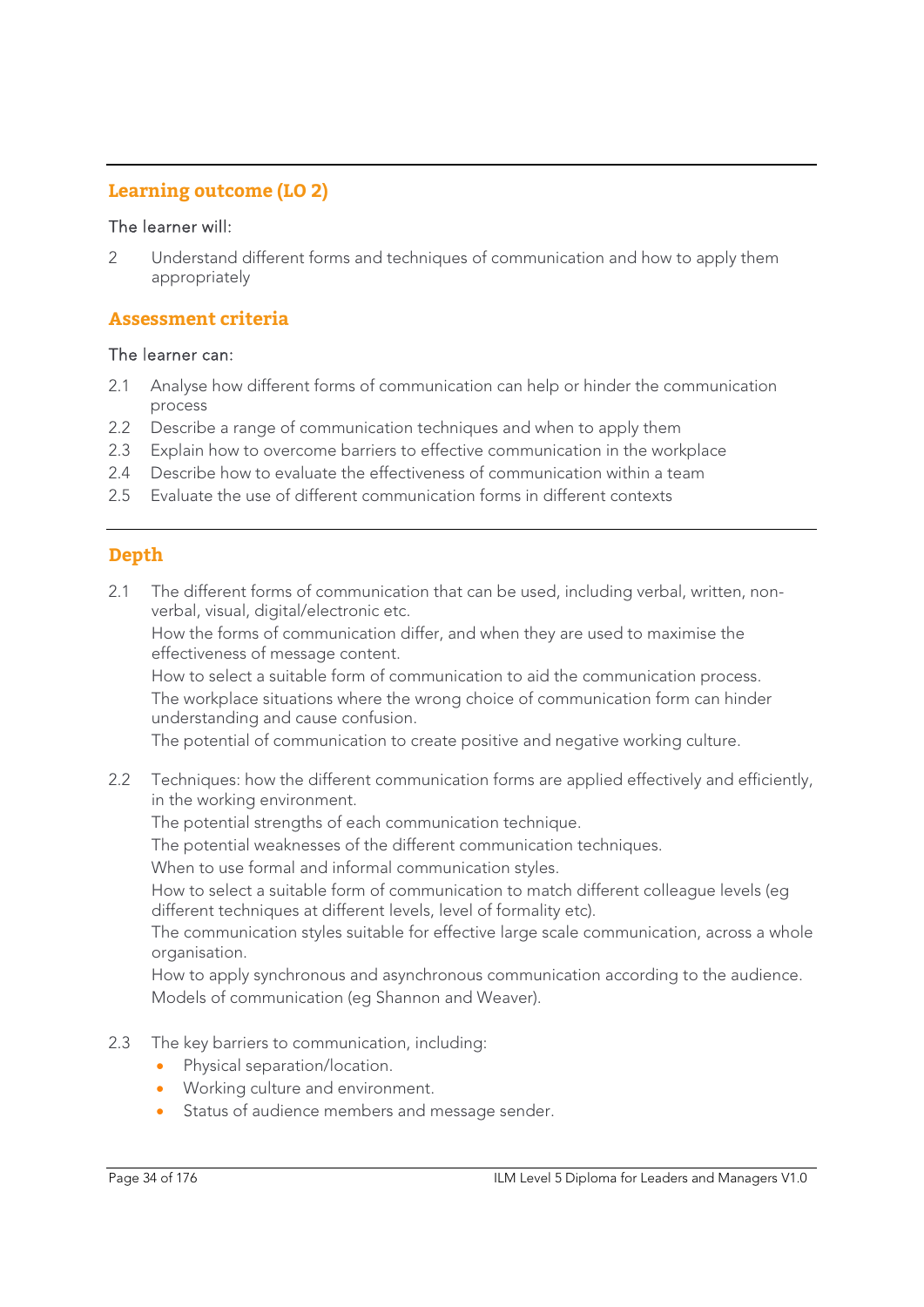## Learning outcome (LO 2)

The learner will:

2 Understand different forms and techniques of communication and how to apply them appropriately

## Assessment criteria

The learner can:

2.1 Analyse how different forms of communication can help or hinder the communication process
2.2 Describe a range of communication techniques and when to apply them
2.3 Explain how to overcome barriers to effective communication in the workplace
2.4 Describe how to evaluate the effectiveness of communication within a team
2.5 Evaluate the use of different communication forms in different contexts

## Depth

2.1 The different forms of communication that can be used, including verbal, written, non-verbal, visual, digital/electronic etc.
How the forms of communication differ, and when they are used to maximise the effectiveness of message content.
How to select a suitable form of communication to aid the communication process.
The workplace situations where the wrong choice of communication form can hinder understanding and cause confusion.
The potential of communication to create positive and negative working culture.

2.2 Techniques: how the different communication forms are applied effectively and efficiently, in the working environment.
The potential strengths of each communication technique.
The potential weaknesses of the different communication techniques.
When to use formal and informal communication styles.
How to select a suitable form of communication to match different colleague levels (eg different techniques at different levels, level of formality etc).
The communication styles suitable for effective large scale communication, across a whole organisation.
How to apply synchronous and asynchronous communication according to the audience.
Models of communication (eg Shannon and Weaver).

2.3 The key barriers to communication, including:
- Physical separation/location.
- Working culture and environment.
- Status of audience members and message sender.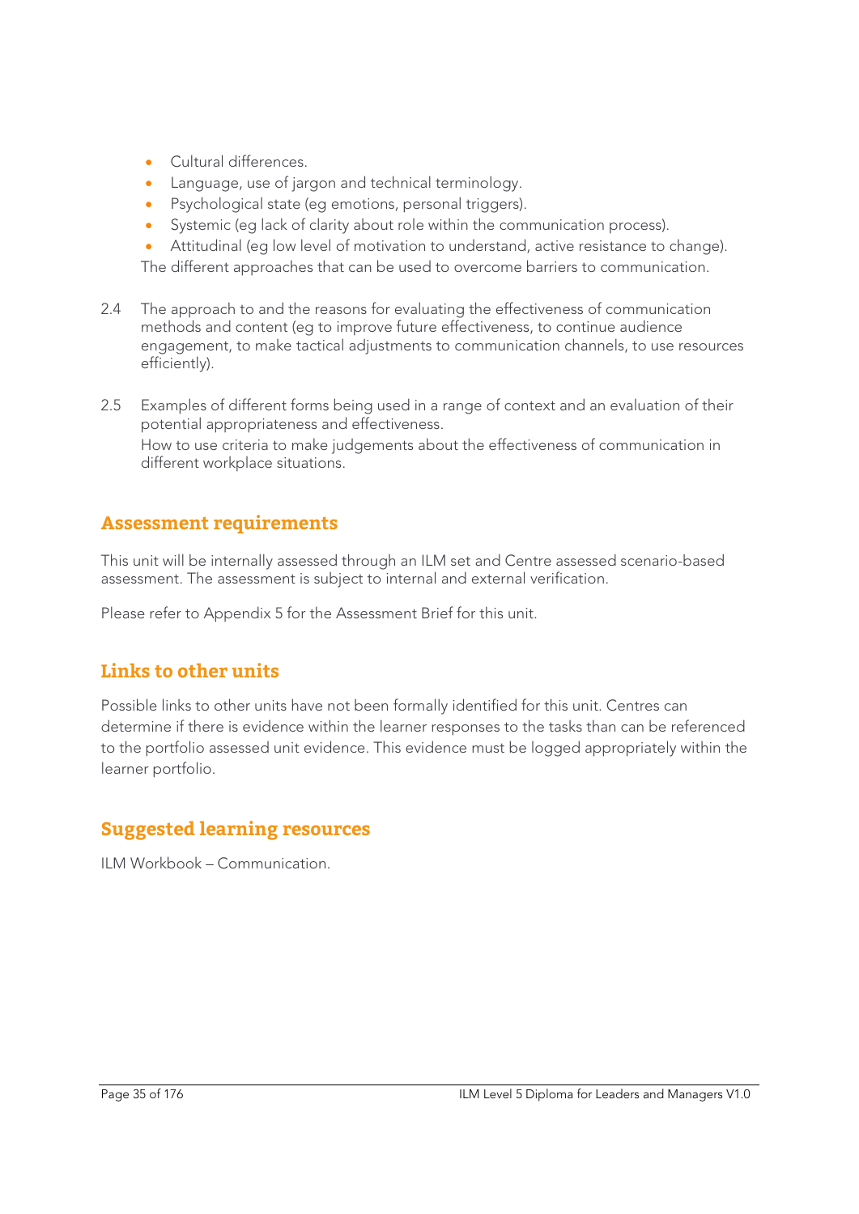- Cultural differences.
- Language, use of jargon and technical terminology.
- Psychological state (eg emotions, personal triggers).
- Systemic (eg lack of clarity about role within the communication process).
- Attitudinal (eg low level of motivation to understand, active resistance to change).

The different approaches that can be used to overcome barriers to communication.

2.4 The approach to and the reasons for evaluating the effectiveness of communication methods and content (eg to improve future effectiveness, to continue audience engagement, to make tactical adjustments to communication channels, to use resources efficiently).

2.5 Examples of different forms being used in a range of context and an evaluation of their potential appropriateness and effectiveness.
How to use criteria to make judgements about the effectiveness of communication in different workplace situations.

## Assessment requirements

This unit will be internally assessed through an ILM set and Centre assessed scenario-based assessment. The assessment is subject to internal and external verification.

Please refer to Appendix 5 for the Assessment Brief for this unit.

## Links to other units

Possible links to other units have not been formally identified for this unit. Centres can determine if there is evidence within the learner responses to the tasks than can be referenced to the portfolio assessed unit evidence. This evidence must be logged appropriately within the learner portfolio.

## Suggested learning resources

ILM Workbook – Communication.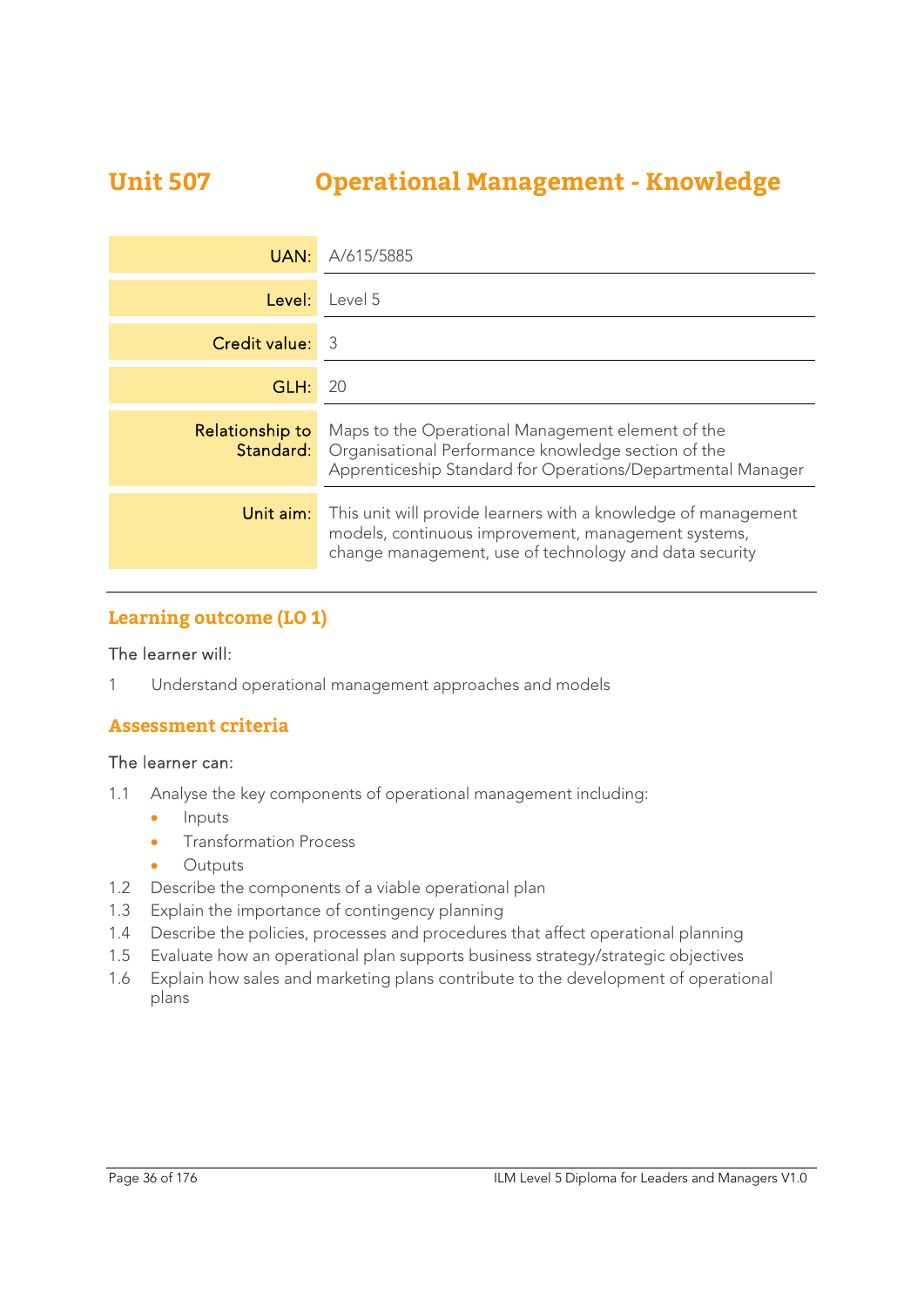# Unit 507 Operational Management - Knowledge

| | |
|---|---|
| **UAN:** | A/615/5885 |
| **Level:** | Level 5 |
| **Credit value:** | 3 |
| **GLH:** | 20 |
| **Relationship to Standard:** | Maps to the Operational Management element of the Organisational Performance knowledge section of the Apprenticeship Standard for Operations/Departmental Manager |
| **Unit aim:** | This unit will provide learners with a knowledge of management models, continuous improvement, management systems, change management, use of technology and data security |

## Learning outcome (LO 1)

The learner will:

1 Understand operational management approaches and models

## Assessment criteria

The learner can:

1.1 Analyse the key components of operational management including:
- Inputs
- Transformation Process
- Outputs

1.2 Describe the components of a viable operational plan

1.3 Explain the importance of contingency planning

1.4 Describe the policies, processes and procedures that affect operational planning

1.5 Evaluate how an operational plan supports business strategy/strategic objectives

1.6 Explain how sales and marketing plans contribute to the development of operational plans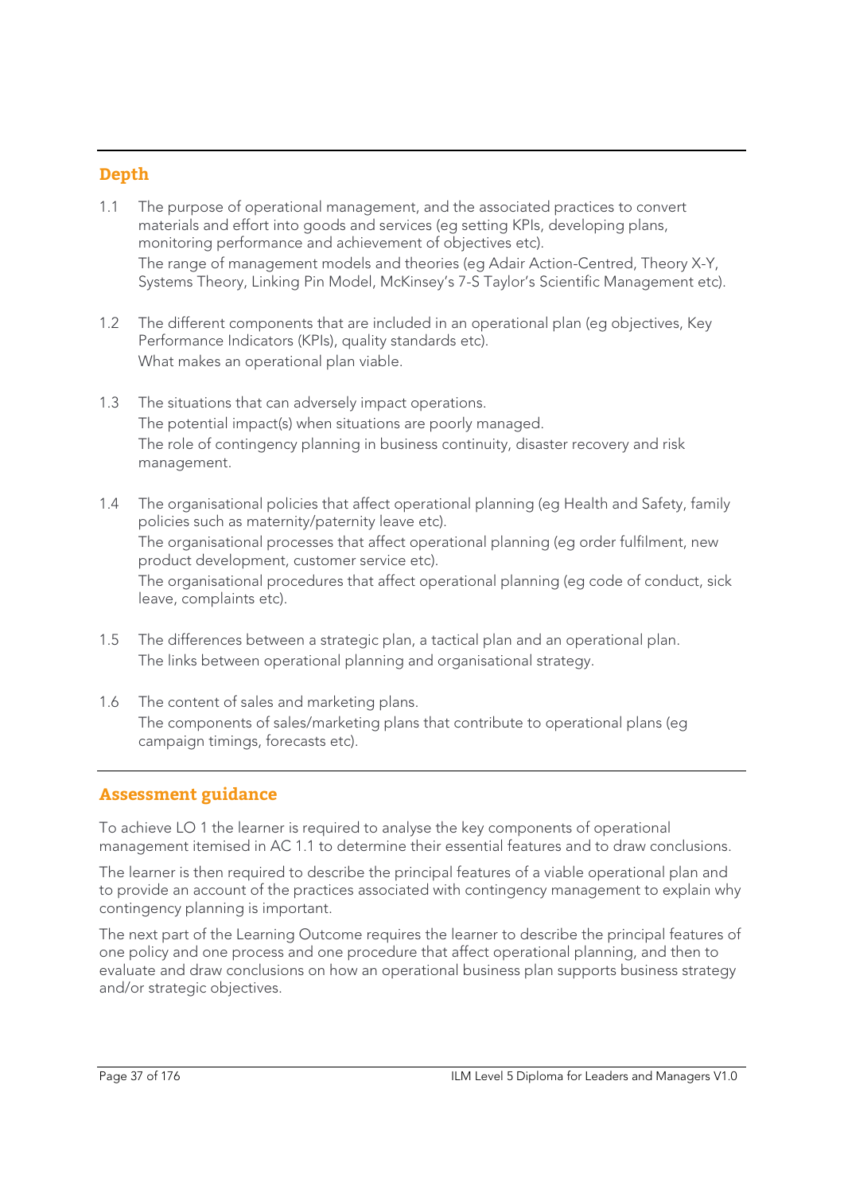## Depth

1.1 The purpose of operational management, and the associated practices to convert materials and effort into goods and services (eg setting KPIs, developing plans, monitoring performance and achievement of objectives etc).
The range of management models and theories (eg Adair Action-Centred, Theory X-Y, Systems Theory, Linking Pin Model, McKinsey's 7-S Taylor's Scientific Management etc).

1.2 The different components that are included in an operational plan (eg objectives, Key Performance Indicators (KPIs), quality standards etc).
What makes an operational plan viable.

1.3 The situations that can adversely impact operations.
The potential impact(s) when situations are poorly managed.
The role of contingency planning in business continuity, disaster recovery and risk management.

1.4 The organisational policies that affect operational planning (eg Health and Safety, family policies such as maternity/paternity leave etc).
The organisational processes that affect operational planning (eg order fulfilment, new product development, customer service etc).
The organisational procedures that affect operational planning (eg code of conduct, sick leave, complaints etc).

1.5 The differences between a strategic plan, a tactical plan and an operational plan.
The links between operational planning and organisational strategy.

1.6 The content of sales and marketing plans.
The components of sales/marketing plans that contribute to operational plans (eg campaign timings, forecasts etc).

## Assessment guidance

To achieve LO 1 the learner is required to analyse the key components of operational management itemised in AC 1.1 to determine their essential features and to draw conclusions.

The learner is then required to describe the principal features of a viable operational plan and to provide an account of the practices associated with contingency management to explain why contingency planning is important.

The next part of the Learning Outcome requires the learner to describe the principal features of one policy and one process and one procedure that affect operational planning, and then to evaluate and draw conclusions on how an operational business plan supports business strategy and/or strategic objectives.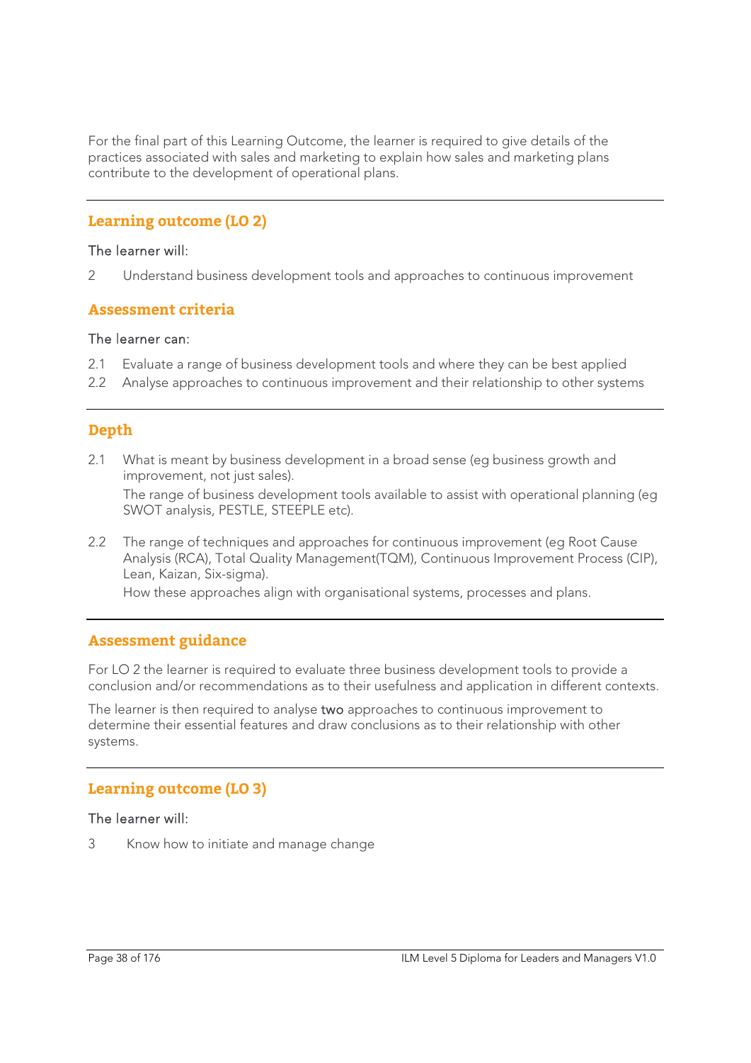For the final part of this Learning Outcome, the learner is required to give details of the practices associated with sales and marketing to explain how sales and marketing plans contribute to the development of operational plans.

---

## Learning outcome (LO 2)

The learner will:

2 Understand business development tools and approaches to continuous improvement

## Assessment criteria

The learner can:

2.1 Evaluate a range of business development tools and where they can be best applied

2.2 Analyse approaches to continuous improvement and their relationship to other systems

---

## Depth

2.1 What is meant by business development in a broad sense (eg business growth and improvement, not just sales).

The range of business development tools available to assist with operational planning (eg SWOT analysis, PESTLE, STEEPLE etc).

2.2 The range of techniques and approaches for continuous improvement (eg Root Cause Analysis (RCA), Total Quality Management(TQM), Continuous Improvement Process (CIP), Lean, Kaizan, Six-sigma).

How these approaches align with organisational systems, processes and plans.

---

## Assessment guidance

For LO 2 the learner is required to evaluate three business development tools to provide a conclusion and/or recommendations as to their usefulness and application in different contexts.

The learner is then required to analyse two approaches to continuous improvement to determine their essential features and draw conclusions as to their relationship with other systems.

---

## Learning outcome (LO 3)

The learner will:

3 Know how to initiate and manage change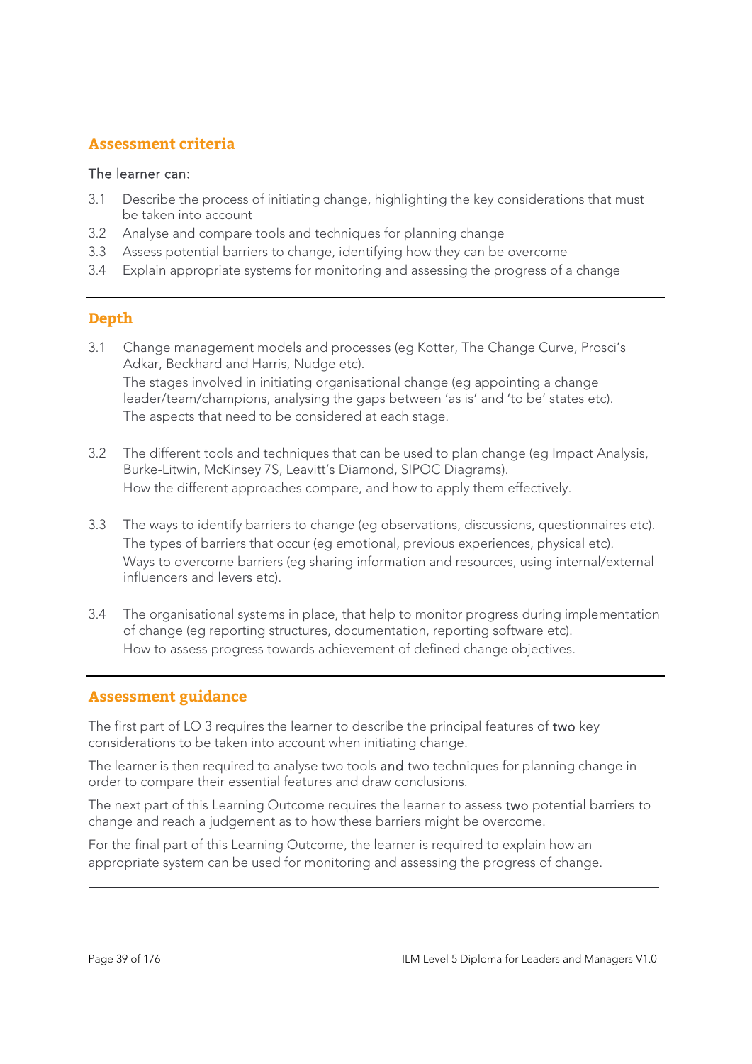## Assessment criteria

The learner can:

3.1 Describe the process of initiating change, highlighting the key considerations that must be taken into account
3.2 Analyse and compare tools and techniques for planning change
3.3 Assess potential barriers to change, identifying how they can be overcome
3.4 Explain appropriate systems for monitoring and assessing the progress of a change

---

## Depth

3.1 Change management models and processes (eg Kotter, The Change Curve, Prosci's Adkar, Beckhard and Harris, Nudge etc).
The stages involved in initiating organisational change (eg appointing a change leader/team/champions, analysing the gaps between 'as is' and 'to be' states etc).
The aspects that need to be considered at each stage.

3.2 The different tools and techniques that can be used to plan change (eg Impact Analysis, Burke-Litwin, McKinsey 7S, Leavitt's Diamond, SIPOC Diagrams).
How the different approaches compare, and how to apply them effectively.

3.3 The ways to identify barriers to change (eg observations, discussions, questionnaires etc).
The types of barriers that occur (eg emotional, previous experiences, physical etc).
Ways to overcome barriers (eg sharing information and resources, using internal/external influencers and levers etc).

3.4 The organisational systems in place, that help to monitor progress during implementation of change (eg reporting structures, documentation, reporting software etc).
How to assess progress towards achievement of defined change objectives.

---

## Assessment guidance

The first part of LO 3 requires the learner to describe the principal features of **two** key considerations to be taken into account when initiating change.

The learner is then required to analyse two tools **and** two techniques for planning change in order to compare their essential features and draw conclusions.

The next part of this Learning Outcome requires the learner to assess **two** potential barriers to change and reach a judgement as to how these barriers might be overcome.

For the final part of this Learning Outcome, the learner is required to explain how an appropriate system can be used for monitoring and assessing the progress of change.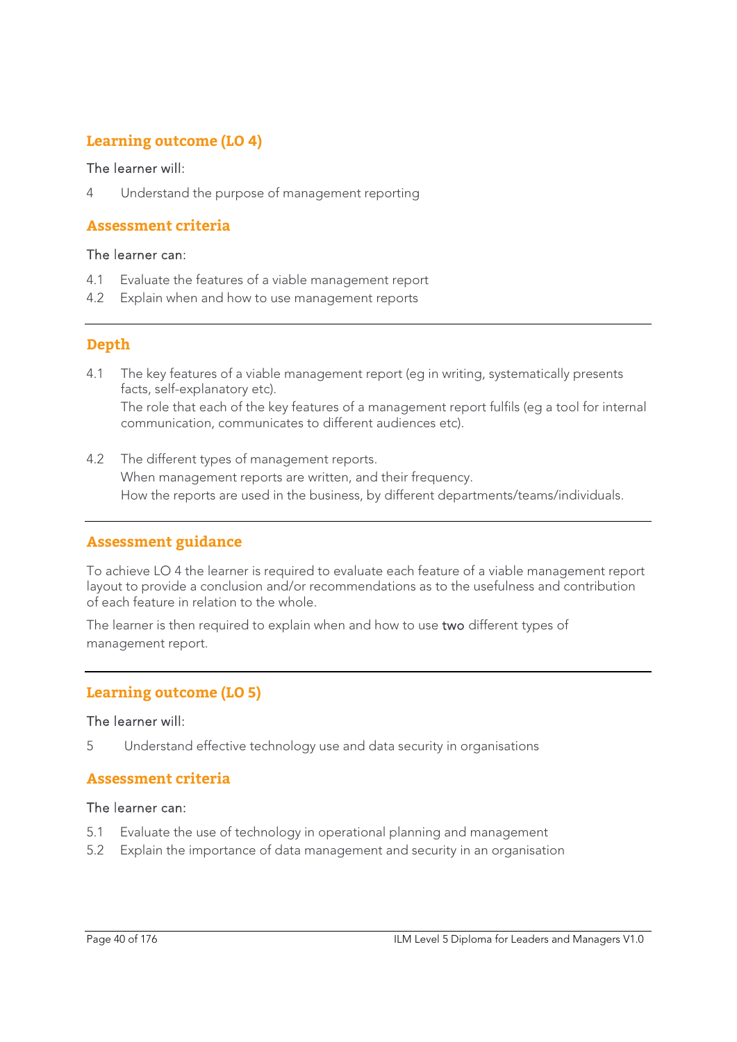## Learning outcome (LO 4)

The learner will:

4 Understand the purpose of management reporting

## Assessment criteria

The learner can:

4.1 Evaluate the features of a viable management report
4.2 Explain when and how to use management reports

---

## Depth

4.1 The key features of a viable management report (eg in writing, systematically presents facts, self-explanatory etc).
The role that each of the key features of a management report fulfils (eg a tool for internal communication, communicates to different audiences etc).

4.2 The different types of management reports.
When management reports are written, and their frequency.
How the reports are used in the business, by different departments/teams/individuals.

---

## Assessment guidance

To achieve LO 4 the learner is required to evaluate each feature of a viable management report layout to provide a conclusion and/or recommendations as to the usefulness and contribution of each feature in relation to the whole.

The learner is then required to explain when and how to use **two** different types of management report.

---

## Learning outcome (LO 5)

The learner will:

5 Understand effective technology use and data security in organisations

## Assessment criteria

The learner can:

5.1 Evaluate the use of technology in operational planning and management
5.2 Explain the importance of data management and security in an organisation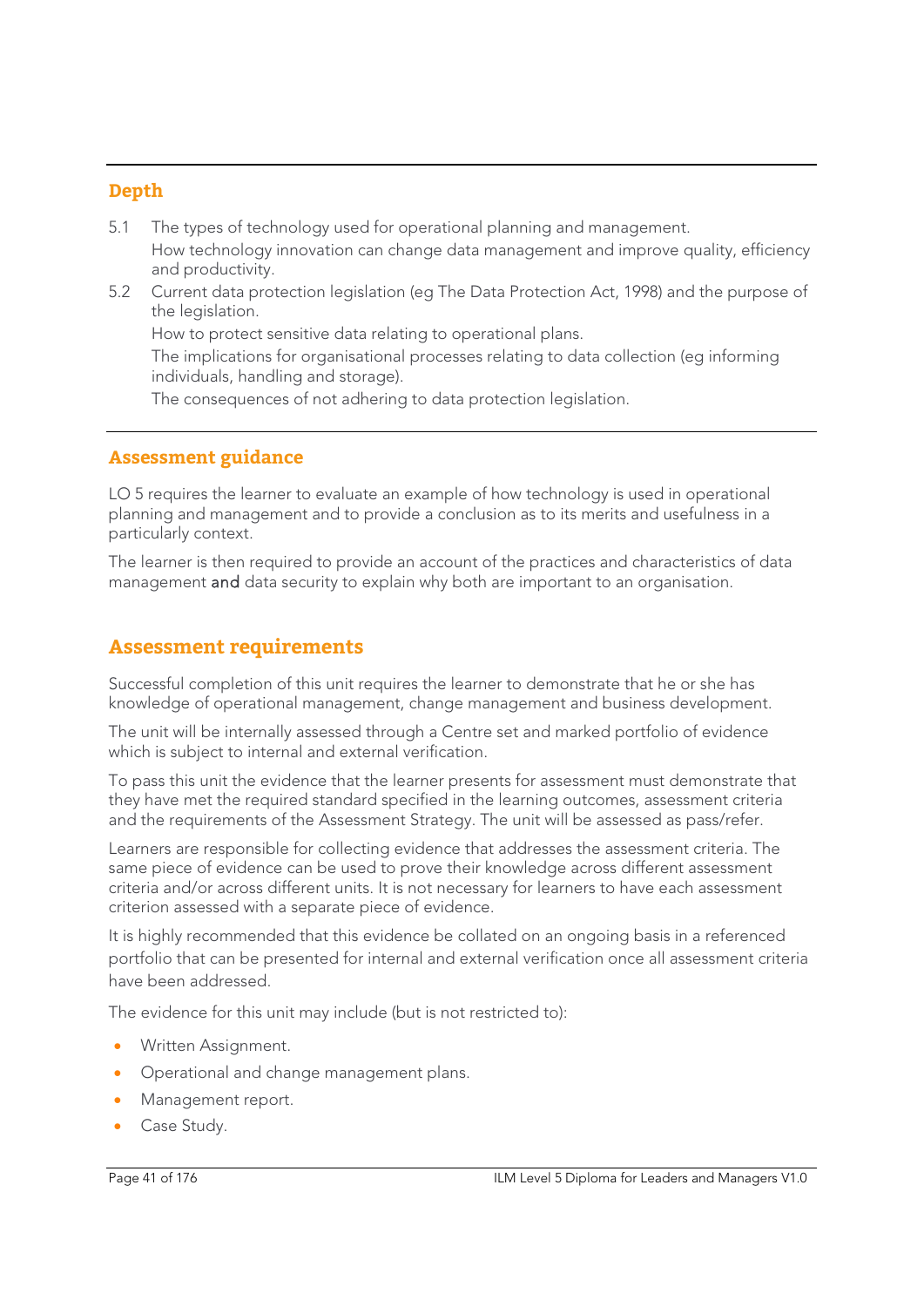## Depth

5.1 The types of technology used for operational planning and management.
How technology innovation can change data management and improve quality, efficiency and productivity.

5.2 Current data protection legislation (eg The Data Protection Act, 1998) and the purpose of the legislation.
How to protect sensitive data relating to operational plans.
The implications for organisational processes relating to data collection (eg informing individuals, handling and storage).
The consequences of not adhering to data protection legislation.

## Assessment guidance

LO 5 requires the learner to evaluate an example of how technology is used in operational planning and management and to provide a conclusion as to its merits and usefulness in a particularly context.

The learner is then required to provide an account of the practices and characteristics of data management **and** data security to explain why both are important to an organisation.

## Assessment requirements

Successful completion of this unit requires the learner to demonstrate that he or she has knowledge of operational management, change management and business development.

The unit will be internally assessed through a Centre set and marked portfolio of evidence which is subject to internal and external verification.

To pass this unit the evidence that the learner presents for assessment must demonstrate that they have met the required standard specified in the learning outcomes, assessment criteria and the requirements of the Assessment Strategy. The unit will be assessed as pass/refer.

Learners are responsible for collecting evidence that addresses the assessment criteria. The same piece of evidence can be used to prove their knowledge across different assessment criteria and/or across different units. It is not necessary for learners to have each assessment criterion assessed with a separate piece of evidence.

It is highly recommended that this evidence be collated on an ongoing basis in a referenced portfolio that can be presented for internal and external verification once all assessment criteria have been addressed.

The evidence for this unit may include (but is not restricted to):

- Written Assignment.
- Operational and change management plans.
- Management report.
- Case Study.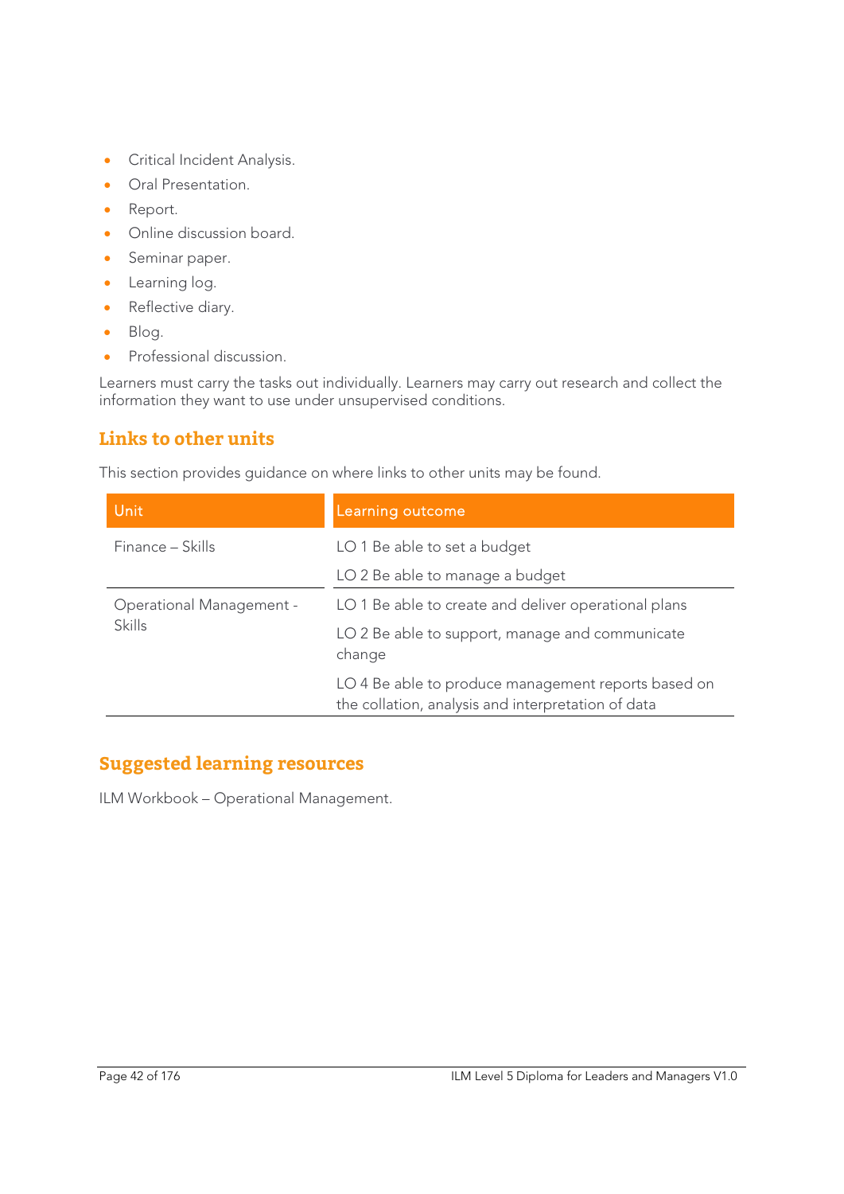- Critical Incident Analysis.
- Oral Presentation.
- Report.
- Online discussion board.
- Seminar paper.
- Learning log.
- Reflective diary.
- Blog.
- Professional discussion.

Learners must carry the tasks out individually. Learners may carry out research and collect the information they want to use under unsupervised conditions.

## Links to other units

This section provides guidance on where links to other units may be found.

| Unit | Learning outcome |
|---|---|
| Finance – Skills | LO 1 Be able to set a budget |
| | LO 2 Be able to manage a budget |
| Operational Management - Skills | LO 1 Be able to create and deliver operational plans |
| | LO 2 Be able to support, manage and communicate change |
| | LO 4 Be able to produce management reports based on the collation, analysis and interpretation of data |

## Suggested learning resources

ILM Workbook – Operational Management.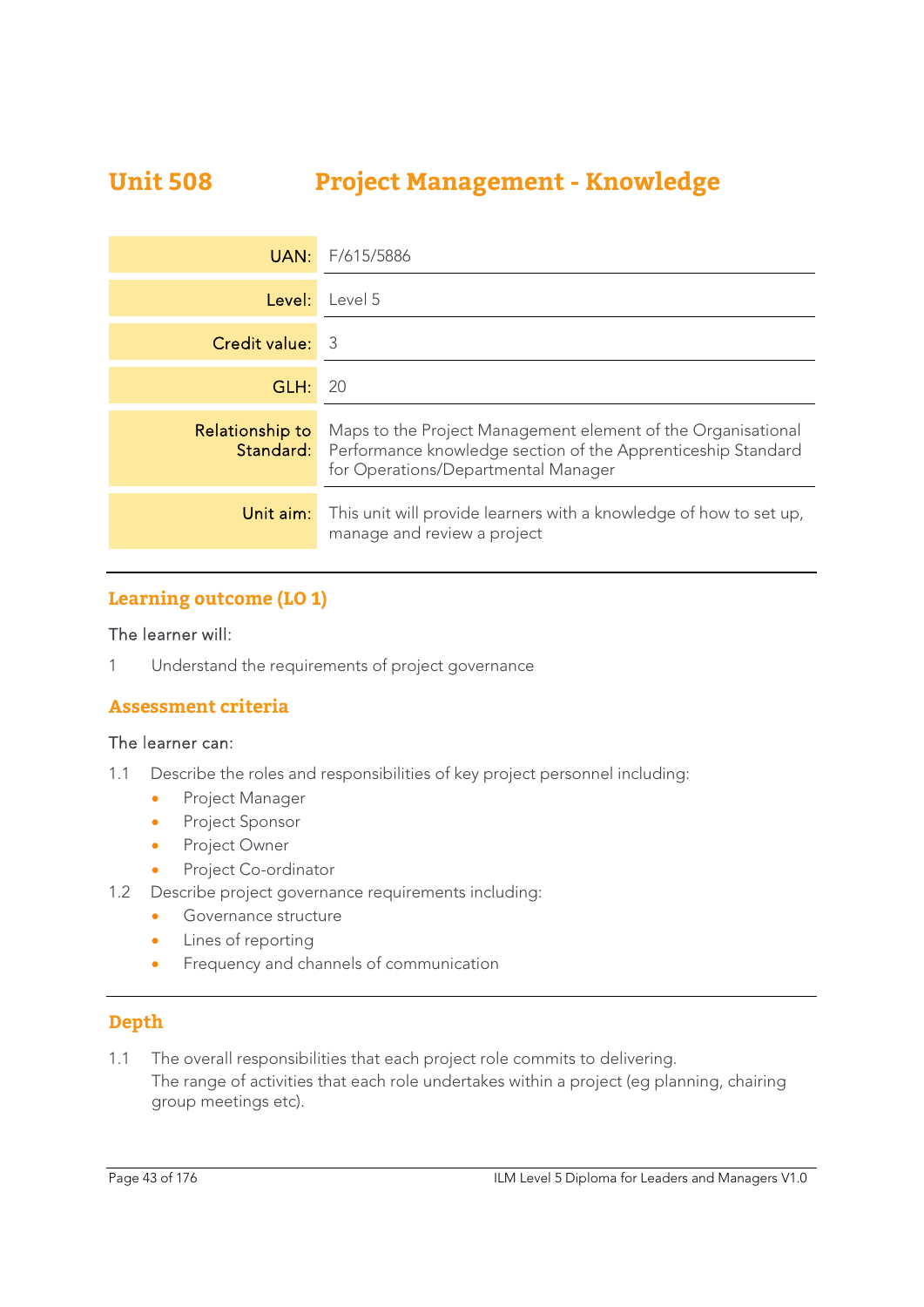# Unit 508 Project Management - Knowledge

| | |
|---|---|
| UAN: | F/615/5886 |
| Level: | Level 5 |
| Credit value: | 3 |
| GLH: | 20 |
| Relationship to Standard: | Maps to the Project Management element of the Organisational Performance knowledge section of the Apprenticeship Standard for Operations/Departmental Manager |
| Unit aim: | This unit will provide learners with a knowledge of how to set up, manage and review a project |

## Learning outcome (LO 1)

The learner will:

1 Understand the requirements of project governance

## Assessment criteria

The learner can:

1.1 Describe the roles and responsibilities of key project personnel including:
- Project Manager
- Project Sponsor
- Project Owner
- Project Co-ordinator

1.2 Describe project governance requirements including:
- Governance structure
- Lines of reporting
- Frequency and channels of communication

## Depth

1.1 The overall responsibilities that each project role commits to delivering.
The range of activities that each role undertakes within a project (eg planning, chairing group meetings etc).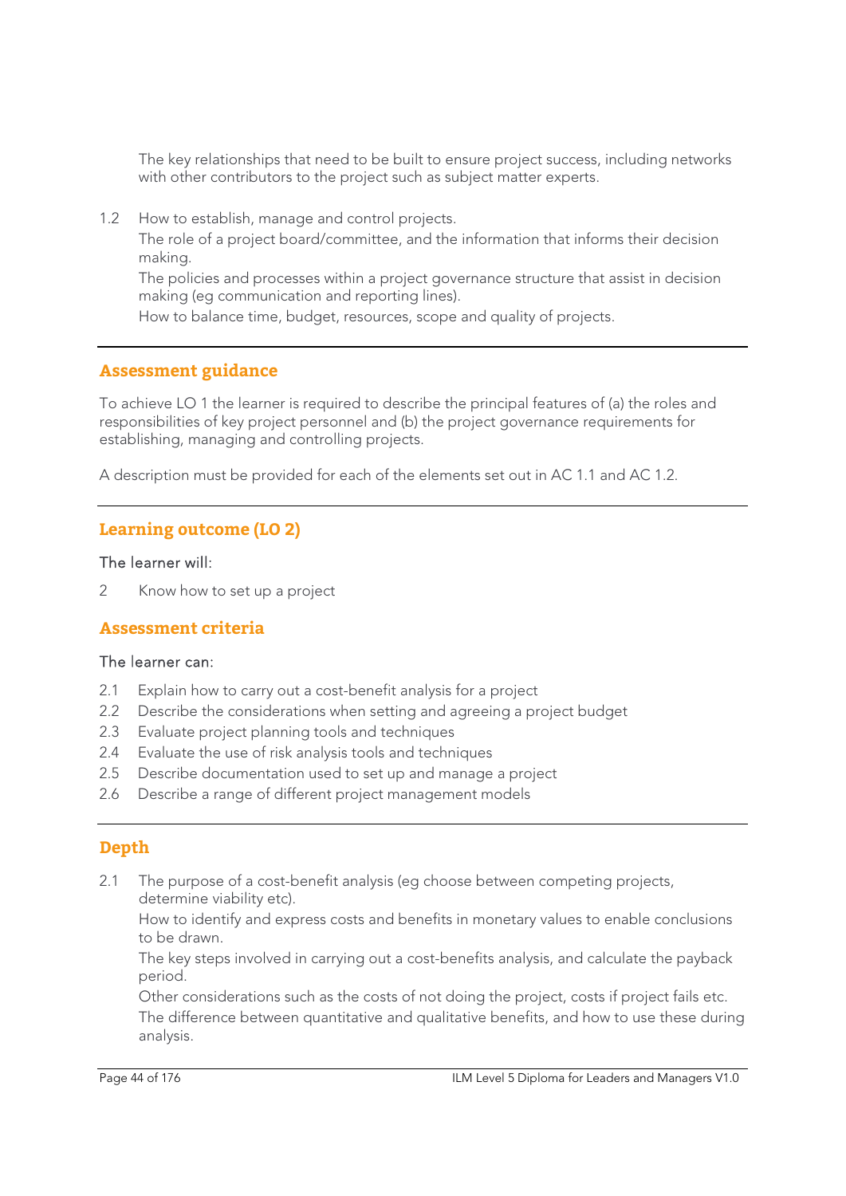The key relationships that need to be built to ensure project success, including networks with other contributors to the project such as subject matter experts.

1.2 How to establish, manage and control projects.
   The role of a project board/committee, and the information that informs their decision making.
   The policies and processes within a project governance structure that assist in decision making (eg communication and reporting lines).
   How to balance time, budget, resources, scope and quality of projects.

---

## Assessment guidance

To achieve LO 1 the learner is required to describe the principal features of (a) the roles and responsibilities of key project personnel and (b) the project governance requirements for establishing, managing and controlling projects.

A description must be provided for each of the elements set out in AC 1.1 and AC 1.2.

---

## Learning outcome (LO 2)

The learner will:

2 Know how to set up a project

## Assessment criteria

The learner can:

2.1 Explain how to carry out a cost-benefit analysis for a project
2.2 Describe the considerations when setting and agreeing a project budget
2.3 Evaluate project planning tools and techniques
2.4 Evaluate the use of risk analysis tools and techniques
2.5 Describe documentation used to set up and manage a project
2.6 Describe a range of different project management models

---

## Depth

2.1 The purpose of a cost-benefit analysis (eg choose between competing projects, determine viability etc).
   How to identify and express costs and benefits in monetary values to enable conclusions to be drawn.
   The key steps involved in carrying out a cost-benefits analysis, and calculate the payback period.
   Other considerations such as the costs of not doing the project, costs if project fails etc.
   The difference between quantitative and qualitative benefits, and how to use these during analysis.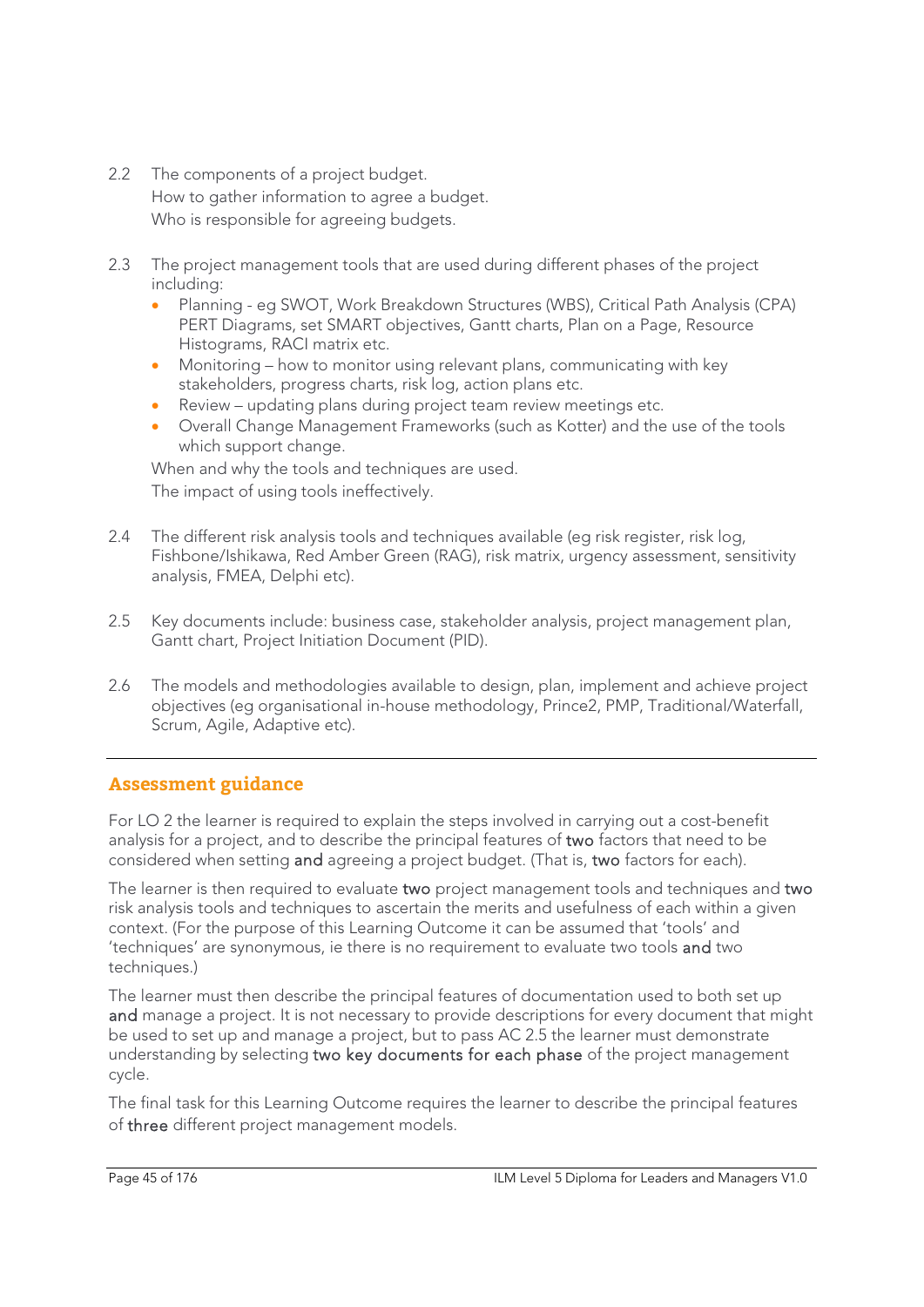2.2 The components of a project budget.
How to gather information to agree a budget.
Who is responsible for agreeing budgets.

2.3 The project management tools that are used during different phases of the project including:

- Planning - eg SWOT, Work Breakdown Structures (WBS), Critical Path Analysis (CPA) PERT Diagrams, set SMART objectives, Gantt charts, Plan on a Page, Resource Histograms, RACI matrix etc.
- Monitoring – how to monitor using relevant plans, communicating with key stakeholders, progress charts, risk log, action plans etc.
- Review – updating plans during project team review meetings etc.
- Overall Change Management Frameworks (such as Kotter) and the use of the tools which support change.

When and why the tools and techniques are used.
The impact of using tools ineffectively.

2.4 The different risk analysis tools and techniques available (eg risk register, risk log, Fishbone/Ishikawa, Red Amber Green (RAG), risk matrix, urgency assessment, sensitivity analysis, FMEA, Delphi etc).

2.5 Key documents include: business case, stakeholder analysis, project management plan, Gantt chart, Project Initiation Document (PID).

2.6 The models and methodologies available to design, plan, implement and achieve project objectives (eg organisational in-house methodology, Prince2, PMP, Traditional/Waterfall, Scrum, Agile, Adaptive etc).

---

## Assessment guidance

For LO 2 the learner is required to explain the steps involved in carrying out a cost-benefit analysis for a project, and to describe the principal features of **two** factors that need to be considered when setting **and** agreeing a project budget. (That is, **two** factors for each).

The learner is then required to evaluate **two** project management tools and techniques and **two** risk analysis tools and techniques to ascertain the merits and usefulness of each within a given context. (For the purpose of this Learning Outcome it can be assumed that 'tools' and 'techniques' are synonymous, ie there is no requirement to evaluate two tools **and** two techniques.)

The learner must then describe the principal features of documentation used to both set up **and** manage a project. It is not necessary to provide descriptions for every document that might be used to set up and manage a project, but to pass AC 2.5 the learner must demonstrate understanding by selecting **two key documents for each phase** of the project management cycle.

The final task for this Learning Outcome requires the learner to describe the principal features of **three** different project management models.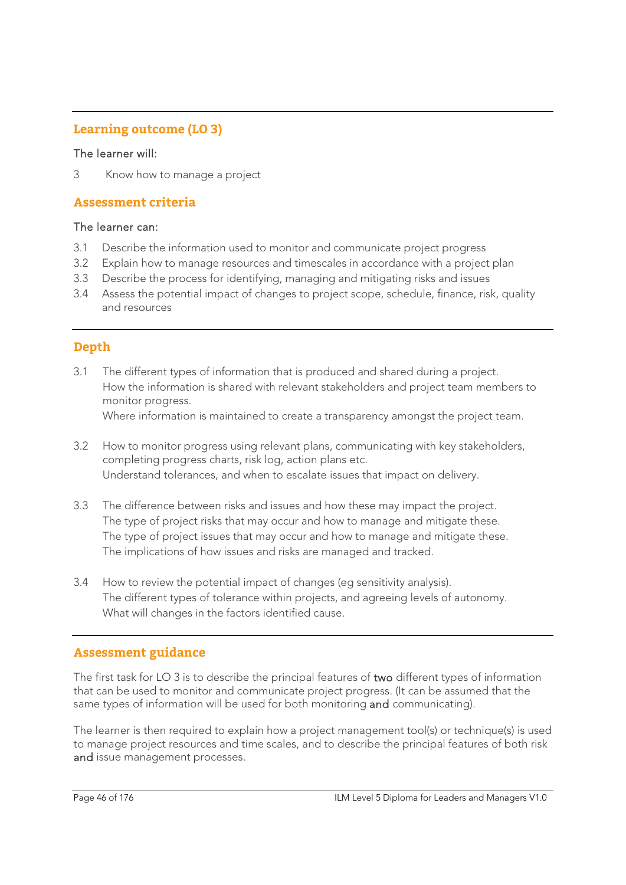## Learning outcome (LO 3)

The learner will:

3 Know how to manage a project

## Assessment criteria

The learner can:

3.1 Describe the information used to monitor and communicate project progress
3.2 Explain how to manage resources and timescales in accordance with a project plan
3.3 Describe the process for identifying, managing and mitigating risks and issues
3.4 Assess the potential impact of changes to project scope, schedule, finance, risk, quality and resources

## Depth

3.1 The different types of information that is produced and shared during a project.
How the information is shared with relevant stakeholders and project team members to monitor progress.
Where information is maintained to create a transparency amongst the project team.

3.2 How to monitor progress using relevant plans, communicating with key stakeholders, completing progress charts, risk log, action plans etc.
Understand tolerances, and when to escalate issues that impact on delivery.

3.3 The difference between risks and issues and how these may impact the project.
The type of project risks that may occur and how to manage and mitigate these.
The type of project issues that may occur and how to manage and mitigate these.
The implications of how issues and risks are managed and tracked.

3.4 How to review the potential impact of changes (eg sensitivity analysis).
The different types of tolerance within projects, and agreeing levels of autonomy.
What will changes in the factors identified cause.

## Assessment guidance

The first task for LO 3 is to describe the principal features of **two** different types of information that can be used to monitor and communicate project progress. (It can be assumed that the same types of information will be used for both monitoring **and** communicating).

The learner is then required to explain how a project management tool(s) or technique(s) is used to manage project resources and time scales, and to describe the principal features of both risk **and** issue management processes.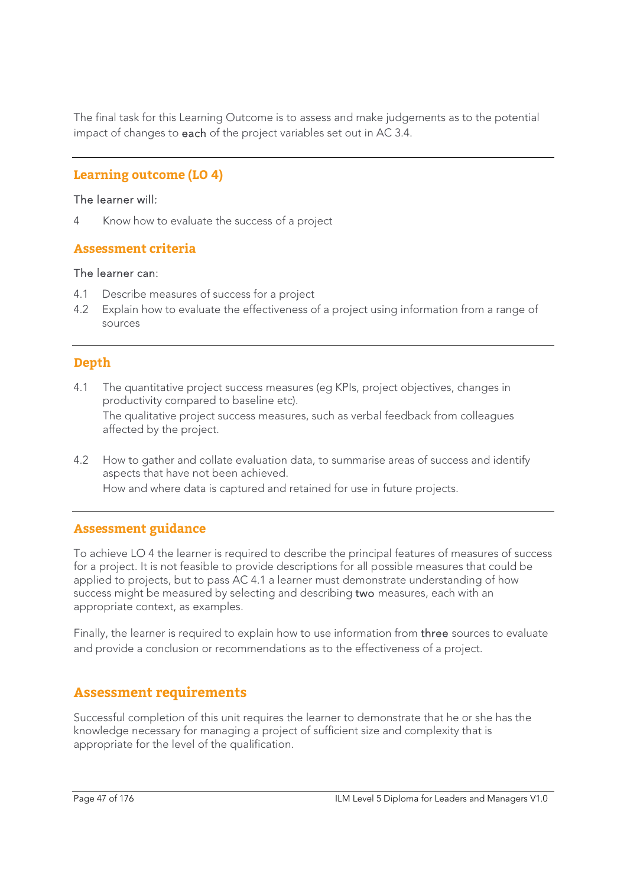The final task for this Learning Outcome is to assess and make judgements as to the potential impact of changes to **each** of the project variables set out in AC 3.4.

## Learning outcome (LO 4)

The learner will:

4 Know how to evaluate the success of a project

## Assessment criteria

The learner can:

4.1 Describe measures of success for a project

4.2 Explain how to evaluate the effectiveness of a project using information from a range of sources

## Depth

4.1 The quantitative project success measures (eg KPIs, project objectives, changes in productivity compared to baseline etc).

The qualitative project success measures, such as verbal feedback from colleagues affected by the project.

4.2 How to gather and collate evaluation data, to summarise areas of success and identify aspects that have not been achieved.

How and where data is captured and retained for use in future projects.

## Assessment guidance

To achieve LO 4 the learner is required to describe the principal features of measures of success for a project. It is not feasible to provide descriptions for all possible measures that could be applied to projects, but to pass AC 4.1 a learner must demonstrate understanding of how success might be measured by selecting and describing **two** measures, each with an appropriate context, as examples.

Finally, the learner is required to explain how to use information from **three** sources to evaluate and provide a conclusion or recommendations as to the effectiveness of a project.

## Assessment requirements

Successful completion of this unit requires the learner to demonstrate that he or she has the knowledge necessary for managing a project of sufficient size and complexity that is appropriate for the level of the qualification.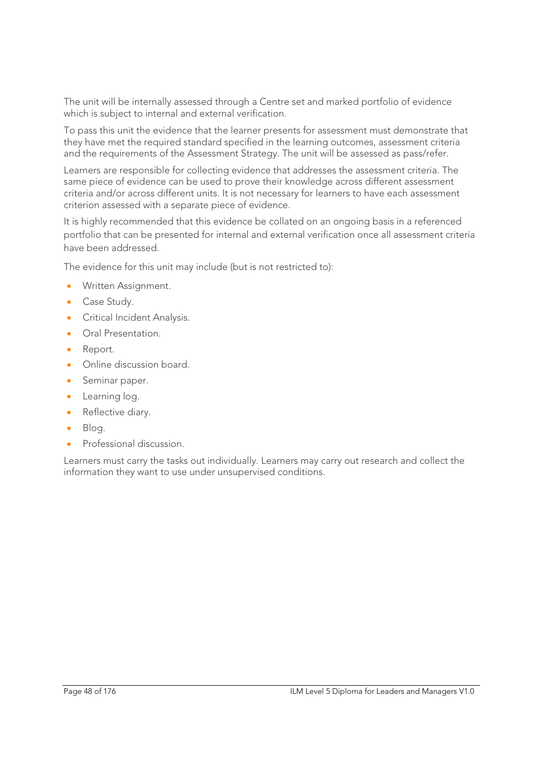The unit will be internally assessed through a Centre set and marked portfolio of evidence which is subject to internal and external verification.

To pass this unit the evidence that the learner presents for assessment must demonstrate that they have met the required standard specified in the learning outcomes, assessment criteria and the requirements of the Assessment Strategy. The unit will be assessed as pass/refer.

Learners are responsible for collecting evidence that addresses the assessment criteria. The same piece of evidence can be used to prove their knowledge across different assessment criteria and/or across different units. It is not necessary for learners to have each assessment criterion assessed with a separate piece of evidence.

It is highly recommended that this evidence be collated on an ongoing basis in a referenced portfolio that can be presented for internal and external verification once all assessment criteria have been addressed.

The evidence for this unit may include (but is not restricted to):

- Written Assignment.
- Case Study.
- Critical Incident Analysis.
- Oral Presentation.
- Report.
- Online discussion board.
- Seminar paper.
- Learning log.
- Reflective diary.
- Blog.
- Professional discussion.

Learners must carry the tasks out individually. Learners may carry out research and collect the information they want to use under unsupervised conditions.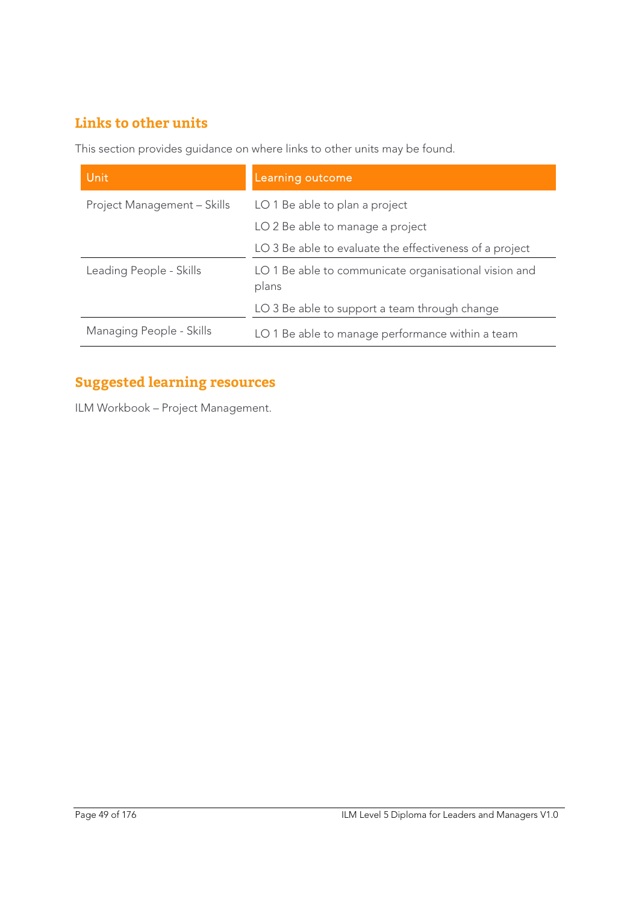## Links to other units

This section provides guidance on where links to other units may be found.

| Unit | Learning outcome |
|---|---|
| Project Management – Skills | LO 1 Be able to plan a project |
| | LO 2 Be able to manage a project |
| | LO 3 Be able to evaluate the effectiveness of a project |
| Leading People - Skills | LO 1 Be able to communicate organisational vision and plans |
| | LO 3 Be able to support a team through change |
| Managing People - Skills | LO 1 Be able to manage performance within a team |

## Suggested learning resources

ILM Workbook – Project Management.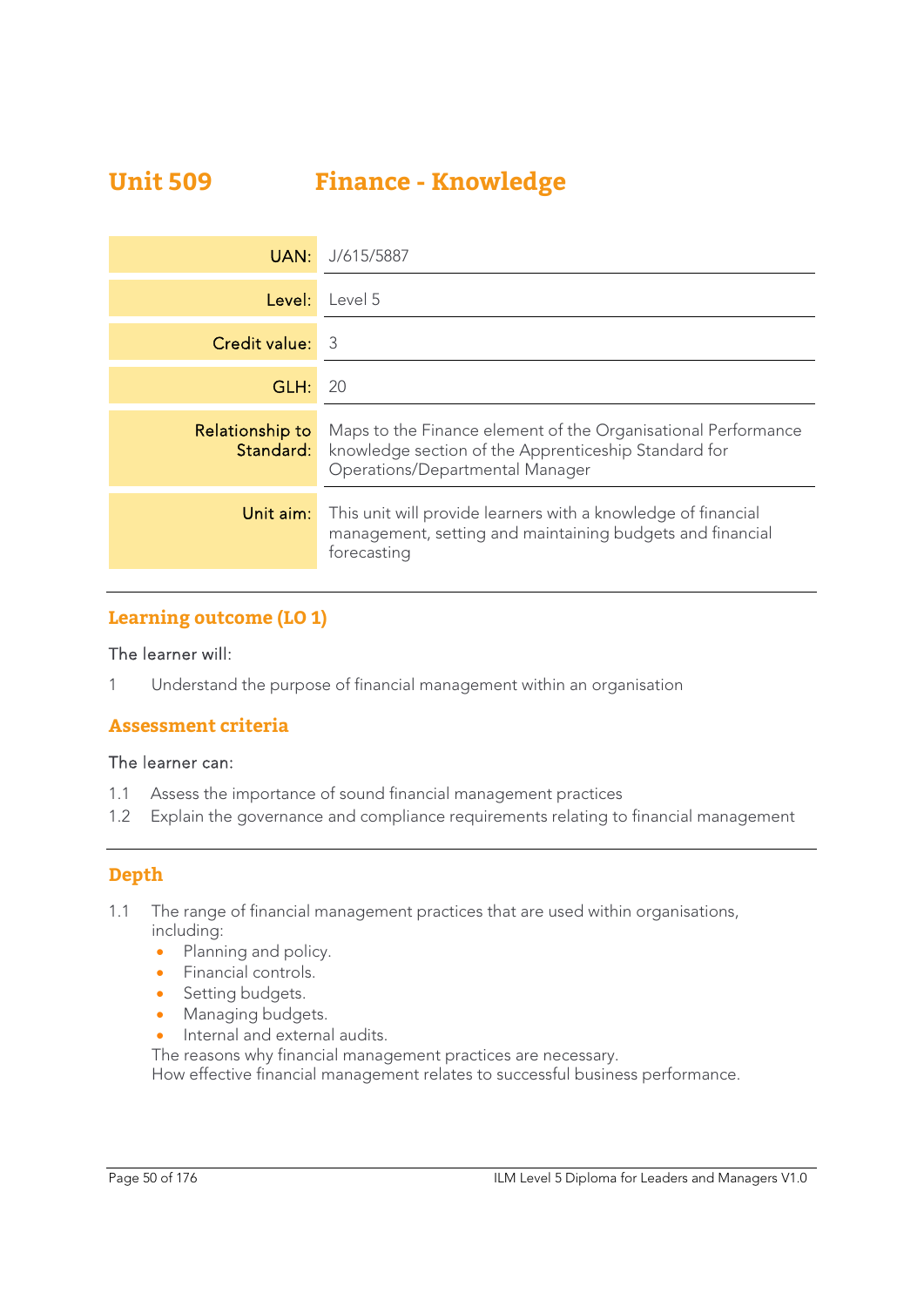# Unit 509 Finance - Knowledge

| | |
|---|---|
| UAN: | J/615/5887 |
| Level: | Level 5 |
| Credit value: | 3 |
| GLH: | 20 |
| Relationship to Standard: | Maps to the Finance element of the Organisational Performance knowledge section of the Apprenticeship Standard for Operations/Departmental Manager |
| Unit aim: | This unit will provide learners with a knowledge of financial management, setting and maintaining budgets and financial forecasting |

## Learning outcome (LO 1)

The learner will:

1 Understand the purpose of financial management within an organisation

## Assessment criteria

The learner can:

1.1 Assess the importance of sound financial management practices
1.2 Explain the governance and compliance requirements relating to financial management

## Depth

1.1 The range of financial management practices that are used within organisations, including:

- Planning and policy.
- Financial controls.
- Setting budgets.
- Managing budgets.
- Internal and external audits.

The reasons why financial management practices are necessary.
How effective financial management relates to successful business performance.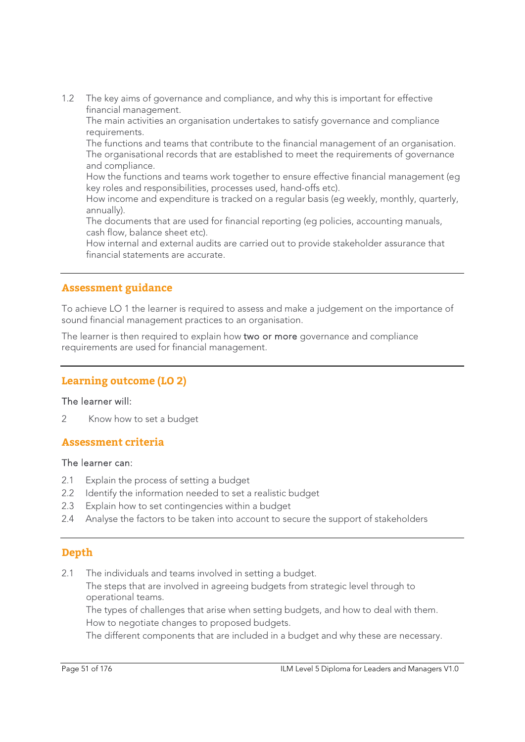1.2 The key aims of governance and compliance, and why this is important for effective financial management.
The main activities an organisation undertakes to satisfy governance and compliance requirements.
The functions and teams that contribute to the financial management of an organisation.
The organisational records that are established to meet the requirements of governance and compliance.
How the functions and teams work together to ensure effective financial management (eg key roles and responsibilities, processes used, hand-offs etc).
How income and expenditure is tracked on a regular basis (eg weekly, monthly, quarterly, annually).
The documents that are used for financial reporting (eg policies, accounting manuals, cash flow, balance sheet etc).
How internal and external audits are carried out to provide stakeholder assurance that financial statements are accurate.

---

## Assessment guidance

To achieve LO 1 the learner is required to assess and make a judgement on the importance of sound financial management practices to an organisation.

The learner is then required to explain how **two or more** governance and compliance requirements are used for financial management.

---

## Learning outcome (LO 2)

The learner will:

2 Know how to set a budget

## Assessment criteria

The learner can:

2.1 Explain the process of setting a budget
2.2 Identify the information needed to set a realistic budget
2.3 Explain how to set contingencies within a budget
2.4 Analyse the factors to be taken into account to secure the support of stakeholders

---

## Depth

2.1 The individuals and teams involved in setting a budget.
The steps that are involved in agreeing budgets from strategic level through to operational teams.
The types of challenges that arise when setting budgets, and how to deal with them.
How to negotiate changes to proposed budgets.
The different components that are included in a budget and why these are necessary.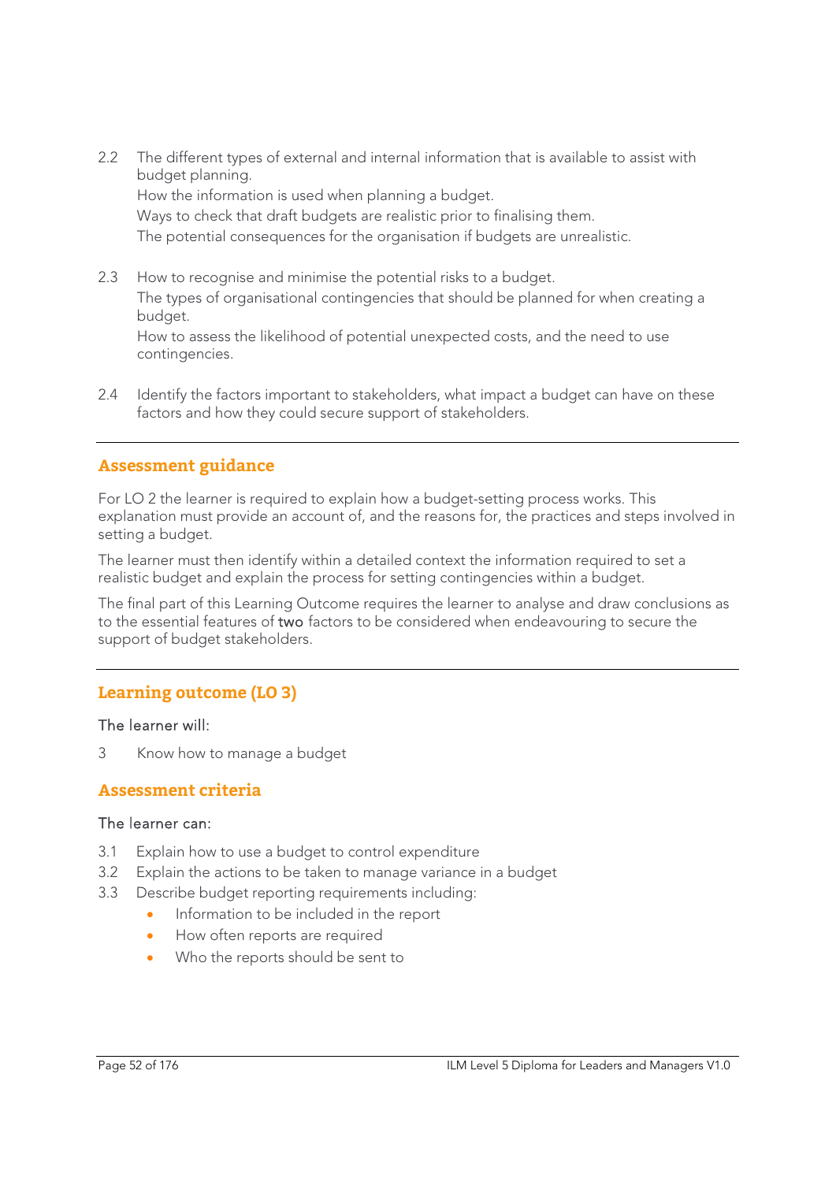2.2 The different types of external and internal information that is available to assist with budget planning.
How the information is used when planning a budget.
Ways to check that draft budgets are realistic prior to finalising them.
The potential consequences for the organisation if budgets are unrealistic.

2.3 How to recognise and minimise the potential risks to a budget.
The types of organisational contingencies that should be planned for when creating a budget.
How to assess the likelihood of potential unexpected costs, and the need to use contingencies.

2.4 Identify the factors important to stakeholders, what impact a budget can have on these factors and how they could secure support of stakeholders.

## Assessment guidance

For LO 2 the learner is required to explain how a budget-setting process works. This explanation must provide an account of, and the reasons for, the practices and steps involved in setting a budget.

The learner must then identify within a detailed context the information required to set a realistic budget and explain the process for setting contingencies within a budget.

The final part of this Learning Outcome requires the learner to analyse and draw conclusions as to the essential features of **two** factors to be considered when endeavouring to secure the support of budget stakeholders.

## Learning outcome (LO 3)

The learner will:

3 Know how to manage a budget

## Assessment criteria

The learner can:

3.1 Explain how to use a budget to control expenditure
3.2 Explain the actions to be taken to manage variance in a budget
3.3 Describe budget reporting requirements including:
- Information to be included in the report
- How often reports are required
- Who the reports should be sent to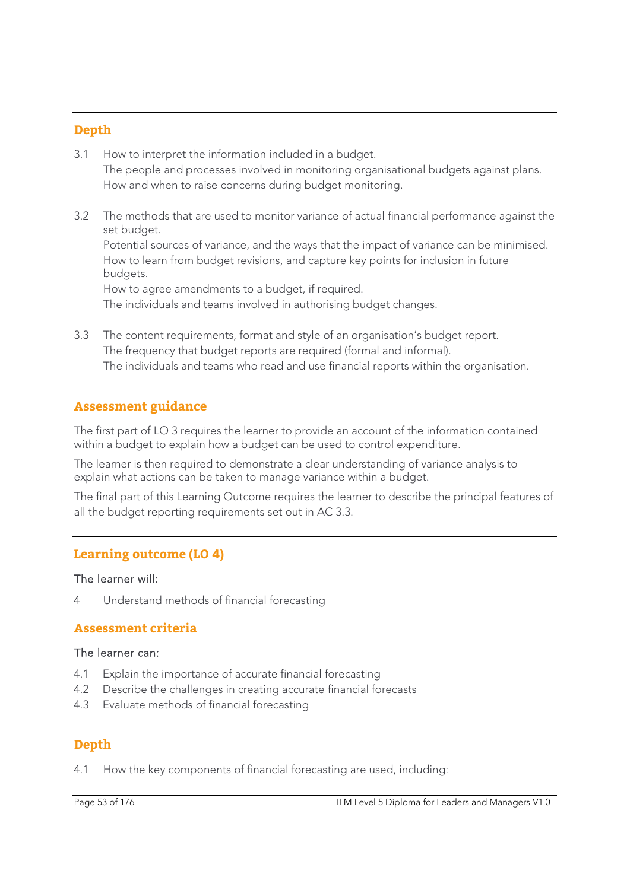## Depth

3.1 How to interpret the information included in a budget.
The people and processes involved in monitoring organisational budgets against plans.
How and when to raise concerns during budget monitoring.

3.2 The methods that are used to monitor variance of actual financial performance against the set budget.
Potential sources of variance, and the ways that the impact of variance can be minimised.
How to learn from budget revisions, and capture key points for inclusion in future budgets.
How to agree amendments to a budget, if required.
The individuals and teams involved in authorising budget changes.

3.3 The content requirements, format and style of an organisation's budget report.
The frequency that budget reports are required (formal and informal).
The individuals and teams who read and use financial reports within the organisation.

## Assessment guidance

The first part of LO 3 requires the learner to provide an account of the information contained within a budget to explain how a budget can be used to control expenditure.

The learner is then required to demonstrate a clear understanding of variance analysis to explain what actions can be taken to manage variance within a budget.

The final part of this Learning Outcome requires the learner to describe the principal features of all the budget reporting requirements set out in AC 3.3.

## Learning outcome (LO 4)

The learner will:

4 Understand methods of financial forecasting

## Assessment criteria

The learner can:

4.1 Explain the importance of accurate financial forecasting
4.2 Describe the challenges in creating accurate financial forecasts
4.3 Evaluate methods of financial forecasting

## Depth

4.1 How the key components of financial forecasting are used, including: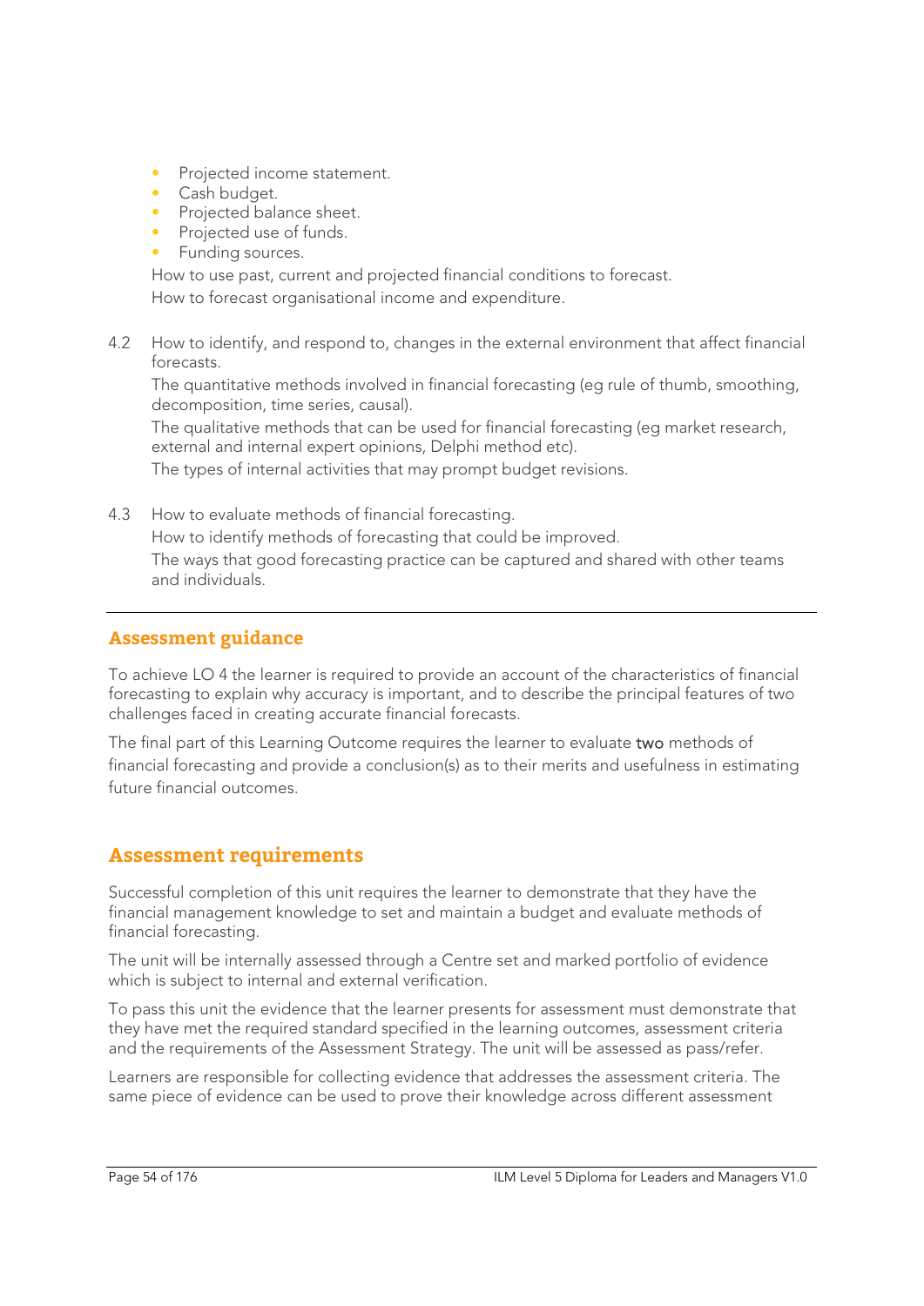- Projected income statement.
- Cash budget.
- Projected balance sheet.
- Projected use of funds.
- Funding sources.

How to use past, current and projected financial conditions to forecast.

How to forecast organisational income and expenditure.

4.2 How to identify, and respond to, changes in the external environment that affect financial forecasts.

The quantitative methods involved in financial forecasting (eg rule of thumb, smoothing, decomposition, time series, causal).

The qualitative methods that can be used for financial forecasting (eg market research, external and internal expert opinions, Delphi method etc).

The types of internal activities that may prompt budget revisions.

4.3 How to evaluate methods of financial forecasting.

How to identify methods of forecasting that could be improved.

The ways that good forecasting practice can be captured and shared with other teams and individuals.

## Assessment guidance

To achieve LO 4 the learner is required to provide an account of the characteristics of financial forecasting to explain why accuracy is important, and to describe the principal features of two challenges faced in creating accurate financial forecasts.

The final part of this Learning Outcome requires the learner to evaluate **two** methods of financial forecasting and provide a conclusion(s) as to their merits and usefulness in estimating future financial outcomes.

## Assessment requirements

Successful completion of this unit requires the learner to demonstrate that they have the financial management knowledge to set and maintain a budget and evaluate methods of financial forecasting.

The unit will be internally assessed through a Centre set and marked portfolio of evidence which is subject to internal and external verification.

To pass this unit the evidence that the learner presents for assessment must demonstrate that they have met the required standard specified in the learning outcomes, assessment criteria and the requirements of the Assessment Strategy. The unit will be assessed as pass/refer.

Learners are responsible for collecting evidence that addresses the assessment criteria. The same piece of evidence can be used to prove their knowledge across different assessment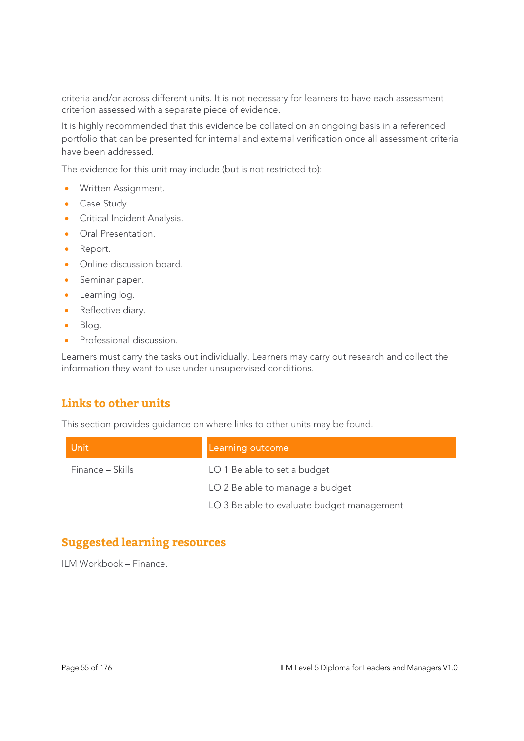criteria and/or across different units. It is not necessary for learners to have each assessment criterion assessed with a separate piece of evidence.

It is highly recommended that this evidence be collated on an ongoing basis in a referenced portfolio that can be presented for internal and external verification once all assessment criteria have been addressed.

The evidence for this unit may include (but is not restricted to):

- Written Assignment.
- Case Study.
- Critical Incident Analysis.
- Oral Presentation.
- Report.
- Online discussion board.
- Seminar paper.
- Learning log.
- Reflective diary.
- Blog.
- Professional discussion.

Learners must carry the tasks out individually. Learners may carry out research and collect the information they want to use under unsupervised conditions.

## Links to other units

This section provides guidance on where links to other units may be found.

| Unit | Learning outcome |
|---|---|
| Finance – Skills | LO 1 Be able to set a budget |
| | LO 2 Be able to manage a budget |
| | LO 3 Be able to evaluate budget management |

## Suggested learning resources

ILM Workbook – Finance.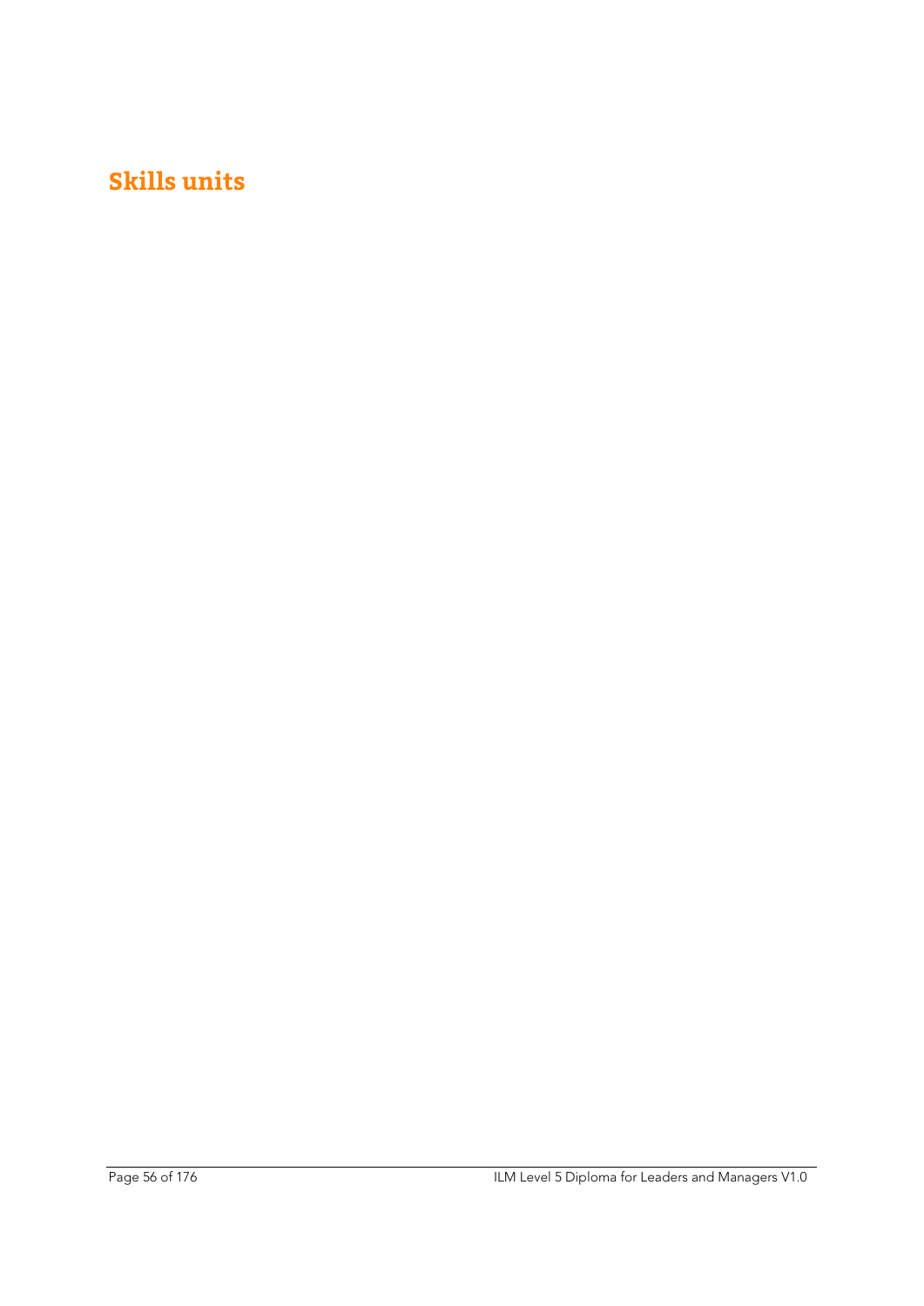# Skills units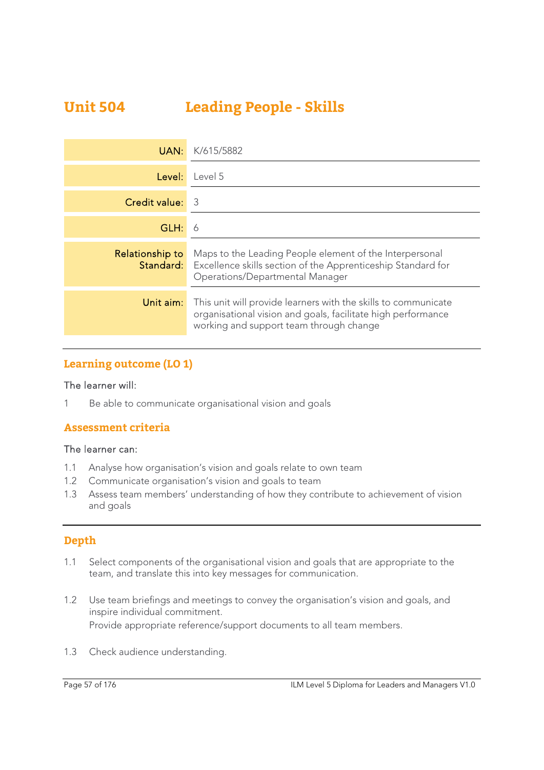# Unit 504 Leading People - Skills

| | |
|---|---|
| UAN: | K/615/5882 |
| Level: | Level 5 |
| Credit value: | 3 |
| GLH: | 6 |
| Relationship to Standard: | Maps to the Leading People element of the Interpersonal Excellence skills section of the Apprenticeship Standard for Operations/Departmental Manager |
| Unit aim: | This unit will provide learners with the skills to communicate organisational vision and goals, facilitate high performance working and support team through change |

## Learning outcome (LO 1)

The learner will:

1 Be able to communicate organisational vision and goals

## Assessment criteria

The learner can:

1.1 Analyse how organisation's vision and goals relate to own team
1.2 Communicate organisation's vision and goals to team
1.3 Assess team members' understanding of how they contribute to achievement of vision and goals

## Depth

1.1 Select components of the organisational vision and goals that are appropriate to the team, and translate this into key messages for communication.

1.2 Use team briefings and meetings to convey the organisation's vision and goals, and inspire individual commitment.
Provide appropriate reference/support documents to all team members.

1.3 Check audience understanding.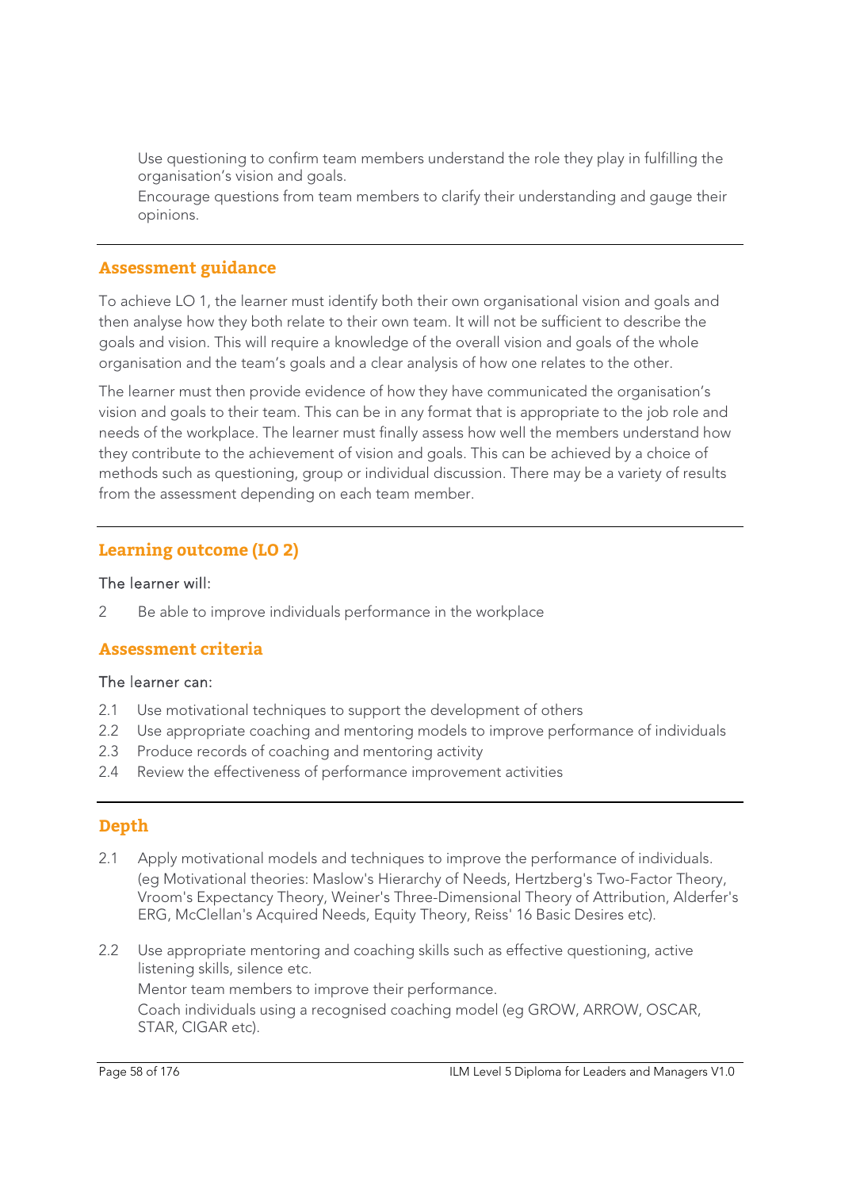Use questioning to confirm team members understand the role they play in fulfilling the organisation's vision and goals.

Encourage questions from team members to clarify their understanding and gauge their opinions.

---

## Assessment guidance

To achieve LO 1, the learner must identify both their own organisational vision and goals and then analyse how they both relate to their own team. It will not be sufficient to describe the goals and vision. This will require a knowledge of the overall vision and goals of the whole organisation and the team's goals and a clear analysis of how one relates to the other.

The learner must then provide evidence of how they have communicated the organisation's vision and goals to their team. This can be in any format that is appropriate to the job role and needs of the workplace. The learner must finally assess how well the members understand how they contribute to the achievement of vision and goals. This can be achieved by a choice of methods such as questioning, group or individual discussion. There may be a variety of results from the assessment depending on each team member.

---

## Learning outcome (LO 2)

The learner will:

2 Be able to improve individuals performance in the workplace

## Assessment criteria

The learner can:

2.1 Use motivational techniques to support the development of others
2.2 Use appropriate coaching and mentoring models to improve performance of individuals
2.3 Produce records of coaching and mentoring activity
2.4 Review the effectiveness of performance improvement activities

---

## Depth

2.1 Apply motivational models and techniques to improve the performance of individuals. (eg Motivational theories: Maslow's Hierarchy of Needs, Hertzberg's Two-Factor Theory, Vroom's Expectancy Theory, Weiner's Three-Dimensional Theory of Attribution, Alderfer's ERG, McClellan's Acquired Needs, Equity Theory, Reiss' 16 Basic Desires etc).

2.2 Use appropriate mentoring and coaching skills such as effective questioning, active listening skills, silence etc.
Mentor team members to improve their performance.
Coach individuals using a recognised coaching model (eg GROW, ARROW, OSCAR, STAR, CIGAR etc).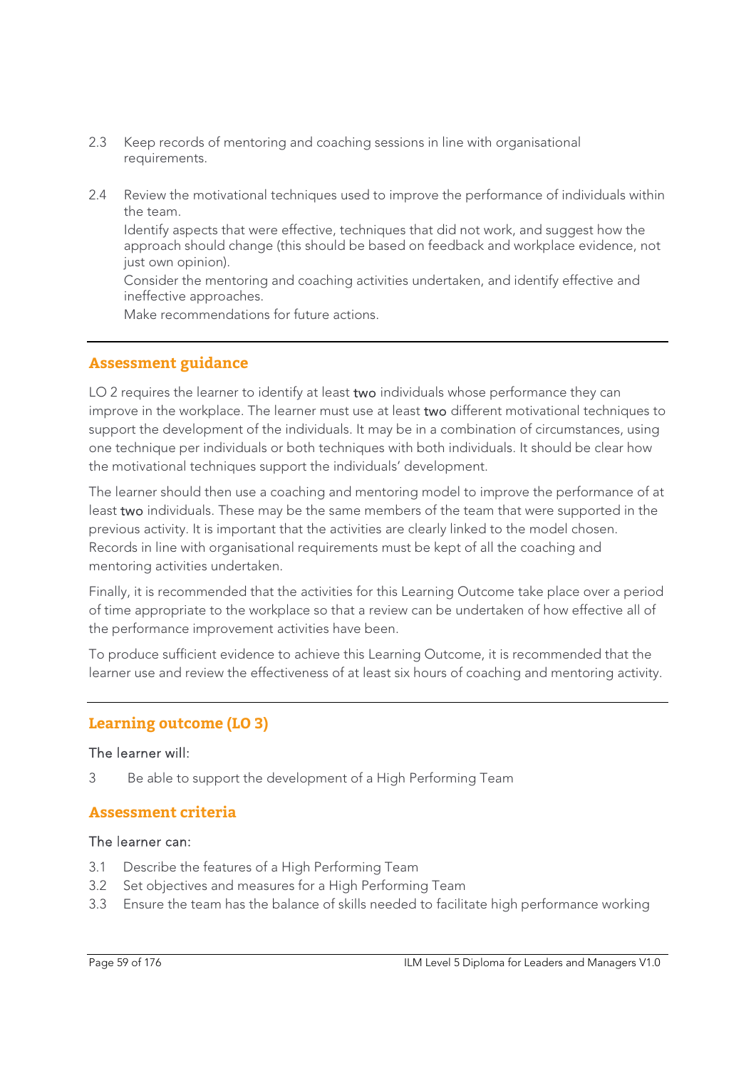2.3 Keep records of mentoring and coaching sessions in line with organisational requirements.

2.4 Review the motivational techniques used to improve the performance of individuals within the team.

Identify aspects that were effective, techniques that did not work, and suggest how the approach should change (this should be based on feedback and workplace evidence, not just own opinion).

Consider the mentoring and coaching activities undertaken, and identify effective and ineffective approaches.

Make recommendations for future actions.

---

## Assessment guidance

LO 2 requires the learner to identify at least **two** individuals whose performance they can improve in the workplace. The learner must use at least **two** different motivational techniques to support the development of the individuals. It may be in a combination of circumstances, using one technique per individuals or both techniques with both individuals. It should be clear how the motivational techniques support the individuals' development.

The learner should then use a coaching and mentoring model to improve the performance of at least **two** individuals. These may be the same members of the team that were supported in the previous activity. It is important that the activities are clearly linked to the model chosen. Records in line with organisational requirements must be kept of all the coaching and mentoring activities undertaken.

Finally, it is recommended that the activities for this Learning Outcome take place over a period of time appropriate to the workplace so that a review can be undertaken of how effective all of the performance improvement activities have been.

To produce sufficient evidence to achieve this Learning Outcome, it is recommended that the learner use and review the effectiveness of at least six hours of coaching and mentoring activity.

---

## Learning outcome (LO 3)

The learner will:

3 Be able to support the development of a High Performing Team

## Assessment criteria

The learner can:

3.1 Describe the features of a High Performing Team

3.2 Set objectives and measures for a High Performing Team

3.3 Ensure the team has the balance of skills needed to facilitate high performance working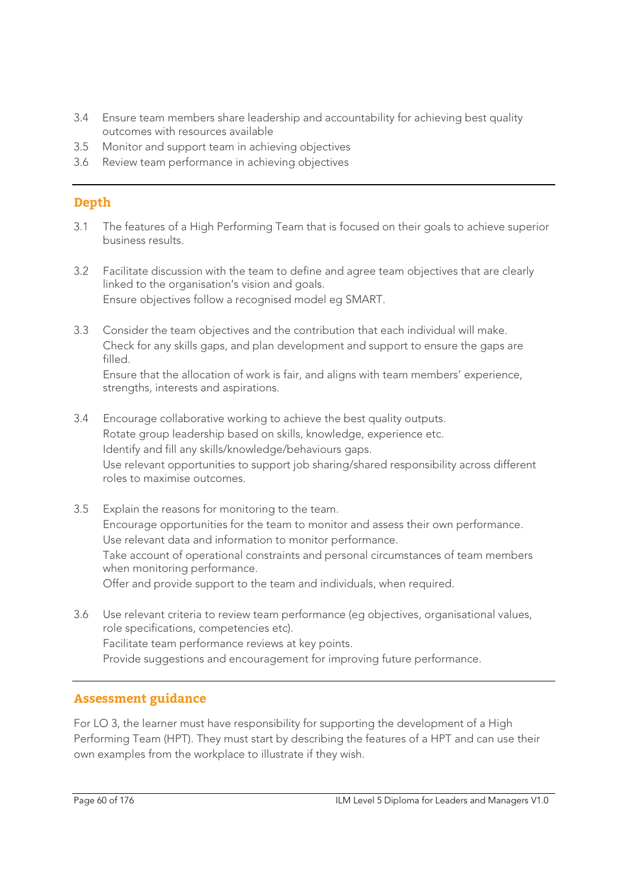3.4 Ensure team members share leadership and accountability for achieving best quality outcomes with resources available

3.5 Monitor and support team in achieving objectives

3.6 Review team performance in achieving objectives

## Depth

3.1 The features of a High Performing Team that is focused on their goals to achieve superior business results.

3.2 Facilitate discussion with the team to define and agree team objectives that are clearly linked to the organisation's vision and goals.
Ensure objectives follow a recognised model eg SMART.

3.3 Consider the team objectives and the contribution that each individual will make.
Check for any skills gaps, and plan development and support to ensure the gaps are filled.
Ensure that the allocation of work is fair, and aligns with team members' experience, strengths, interests and aspirations.

3.4 Encourage collaborative working to achieve the best quality outputs.
Rotate group leadership based on skills, knowledge, experience etc.
Identify and fill any skills/knowledge/behaviours gaps.
Use relevant opportunities to support job sharing/shared responsibility across different roles to maximise outcomes.

3.5 Explain the reasons for monitoring to the team.
Encourage opportunities for the team to monitor and assess their own performance.
Use relevant data and information to monitor performance.
Take account of operational constraints and personal circumstances of team members when monitoring performance.
Offer and provide support to the team and individuals, when required.

3.6 Use relevant criteria to review team performance (eg objectives, organisational values, role specifications, competencies etc).
Facilitate team performance reviews at key points.
Provide suggestions and encouragement for improving future performance.

## Assessment guidance

For LO 3, the learner must have responsibility for supporting the development of a High Performing Team (HPT). They must start by describing the features of a HPT and can use their own examples from the workplace to illustrate if they wish.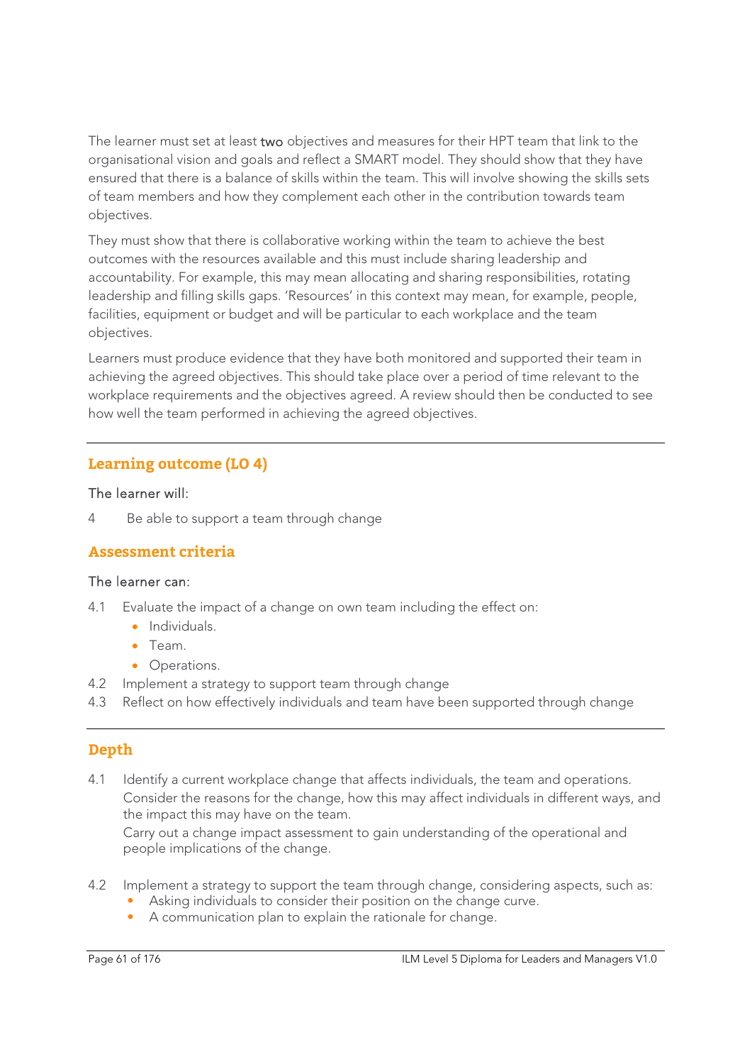The learner must set at least two objectives and measures for their HPT team that link to the organisational vision and goals and reflect a SMART model. They should show that they have ensured that there is a balance of skills within the team. This will involve showing the skills sets of team members and how they complement each other in the contribution towards team objectives.

They must show that there is collaborative working within the team to achieve the best outcomes with the resources available and this must include sharing leadership and accountability. For example, this may mean allocating and sharing responsibilities, rotating leadership and filling skills gaps. 'Resources' in this context may mean, for example, people, facilities, equipment or budget and will be particular to each workplace and the team objectives.

Learners must produce evidence that they have both monitored and supported their team in achieving the agreed objectives. This should take place over a period of time relevant to the workplace requirements and the objectives agreed. A review should then be conducted to see how well the team performed in achieving the agreed objectives.

---

## Learning outcome (LO 4)

The learner will:

4 Be able to support a team through change

## Assessment criteria

The learner can:

4.1 Evaluate the impact of a change on own team including the effect on:
- Individuals.
- Team.
- Operations.

4.2 Implement a strategy to support team through change

4.3 Reflect on how effectively individuals and team have been supported through change

---

## Depth

4.1 Identify a current workplace change that affects individuals, the team and operations. Consider the reasons for the change, how this may affect individuals in different ways, and the impact this may have on the team.
Carry out a change impact assessment to gain understanding of the operational and people implications of the change.

4.2 Implement a strategy to support the team through change, considering aspects, such as:
- Asking individuals to consider their position on the change curve.
- A communication plan to explain the rationale for change.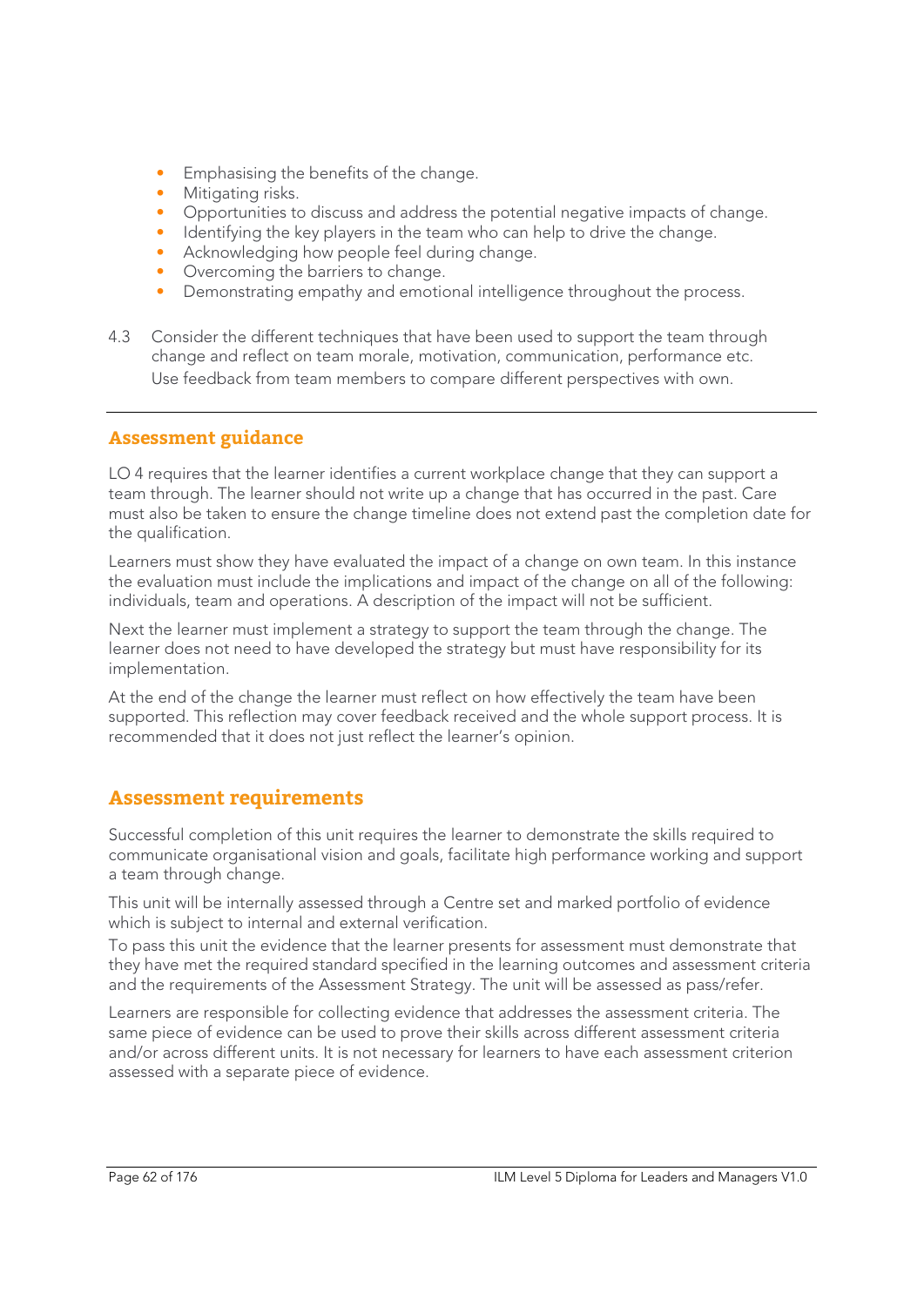- Emphasising the benefits of the change.
- Mitigating risks.
- Opportunities to discuss and address the potential negative impacts of change.
- Identifying the key players in the team who can help to drive the change.
- Acknowledging how people feel during change.
- Overcoming the barriers to change.
- Demonstrating empathy and emotional intelligence throughout the process.

4.3 Consider the different techniques that have been used to support the team through change and reflect on team morale, motivation, communication, performance etc. Use feedback from team members to compare different perspectives with own.

## Assessment guidance

LO 4 requires that the learner identifies a current workplace change that they can support a team through. The learner should not write up a change that has occurred in the past. Care must also be taken to ensure the change timeline does not extend past the completion date for the qualification.

Learners must show they have evaluated the impact of a change on own team. In this instance the evaluation must include the implications and impact of the change on all of the following: individuals, team and operations. A description of the impact will not be sufficient.

Next the learner must implement a strategy to support the team through the change. The learner does not need to have developed the strategy but must have responsibility for its implementation.

At the end of the change the learner must reflect on how effectively the team have been supported. This reflection may cover feedback received and the whole support process. It is recommended that it does not just reflect the learner's opinion.

## Assessment requirements

Successful completion of this unit requires the learner to demonstrate the skills required to communicate organisational vision and goals, facilitate high performance working and support a team through change.

This unit will be internally assessed through a Centre set and marked portfolio of evidence which is subject to internal and external verification.

To pass this unit the evidence that the learner presents for assessment must demonstrate that they have met the required standard specified in the learning outcomes and assessment criteria and the requirements of the Assessment Strategy. The unit will be assessed as pass/refer.

Learners are responsible for collecting evidence that addresses the assessment criteria. The same piece of evidence can be used to prove their skills across different assessment criteria and/or across different units. It is not necessary for learners to have each assessment criterion assessed with a separate piece of evidence.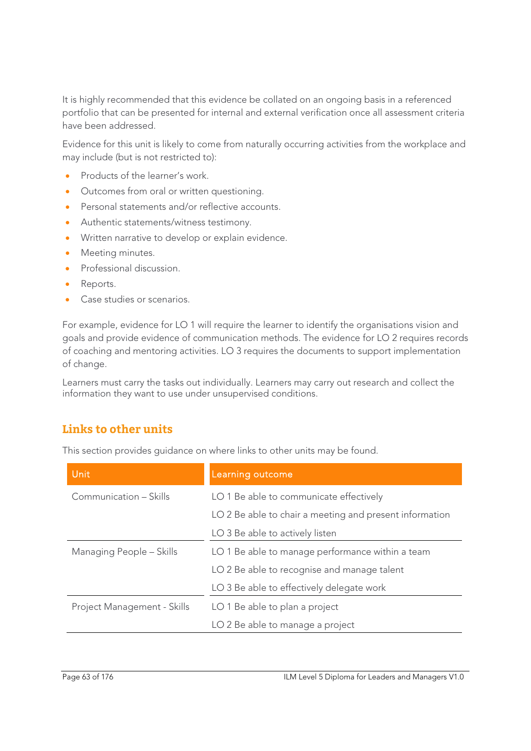It is highly recommended that this evidence be collated on an ongoing basis in a referenced portfolio that can be presented for internal and external verification once all assessment criteria have been addressed.

Evidence for this unit is likely to come from naturally occurring activities from the workplace and may include (but is not restricted to):

- Products of the learner's work.
- Outcomes from oral or written questioning.
- Personal statements and/or reflective accounts.
- Authentic statements/witness testimony.
- Written narrative to develop or explain evidence.
- Meeting minutes.
- Professional discussion.
- Reports.
- Case studies or scenarios.

For example, evidence for LO 1 will require the learner to identify the organisations vision and goals and provide evidence of communication methods. The evidence for LO 2 requires records of coaching and mentoring activities. LO 3 requires the documents to support implementation of change.

Learners must carry the tasks out individually. Learners may carry out research and collect the information they want to use under unsupervised conditions.

## Links to other units

This section provides guidance on where links to other units may be found.

| Unit | Learning outcome |
|---|---|
| Communication – Skills | LO 1 Be able to communicate effectively |
| | LO 2 Be able to chair a meeting and present information |
| | LO 3 Be able to actively listen |
| Managing People – Skills | LO 1 Be able to manage performance within a team |
| | LO 2 Be able to recognise and manage talent |
| | LO 3 Be able to effectively delegate work |
| Project Management - Skills | LO 1 Be able to plan a project |
| | LO 2 Be able to manage a project |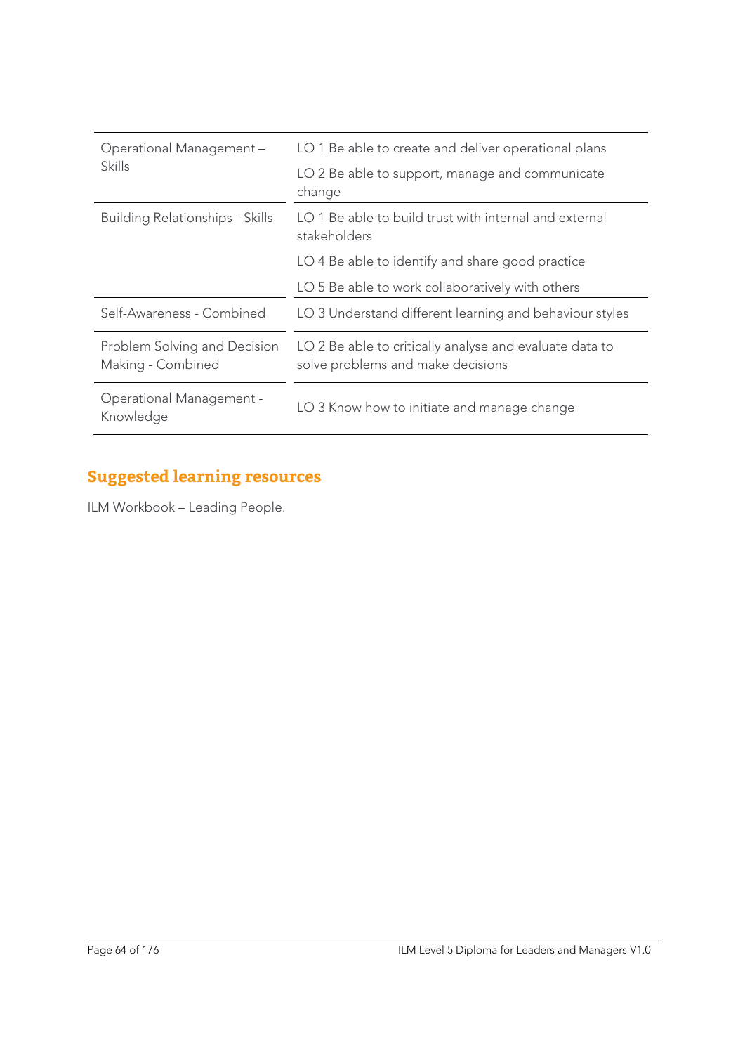| | |
|---|---|
| Operational Management – Skills | LO 1 Be able to create and deliver operational plans |
| | LO 2 Be able to support, manage and communicate change |
| Building Relationships - Skills | LO 1 Be able to build trust with internal and external stakeholders |
| | LO 4 Be able to identify and share good practice |
| | LO 5 Be able to work collaboratively with others |
| Self-Awareness - Combined | LO 3 Understand different learning and behaviour styles |
| Problem Solving and Decision Making - Combined | LO 2 Be able to critically analyse and evaluate data to solve problems and make decisions |
| Operational Management - Knowledge | LO 3 Know how to initiate and manage change |

## Suggested learning resources

ILM Workbook – Leading People.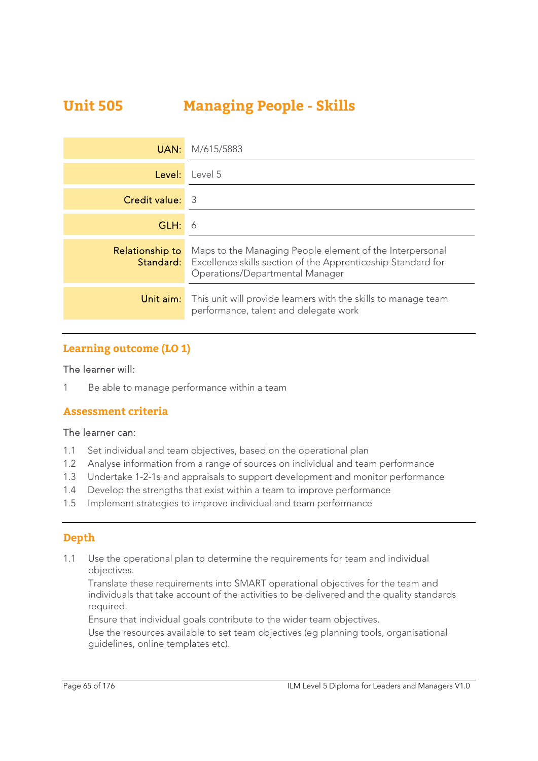# Unit 505 Managing People - Skills

| | |
|---|---|
| **UAN:** | M/615/5883 |
| **Level:** | Level 5 |
| **Credit value:** | 3 |
| **GLH:** | 6 |
| **Relationship to Standard:** | Maps to the Managing People element of the Interpersonal Excellence skills section of the Apprenticeship Standard for Operations/Departmental Manager |
| **Unit aim:** | This unit will provide learners with the skills to manage team performance, talent and delegate work |

## Learning outcome (LO 1)

The learner will:

1 Be able to manage performance within a team

## Assessment criteria

The learner can:

1.1 Set individual and team objectives, based on the operational plan
1.2 Analyse information from a range of sources on individual and team performance
1.3 Undertake 1-2-1s and appraisals to support development and monitor performance
1.4 Develop the strengths that exist within a team to improve performance
1.5 Implement strategies to improve individual and team performance

## Depth

1.1 Use the operational plan to determine the requirements for team and individual objectives.
Translate these requirements into SMART operational objectives for the team and individuals that take account of the activities to be delivered and the quality standards required.
Ensure that individual goals contribute to the wider team objectives.
Use the resources available to set team objectives (eg planning tools, organisational guidelines, online templates etc).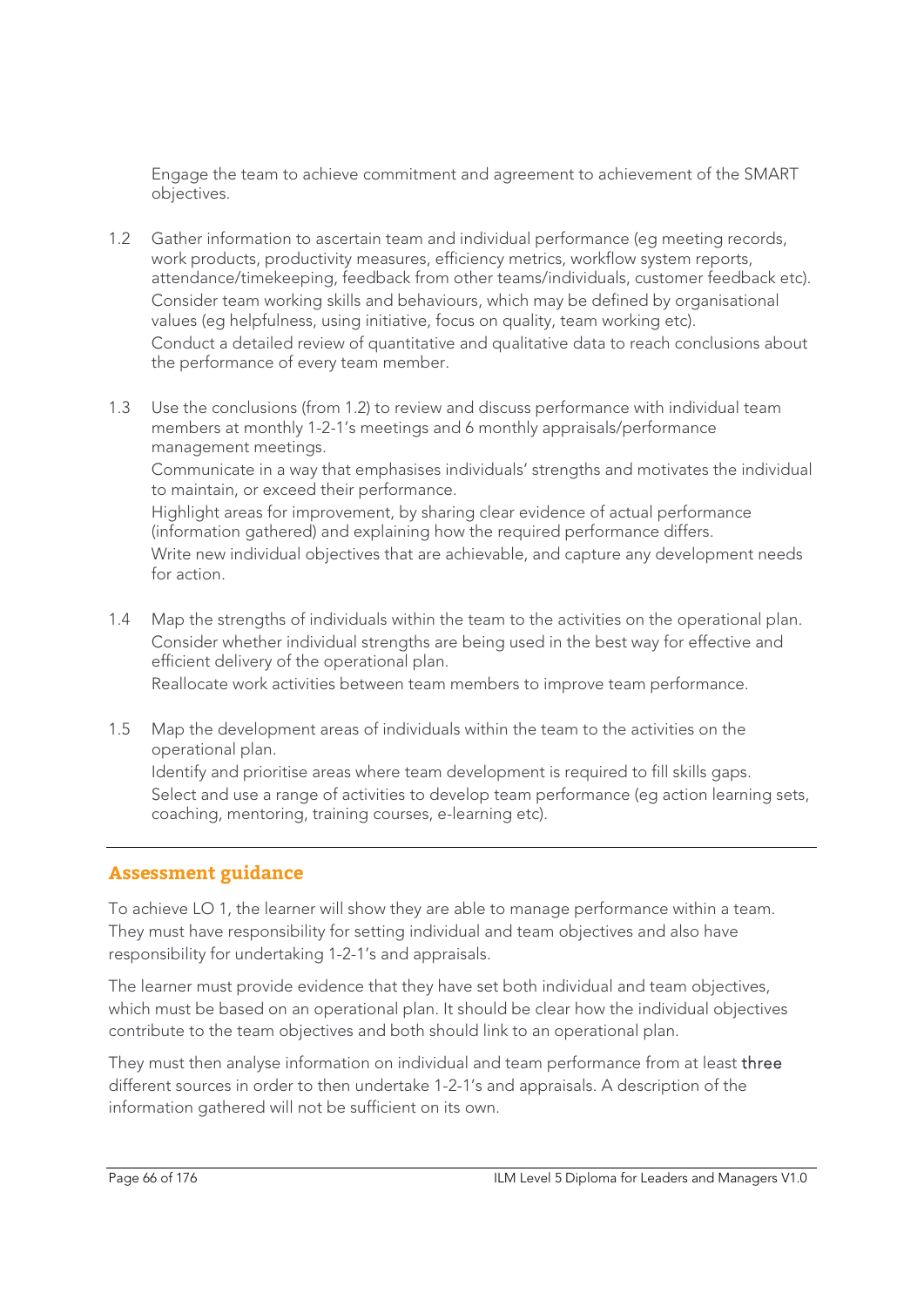Engage the team to achieve commitment and agreement to achievement of the SMART objectives.

1.2 Gather information to ascertain team and individual performance (eg meeting records, work products, productivity measures, efficiency metrics, workflow system reports, attendance/timekeeping, feedback from other teams/individuals, customer feedback etc).
    Consider team working skills and behaviours, which may be defined by organisational values (eg helpfulness, using initiative, focus on quality, team working etc).
    Conduct a detailed review of quantitative and qualitative data to reach conclusions about the performance of every team member.

1.3 Use the conclusions (from 1.2) to review and discuss performance with individual team members at monthly 1-2-1's meetings and 6 monthly appraisals/performance management meetings.
    Communicate in a way that emphasises individuals' strengths and motivates the individual to maintain, or exceed their performance.
    Highlight areas for improvement, by sharing clear evidence of actual performance (information gathered) and explaining how the required performance differs.
    Write new individual objectives that are achievable, and capture any development needs for action.

1.4 Map the strengths of individuals within the team to the activities on the operational plan.
    Consider whether individual strengths are being used in the best way for effective and efficient delivery of the operational plan.
    Reallocate work activities between team members to improve team performance.

1.5 Map the development areas of individuals within the team to the activities on the operational plan.
    Identify and prioritise areas where team development is required to fill skills gaps.
    Select and use a range of activities to develop team performance (eg action learning sets, coaching, mentoring, training courses, e-learning etc).

## Assessment guidance

To achieve LO 1, the learner will show they are able to manage performance within a team. They must have responsibility for setting individual and team objectives and also have responsibility for undertaking 1-2-1's and appraisals.

The learner must provide evidence that they have set both individual and team objectives, which must be based on an operational plan. It should be clear how the individual objectives contribute to the team objectives and both should link to an operational plan.

They must then analyse information on individual and team performance from at least three different sources in order to then undertake 1-2-1's and appraisals. A description of the information gathered will not be sufficient on its own.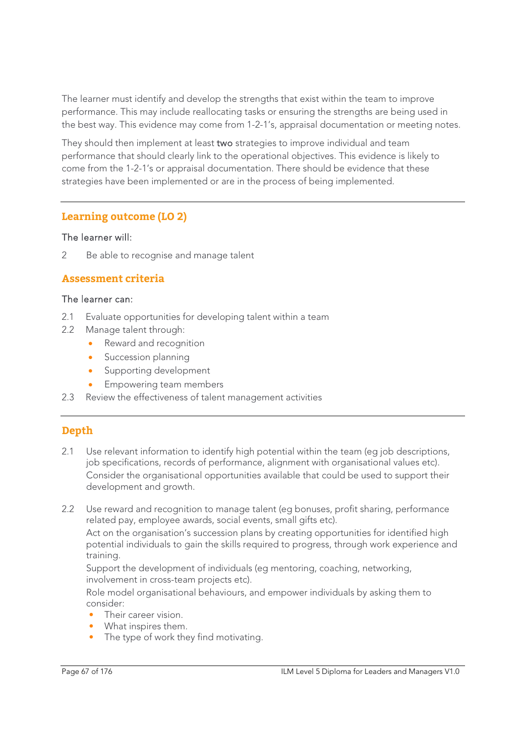The learner must identify and develop the strengths that exist within the team to improve performance. This may include reallocating tasks or ensuring the strengths are being used in the best way. This evidence may come from 1-2-1's, appraisal documentation or meeting notes.

They should then implement at least **two** strategies to improve individual and team performance that should clearly link to the operational objectives. This evidence is likely to come from the 1-2-1's or appraisal documentation. There should be evidence that these strategies have been implemented or are in the process of being implemented.

---

## Learning outcome (LO 2)

The learner will:

2 Be able to recognise and manage talent

## Assessment criteria

The learner can:

2.1 Evaluate opportunities for developing talent within a team

2.2 Manage talent through:

- Reward and recognition
- Succession planning
- Supporting development
- Empowering team members

2.3 Review the effectiveness of talent management activities

---

## Depth

2.1 Use relevant information to identify high potential within the team (eg job descriptions, job specifications, records of performance, alignment with organisational values etc). Consider the organisational opportunities available that could be used to support their development and growth.

2.2 Use reward and recognition to manage talent (eg bonuses, profit sharing, performance related pay, employee awards, social events, small gifts etc).
Act on the organisation's succession plans by creating opportunities for identified high potential individuals to gain the skills required to progress, through work experience and training.
Support the development of individuals (eg mentoring, coaching, networking, involvement in cross-team projects etc).
Role model organisational behaviours, and empower individuals by asking them to consider:

- Their career vision.
- What inspires them.
- The type of work they find motivating.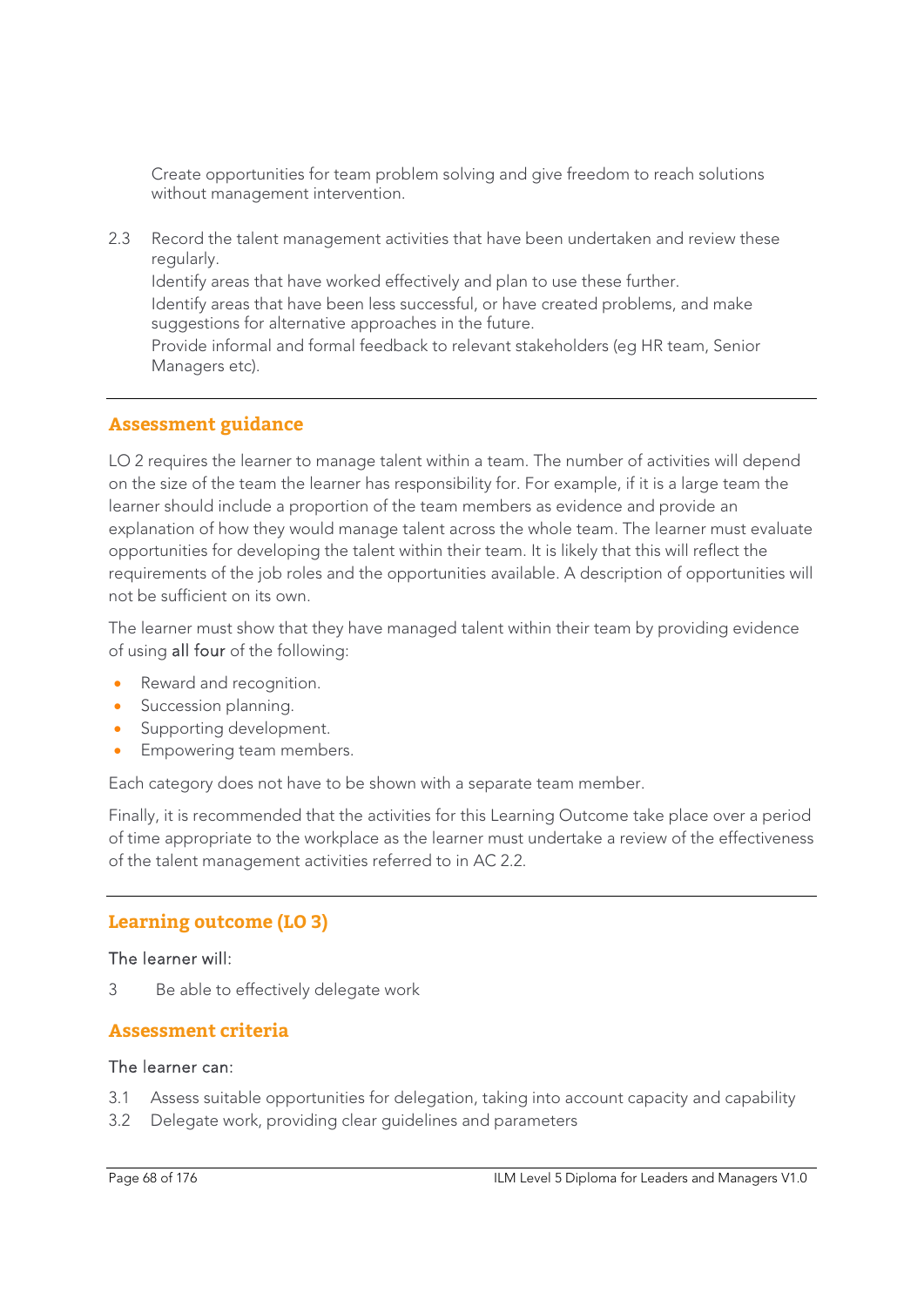Create opportunities for team problem solving and give freedom to reach solutions without management intervention.

2.3 Record the talent management activities that have been undertaken and review these regularly.

Identify areas that have worked effectively and plan to use these further.

Identify areas that have been less successful, or have created problems, and make suggestions for alternative approaches in the future.

Provide informal and formal feedback to relevant stakeholders (eg HR team, Senior Managers etc).

---

## Assessment guidance

LO 2 requires the learner to manage talent within a team. The number of activities will depend on the size of the team the learner has responsibility for. For example, if it is a large team the learner should include a proportion of the team members as evidence and provide an explanation of how they would manage talent across the whole team. The learner must evaluate opportunities for developing the talent within their team. It is likely that this will reflect the requirements of the job roles and the opportunities available. A description of opportunities will not be sufficient on its own.

The learner must show that they have managed talent within their team by providing evidence of using all four of the following:

- Reward and recognition.
- Succession planning.
- Supporting development.
- Empowering team members.

Each category does not have to be shown with a separate team member.

Finally, it is recommended that the activities for this Learning Outcome take place over a period of time appropriate to the workplace as the learner must undertake a review of the effectiveness of the talent management activities referred to in AC 2.2.

---

## Learning outcome (LO 3)

The learner will:

3 Be able to effectively delegate work

## Assessment criteria

The learner can:

3.1 Assess suitable opportunities for delegation, taking into account capacity and capability

3.2 Delegate work, providing clear guidelines and parameters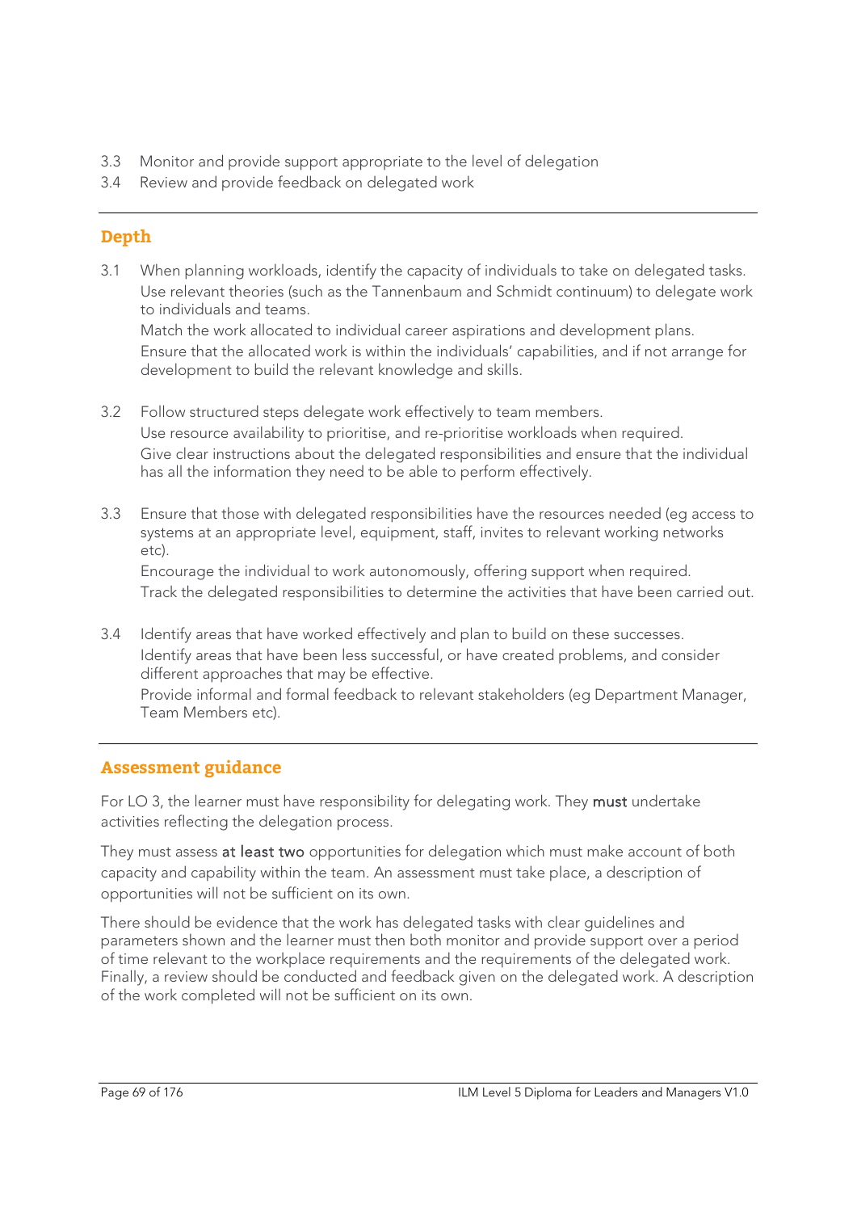3.3 Monitor and provide support appropriate to the level of delegation
3.4 Review and provide feedback on delegated work

## Depth

3.1 When planning workloads, identify the capacity of individuals to take on delegated tasks.
Use relevant theories (such as the Tannenbaum and Schmidt continuum) to delegate work to individuals and teams.
Match the work allocated to individual career aspirations and development plans.
Ensure that the allocated work is within the individuals' capabilities, and if not arrange for development to build the relevant knowledge and skills.

3.2 Follow structured steps delegate work effectively to team members.
Use resource availability to prioritise, and re-prioritise workloads when required.
Give clear instructions about the delegated responsibilities and ensure that the individual has all the information they need to be able to perform effectively.

3.3 Ensure that those with delegated responsibilities have the resources needed (eg access to systems at an appropriate level, equipment, staff, invites to relevant working networks etc).
Encourage the individual to work autonomously, offering support when required.
Track the delegated responsibilities to determine the activities that have been carried out.

3.4 Identify areas that have worked effectively and plan to build on these successes.
Identify areas that have been less successful, or have created problems, and consider different approaches that may be effective.
Provide informal and formal feedback to relevant stakeholders (eg Department Manager, Team Members etc).

## Assessment guidance

For LO 3, the learner must have responsibility for delegating work. They **must** undertake activities reflecting the delegation process.

They must assess **at least two** opportunities for delegation which must make account of both capacity and capability within the team. An assessment must take place, a description of opportunities will not be sufficient on its own.

There should be evidence that the work has delegated tasks with clear guidelines and parameters shown and the learner must then both monitor and provide support over a period of time relevant to the workplace requirements and the requirements of the delegated work. Finally, a review should be conducted and feedback given on the delegated work. A description of the work completed will not be sufficient on its own.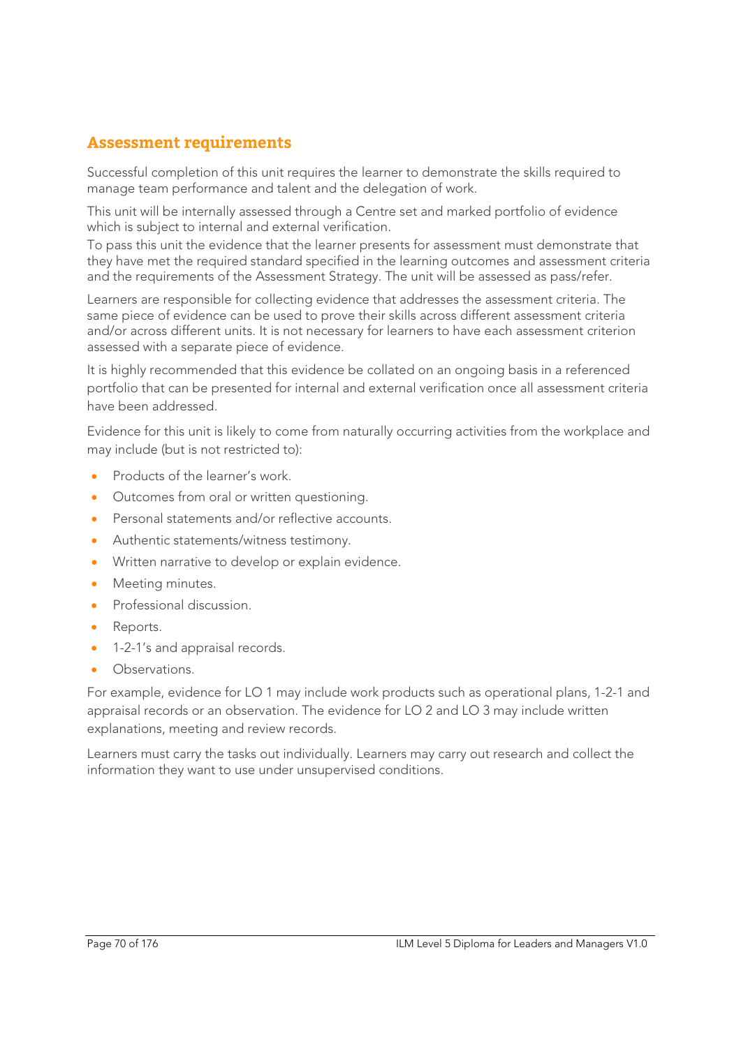## Assessment requirements

Successful completion of this unit requires the learner to demonstrate the skills required to manage team performance and talent and the delegation of work.

This unit will be internally assessed through a Centre set and marked portfolio of evidence which is subject to internal and external verification.

To pass this unit the evidence that the learner presents for assessment must demonstrate that they have met the required standard specified in the learning outcomes and assessment criteria and the requirements of the Assessment Strategy. The unit will be assessed as pass/refer.

Learners are responsible for collecting evidence that addresses the assessment criteria. The same piece of evidence can be used to prove their skills across different assessment criteria and/or across different units. It is not necessary for learners to have each assessment criterion assessed with a separate piece of evidence.

It is highly recommended that this evidence be collated on an ongoing basis in a referenced portfolio that can be presented for internal and external verification once all assessment criteria have been addressed.

Evidence for this unit is likely to come from naturally occurring activities from the workplace and may include (but is not restricted to):

- Products of the learner's work.
- Outcomes from oral or written questioning.
- Personal statements and/or reflective accounts.
- Authentic statements/witness testimony.
- Written narrative to develop or explain evidence.
- Meeting minutes.
- Professional discussion.
- Reports.
- 1-2-1's and appraisal records.
- Observations.

For example, evidence for LO 1 may include work products such as operational plans, 1-2-1 and appraisal records or an observation. The evidence for LO 2 and LO 3 may include written explanations, meeting and review records.

Learners must carry the tasks out individually. Learners may carry out research and collect the information they want to use under unsupervised conditions.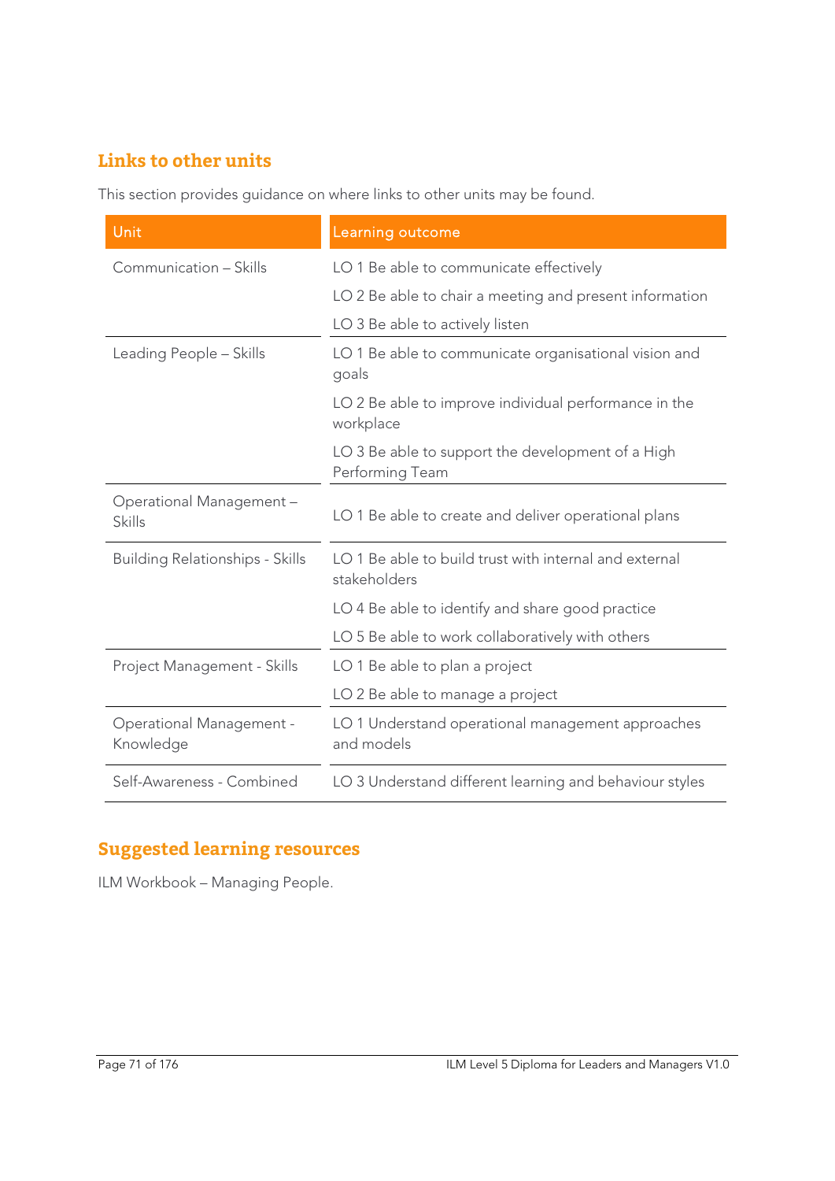## Links to other units

This section provides guidance on where links to other units may be found.

| Unit | Learning outcome |
|---|---|
| Communication – Skills | LO 1 Be able to communicate effectively |
| | LO 2 Be able to chair a meeting and present information |
| | LO 3 Be able to actively listen |
| Leading People – Skills | LO 1 Be able to communicate organisational vision and goals |
| | LO 2 Be able to improve individual performance in the workplace |
| | LO 3 Be able to support the development of a High Performing Team |
| Operational Management – Skills | LO 1 Be able to create and deliver operational plans |
| Building Relationships - Skills | LO 1 Be able to build trust with internal and external stakeholders |
| | LO 4 Be able to identify and share good practice |
| | LO 5 Be able to work collaboratively with others |
| Project Management - Skills | LO 1 Be able to plan a project |
| | LO 2 Be able to manage a project |
| Operational Management - Knowledge | LO 1 Understand operational management approaches and models |
| Self-Awareness - Combined | LO 3 Understand different learning and behaviour styles |

## Suggested learning resources

ILM Workbook – Managing People.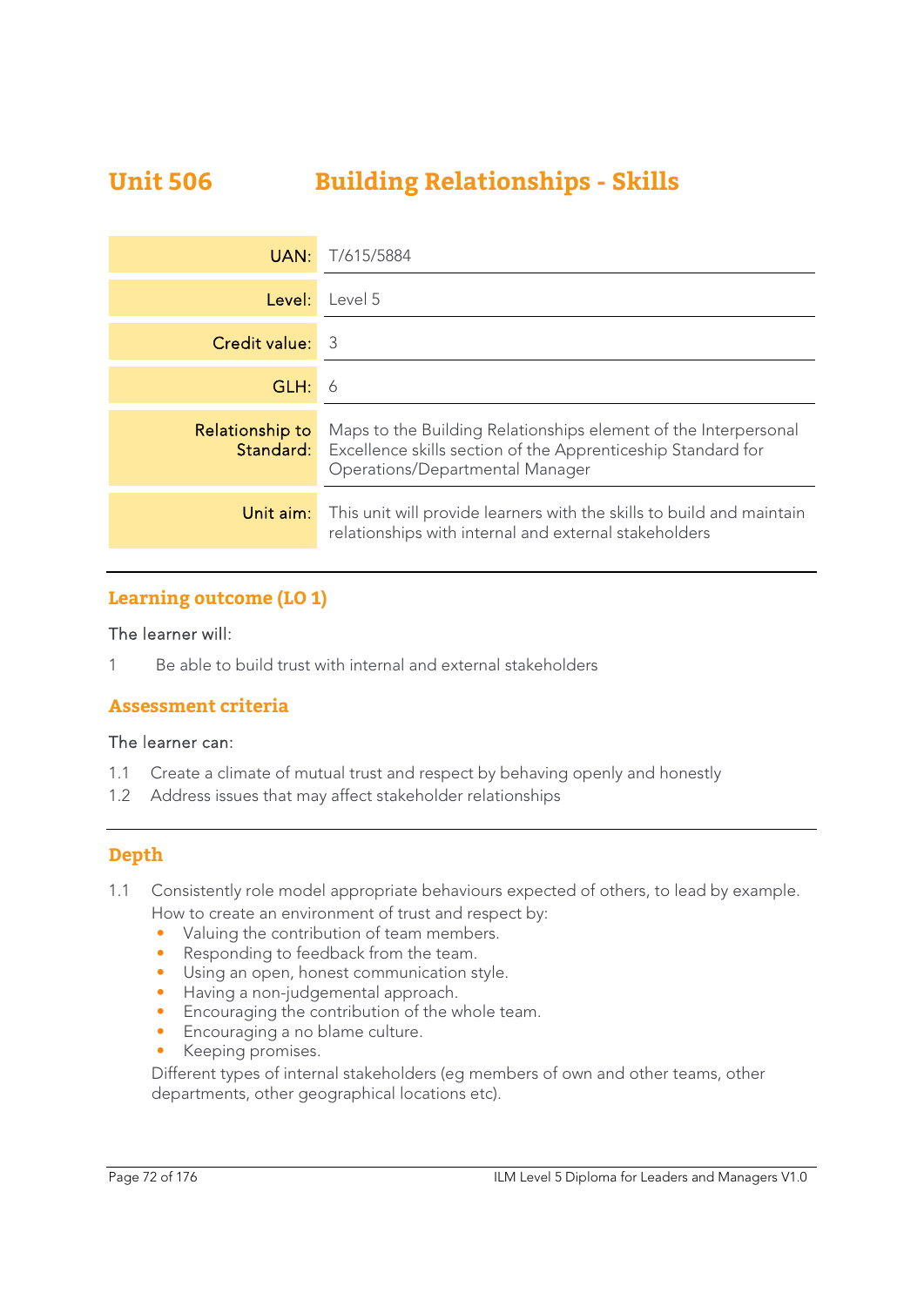# Unit 506 Building Relationships - Skills

| | |
|---|---|
| UAN: | T/615/5884 |
| Level: | Level 5 |
| Credit value: | 3 |
| GLH: | 6 |
| Relationship to Standard: | Maps to the Building Relationships element of the Interpersonal Excellence skills section of the Apprenticeship Standard for Operations/Departmental Manager |
| Unit aim: | This unit will provide learners with the skills to build and maintain relationships with internal and external stakeholders |

## Learning outcome (LO 1)

The learner will:

1 Be able to build trust with internal and external stakeholders

## Assessment criteria

The learner can:

1.1 Create a climate of mutual trust and respect by behaving openly and honestly
1.2 Address issues that may affect stakeholder relationships

## Depth

1.1 Consistently role model appropriate behaviours expected of others, to lead by example.
How to create an environment of trust and respect by:
- Valuing the contribution of team members.
- Responding to feedback from the team.
- Using an open, honest communication style.
- Having a non-judgemental approach.
- Encouraging the contribution of the whole team.
- Encouraging a no blame culture.
- Keeping promises.

Different types of internal stakeholders (eg members of own and other teams, other departments, other geographical locations etc).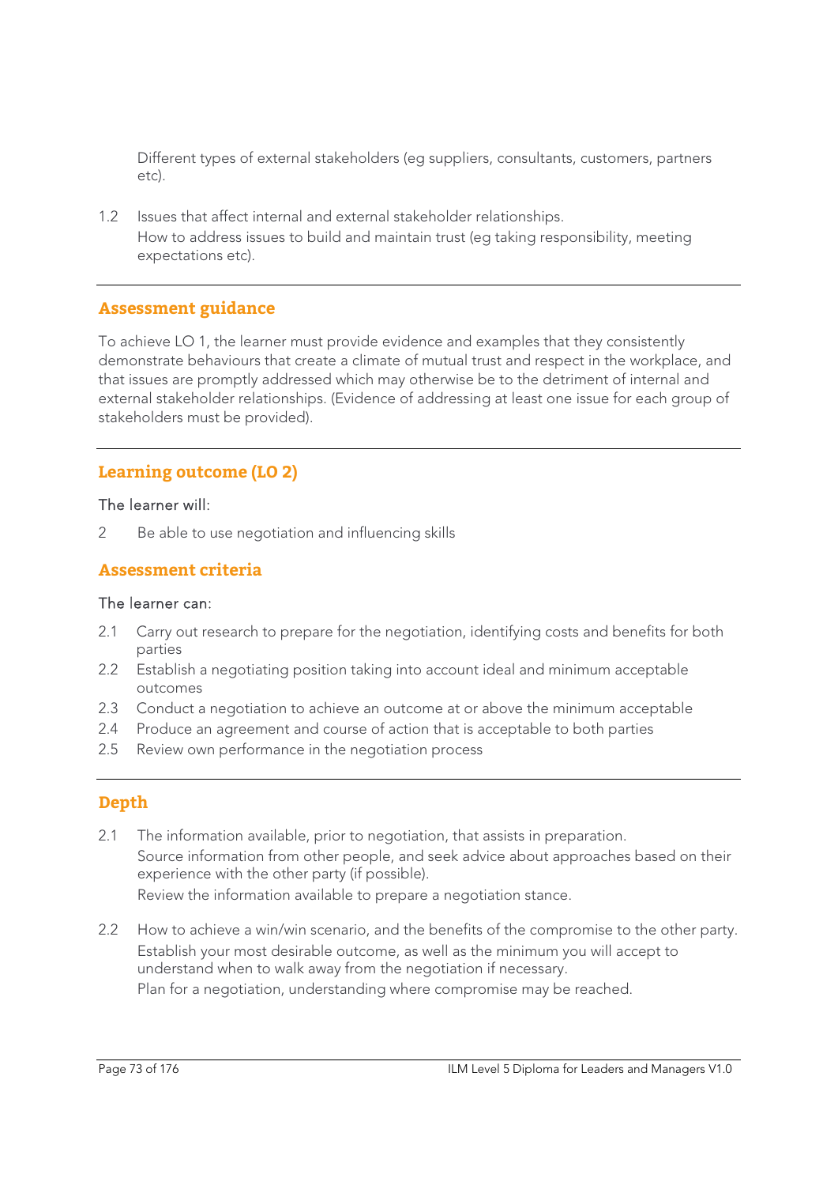Different types of external stakeholders (eg suppliers, consultants, customers, partners etc).

1.2 Issues that affect internal and external stakeholder relationships.
How to address issues to build and maintain trust (eg taking responsibility, meeting expectations etc).

---

## Assessment guidance

To achieve LO 1, the learner must provide evidence and examples that they consistently demonstrate behaviours that create a climate of mutual trust and respect in the workplace, and that issues are promptly addressed which may otherwise be to the detriment of internal and external stakeholder relationships. (Evidence of addressing at least one issue for each group of stakeholders must be provided).

---

## Learning outcome (LO 2)

The learner will:

2 Be able to use negotiation and influencing skills

## Assessment criteria

The learner can:

2.1 Carry out research to prepare for the negotiation, identifying costs and benefits for both parties
2.2 Establish a negotiating position taking into account ideal and minimum acceptable outcomes
2.3 Conduct a negotiation to achieve an outcome at or above the minimum acceptable
2.4 Produce an agreement and course of action that is acceptable to both parties
2.5 Review own performance in the negotiation process

---

## Depth

2.1 The information available, prior to negotiation, that assists in preparation.
Source information from other people, and seek advice about approaches based on their experience with the other party (if possible).
Review the information available to prepare a negotiation stance.

2.2 How to achieve a win/win scenario, and the benefits of the compromise to the other party.
Establish your most desirable outcome, as well as the minimum you will accept to understand when to walk away from the negotiation if necessary.
Plan for a negotiation, understanding where compromise may be reached.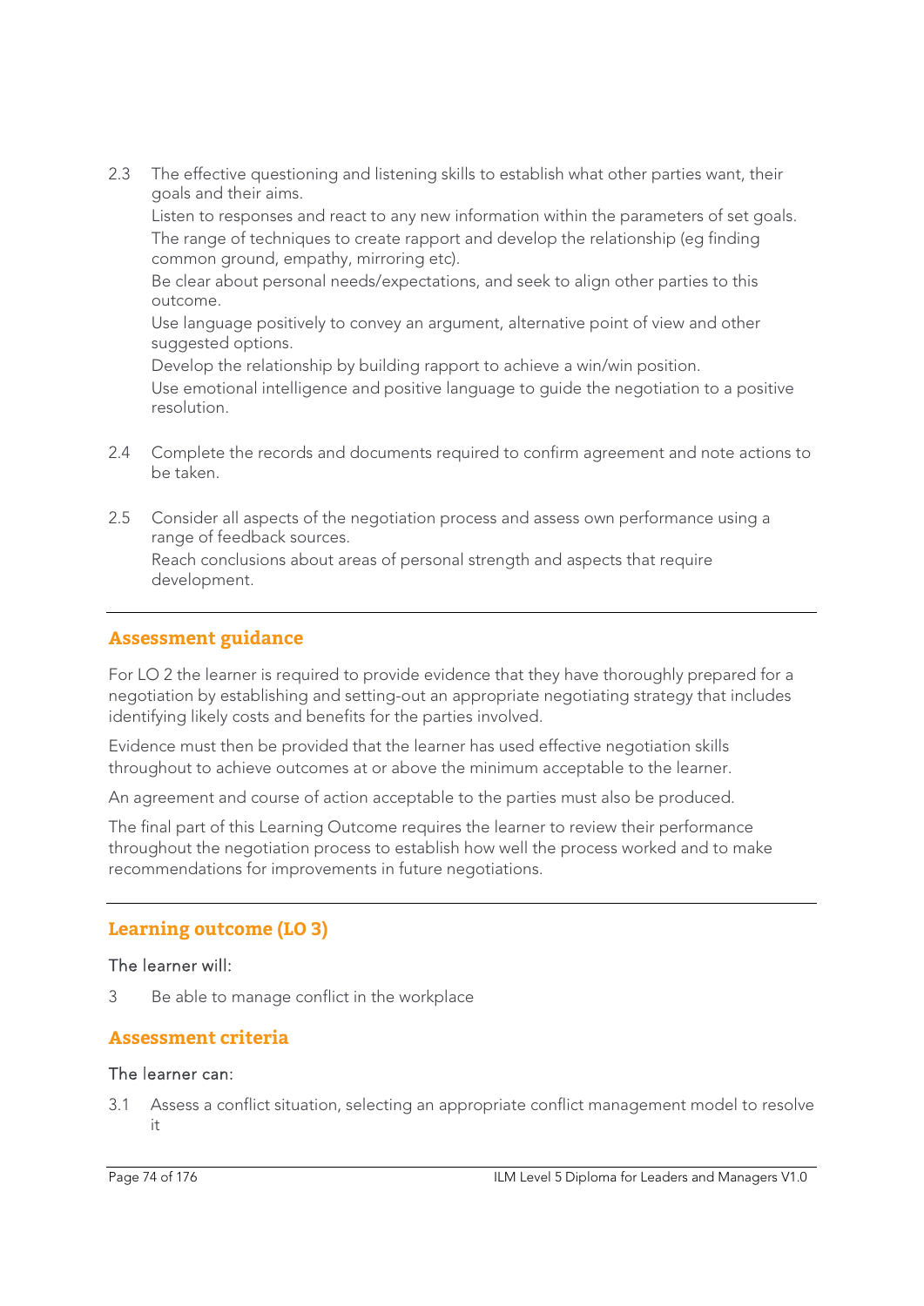2.3 The effective questioning and listening skills to establish what other parties want, their goals and their aims.
Listen to responses and react to any new information within the parameters of set goals.
The range of techniques to create rapport and develop the relationship (eg finding common ground, empathy, mirroring etc).
Be clear about personal needs/expectations, and seek to align other parties to this outcome.
Use language positively to convey an argument, alternative point of view and other suggested options.
Develop the relationship by building rapport to achieve a win/win position.
Use emotional intelligence and positive language to guide the negotiation to a positive resolution.

2.4 Complete the records and documents required to confirm agreement and note actions to be taken.

2.5 Consider all aspects of the negotiation process and assess own performance using a range of feedback sources.
Reach conclusions about areas of personal strength and aspects that require development.

---

## Assessment guidance

For LO 2 the learner is required to provide evidence that they have thoroughly prepared for a negotiation by establishing and setting-out an appropriate negotiating strategy that includes identifying likely costs and benefits for the parties involved.

Evidence must then be provided that the learner has used effective negotiation skills throughout to achieve outcomes at or above the minimum acceptable to the learner.

An agreement and course of action acceptable to the parties must also be produced.

The final part of this Learning Outcome requires the learner to review their performance throughout the negotiation process to establish how well the process worked and to make recommendations for improvements in future negotiations.

---

## Learning outcome (LO 3)

The learner will:

3 Be able to manage conflict in the workplace

## Assessment criteria

The learner can:

3.1 Assess a conflict situation, selecting an appropriate conflict management model to resolve it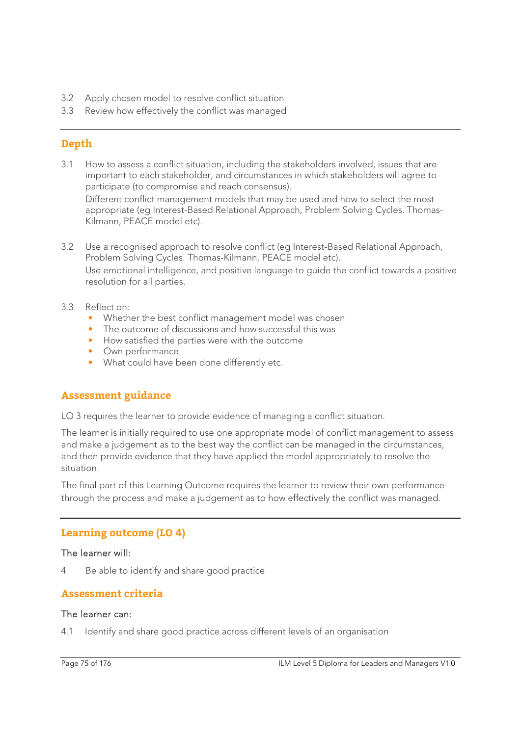3.2 Apply chosen model to resolve conflict situation
3.3 Review how effectively the conflict was managed

## Depth

3.1 How to assess a conflict situation, including the stakeholders involved, issues that are important to each stakeholder, and circumstances in which stakeholders will agree to participate (to compromise and reach consensus).
Different conflict management models that may be used and how to select the most appropriate (eg Interest-Based Relational Approach, Problem Solving Cycles. Thomas-Kilmann, PEACE model etc).

3.2 Use a recognised approach to resolve conflict (eg Interest-Based Relational Approach, Problem Solving Cycles. Thomas-Kilmann, PEACE model etc).
Use emotional intelligence, and positive language to guide the conflict towards a positive resolution for all parties.

3.3 Reflect on:
- Whether the best conflict management model was chosen
- The outcome of discussions and how successful this was
- How satisfied the parties were with the outcome
- Own performance
- What could have been done differently etc.

## Assessment guidance

LO 3 requires the learner to provide evidence of managing a conflict situation.

The learner is initially required to use one appropriate model of conflict management to assess and make a judgement as to the best way the conflict can be managed in the circumstances, and then provide evidence that they have applied the model appropriately to resolve the situation.

The final part of this Learning Outcome requires the learner to review their own performance through the process and make a judgement as to how effectively the conflict was managed.

## Learning outcome (LO 4)

The learner will:

4 Be able to identify and share good practice

## Assessment criteria

The learner can:

4.1 Identify and share good practice across different levels of an organisation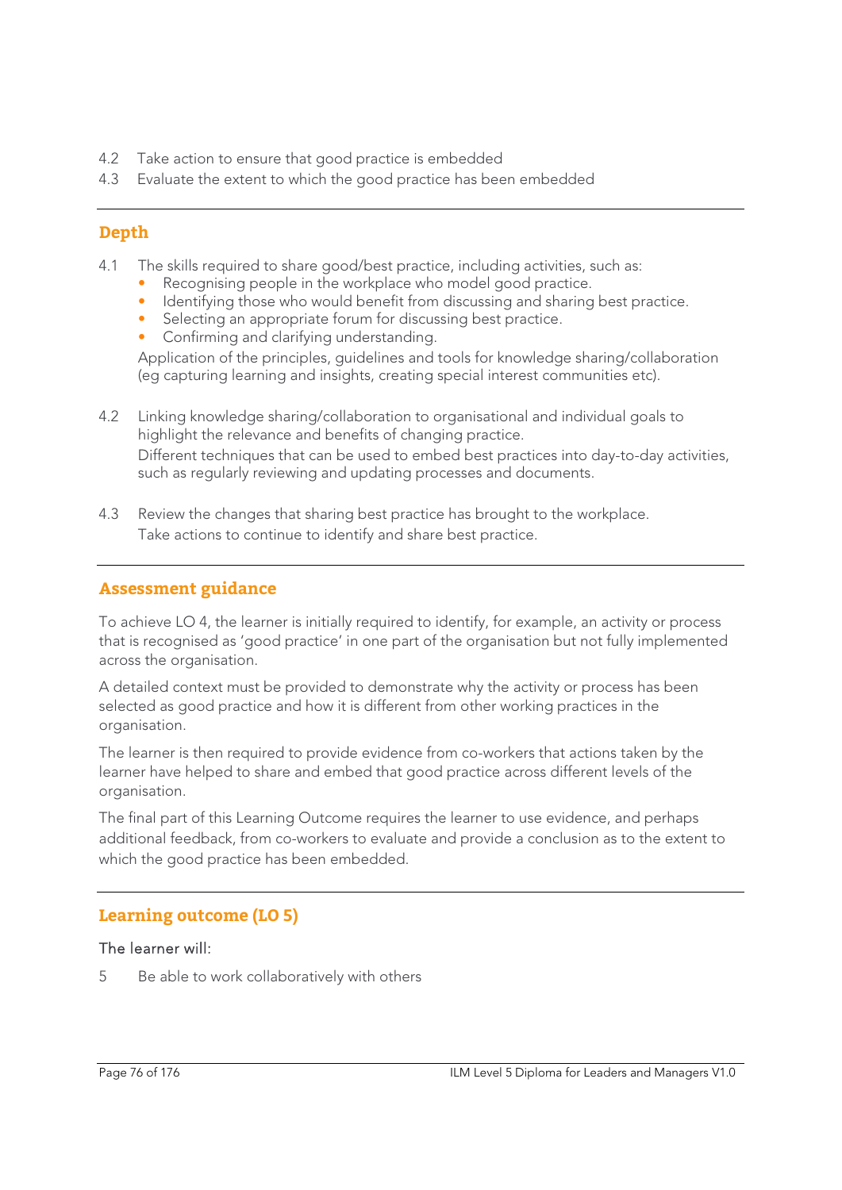4.2 Take action to ensure that good practice is embedded

4.3 Evaluate the extent to which the good practice has been embedded

---

## Depth

4.1 The skills required to share good/best practice, including activities, such as:

- Recognising people in the workplace who model good practice.
- Identifying those who would benefit from discussing and sharing best practice.
- Selecting an appropriate forum for discussing best practice.
- Confirming and clarifying understanding.

Application of the principles, guidelines and tools for knowledge sharing/collaboration (eg capturing learning and insights, creating special interest communities etc).

4.2 Linking knowledge sharing/collaboration to organisational and individual goals to highlight the relevance and benefits of changing practice.

Different techniques that can be used to embed best practices into day-to-day activities, such as regularly reviewing and updating processes and documents.

4.3 Review the changes that sharing best practice has brought to the workplace.

Take actions to continue to identify and share best practice.

---

## Assessment guidance

To achieve LO 4, the learner is initially required to identify, for example, an activity or process that is recognised as 'good practice' in one part of the organisation but not fully implemented across the organisation.

A detailed context must be provided to demonstrate why the activity or process has been selected as good practice and how it is different from other working practices in the organisation.

The learner is then required to provide evidence from co-workers that actions taken by the learner have helped to share and embed that good practice across different levels of the organisation.

The final part of this Learning Outcome requires the learner to use evidence, and perhaps additional feedback, from co-workers to evaluate and provide a conclusion as to the extent to which the good practice has been embedded.

---

## Learning outcome (LO 5)

The learner will:

5 Be able to work collaboratively with others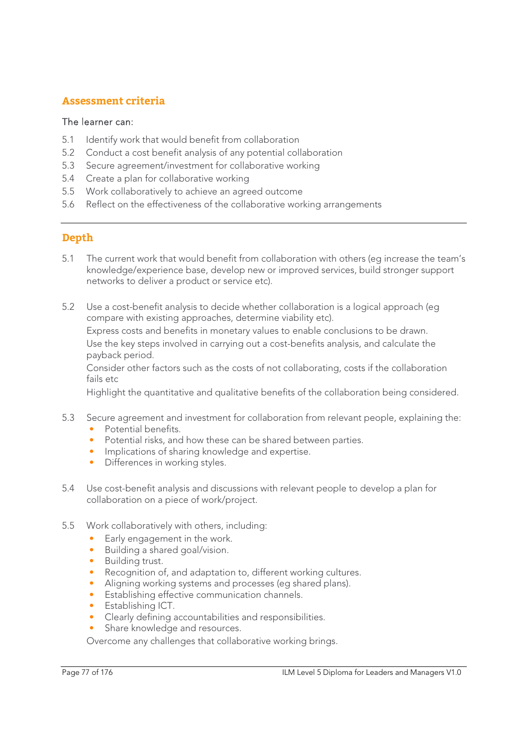## Assessment criteria

The learner can:

5.1 Identify work that would benefit from collaboration
5.2 Conduct a cost benefit analysis of any potential collaboration
5.3 Secure agreement/investment for collaborative working
5.4 Create a plan for collaborative working
5.5 Work collaboratively to achieve an agreed outcome
5.6 Reflect on the effectiveness of the collaborative working arrangements

---

## Depth

5.1 The current work that would benefit from collaboration with others (eg increase the team's knowledge/experience base, develop new or improved services, build stronger support networks to deliver a product or service etc).

5.2 Use a cost-benefit analysis to decide whether collaboration is a logical approach (eg compare with existing approaches, determine viability etc).

Express costs and benefits in monetary values to enable conclusions to be drawn.

Use the key steps involved in carrying out a cost-benefits analysis, and calculate the payback period.

Consider other factors such as the costs of not collaborating, costs if the collaboration fails etc

Highlight the quantitative and qualitative benefits of the collaboration being considered.

5.3 Secure agreement and investment for collaboration from relevant people, explaining the:
- Potential benefits.
- Potential risks, and how these can be shared between parties.
- Implications of sharing knowledge and expertise.
- Differences in working styles.

5.4 Use cost-benefit analysis and discussions with relevant people to develop a plan for collaboration on a piece of work/project.

5.5 Work collaboratively with others, including:
- Early engagement in the work.
- Building a shared goal/vision.
- Building trust.
- Recognition of, and adaptation to, different working cultures.
- Aligning working systems and processes (eg shared plans).
- Establishing effective communication channels.
- Establishing ICT.
- Clearly defining accountabilities and responsibilities.
- Share knowledge and resources.

Overcome any challenges that collaborative working brings.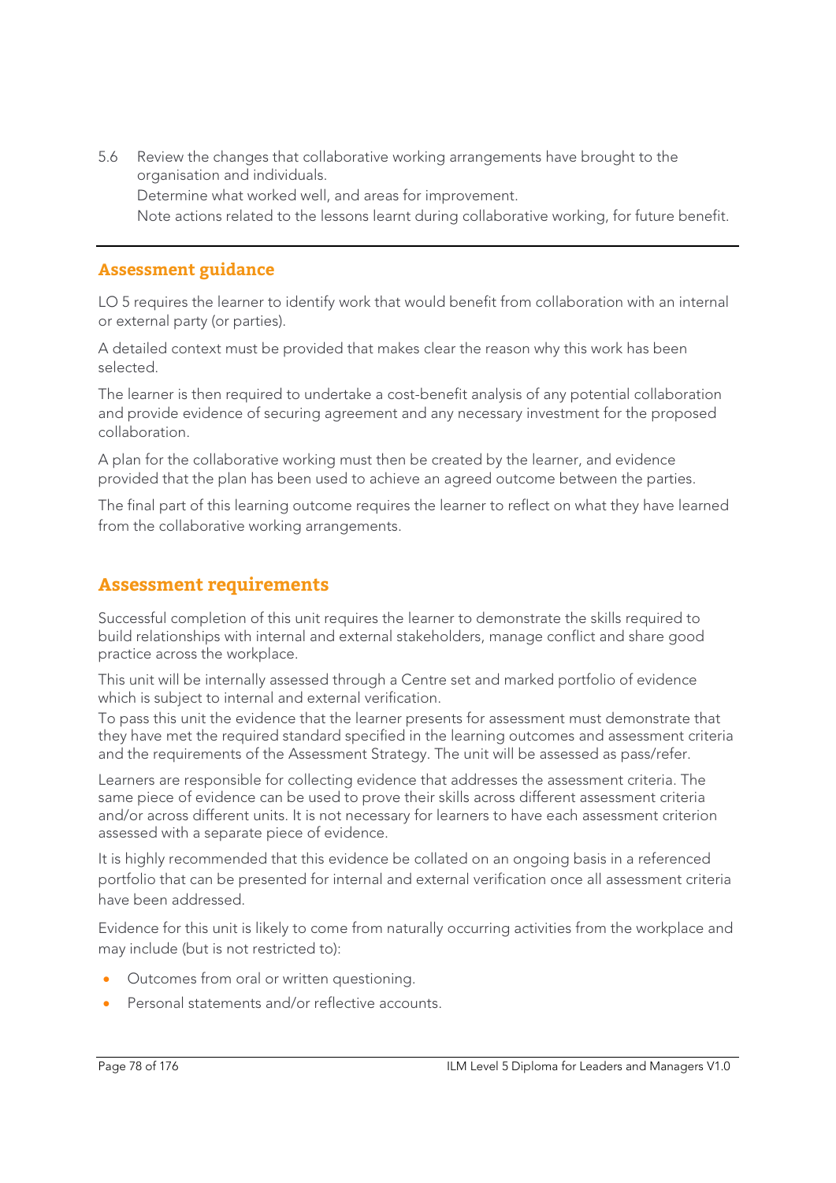5.6 Review the changes that collaborative working arrangements have brought to the organisation and individuals.
Determine what worked well, and areas for improvement.
Note actions related to the lessons learnt during collaborative working, for future benefit.

---

### Assessment guidance

LO 5 requires the learner to identify work that would benefit from collaboration with an internal or external party (or parties).

A detailed context must be provided that makes clear the reason why this work has been selected.

The learner is then required to undertake a cost-benefit analysis of any potential collaboration and provide evidence of securing agreement and any necessary investment for the proposed collaboration.

A plan for the collaborative working must then be created by the learner, and evidence provided that the plan has been used to achieve an agreed outcome between the parties.

The final part of this learning outcome requires the learner to reflect on what they have learned from the collaborative working arrangements.

## Assessment requirements

Successful completion of this unit requires the learner to demonstrate the skills required to build relationships with internal and external stakeholders, manage conflict and share good practice across the workplace.

This unit will be internally assessed through a Centre set and marked portfolio of evidence which is subject to internal and external verification.

To pass this unit the evidence that the learner presents for assessment must demonstrate that they have met the required standard specified in the learning outcomes and assessment criteria and the requirements of the Assessment Strategy. The unit will be assessed as pass/refer.

Learners are responsible for collecting evidence that addresses the assessment criteria. The same piece of evidence can be used to prove their skills across different assessment criteria and/or across different units. It is not necessary for learners to have each assessment criterion assessed with a separate piece of evidence.

It is highly recommended that this evidence be collated on an ongoing basis in a referenced portfolio that can be presented for internal and external verification once all assessment criteria have been addressed.

Evidence for this unit is likely to come from naturally occurring activities from the workplace and may include (but is not restricted to):

- Outcomes from oral or written questioning.
- Personal statements and/or reflective accounts.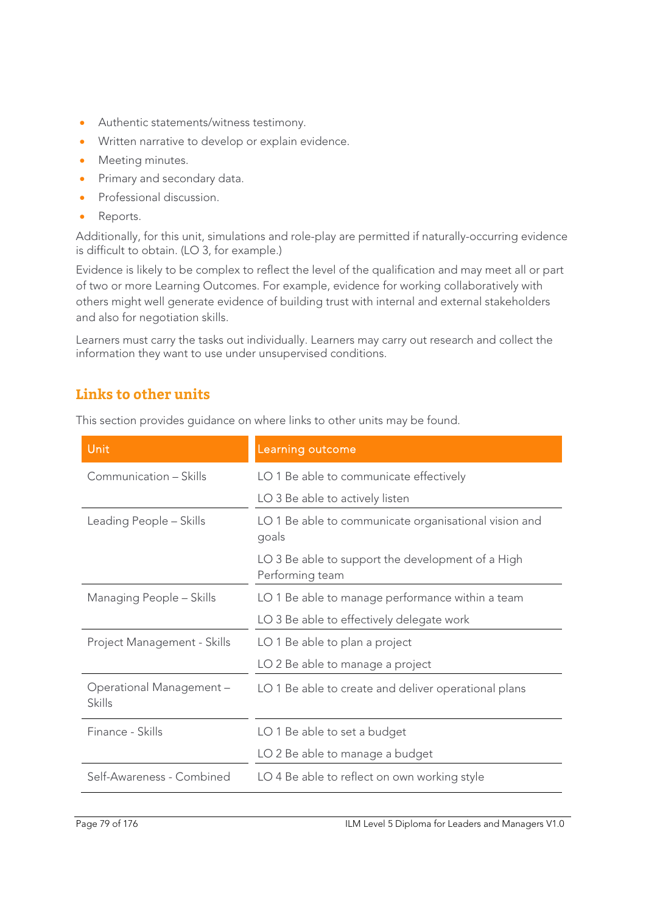- Authentic statements/witness testimony.
- Written narrative to develop or explain evidence.
- Meeting minutes.
- Primary and secondary data.
- Professional discussion.
- Reports.

Additionally, for this unit, simulations and role-play are permitted if naturally-occurring evidence is difficult to obtain. (LO 3, for example.)

Evidence is likely to be complex to reflect the level of the qualification and may meet all or part of two or more Learning Outcomes. For example, evidence for working collaboratively with others might well generate evidence of building trust with internal and external stakeholders and also for negotiation skills.

Learners must carry the tasks out individually. Learners may carry out research and collect the information they want to use under unsupervised conditions.

## Links to other units

This section provides guidance on where links to other units may be found.

| Unit | Learning outcome |
| --- | --- |
| Communication – Skills | LO 1 Be able to communicate effectively<br>LO 3 Be able to actively listen |
| Leading People – Skills | LO 1 Be able to communicate organisational vision and goals<br>LO 3 Be able to support the development of a High Performing team |
| Managing People – Skills | LO 1 Be able to manage performance within a team<br>LO 3 Be able to effectively delegate work |
| Project Management - Skills | LO 1 Be able to plan a project<br>LO 2 Be able to manage a project |
| Operational Management – Skills | LO 1 Be able to create and deliver operational plans |
| Finance - Skills | LO 1 Be able to set a budget<br>LO 2 Be able to manage a budget |
| Self-Awareness - Combined | LO 4 Be able to reflect on own working style |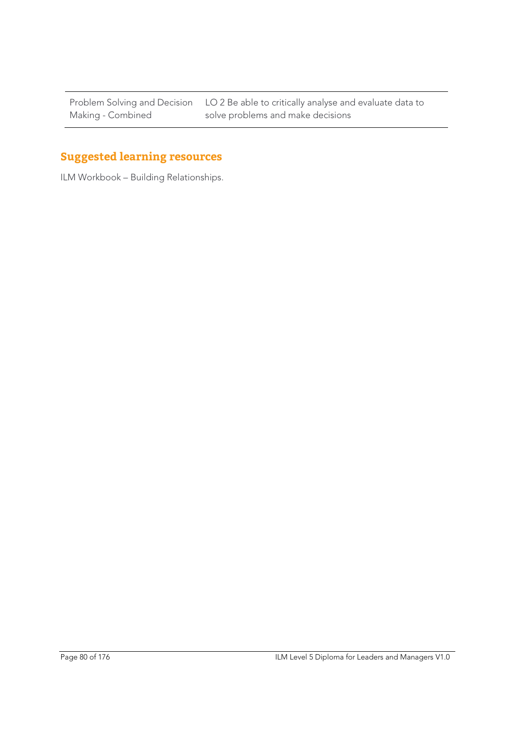| | |
|---|---|
| Problem Solving and Decision Making - Combined | LO 2 Be able to critically analyse and evaluate data to solve problems and make decisions |

## Suggested learning resources

ILM Workbook – Building Relationships.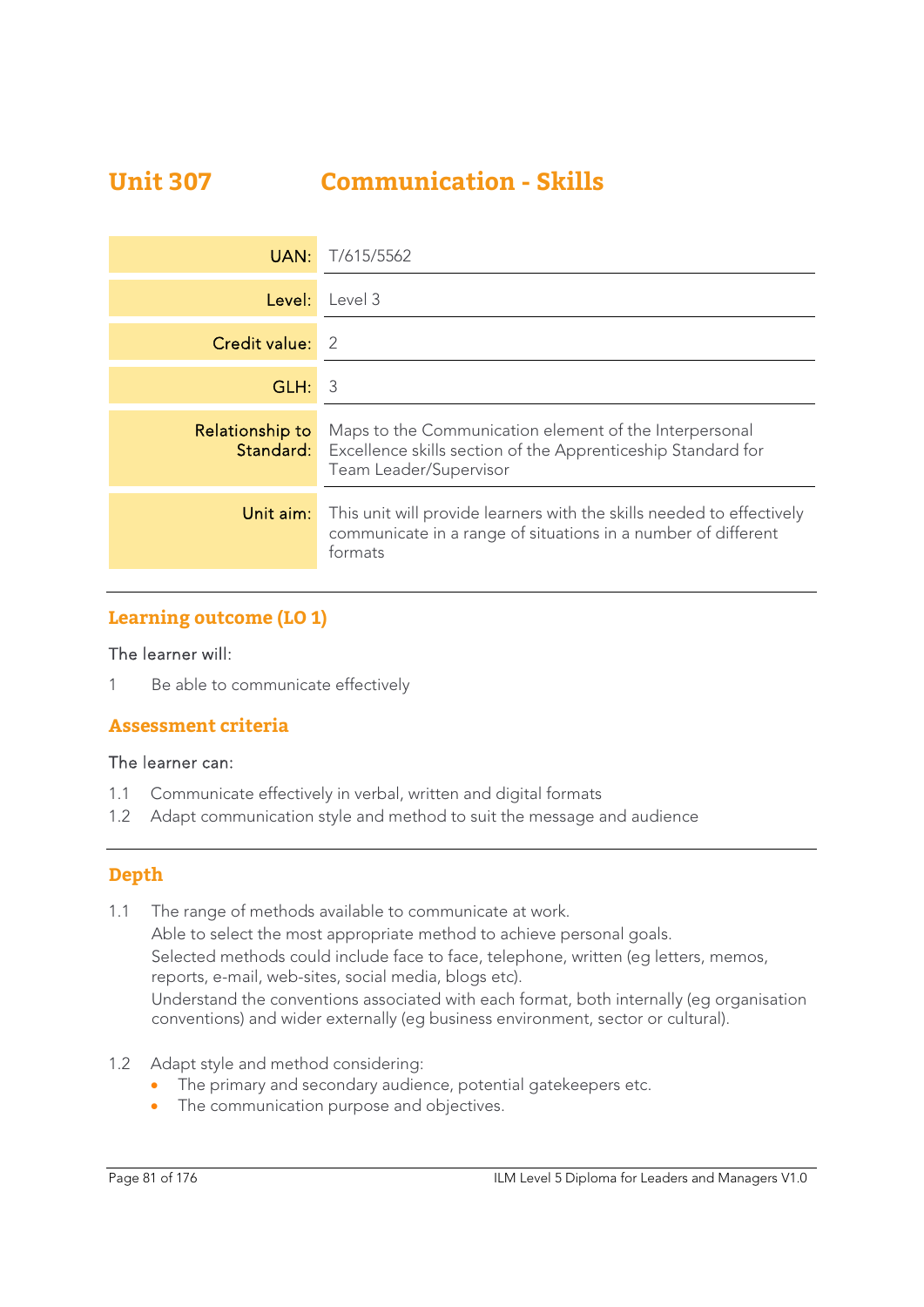# Unit 307 Communication - Skills

| | |
|---|---|
| **UAN:** | T/615/5562 |
| **Level:** | Level 3 |
| **Credit value:** | 2 |
| **GLH:** | 3 |
| **Relationship to Standard:** | Maps to the Communication element of the Interpersonal Excellence skills section of the Apprenticeship Standard for Team Leader/Supervisor |
| **Unit aim:** | This unit will provide learners with the skills needed to effectively communicate in a range of situations in a number of different formats |

## Learning outcome (LO 1)

The learner will:

1 Be able to communicate effectively

## Assessment criteria

The learner can:

1.1 Communicate effectively in verbal, written and digital formats

1.2 Adapt communication style and method to suit the message and audience

## Depth

1.1 The range of methods available to communicate at work.
Able to select the most appropriate method to achieve personal goals.
Selected methods could include face to face, telephone, written (eg letters, memos, reports, e-mail, web-sites, social media, blogs etc).
Understand the conventions associated with each format, both internally (eg organisation conventions) and wider externally (eg business environment, sector or cultural).

1.2 Adapt style and method considering:
- The primary and secondary audience, potential gatekeepers etc.
- The communication purpose and objectives.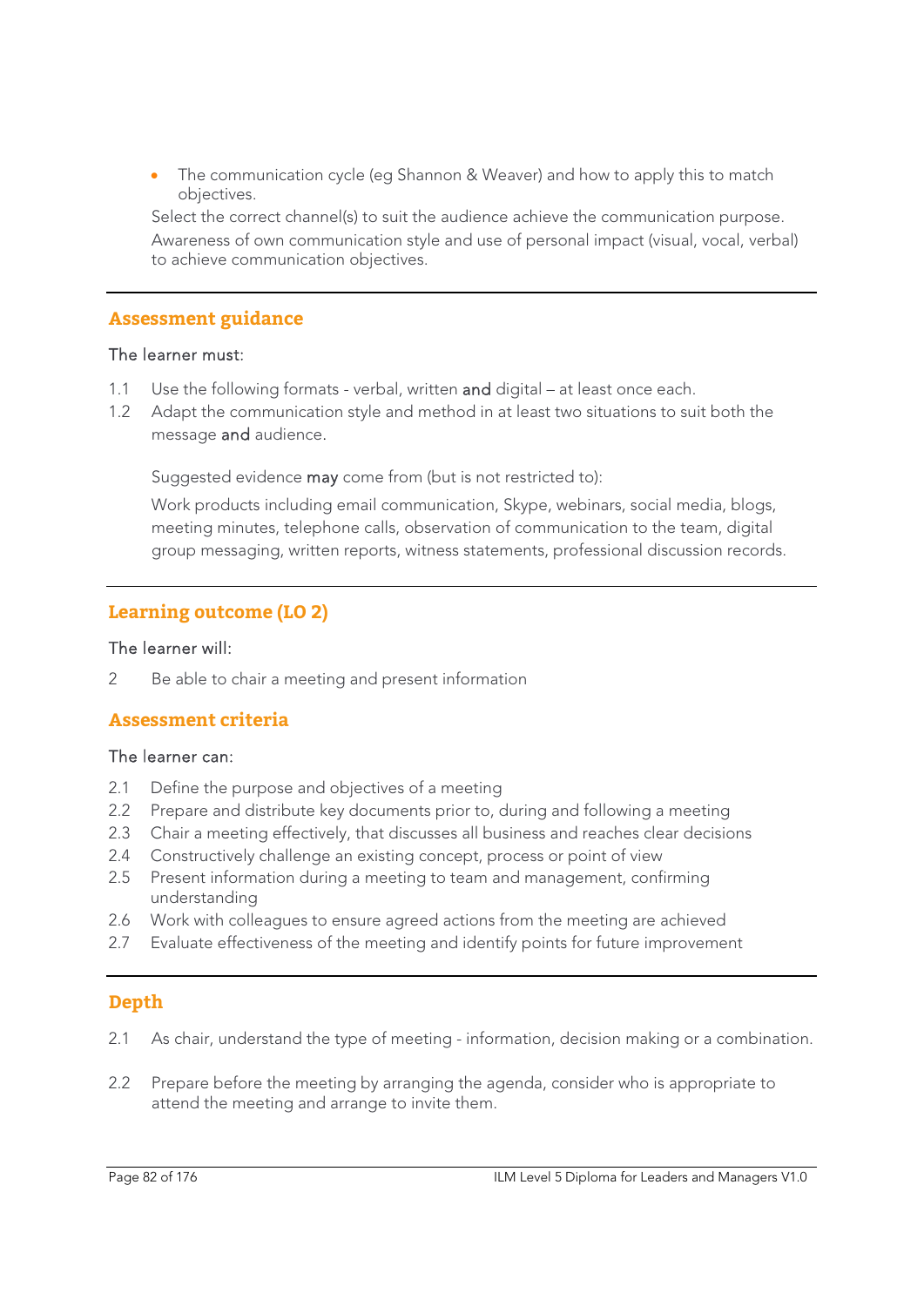- The communication cycle (eg Shannon & Weaver) and how to apply this to match objectives.

  Select the correct channel(s) to suit the audience achieve the communication purpose.

  Awareness of own communication style and use of personal impact (visual, vocal, verbal) to achieve communication objectives.

---

## Assessment guidance

The learner must:

1.1 Use the following formats - verbal, written **and** digital – at least once each.

1.2 Adapt the communication style and method in at least two situations to suit both the message **and** audience.

Suggested evidence **may** come from (but is not restricted to):

Work products including email communication, Skype, webinars, social media, blogs, meeting minutes, telephone calls, observation of communication to the team, digital group messaging, written reports, witness statements, professional discussion records.

---

## Learning outcome (LO 2)

The learner will:

2 Be able to chair a meeting and present information

## Assessment criteria

The learner can:

2.1 Define the purpose and objectives of a meeting

2.2 Prepare and distribute key documents prior to, during and following a meeting

2.3 Chair a meeting effectively, that discusses all business and reaches clear decisions

2.4 Constructively challenge an existing concept, process or point of view

2.5 Present information during a meeting to team and management, confirming understanding

2.6 Work with colleagues to ensure agreed actions from the meeting are achieved

2.7 Evaluate effectiveness of the meeting and identify points for future improvement

---

## Depth

2.1 As chair, understand the type of meeting - information, decision making or a combination.

2.2 Prepare before the meeting by arranging the agenda, consider who is appropriate to attend the meeting and arrange to invite them.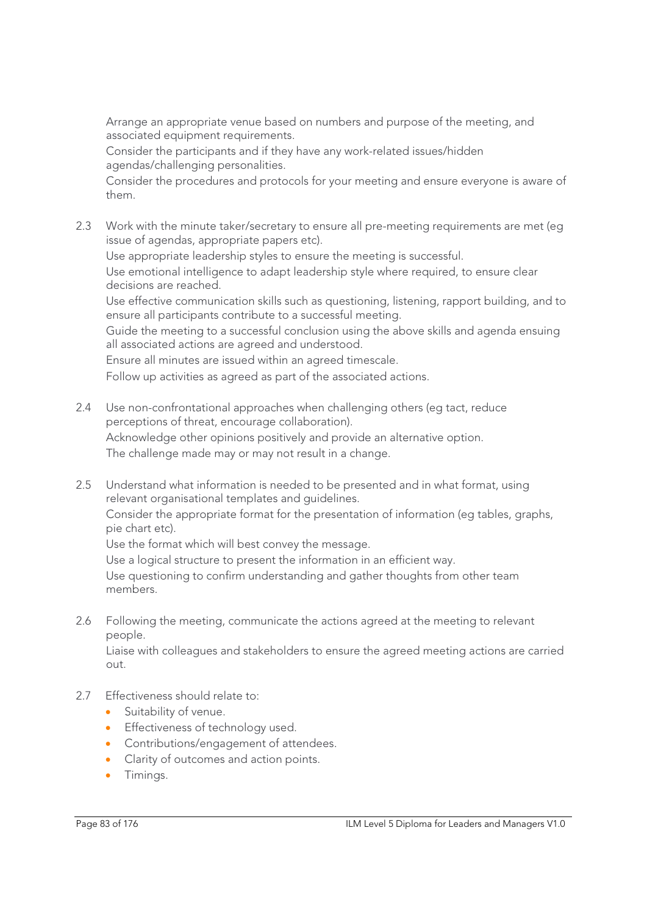Arrange an appropriate venue based on numbers and purpose of the meeting, and associated equipment requirements.

Consider the participants and if they have any work-related issues/hidden agendas/challenging personalities.

Consider the procedures and protocols for your meeting and ensure everyone is aware of them.

2.3 Work with the minute taker/secretary to ensure all pre-meeting requirements are met (eg issue of agendas, appropriate papers etc).

Use appropriate leadership styles to ensure the meeting is successful.

Use emotional intelligence to adapt leadership style where required, to ensure clear decisions are reached.

Use effective communication skills such as questioning, listening, rapport building, and to ensure all participants contribute to a successful meeting.

Guide the meeting to a successful conclusion using the above skills and agenda ensuing all associated actions are agreed and understood.

Ensure all minutes are issued within an agreed timescale.

Follow up activities as agreed as part of the associated actions.

2.4 Use non-confrontational approaches when challenging others (eg tact, reduce perceptions of threat, encourage collaboration).

Acknowledge other opinions positively and provide an alternative option.

The challenge made may or may not result in a change.

2.5 Understand what information is needed to be presented and in what format, using relevant organisational templates and guidelines.

Consider the appropriate format for the presentation of information (eg tables, graphs, pie chart etc).

Use the format which will best convey the message.

Use a logical structure to present the information in an efficient way.

Use questioning to confirm understanding and gather thoughts from other team members.

2.6 Following the meeting, communicate the actions agreed at the meeting to relevant people.

Liaise with colleagues and stakeholders to ensure the agreed meeting actions are carried out.

2.7 Effectiveness should relate to:

- Suitability of venue.
- Effectiveness of technology used.
- Contributions/engagement of attendees.
- Clarity of outcomes and action points.
- Timings.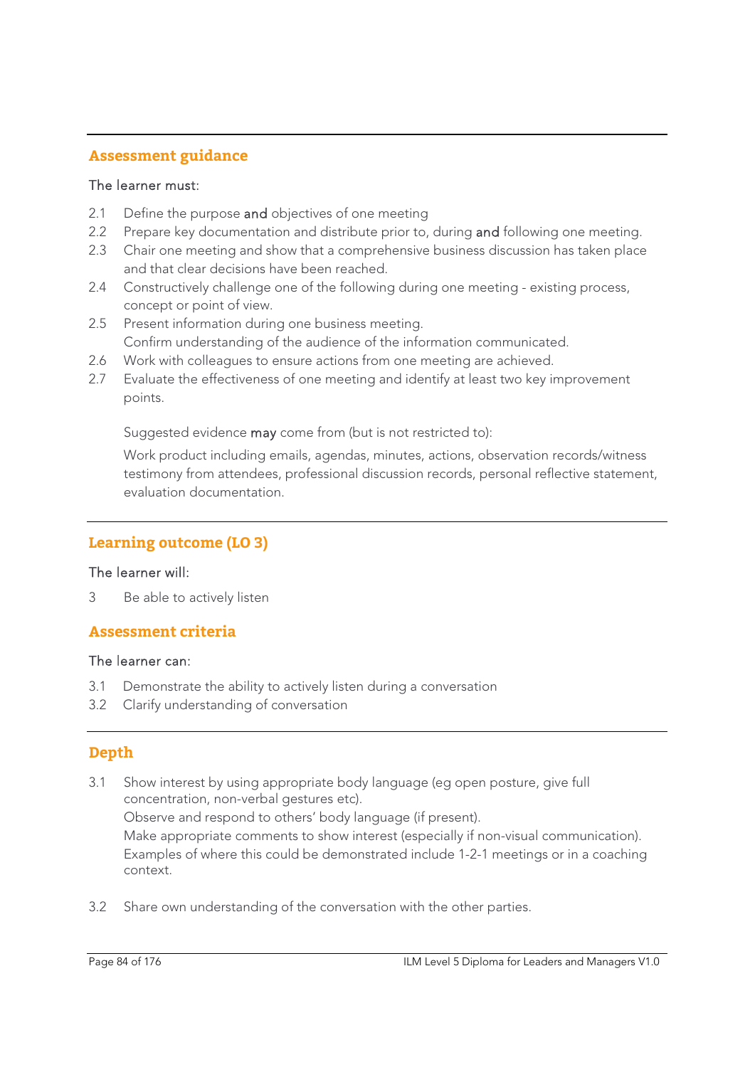## Assessment guidance

The learner must:

2.1 Define the purpose **and** objectives of one meeting

2.2 Prepare key documentation and distribute prior to, during **and** following one meeting.

2.3 Chair one meeting and show that a comprehensive business discussion has taken place and that clear decisions have been reached.

2.4 Constructively challenge one of the following during one meeting - existing process, concept or point of view.

2.5 Present information during one business meeting.
Confirm understanding of the audience of the information communicated.

2.6 Work with colleagues to ensure actions from one meeting are achieved.

2.7 Evaluate the effectiveness of one meeting and identify at least two key improvement points.

Suggested evidence **may** come from (but is not restricted to):

Work product including emails, agendas, minutes, actions, observation records/witness testimony from attendees, professional discussion records, personal reflective statement, evaluation documentation.

## Learning outcome (LO 3)

The learner will:

3 Be able to actively listen

## Assessment criteria

The learner can:

3.1 Demonstrate the ability to actively listen during a conversation

3.2 Clarify understanding of conversation

## Depth

3.1 Show interest by using appropriate body language (eg open posture, give full concentration, non-verbal gestures etc).
Observe and respond to others' body language (if present).
Make appropriate comments to show interest (especially if non-visual communication).
Examples of where this could be demonstrated include 1-2-1 meetings or in a coaching context.

3.2 Share own understanding of the conversation with the other parties.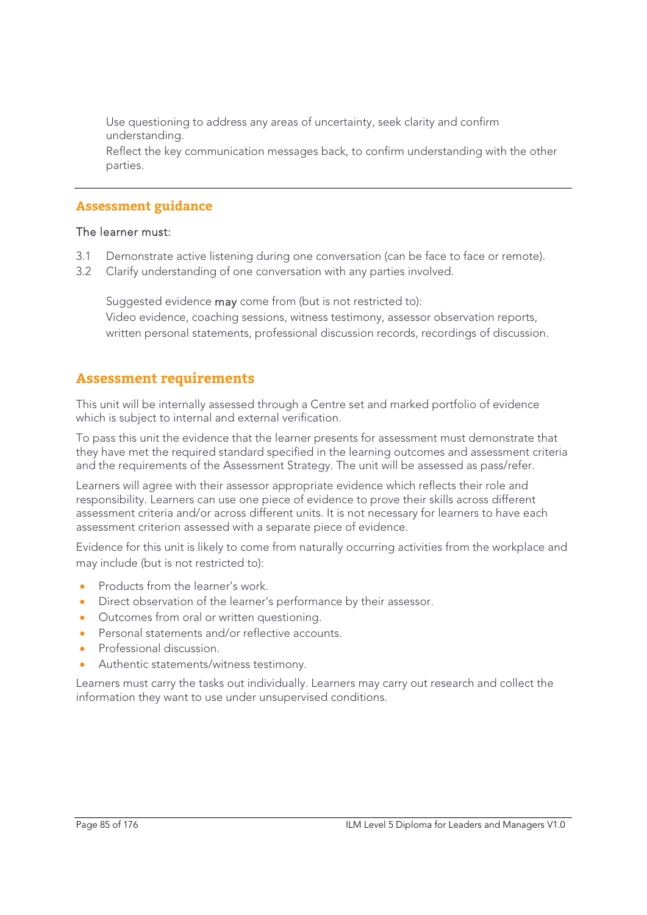Use questioning to address any areas of uncertainty, seek clarity and confirm understanding.

Reflect the key communication messages back, to confirm understanding with the other parties.

---

## Assessment guidance

The learner must:

3.1 Demonstrate active listening during one conversation (can be face to face or remote).

3.2 Clarify understanding of one conversation with any parties involved.

Suggested evidence **may** come from (but is not restricted to):
Video evidence, coaching sessions, witness testimony, assessor observation reports, written personal statements, professional discussion records, recordings of discussion.

## Assessment requirements

This unit will be internally assessed through a Centre set and marked portfolio of evidence which is subject to internal and external verification.

To pass this unit the evidence that the learner presents for assessment must demonstrate that they have met the required standard specified in the learning outcomes and assessment criteria and the requirements of the Assessment Strategy. The unit will be assessed as pass/refer.

Learners will agree with their assessor appropriate evidence which reflects their role and responsibility. Learners can use one piece of evidence to prove their skills across different assessment criteria and/or across different units. It is not necessary for learners to have each assessment criterion assessed with a separate piece of evidence.

Evidence for this unit is likely to come from naturally occurring activities from the workplace and may include (but is not restricted to):

- Products from the learner's work.
- Direct observation of the learner's performance by their assessor.
- Outcomes from oral or written questioning.
- Personal statements and/or reflective accounts.
- Professional discussion.
- Authentic statements/witness testimony.

Learners must carry the tasks out individually. Learners may carry out research and collect the information they want to use under unsupervised conditions.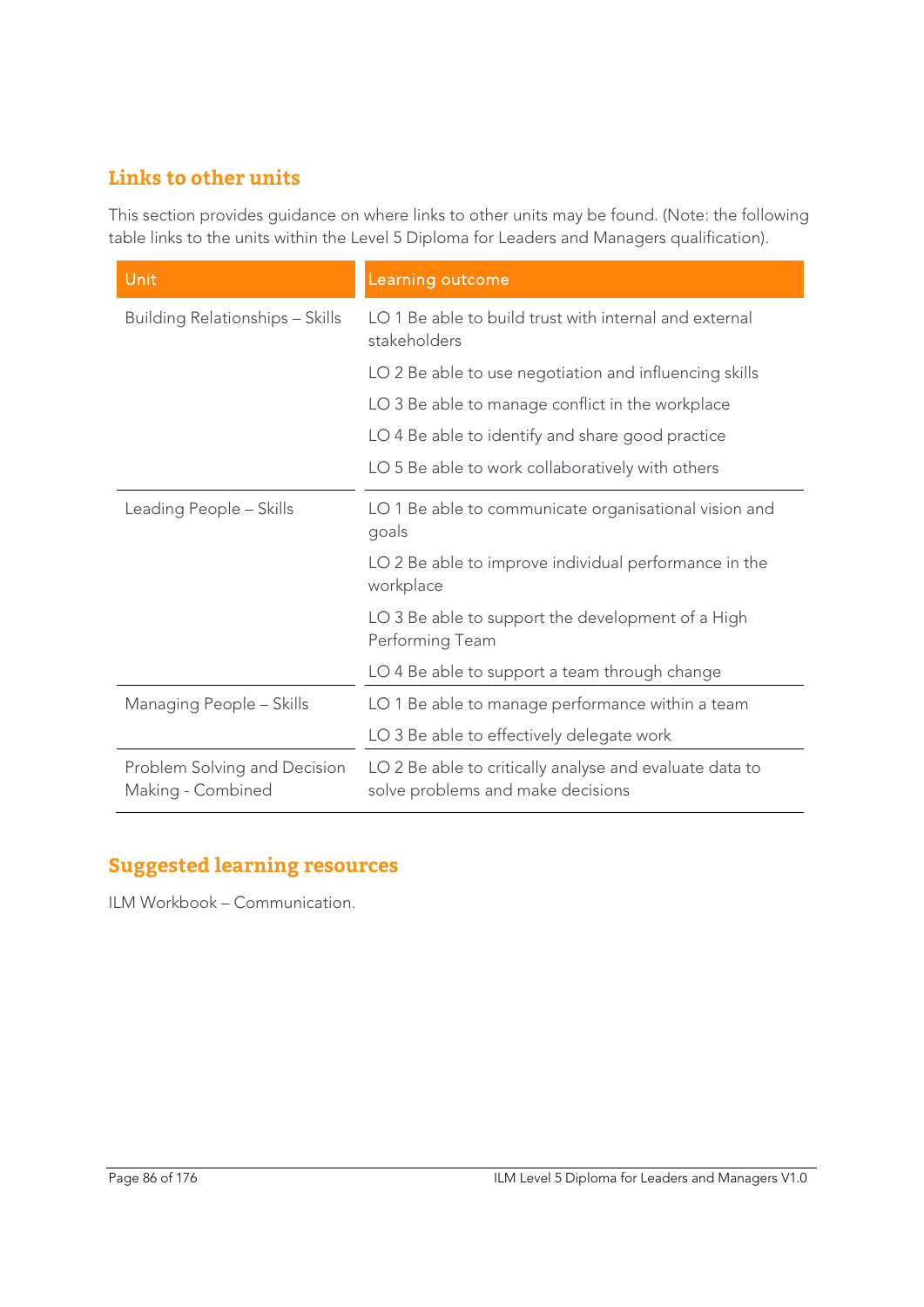## Links to other units

This section provides guidance on where links to other units may be found. (Note: the following table links to the units within the Level 5 Diploma for Leaders and Managers qualification).

| Unit | Learning outcome |
|---|---|
| Building Relationships – Skills | LO 1 Be able to build trust with internal and external stakeholders |
| | LO 2 Be able to use negotiation and influencing skills |
| | LO 3 Be able to manage conflict in the workplace |
| | LO 4 Be able to identify and share good practice |
| | LO 5 Be able to work collaboratively with others |
| Leading People – Skills | LO 1 Be able to communicate organisational vision and goals |
| | LO 2 Be able to improve individual performance in the workplace |
| | LO 3 Be able to support the development of a High Performing Team |
| | LO 4 Be able to support a team through change |
| Managing People – Skills | LO 1 Be able to manage performance within a team |
| | LO 3 Be able to effectively delegate work |
| Problem Solving and Decision Making - Combined | LO 2 Be able to critically analyse and evaluate data to solve problems and make decisions |

## Suggested learning resources

ILM Workbook – Communication.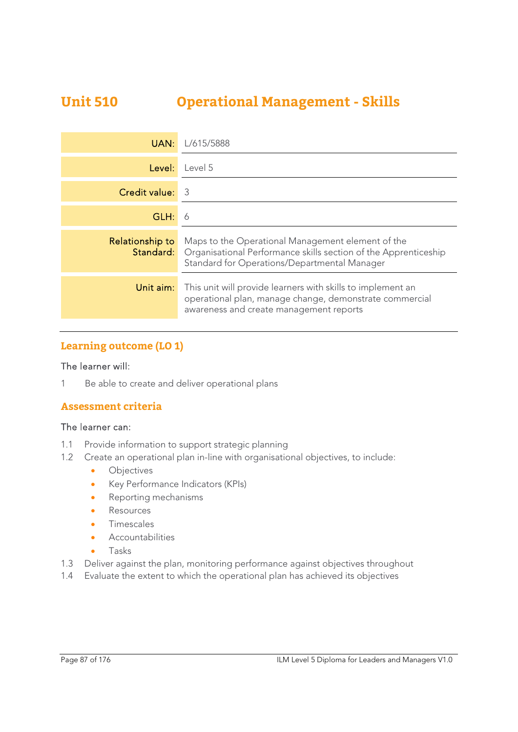# Unit 510 Operational Management - Skills

| | |
|---|---|
| **UAN:** | L/615/5888 |
| **Level:** | Level 5 |
| **Credit value:** | 3 |
| **GLH:** | 6 |
| **Relationship to Standard:** | Maps to the Operational Management element of the Organisational Performance skills section of the Apprenticeship Standard for Operations/Departmental Manager |
| **Unit aim:** | This unit will provide learners with skills to implement an operational plan, manage change, demonstrate commercial awareness and create management reports |

## Learning outcome (LO 1)

The learner will:

1 Be able to create and deliver operational plans

## Assessment criteria

The learner can:

1.1 Provide information to support strategic planning

1.2 Create an operational plan in-line with organisational objectives, to include:

- Objectives
- Key Performance Indicators (KPIs)
- Reporting mechanisms
- Resources
- Timescales
- Accountabilities
- Tasks

1.3 Deliver against the plan, monitoring performance against objectives throughout

1.4 Evaluate the extent to which the operational plan has achieved its objectives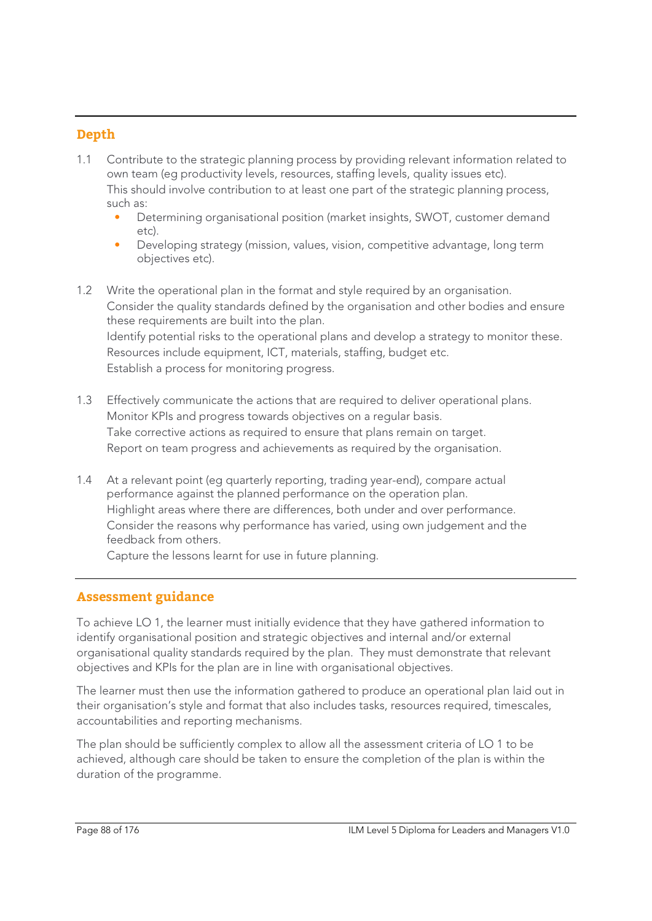## Depth

1.1 Contribute to the strategic planning process by providing relevant information related to own team (eg productivity levels, resources, staffing levels, quality issues etc).
   This should involve contribution to at least one part of the strategic planning process, such as:
   - Determining organisational position (market insights, SWOT, customer demand etc).
   - Developing strategy (mission, values, vision, competitive advantage, long term objectives etc).

1.2 Write the operational plan in the format and style required by an organisation.
   Consider the quality standards defined by the organisation and other bodies and ensure these requirements are built into the plan.
   Identify potential risks to the operational plans and develop a strategy to monitor these.
   Resources include equipment, ICT, materials, staffing, budget etc.
   Establish a process for monitoring progress.

1.3 Effectively communicate the actions that are required to deliver operational plans.
   Monitor KPIs and progress towards objectives on a regular basis.
   Take corrective actions as required to ensure that plans remain on target.
   Report on team progress and achievements as required by the organisation.

1.4 At a relevant point (eg quarterly reporting, trading year-end), compare actual performance against the planned performance on the operation plan.
   Highlight areas where there are differences, both under and over performance.
   Consider the reasons why performance has varied, using own judgement and the feedback from others.
   Capture the lessons learnt for use in future planning.

## Assessment guidance

To achieve LO 1, the learner must initially evidence that they have gathered information to identify organisational position and strategic objectives and internal and/or external organisational quality standards required by the plan. They must demonstrate that relevant objectives and KPIs for the plan are in line with organisational objectives.

The learner must then use the information gathered to produce an operational plan laid out in their organisation's style and format that also includes tasks, resources required, timescales, accountabilities and reporting mechanisms.

The plan should be sufficiently complex to allow all the assessment criteria of LO 1 to be achieved, although care should be taken to ensure the completion of the plan is within the duration of the programme.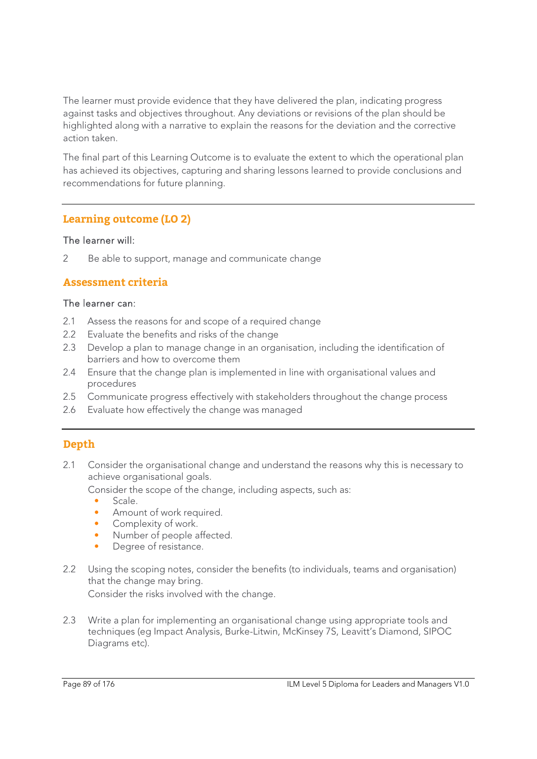The learner must provide evidence that they have delivered the plan, indicating progress against tasks and objectives throughout. Any deviations or revisions of the plan should be highlighted along with a narrative to explain the reasons for the deviation and the corrective action taken.

The final part of this Learning Outcome is to evaluate the extent to which the operational plan has achieved its objectives, capturing and sharing lessons learned to provide conclusions and recommendations for future planning.

---

## Learning outcome (LO 2)

The learner will:

2 Be able to support, manage and communicate change

## Assessment criteria

The learner can:

2.1 Assess the reasons for and scope of a required change
2.2 Evaluate the benefits and risks of the change
2.3 Develop a plan to manage change in an organisation, including the identification of barriers and how to overcome them
2.4 Ensure that the change plan is implemented in line with organisational values and procedures
2.5 Communicate progress effectively with stakeholders throughout the change process
2.6 Evaluate how effectively the change was managed

---

## Depth

2.1 Consider the organisational change and understand the reasons why this is necessary to achieve organisational goals.
Consider the scope of the change, including aspects, such as:
- Scale.
- Amount of work required.
- Complexity of work.
- Number of people affected.
- Degree of resistance.

2.2 Using the scoping notes, consider the benefits (to individuals, teams and organisation) that the change may bring.
Consider the risks involved with the change.

2.3 Write a plan for implementing an organisational change using appropriate tools and techniques (eg Impact Analysis, Burke-Litwin, McKinsey 7S, Leavitt's Diamond, SIPOC Diagrams etc).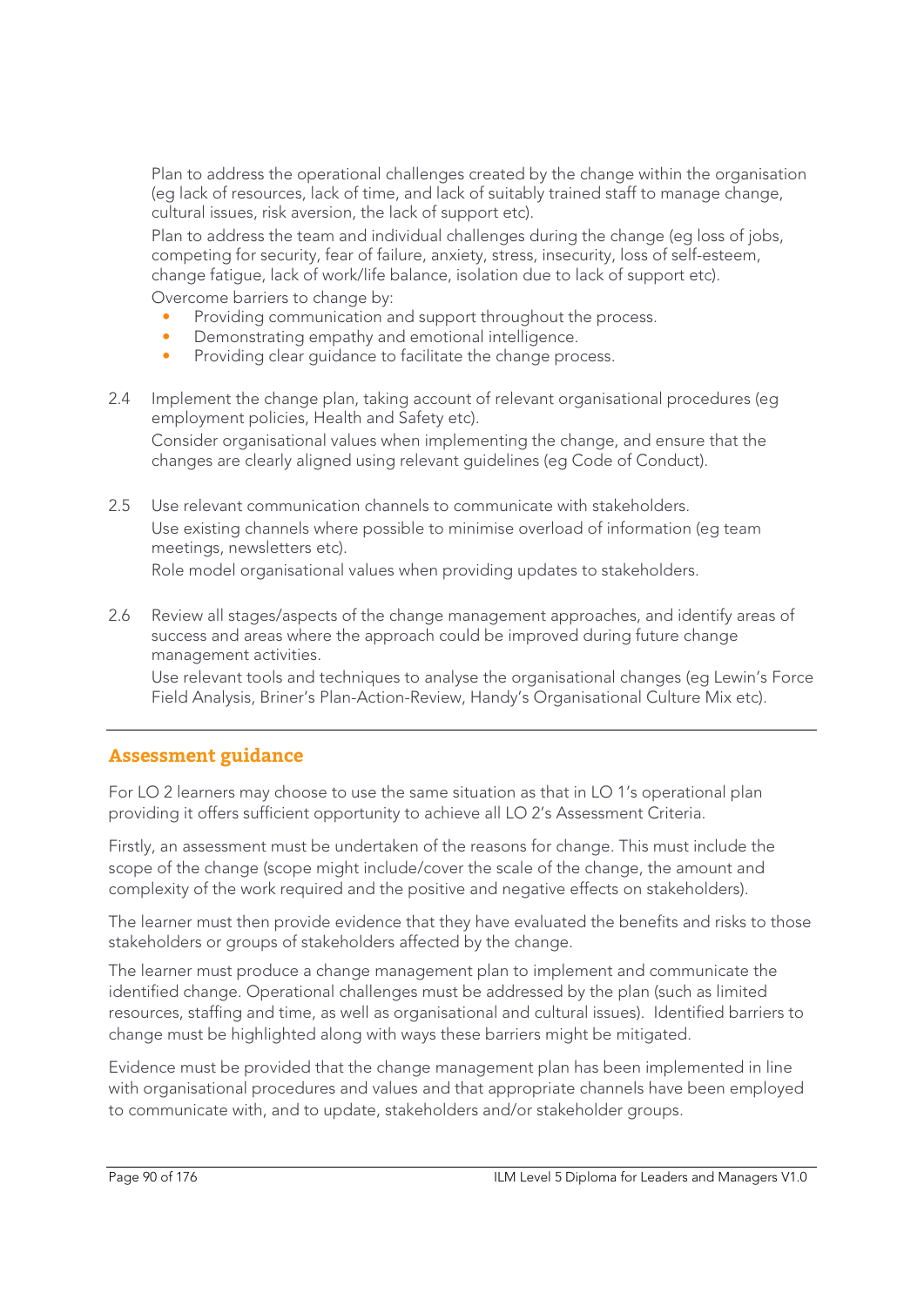Plan to address the operational challenges created by the change within the organisation (eg lack of resources, lack of time, and lack of suitably trained staff to manage change, cultural issues, risk aversion, the lack of support etc).

Plan to address the team and individual challenges during the change (eg loss of jobs, competing for security, fear of failure, anxiety, stress, insecurity, loss of self-esteem, change fatigue, lack of work/life balance, isolation due to lack of support etc).

Overcome barriers to change by:

- Providing communication and support throughout the process.
- Demonstrating empathy and emotional intelligence.
- Providing clear guidance to facilitate the change process.

2.4 Implement the change plan, taking account of relevant organisational procedures (eg employment policies, Health and Safety etc).

Consider organisational values when implementing the change, and ensure that the changes are clearly aligned using relevant guidelines (eg Code of Conduct).

2.5 Use relevant communication channels to communicate with stakeholders.

Use existing channels where possible to minimise overload of information (eg team meetings, newsletters etc).

Role model organisational values when providing updates to stakeholders.

2.6 Review all stages/aspects of the change management approaches, and identify areas of success and areas where the approach could be improved during future change management activities.

Use relevant tools and techniques to analyse the organisational changes (eg Lewin's Force Field Analysis, Briner's Plan-Action-Review, Handy's Organisational Culture Mix etc).

---

## Assessment guidance

For LO 2 learners may choose to use the same situation as that in LO 1's operational plan providing it offers sufficient opportunity to achieve all LO 2's Assessment Criteria.

Firstly, an assessment must be undertaken of the reasons for change. This must include the scope of the change (scope might include/cover the scale of the change, the amount and complexity of the work required and the positive and negative effects on stakeholders).

The learner must then provide evidence that they have evaluated the benefits and risks to those stakeholders or groups of stakeholders affected by the change.

The learner must produce a change management plan to implement and communicate the identified change. Operational challenges must be addressed by the plan (such as limited resources, staffing and time, as well as organisational and cultural issues). Identified barriers to change must be highlighted along with ways these barriers might be mitigated.

Evidence must be provided that the change management plan has been implemented in line with organisational procedures and values and that appropriate channels have been employed to communicate with, and to update, stakeholders and/or stakeholder groups.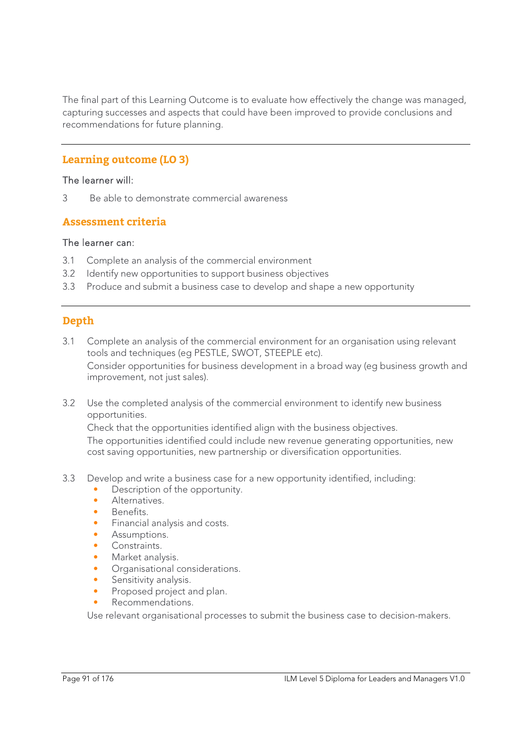The final part of this Learning Outcome is to evaluate how effectively the change was managed, capturing successes and aspects that could have been improved to provide conclusions and recommendations for future planning.

---

## Learning outcome (LO 3)

The learner will:

3 Be able to demonstrate commercial awareness

## Assessment criteria

The learner can:

3.1 Complete an analysis of the commercial environment
3.2 Identify new opportunities to support business objectives
3.3 Produce and submit a business case to develop and shape a new opportunity

---

## Depth

3.1 Complete an analysis of the commercial environment for an organisation using relevant tools and techniques (eg PESTLE, SWOT, STEEPLE etc).
Consider opportunities for business development in a broad way (eg business growth and improvement, not just sales).

3.2 Use the completed analysis of the commercial environment to identify new business opportunities.
Check that the opportunities identified align with the business objectives.
The opportunities identified could include new revenue generating opportunities, new cost saving opportunities, new partnership or diversification opportunities.

3.3 Develop and write a business case for a new opportunity identified, including:
- Description of the opportunity.
- Alternatives.
- Benefits.
- Financial analysis and costs.
- Assumptions.
- Constraints.
- Market analysis.
- Organisational considerations.
- Sensitivity analysis.
- Proposed project and plan.
- Recommendations.

Use relevant organisational processes to submit the business case to decision-makers.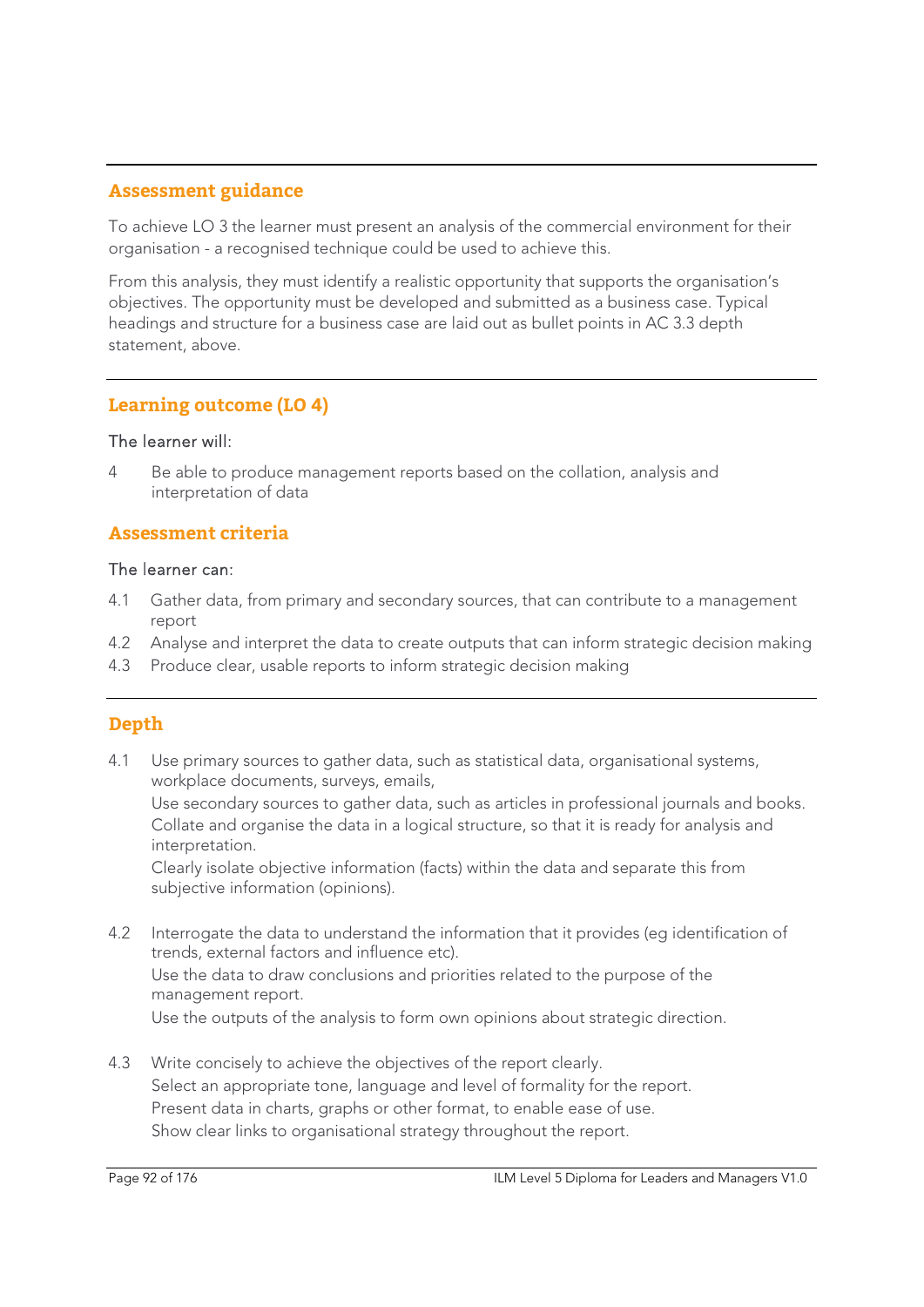## Assessment guidance

To achieve LO 3 the learner must present an analysis of the commercial environment for their organisation - a recognised technique could be used to achieve this.

From this analysis, they must identify a realistic opportunity that supports the organisation's objectives. The opportunity must be developed and submitted as a business case. Typical headings and structure for a business case are laid out as bullet points in AC 3.3 depth statement, above.

## Learning outcome (LO 4)

The learner will:

4 Be able to produce management reports based on the collation, analysis and interpretation of data

## Assessment criteria

The learner can:

4.1 Gather data, from primary and secondary sources, that can contribute to a management report

4.2 Analyse and interpret the data to create outputs that can inform strategic decision making

4.3 Produce clear, usable reports to inform strategic decision making

## Depth

4.1 Use primary sources to gather data, such as statistical data, organisational systems, workplace documents, surveys, emails,
Use secondary sources to gather data, such as articles in professional journals and books.
Collate and organise the data in a logical structure, so that it is ready for analysis and interpretation.
Clearly isolate objective information (facts) within the data and separate this from subjective information (opinions).

4.2 Interrogate the data to understand the information that it provides (eg identification of trends, external factors and influence etc).
Use the data to draw conclusions and priorities related to the purpose of the management report.
Use the outputs of the analysis to form own opinions about strategic direction.

4.3 Write concisely to achieve the objectives of the report clearly.
Select an appropriate tone, language and level of formality for the report.
Present data in charts, graphs or other format, to enable ease of use.
Show clear links to organisational strategy throughout the report.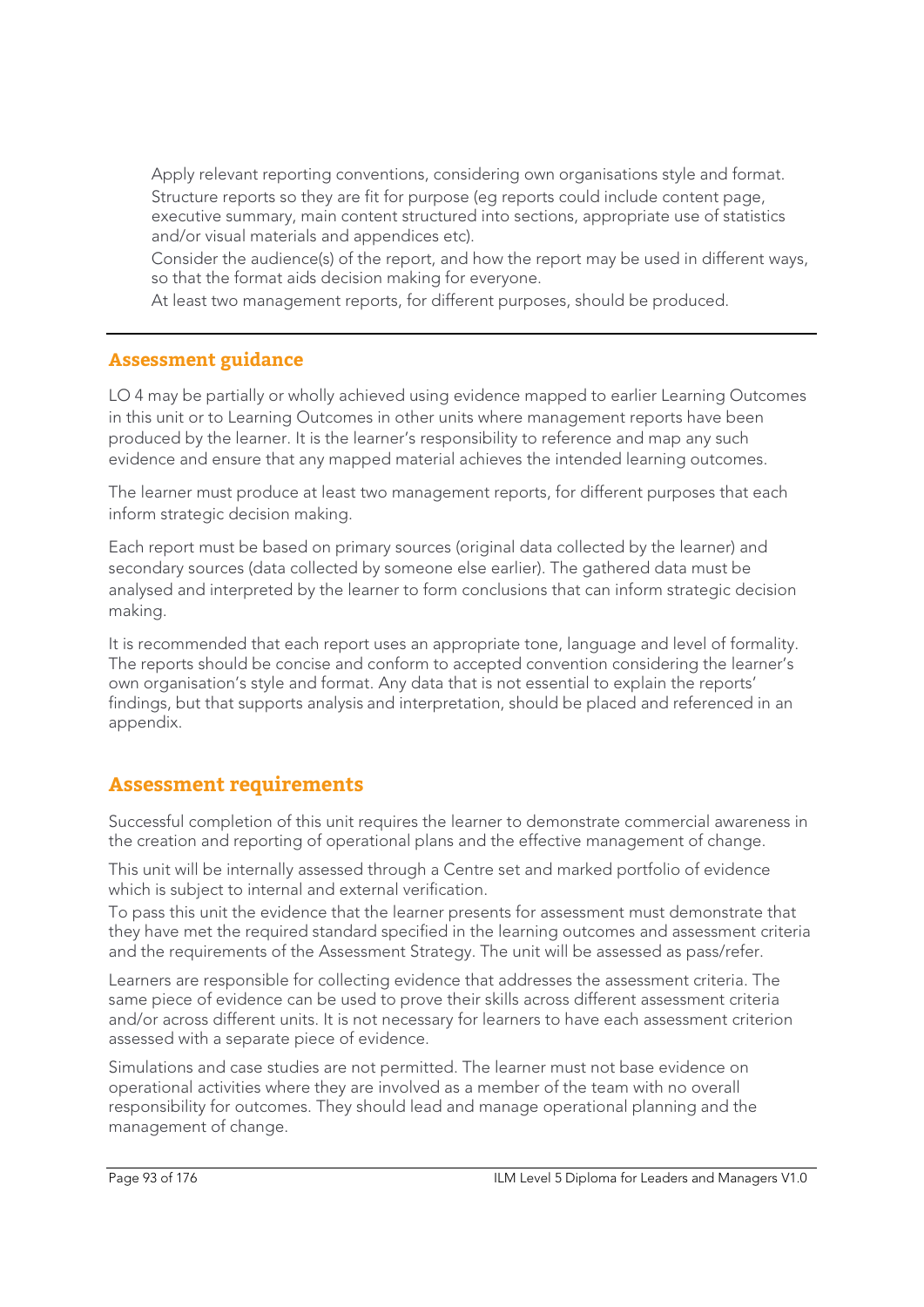Apply relevant reporting conventions, considering own organisations style and format.

Structure reports so they are fit for purpose (eg reports could include content page, executive summary, main content structured into sections, appropriate use of statistics and/or visual materials and appendices etc).

Consider the audience(s) of the report, and how the report may be used in different ways, so that the format aids decision making for everyone.

At least two management reports, for different purposes, should be produced.

---

### Assessment guidance

LO 4 may be partially or wholly achieved using evidence mapped to earlier Learning Outcomes in this unit or to Learning Outcomes in other units where management reports have been produced by the learner. It is the learner's responsibility to reference and map any such evidence and ensure that any mapped material achieves the intended learning outcomes.

The learner must produce at least two management reports, for different purposes that each inform strategic decision making.

Each report must be based on primary sources (original data collected by the learner) and secondary sources (data collected by someone else earlier). The gathered data must be analysed and interpreted by the learner to form conclusions that can inform strategic decision making.

It is recommended that each report uses an appropriate tone, language and level of formality. The reports should be concise and conform to accepted convention considering the learner's own organisation's style and format. Any data that is not essential to explain the reports' findings, but that supports analysis and interpretation, should be placed and referenced in an appendix.

## Assessment requirements

Successful completion of this unit requires the learner to demonstrate commercial awareness in the creation and reporting of operational plans and the effective management of change.

This unit will be internally assessed through a Centre set and marked portfolio of evidence which is subject to internal and external verification.

To pass this unit the evidence that the learner presents for assessment must demonstrate that they have met the required standard specified in the learning outcomes and assessment criteria and the requirements of the Assessment Strategy. The unit will be assessed as pass/refer.

Learners are responsible for collecting evidence that addresses the assessment criteria. The same piece of evidence can be used to prove their skills across different assessment criteria and/or across different units. It is not necessary for learners to have each assessment criterion assessed with a separate piece of evidence.

Simulations and case studies are not permitted. The learner must not base evidence on operational activities where they are involved as a member of the team with no overall responsibility for outcomes. They should lead and manage operational planning and the management of change.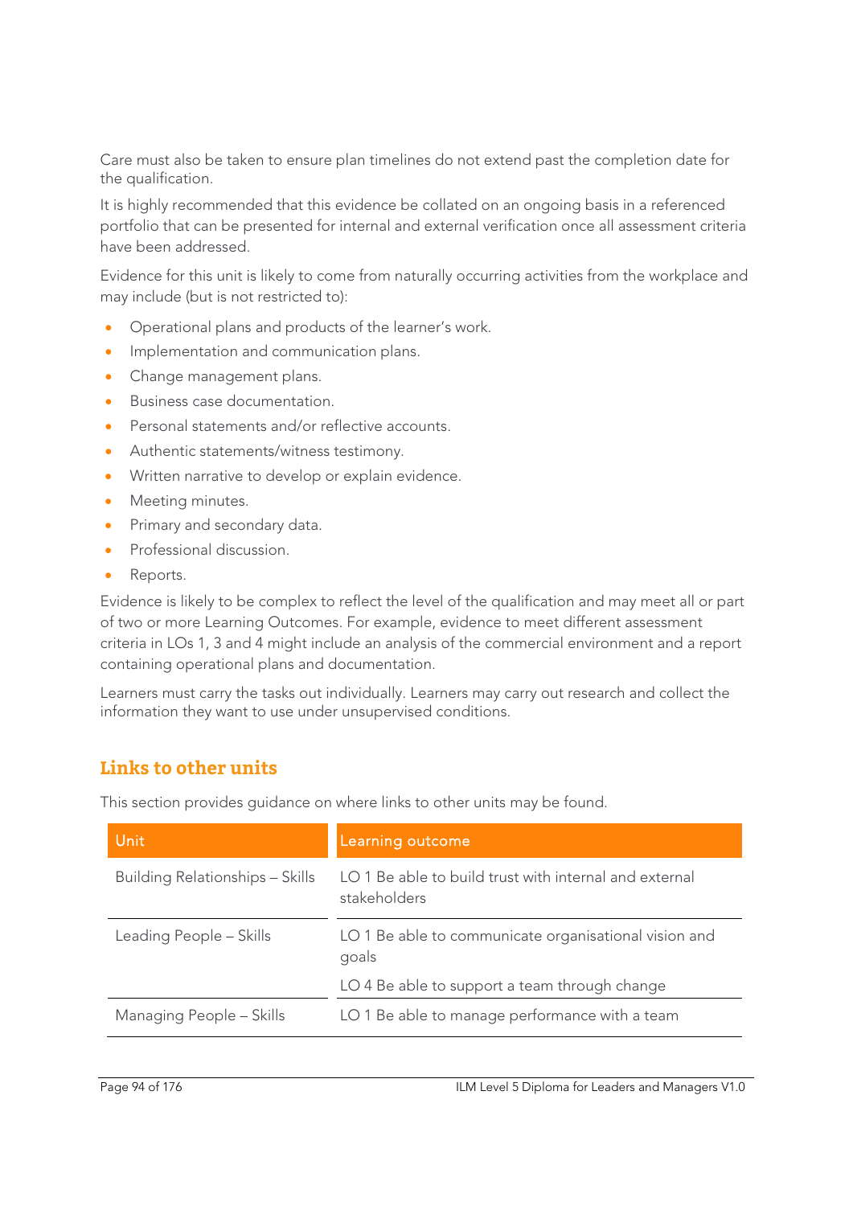Care must also be taken to ensure plan timelines do not extend past the completion date for the qualification.

It is highly recommended that this evidence be collated on an ongoing basis in a referenced portfolio that can be presented for internal and external verification once all assessment criteria have been addressed.

Evidence for this unit is likely to come from naturally occurring activities from the workplace and may include (but is not restricted to):

- Operational plans and products of the learner's work.
- Implementation and communication plans.
- Change management plans.
- Business case documentation.
- Personal statements and/or reflective accounts.
- Authentic statements/witness testimony.
- Written narrative to develop or explain evidence.
- Meeting minutes.
- Primary and secondary data.
- Professional discussion.
- Reports.

Evidence is likely to be complex to reflect the level of the qualification and may meet all or part of two or more Learning Outcomes. For example, evidence to meet different assessment criteria in LOs 1, 3 and 4 might include an analysis of the commercial environment and a report containing operational plans and documentation.

Learners must carry the tasks out individually. Learners may carry out research and collect the information they want to use under unsupervised conditions.

## Links to other units

This section provides guidance on where links to other units may be found.

| Unit | Learning outcome |
|---|---|
| Building Relationships – Skills | LO 1 Be able to build trust with internal and external stakeholders |
| Leading People – Skills | LO 1 Be able to communicate organisational vision and goals<br>LO 4 Be able to support a team through change |
| Managing People – Skills | LO 1 Be able to manage performance with a team |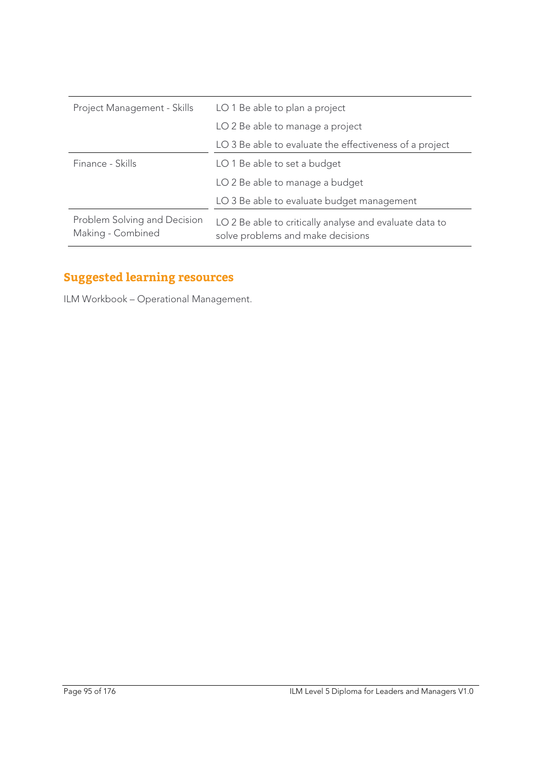| | |
|---|---|
| Project Management - Skills | LO 1 Be able to plan a project |
| | LO 2 Be able to manage a project |
| | LO 3 Be able to evaluate the effectiveness of a project |
| Finance - Skills | LO 1 Be able to set a budget |
| | LO 2 Be able to manage a budget |
| | LO 3 Be able to evaluate budget management |
| Problem Solving and Decision Making - Combined | LO 2 Be able to critically analyse and evaluate data to solve problems and make decisions |

## Suggested learning resources

ILM Workbook – Operational Management.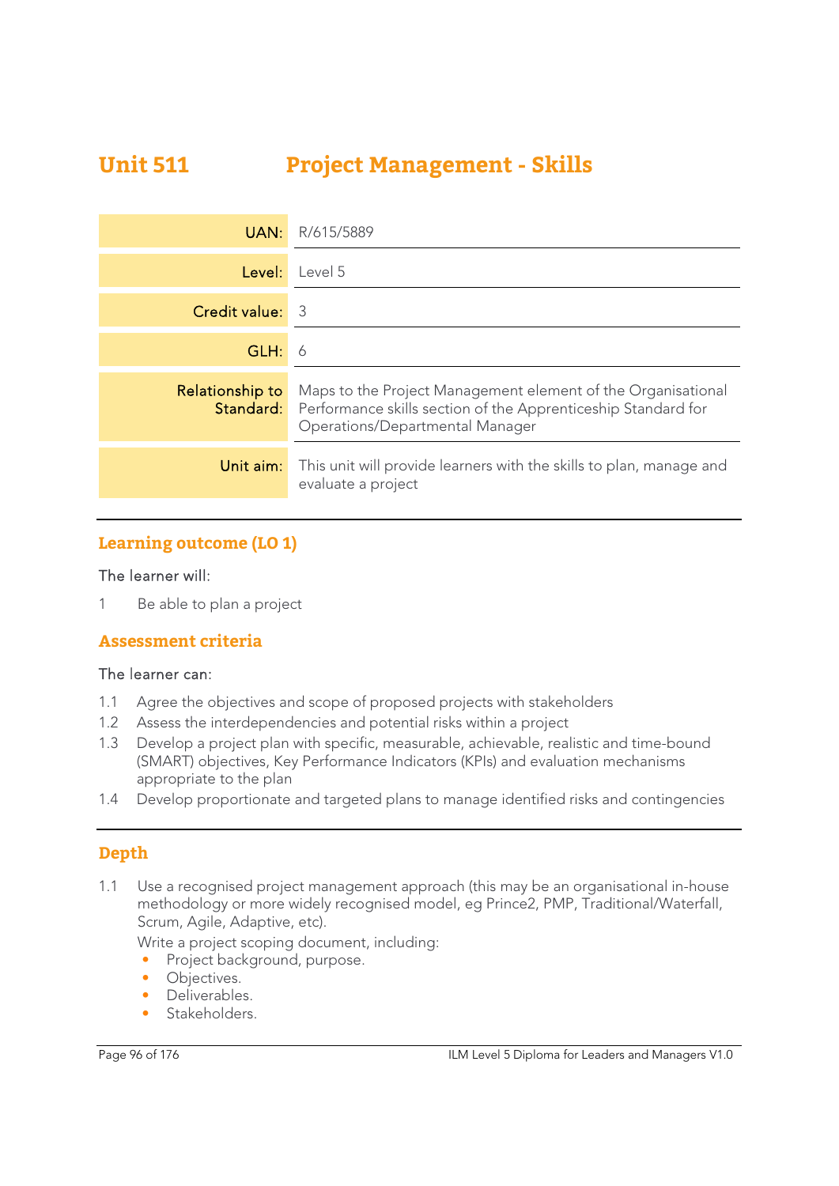# Unit 511 Project Management - Skills

| | |
|---|---|
| **UAN:** | R/615/5889 |
| **Level:** | Level 5 |
| **Credit value:** | 3 |
| **GLH:** | 6 |
| **Relationship to Standard:** | Maps to the Project Management element of the Organisational Performance skills section of the Apprenticeship Standard for Operations/Departmental Manager |
| **Unit aim:** | This unit will provide learners with the skills to plan, manage and evaluate a project |

## Learning outcome (LO 1)

The learner will:

1 Be able to plan a project

## Assessment criteria

The learner can:

1.1 Agree the objectives and scope of proposed projects with stakeholders
1.2 Assess the interdependencies and potential risks within a project
1.3 Develop a project plan with specific, measurable, achievable, realistic and time-bound (SMART) objectives, Key Performance Indicators (KPIs) and evaluation mechanisms appropriate to the plan
1.4 Develop proportionate and targeted plans to manage identified risks and contingencies

## Depth

1.1 Use a recognised project management approach (this may be an organisational in-house methodology or more widely recognised model, eg Prince2, PMP, Traditional/Waterfall, Scrum, Agile, Adaptive, etc).

Write a project scoping document, including:

- Project background, purpose.
- Objectives.
- Deliverables.
- Stakeholders.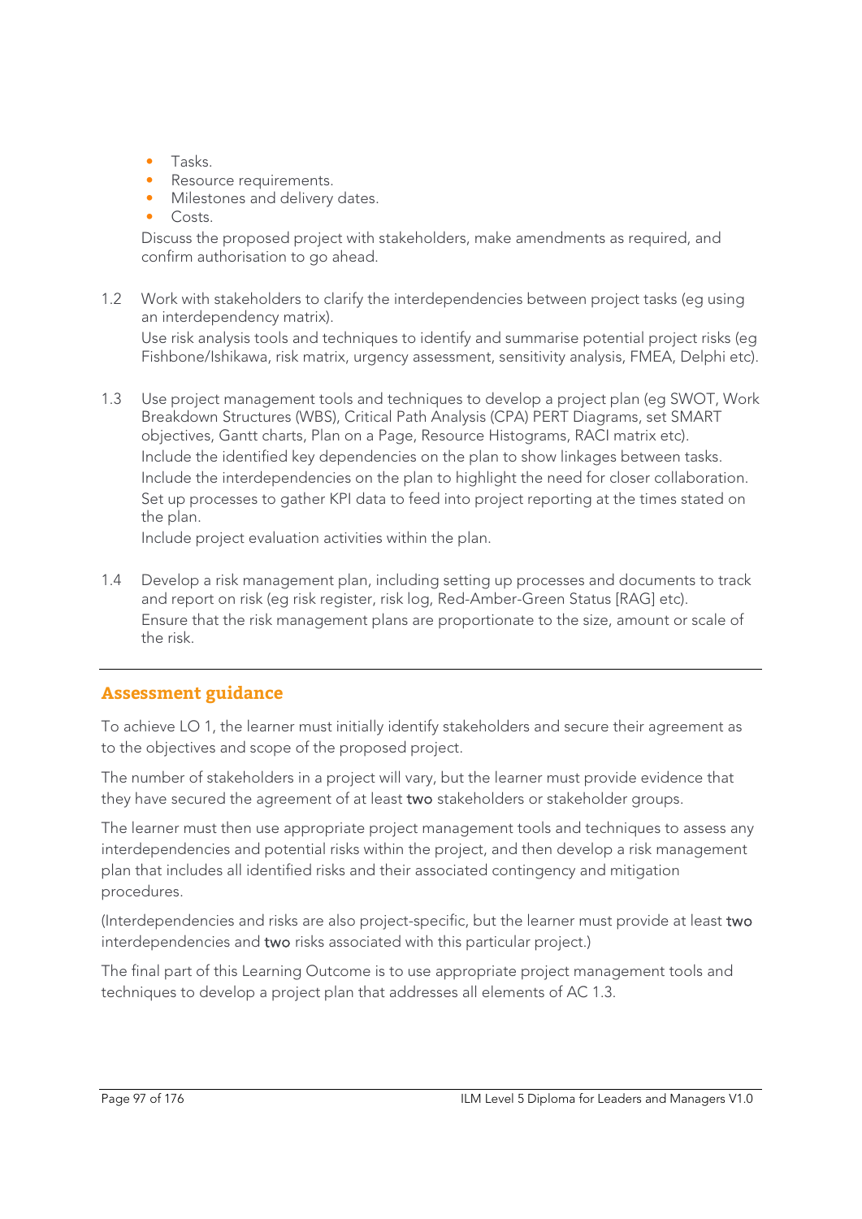- Tasks.
- Resource requirements.
- Milestones and delivery dates.
- Costs.

Discuss the proposed project with stakeholders, make amendments as required, and confirm authorisation to go ahead.

1.2 Work with stakeholders to clarify the interdependencies between project tasks (eg using an interdependency matrix).
Use risk analysis tools and techniques to identify and summarise potential project risks (eg Fishbone/Ishikawa, risk matrix, urgency assessment, sensitivity analysis, FMEA, Delphi etc).

1.3 Use project management tools and techniques to develop a project plan (eg SWOT, Work Breakdown Structures (WBS), Critical Path Analysis (CPA) PERT Diagrams, set SMART objectives, Gantt charts, Plan on a Page, Resource Histograms, RACI matrix etc).
Include the identified key dependencies on the plan to show linkages between tasks.
Include the interdependencies on the plan to highlight the need for closer collaboration.
Set up processes to gather KPI data to feed into project reporting at the times stated on the plan.
Include project evaluation activities within the plan.

1.4 Develop a risk management plan, including setting up processes and documents to track and report on risk (eg risk register, risk log, Red-Amber-Green Status [RAG] etc).
Ensure that the risk management plans are proportionate to the size, amount or scale of the risk.

---

## Assessment guidance

To achieve LO 1, the learner must initially identify stakeholders and secure their agreement as to the objectives and scope of the proposed project.

The number of stakeholders in a project will vary, but the learner must provide evidence that they have secured the agreement of at least **two** stakeholders or stakeholder groups.

The learner must then use appropriate project management tools and techniques to assess any interdependencies and potential risks within the project, and then develop a risk management plan that includes all identified risks and their associated contingency and mitigation procedures.

(Interdependencies and risks are also project-specific, but the learner must provide at least **two** interdependencies and **two** risks associated with this particular project.)

The final part of this Learning Outcome is to use appropriate project management tools and techniques to develop a project plan that addresses all elements of AC 1.3.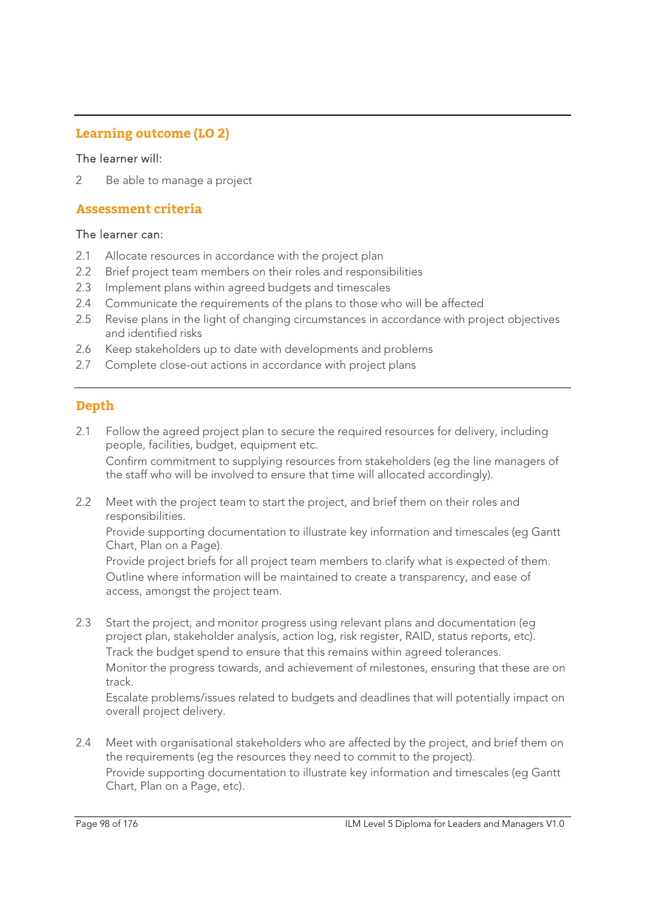## Learning outcome (LO 2)

The learner will:

2 Be able to manage a project

## Assessment criteria

The learner can:

2.1 Allocate resources in accordance with the project plan
2.2 Brief project team members on their roles and responsibilities
2.3 Implement plans within agreed budgets and timescales
2.4 Communicate the requirements of the plans to those who will be affected
2.5 Revise plans in the light of changing circumstances in accordance with project objectives and identified risks
2.6 Keep stakeholders up to date with developments and problems
2.7 Complete close-out actions in accordance with project plans

## Depth

2.1 Follow the agreed project plan to secure the required resources for delivery, including people, facilities, budget, equipment etc.
Confirm commitment to supplying resources from stakeholders (eg the line managers of the staff who will be involved to ensure that time will allocated accordingly).

2.2 Meet with the project team to start the project, and brief them on their roles and responsibilities.
Provide supporting documentation to illustrate key information and timescales (eg Gantt Chart, Plan on a Page).
Provide project briefs for all project team members to clarify what is expected of them.
Outline where information will be maintained to create a transparency, and ease of access, amongst the project team.

2.3 Start the project, and monitor progress using relevant plans and documentation (eg project plan, stakeholder analysis, action log, risk register, RAID, status reports, etc).
Track the budget spend to ensure that this remains within agreed tolerances.
Monitor the progress towards, and achievement of milestones, ensuring that these are on track.
Escalate problems/issues related to budgets and deadlines that will potentially impact on overall project delivery.

2.4 Meet with organisational stakeholders who are affected by the project, and brief them on the requirements (eg the resources they need to commit to the project).
Provide supporting documentation to illustrate key information and timescales (eg Gantt Chart, Plan on a Page, etc).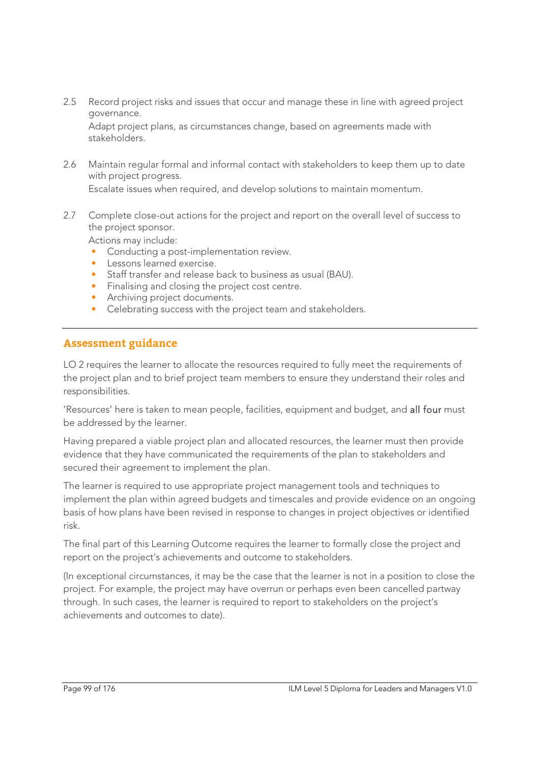2.5 Record project risks and issues that occur and manage these in line with agreed project governance.
Adapt project plans, as circumstances change, based on agreements made with stakeholders.

2.6 Maintain regular formal and informal contact with stakeholders to keep them up to date with project progress.
Escalate issues when required, and develop solutions to maintain momentum.

2.7 Complete close-out actions for the project and report on the overall level of success to the project sponsor.
Actions may include:
- Conducting a post-implementation review.
- Lessons learned exercise.
- Staff transfer and release back to business as usual (BAU).
- Finalising and closing the project cost centre.
- Archiving project documents.
- Celebrating success with the project team and stakeholders.

---

## Assessment guidance

LO 2 requires the learner to allocate the resources required to fully meet the requirements of the project plan and to brief project team members to ensure they understand their roles and responsibilities.

'Resources' here is taken to mean people, facilities, equipment and budget, and **all four** must be addressed by the learner.

Having prepared a viable project plan and allocated resources, the learner must then provide evidence that they have communicated the requirements of the plan to stakeholders and secured their agreement to implement the plan.

The learner is required to use appropriate project management tools and techniques to implement the plan within agreed budgets and timescales and provide evidence on an ongoing basis of how plans have been revised in response to changes in project objectives or identified risk.

The final part of this Learning Outcome requires the learner to formally close the project and report on the project's achievements and outcome to stakeholders.

(In exceptional circumstances, it may be the case that the learner is not in a position to close the project. For example, the project may have overrun or perhaps even been cancelled partway through. In such cases, the learner is required to report to stakeholders on the project's achievements and outcomes to date).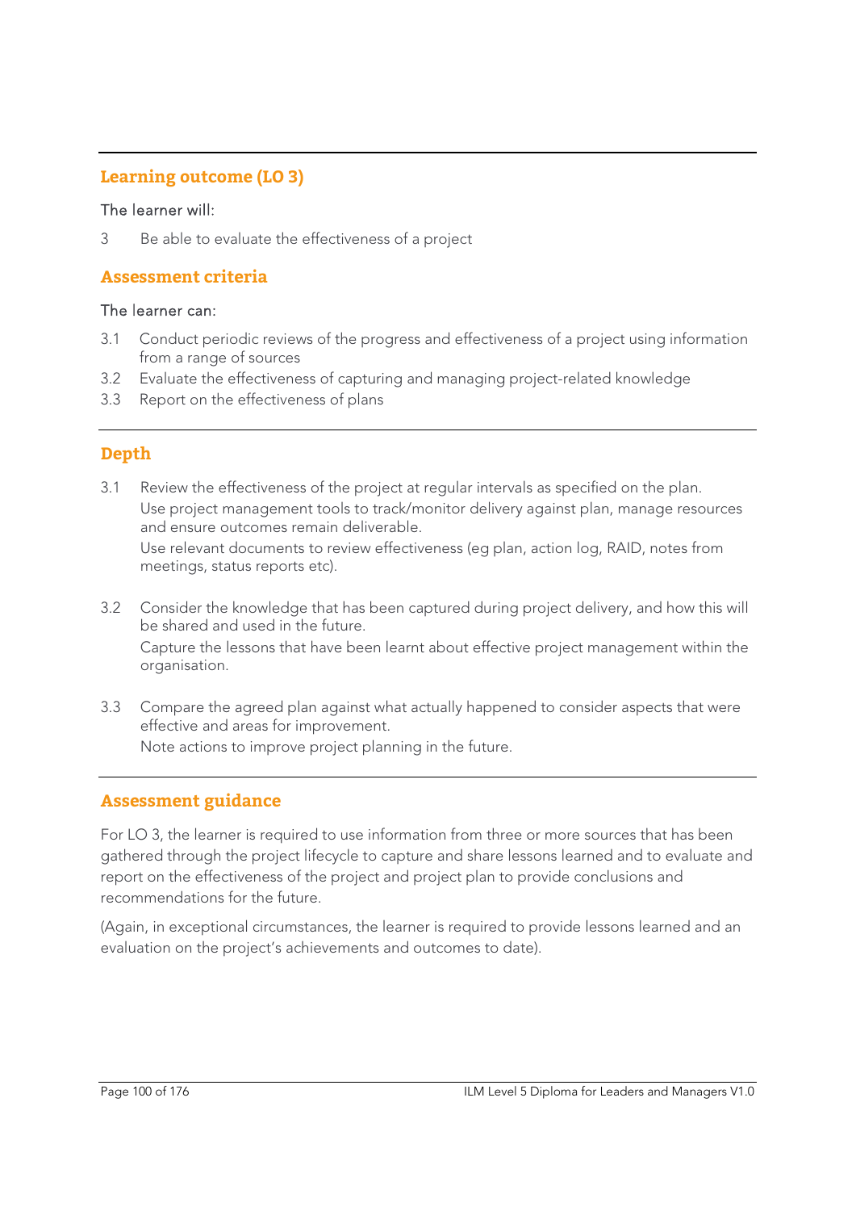## Learning outcome (LO 3)

The learner will:

3 Be able to evaluate the effectiveness of a project

## Assessment criteria

The learner can:

3.1 Conduct periodic reviews of the progress and effectiveness of a project using information from a range of sources
3.2 Evaluate the effectiveness of capturing and managing project-related knowledge
3.3 Report on the effectiveness of plans

## Depth

3.1 Review the effectiveness of the project at regular intervals as specified on the plan.
Use project management tools to track/monitor delivery against plan, manage resources and ensure outcomes remain deliverable.
Use relevant documents to review effectiveness (eg plan, action log, RAID, notes from meetings, status reports etc).

3.2 Consider the knowledge that has been captured during project delivery, and how this will be shared and used in the future.
Capture the lessons that have been learnt about effective project management within the organisation.

3.3 Compare the agreed plan against what actually happened to consider aspects that were effective and areas for improvement.
Note actions to improve project planning in the future.

## Assessment guidance

For LO 3, the learner is required to use information from three or more sources that has been gathered through the project lifecycle to capture and share lessons learned and to evaluate and report on the effectiveness of the project and project plan to provide conclusions and recommendations for the future.

(Again, in exceptional circumstances, the learner is required to provide lessons learned and an evaluation on the project's achievements and outcomes to date).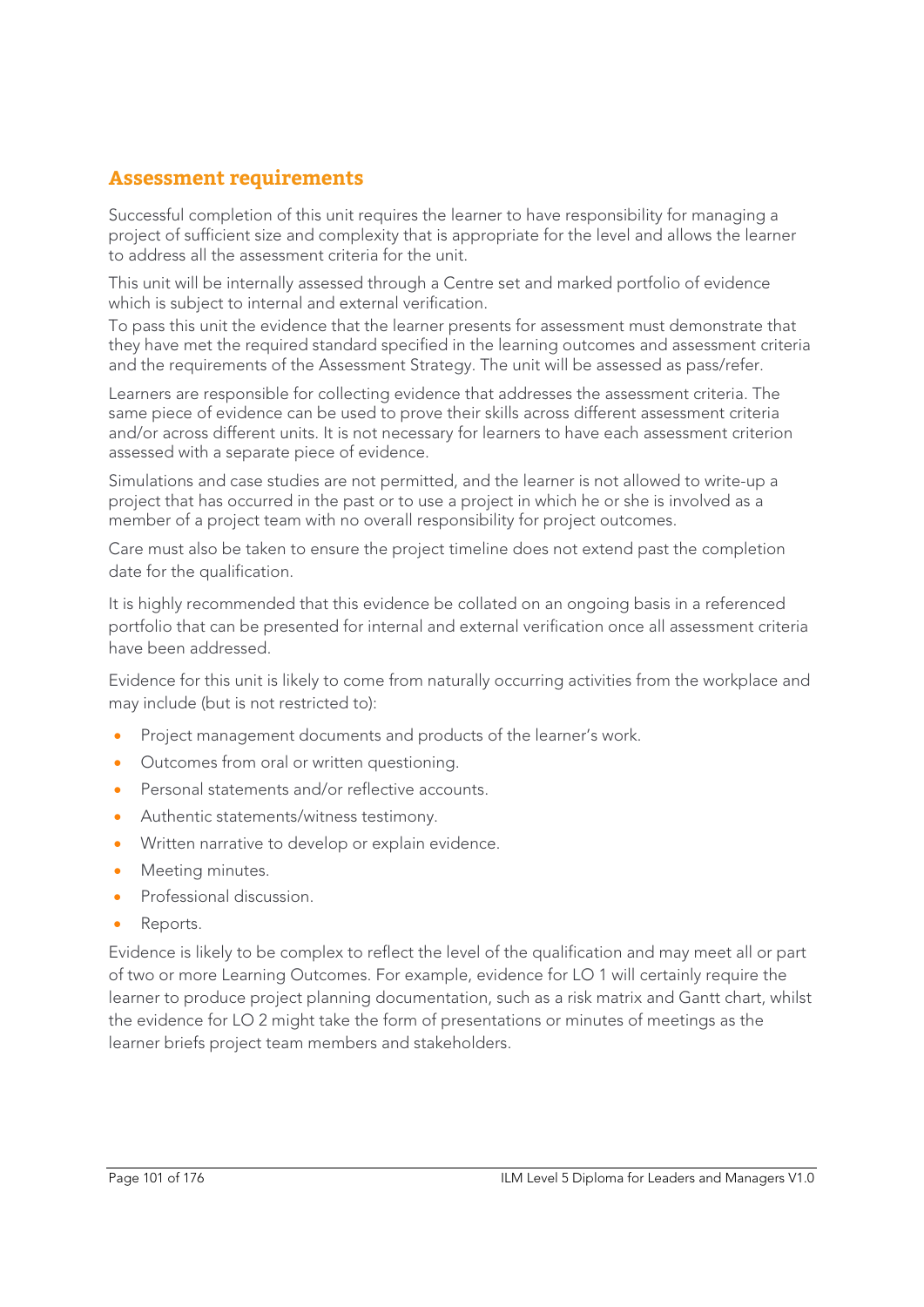## Assessment requirements

Successful completion of this unit requires the learner to have responsibility for managing a project of sufficient size and complexity that is appropriate for the level and allows the learner to address all the assessment criteria for the unit.

This unit will be internally assessed through a Centre set and marked portfolio of evidence which is subject to internal and external verification.
To pass this unit the evidence that the learner presents for assessment must demonstrate that they have met the required standard specified in the learning outcomes and assessment criteria and the requirements of the Assessment Strategy. The unit will be assessed as pass/refer.

Learners are responsible for collecting evidence that addresses the assessment criteria. The same piece of evidence can be used to prove their skills across different assessment criteria and/or across different units. It is not necessary for learners to have each assessment criterion assessed with a separate piece of evidence.

Simulations and case studies are not permitted, and the learner is not allowed to write-up a project that has occurred in the past or to use a project in which he or she is involved as a member of a project team with no overall responsibility for project outcomes.

Care must also be taken to ensure the project timeline does not extend past the completion date for the qualification.

It is highly recommended that this evidence be collated on an ongoing basis in a referenced portfolio that can be presented for internal and external verification once all assessment criteria have been addressed.

Evidence for this unit is likely to come from naturally occurring activities from the workplace and may include (but is not restricted to):

- Project management documents and products of the learner's work.
- Outcomes from oral or written questioning.
- Personal statements and/or reflective accounts.
- Authentic statements/witness testimony.
- Written narrative to develop or explain evidence.
- Meeting minutes.
- Professional discussion.
- Reports.

Evidence is likely to be complex to reflect the level of the qualification and may meet all or part of two or more Learning Outcomes. For example, evidence for LO 1 will certainly require the learner to produce project planning documentation, such as a risk matrix and Gantt chart, whilst the evidence for LO 2 might take the form of presentations or minutes of meetings as the learner briefs project team members and stakeholders.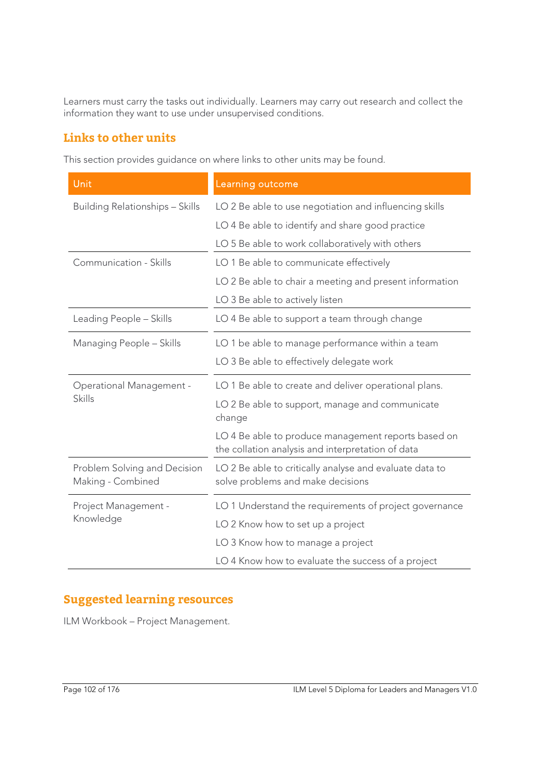Learners must carry the tasks out individually. Learners may carry out research and collect the information they want to use under unsupervised conditions.

## Links to other units

This section provides guidance on where links to other units may be found.

| Unit | Learning outcome |
| --- | --- |
| Building Relationships – Skills | LO 2 Be able to use negotiation and influencing skills<br>LO 4 Be able to identify and share good practice<br>LO 5 Be able to work collaboratively with others |
| Communication - Skills | LO 1 Be able to communicate effectively<br>LO 2 Be able to chair a meeting and present information<br>LO 3 Be able to actively listen |
| Leading People – Skills | LO 4 Be able to support a team through change |
| Managing People – Skills | LO 1 be able to manage performance within a team<br>LO 3 Be able to effectively delegate work |
| Operational Management - Skills | LO 1 Be able to create and deliver operational plans.<br>LO 2 Be able to support, manage and communicate change<br>LO 4 Be able to produce management reports based on the collation analysis and interpretation of data |
| Problem Solving and Decision Making - Combined | LO 2 Be able to critically analyse and evaluate data to solve problems and make decisions |
| Project Management - Knowledge | LO 1 Understand the requirements of project governance<br>LO 2 Know how to set up a project<br>LO 3 Know how to manage a project<br>LO 4 Know how to evaluate the success of a project |

## Suggested learning resources

ILM Workbook – Project Management.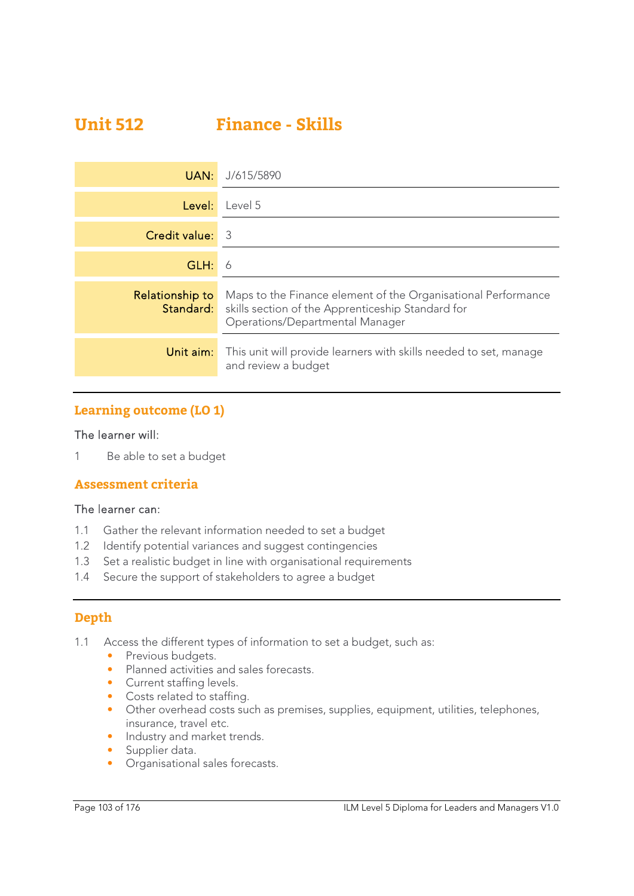# Unit 512 Finance - Skills

| | |
|---|---|
| **UAN:** | J/615/5890 |
| **Level:** | Level 5 |
| **Credit value:** | 3 |
| **GLH:** | 6 |
| **Relationship to Standard:** | Maps to the Finance element of the Organisational Performance skills section of the Apprenticeship Standard for Operations/Departmental Manager |
| **Unit aim:** | This unit will provide learners with skills needed to set, manage and review a budget |

## Learning outcome (LO 1)

The learner will:

1 Be able to set a budget

## Assessment criteria

The learner can:

1.1 Gather the relevant information needed to set a budget
1.2 Identify potential variances and suggest contingencies
1.3 Set a realistic budget in line with organisational requirements
1.4 Secure the support of stakeholders to agree a budget

## Depth

1.1 Access the different types of information to set a budget, such as:
- Previous budgets.
- Planned activities and sales forecasts.
- Current staffing levels.
- Costs related to staffing.
- Other overhead costs such as premises, supplies, equipment, utilities, telephones, insurance, travel etc.
- Industry and market trends.
- Supplier data.
- Organisational sales forecasts.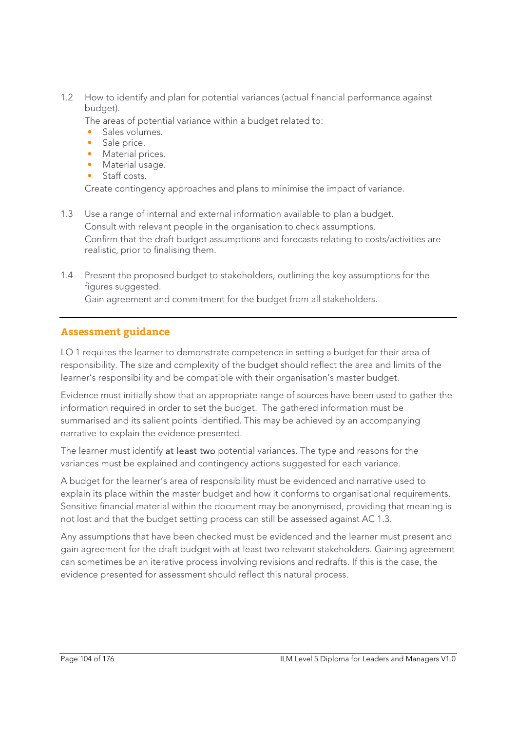1.2 How to identify and plan for potential variances (actual financial performance against budget).

   The areas of potential variance within a budget related to:

   - Sales volumes.
   - Sale price.
   - Material prices.
   - Material usage.
   - Staff costs.

   Create contingency approaches and plans to minimise the impact of variance.

1.3 Use a range of internal and external information available to plan a budget.

   Consult with relevant people in the organisation to check assumptions.

   Confirm that the draft budget assumptions and forecasts relating to costs/activities are realistic, prior to finalising them.

1.4 Present the proposed budget to stakeholders, outlining the key assumptions for the figures suggested.

   Gain agreement and commitment for the budget from all stakeholders.

---

## Assessment guidance

LO 1 requires the learner to demonstrate competence in setting a budget for their area of responsibility. The size and complexity of the budget should reflect the area and limits of the learner's responsibility and be compatible with their organisation's master budget.

Evidence must initially show that an appropriate range of sources have been used to gather the information required in order to set the budget. The gathered information must be summarised and its salient points identified. This may be achieved by an accompanying narrative to explain the evidence presented.

The learner must identify at least two potential variances. The type and reasons for the variances must be explained and contingency actions suggested for each variance.

A budget for the learner's area of responsibility must be evidenced and narrative used to explain its place within the master budget and how it conforms to organisational requirements. Sensitive financial material within the document may be anonymised, providing that meaning is not lost and that the budget setting process can still be assessed against AC 1.3.

Any assumptions that have been checked must be evidenced and the learner must present and gain agreement for the draft budget with at least two relevant stakeholders. Gaining agreement can sometimes be an iterative process involving revisions and redrafts. If this is the case, the evidence presented for assessment should reflect this natural process.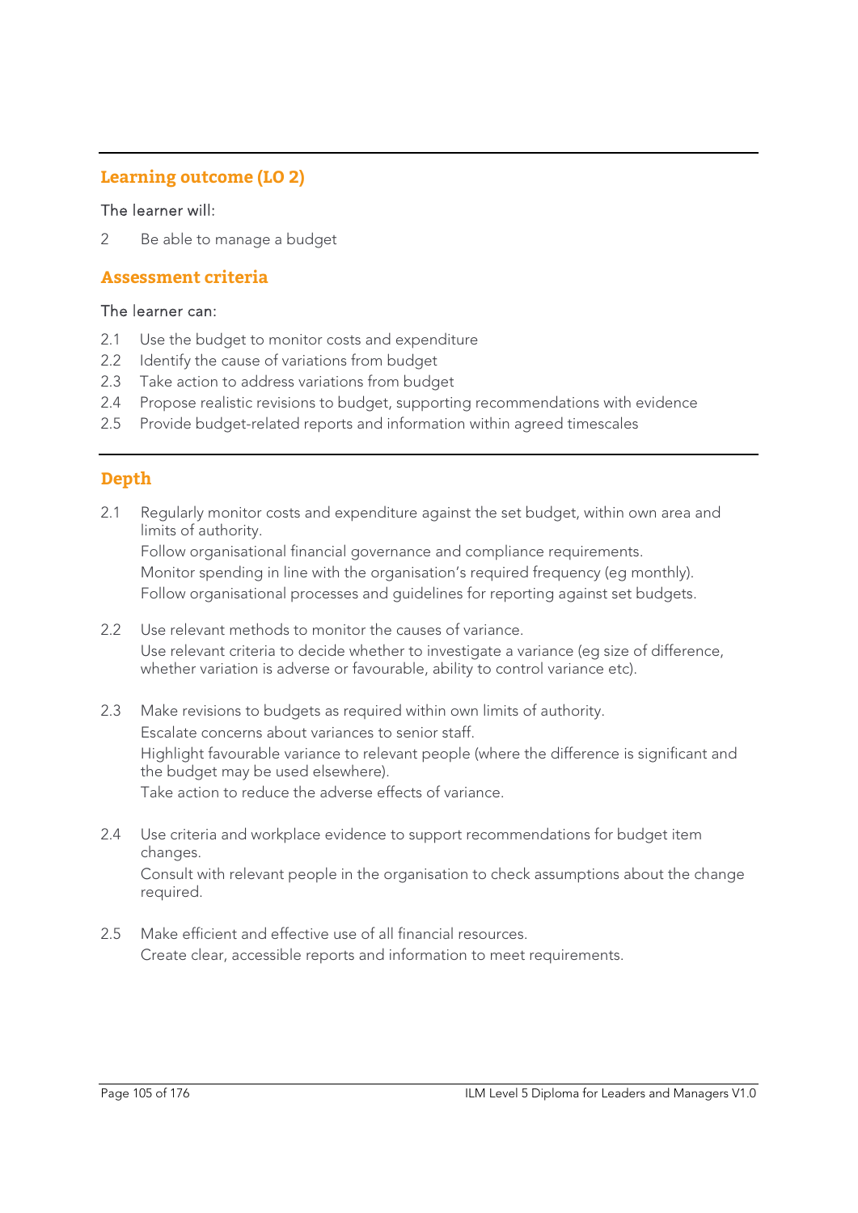## Learning outcome (LO 2)

The learner will:

2 Be able to manage a budget

## Assessment criteria

The learner can:

2.1 Use the budget to monitor costs and expenditure
2.2 Identify the cause of variations from budget
2.3 Take action to address variations from budget
2.4 Propose realistic revisions to budget, supporting recommendations with evidence
2.5 Provide budget-related reports and information within agreed timescales

## Depth

2.1 Regularly monitor costs and expenditure against the set budget, within own area and limits of authority.
Follow organisational financial governance and compliance requirements.
Monitor spending in line with the organisation's required frequency (eg monthly).
Follow organisational processes and guidelines for reporting against set budgets.

2.2 Use relevant methods to monitor the causes of variance.
Use relevant criteria to decide whether to investigate a variance (eg size of difference, whether variation is adverse or favourable, ability to control variance etc).

2.3 Make revisions to budgets as required within own limits of authority.
Escalate concerns about variances to senior staff.
Highlight favourable variance to relevant people (where the difference is significant and the budget may be used elsewhere).
Take action to reduce the adverse effects of variance.

2.4 Use criteria and workplace evidence to support recommendations for budget item changes.
Consult with relevant people in the organisation to check assumptions about the change required.

2.5 Make efficient and effective use of all financial resources.
Create clear, accessible reports and information to meet requirements.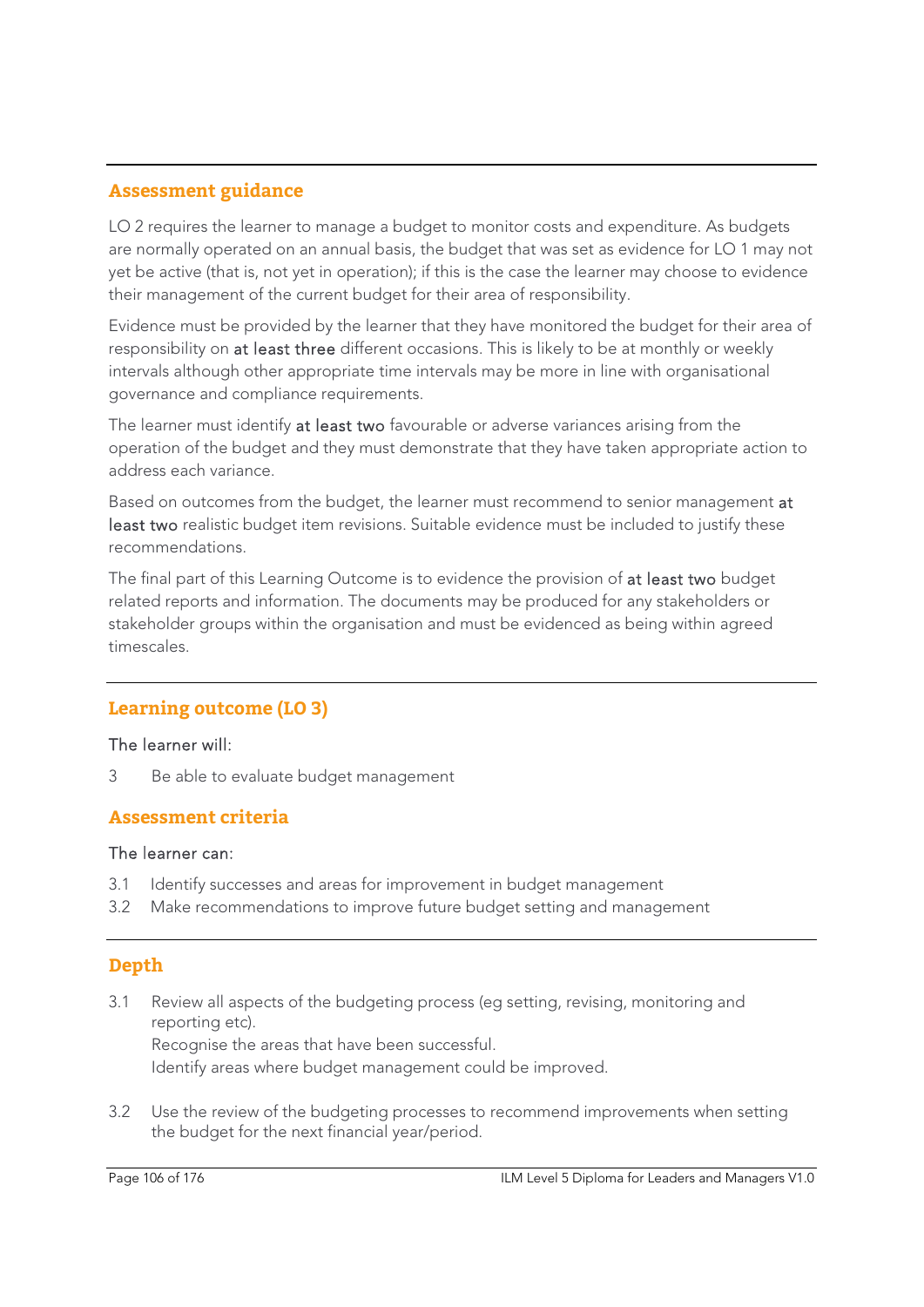## Assessment guidance

LO 2 requires the learner to manage a budget to monitor costs and expenditure. As budgets are normally operated on an annual basis, the budget that was set as evidence for LO 1 may not yet be active (that is, not yet in operation); if this is the case the learner may choose to evidence their management of the current budget for their area of responsibility.

Evidence must be provided by the learner that they have monitored the budget for their area of responsibility on **at least three** different occasions. This is likely to be at monthly or weekly intervals although other appropriate time intervals may be more in line with organisational governance and compliance requirements.

The learner must identify **at least two** favourable or adverse variances arising from the operation of the budget and they must demonstrate that they have taken appropriate action to address each variance.

Based on outcomes from the budget, the learner must recommend to senior management **at least two** realistic budget item revisions. Suitable evidence must be included to justify these recommendations.

The final part of this Learning Outcome is to evidence the provision of **at least two** budget related reports and information. The documents may be produced for any stakeholders or stakeholder groups within the organisation and must be evidenced as being within agreed timescales.

## Learning outcome (LO 3)

The learner will:

3 Be able to evaluate budget management

## Assessment criteria

The learner can:

3.1 Identify successes and areas for improvement in budget management
3.2 Make recommendations to improve future budget setting and management

## Depth

3.1 Review all aspects of the budgeting process (eg setting, revising, monitoring and reporting etc).
Recognise the areas that have been successful.
Identify areas where budget management could be improved.

3.2 Use the review of the budgeting processes to recommend improvements when setting the budget for the next financial year/period.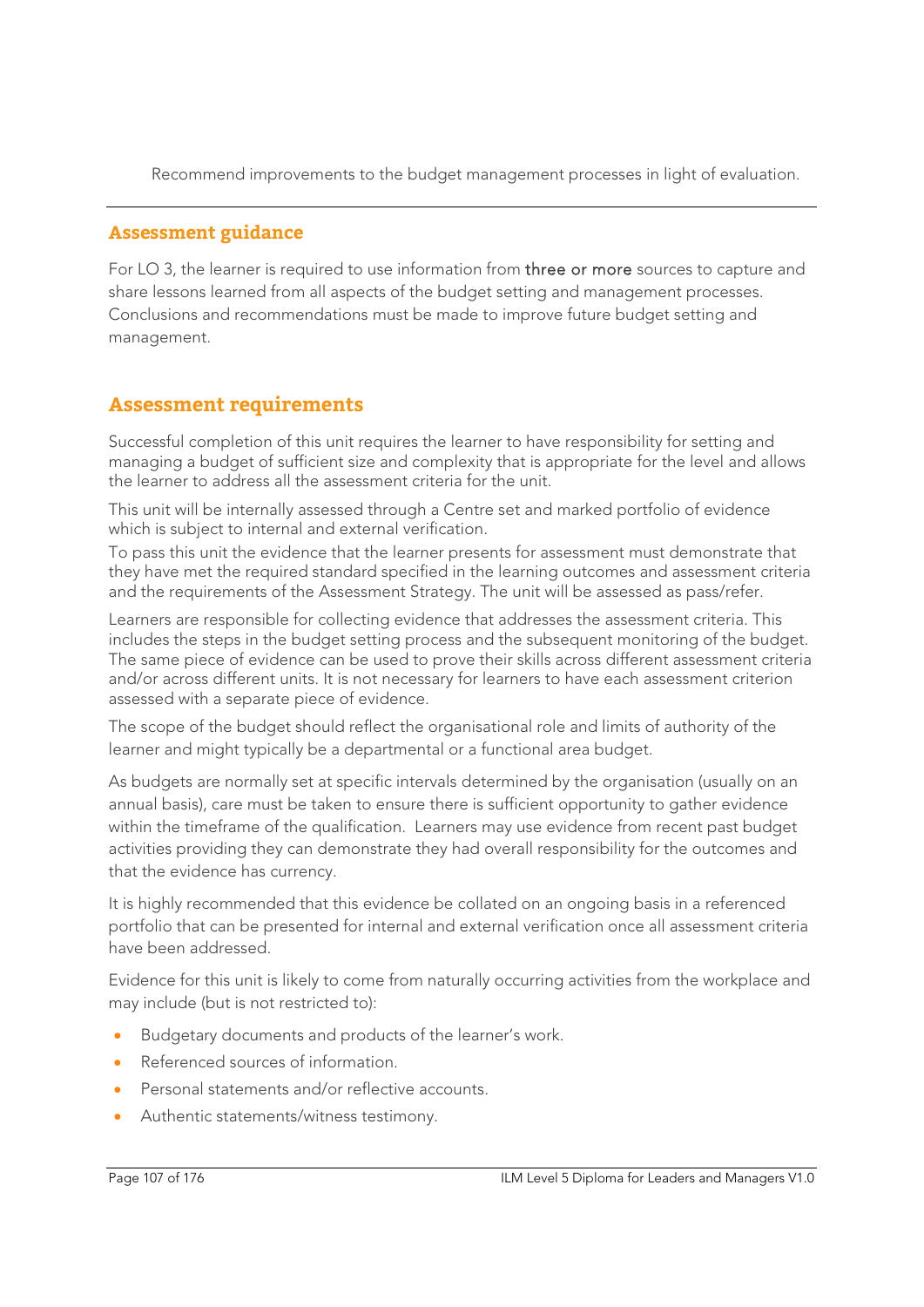Recommend improvements to the budget management processes in light of evaluation.

## Assessment guidance

For LO 3, the learner is required to use information from three or more sources to capture and share lessons learned from all aspects of the budget setting and management processes. Conclusions and recommendations must be made to improve future budget setting and management.

## Assessment requirements

Successful completion of this unit requires the learner to have responsibility for setting and managing a budget of sufficient size and complexity that is appropriate for the level and allows the learner to address all the assessment criteria for the unit.

This unit will be internally assessed through a Centre set and marked portfolio of evidence which is subject to internal and external verification.

To pass this unit the evidence that the learner presents for assessment must demonstrate that they have met the required standard specified in the learning outcomes and assessment criteria and the requirements of the Assessment Strategy. The unit will be assessed as pass/refer.

Learners are responsible for collecting evidence that addresses the assessment criteria. This includes the steps in the budget setting process and the subsequent monitoring of the budget. The same piece of evidence can be used to prove their skills across different assessment criteria and/or across different units. It is not necessary for learners to have each assessment criterion assessed with a separate piece of evidence.

The scope of the budget should reflect the organisational role and limits of authority of the learner and might typically be a departmental or a functional area budget.

As budgets are normally set at specific intervals determined by the organisation (usually on an annual basis), care must be taken to ensure there is sufficient opportunity to gather evidence within the timeframe of the qualification. Learners may use evidence from recent past budget activities providing they can demonstrate they had overall responsibility for the outcomes and that the evidence has currency.

It is highly recommended that this evidence be collated on an ongoing basis in a referenced portfolio that can be presented for internal and external verification once all assessment criteria have been addressed.

Evidence for this unit is likely to come from naturally occurring activities from the workplace and may include (but is not restricted to):

- Budgetary documents and products of the learner's work.
- Referenced sources of information.
- Personal statements and/or reflective accounts.
- Authentic statements/witness testimony.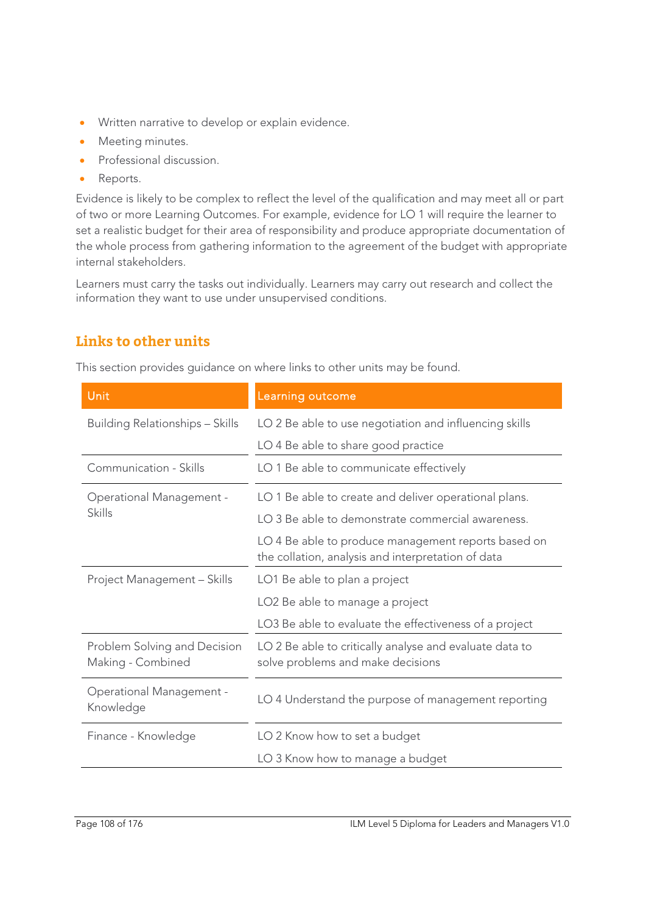- Written narrative to develop or explain evidence.
- Meeting minutes.
- Professional discussion.
- Reports.

Evidence is likely to be complex to reflect the level of the qualification and may meet all or part of two or more Learning Outcomes. For example, evidence for LO 1 will require the learner to set a realistic budget for their area of responsibility and produce appropriate documentation of the whole process from gathering information to the agreement of the budget with appropriate internal stakeholders.

Learners must carry the tasks out individually. Learners may carry out research and collect the information they want to use under unsupervised conditions.

## Links to other units

This section provides guidance on where links to other units may be found.

| Unit | Learning outcome |
|---|---|
| Building Relationships – Skills | LO 2 Be able to use negotiation and influencing skills<br>LO 4 Be able to share good practice |
| Communication - Skills | LO 1 Be able to communicate effectively |
| Operational Management - Skills | LO 1 Be able to create and deliver operational plans.<br>LO 3 Be able to demonstrate commercial awareness.<br>LO 4 Be able to produce management reports based on the collation, analysis and interpretation of data |
| Project Management – Skills | LO1 Be able to plan a project<br>LO2 Be able to manage a project<br>LO3 Be able to evaluate the effectiveness of a project |
| Problem Solving and Decision Making - Combined | LO 2 Be able to critically analyse and evaluate data to solve problems and make decisions |
| Operational Management - Knowledge | LO 4 Understand the purpose of management reporting |
| Finance - Knowledge | LO 2 Know how to set a budget<br>LO 3 Know how to manage a budget |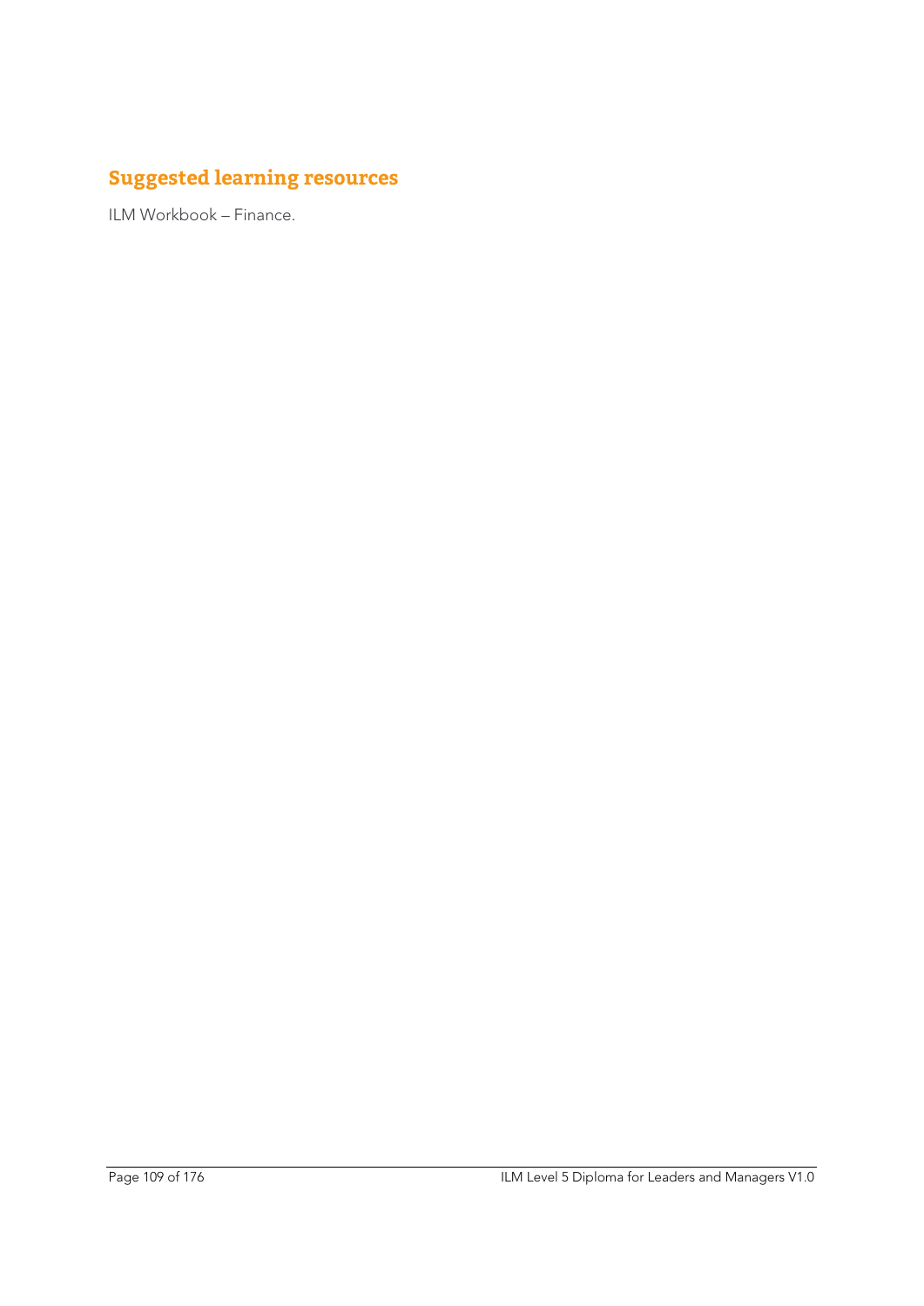## Suggested learning resources

ILM Workbook – Finance.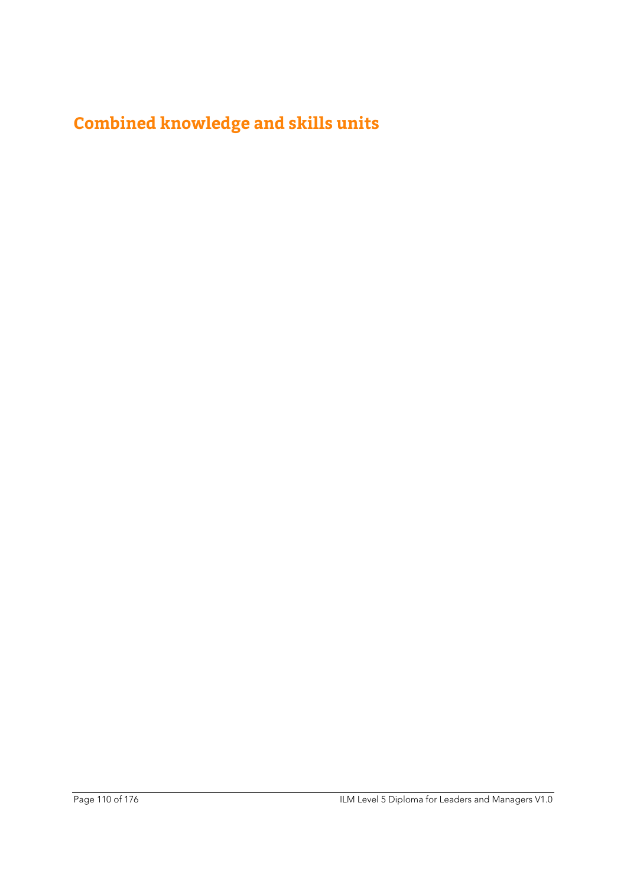# Combined knowledge and skills units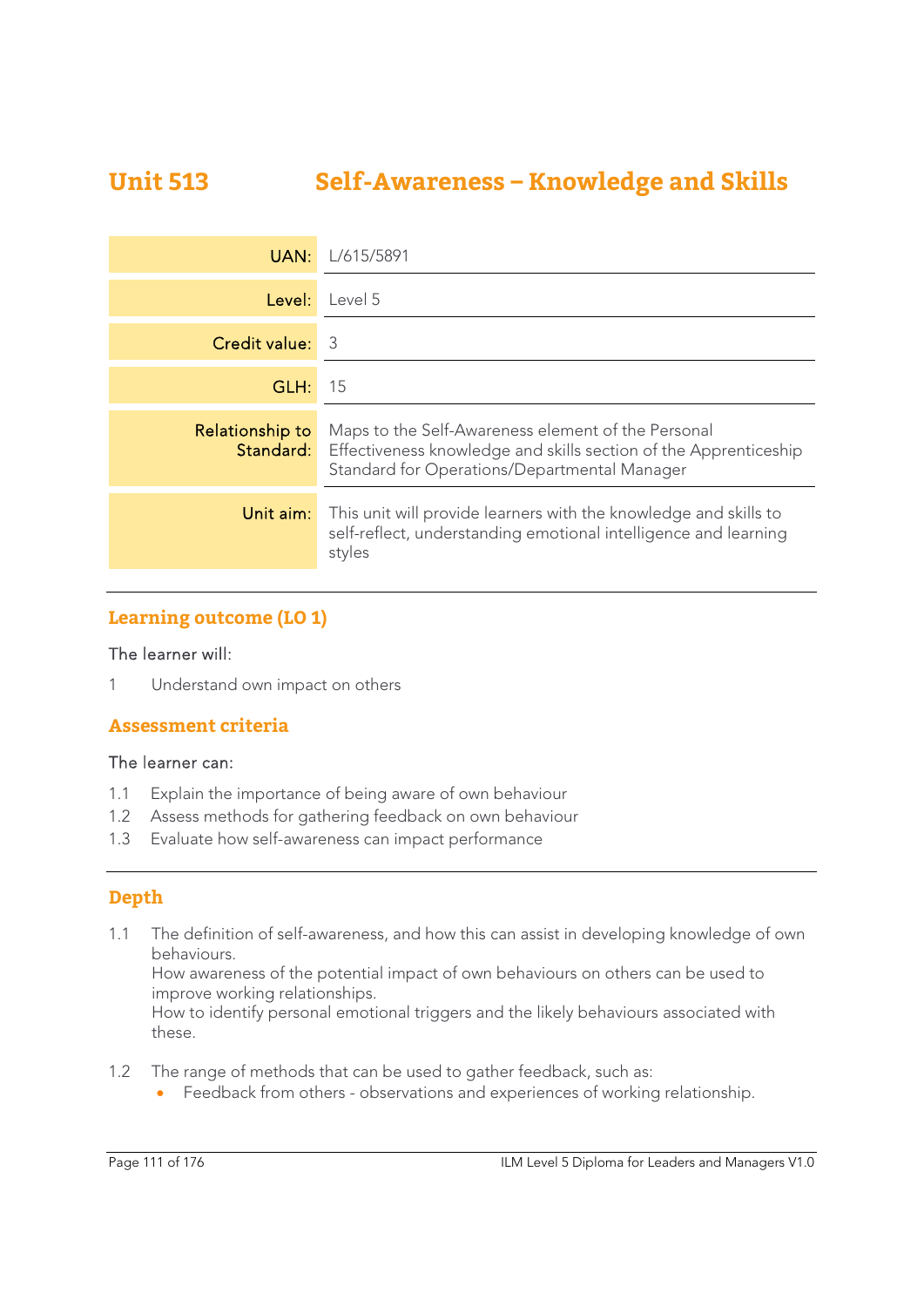# Unit 513 Self-Awareness – Knowledge and Skills

| | |
|---|---|
| **UAN:** | L/615/5891 |
| **Level:** | Level 5 |
| **Credit value:** | 3 |
| **GLH:** | 15 |
| **Relationship to Standard:** | Maps to the Self-Awareness element of the Personal Effectiveness knowledge and skills section of the Apprenticeship Standard for Operations/Departmental Manager |
| **Unit aim:** | This unit will provide learners with the knowledge and skills to self-reflect, understanding emotional intelligence and learning styles |

## Learning outcome (LO 1)

The learner will:

1 Understand own impact on others

## Assessment criteria

The learner can:

1.1 Explain the importance of being aware of own behaviour
1.2 Assess methods for gathering feedback on own behaviour
1.3 Evaluate how self-awareness can impact performance

## Depth

1.1 The definition of self-awareness, and how this can assist in developing knowledge of own behaviours.
How awareness of the potential impact of own behaviours on others can be used to improve working relationships.
How to identify personal emotional triggers and the likely behaviours associated with these.

1.2 The range of methods that can be used to gather feedback, such as:

- Feedback from others - observations and experiences of working relationship.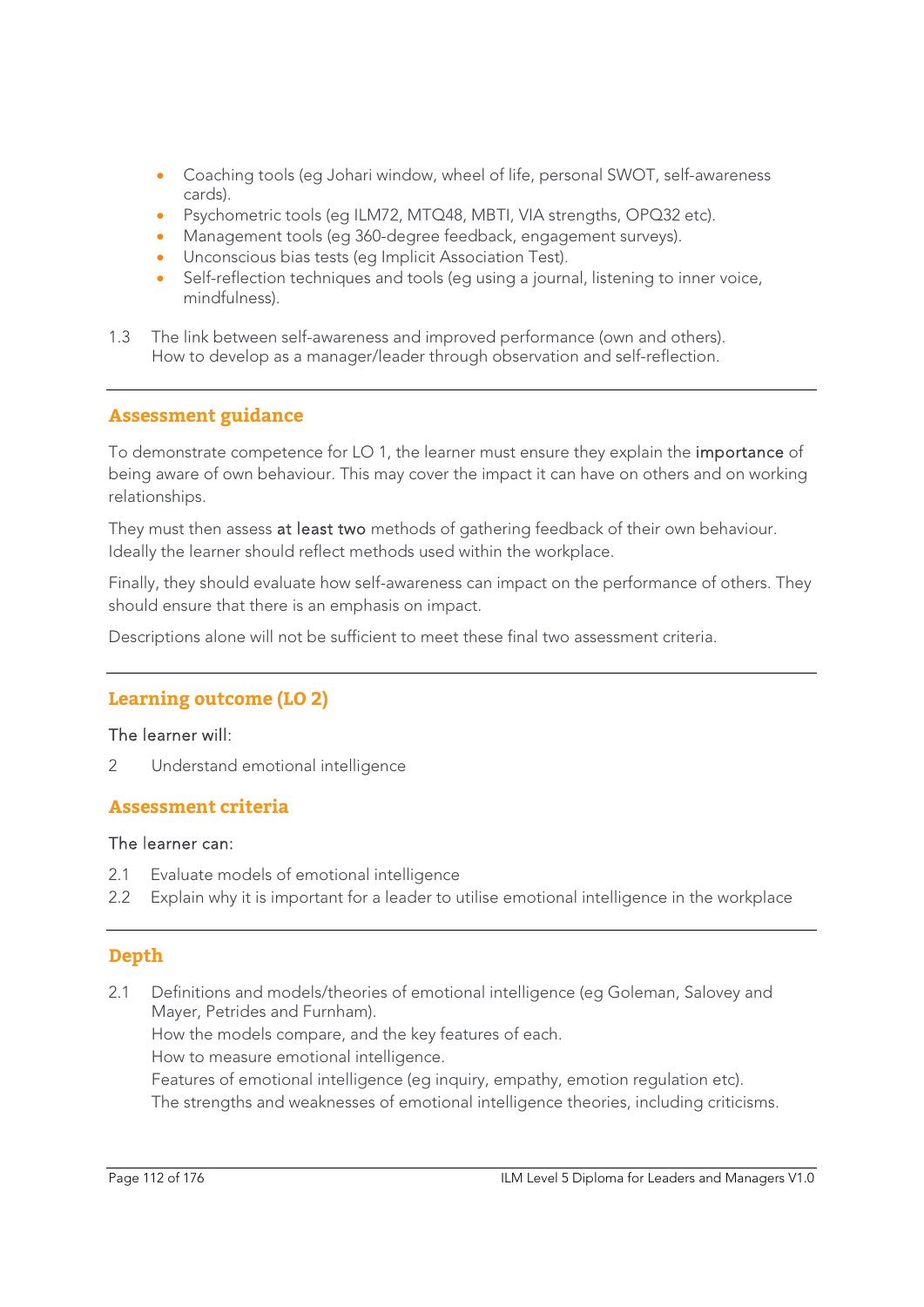- Coaching tools (eg Johari window, wheel of life, personal SWOT, self-awareness cards).
- Psychometric tools (eg ILM72, MTQ48, MBTI, VIA strengths, OPQ32 etc).
- Management tools (eg 360-degree feedback, engagement surveys).
- Unconscious bias tests (eg Implicit Association Test).
- Self-reflection techniques and tools (eg using a journal, listening to inner voice, mindfulness).

1.3 The link between self-awareness and improved performance (own and others).
How to develop as a manager/leader through observation and self-reflection.

---

## Assessment guidance

To demonstrate competence for LO 1, the learner must ensure they explain the **importance** of being aware of own behaviour. This may cover the impact it can have on others and on working relationships.

They must then assess **at least two** methods of gathering feedback of their own behaviour. Ideally the learner should reflect methods used within the workplace.

Finally, they should evaluate how self-awareness can impact on the performance of others. They should ensure that there is an emphasis on impact.

Descriptions alone will not be sufficient to meet these final two assessment criteria.

---

## Learning outcome (LO 2)

The learner will:

2 Understand emotional intelligence

## Assessment criteria

The learner can:

2.1 Evaluate models of emotional intelligence
2.2 Explain why it is important for a leader to utilise emotional intelligence in the workplace

---

## Depth

2.1 Definitions and models/theories of emotional intelligence (eg Goleman, Salovey and Mayer, Petrides and Furnham).
How the models compare, and the key features of each.
How to measure emotional intelligence.
Features of emotional intelligence (eg inquiry, empathy, emotion regulation etc).
The strengths and weaknesses of emotional intelligence theories, including criticisms.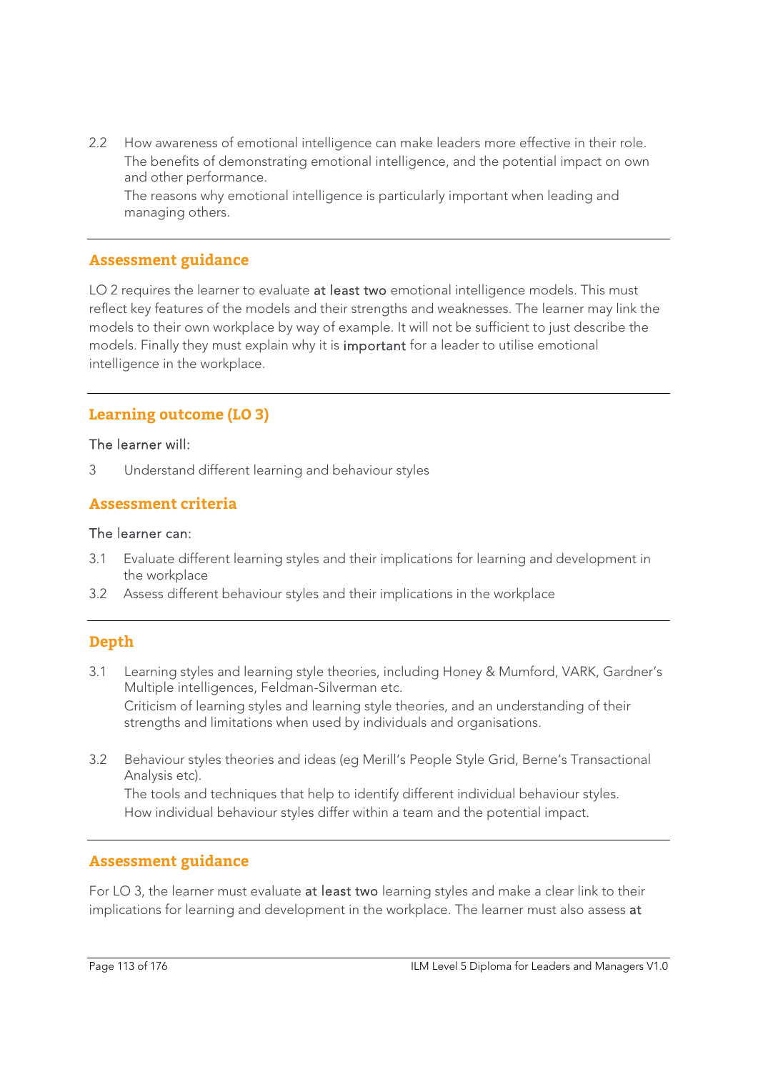2.2 How awareness of emotional intelligence can make leaders more effective in their role.
The benefits of demonstrating emotional intelligence, and the potential impact on own and other performance.
The reasons why emotional intelligence is particularly important when leading and managing others.

---

## Assessment guidance

LO 2 requires the learner to evaluate **at least two** emotional intelligence models. This must reflect key features of the models and their strengths and weaknesses. The learner may link the models to their own workplace by way of example. It will not be sufficient to just describe the models. Finally they must explain why it is **important** for a leader to utilise emotional intelligence in the workplace.

---

## Learning outcome (LO 3)

The learner will:

3 Understand different learning and behaviour styles

## Assessment criteria

The learner can:

3.1 Evaluate different learning styles and their implications for learning and development in the workplace

3.2 Assess different behaviour styles and their implications in the workplace

---

## Depth

3.1 Learning styles and learning style theories, including Honey & Mumford, VARK, Gardner's Multiple intelligences, Feldman-Silverman etc.
Criticism of learning styles and learning style theories, and an understanding of their strengths and limitations when used by individuals and organisations.

3.2 Behaviour styles theories and ideas (eg Merill's People Style Grid, Berne's Transactional Analysis etc).
The tools and techniques that help to identify different individual behaviour styles.
How individual behaviour styles differ within a team and the potential impact.

---

## Assessment guidance

For LO 3, the learner must evaluate **at least two** learning styles and make a clear link to their implications for learning and development in the workplace. The learner must also assess **at**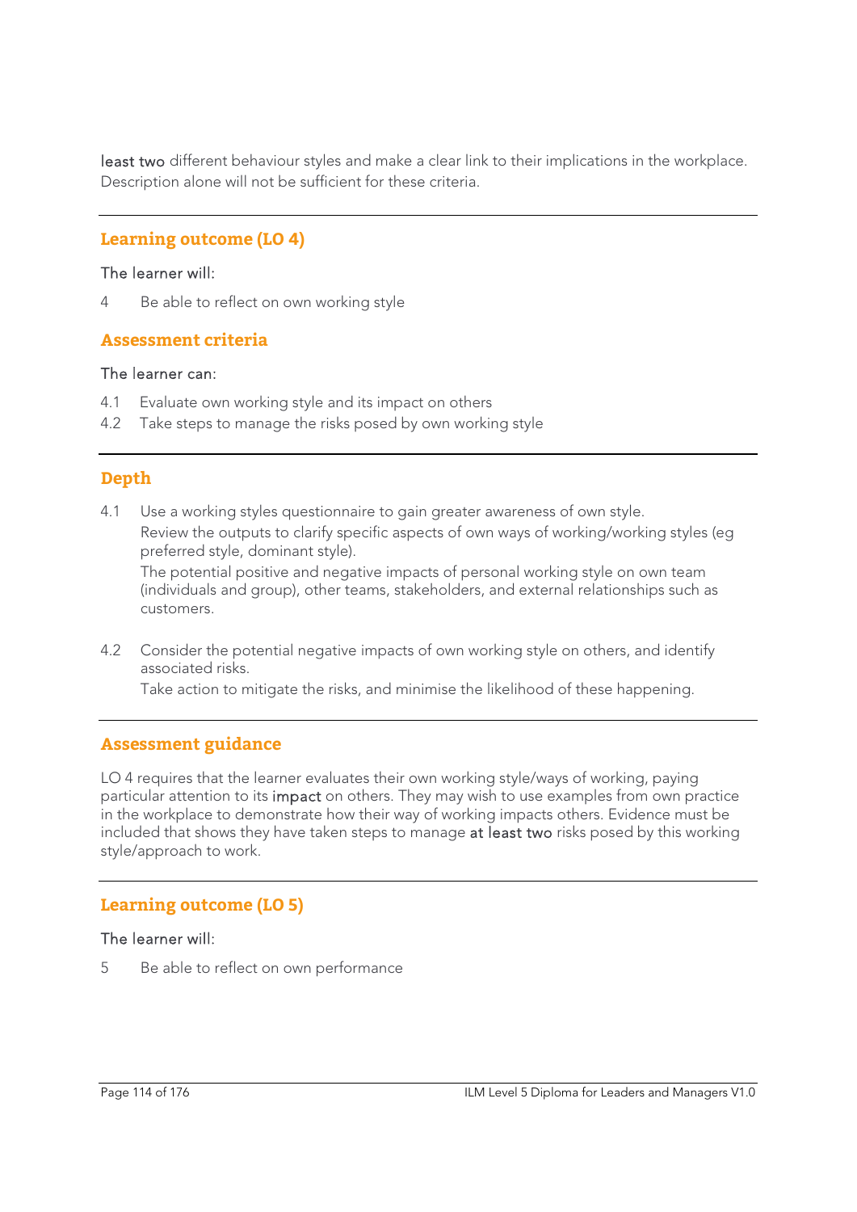least two different behaviour styles and make a clear link to their implications in the workplace. Description alone will not be sufficient for these criteria.

---

## Learning outcome (LO 4)

The learner will:

4 Be able to reflect on own working style

## Assessment criteria

The learner can:

4.1 Evaluate own working style and its impact on others
4.2 Take steps to manage the risks posed by own working style

---

## Depth

4.1 Use a working styles questionnaire to gain greater awareness of own style.
Review the outputs to clarify specific aspects of own ways of working/working styles (eg preferred style, dominant style).
The potential positive and negative impacts of personal working style on own team (individuals and group), other teams, stakeholders, and external relationships such as customers.

4.2 Consider the potential negative impacts of own working style on others, and identify associated risks.
Take action to mitigate the risks, and minimise the likelihood of these happening.

---

## Assessment guidance

LO 4 requires that the learner evaluates their own working style/ways of working, paying particular attention to its impact on others. They may wish to use examples from own practice in the workplace to demonstrate how their way of working impacts others. Evidence must be included that shows they have taken steps to manage at least two risks posed by this working style/approach to work.

---

## Learning outcome (LO 5)

The learner will:

5 Be able to reflect on own performance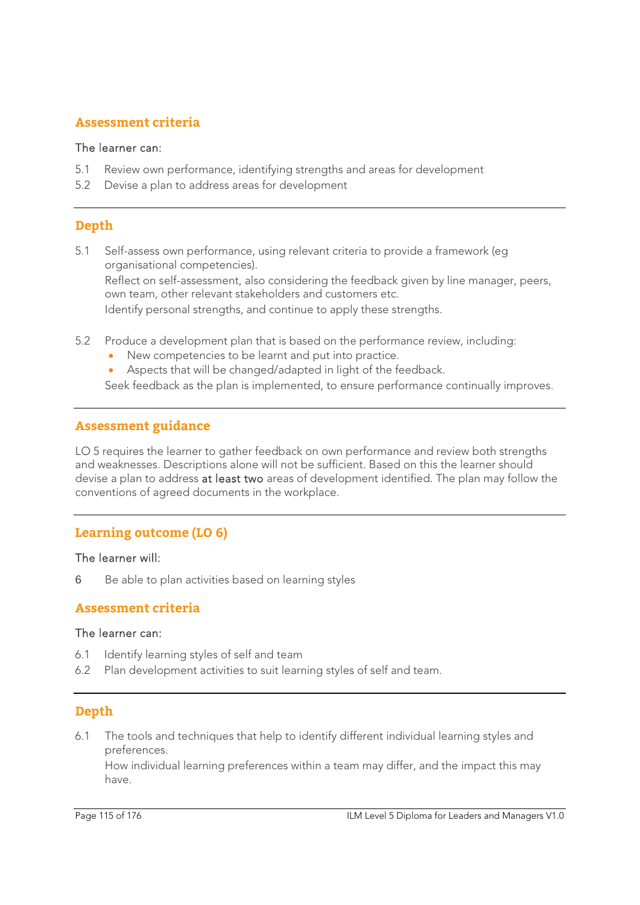## Assessment criteria

The learner can:

5.1 Review own performance, identifying strengths and areas for development

5.2 Devise a plan to address areas for development

---

## Depth

5.1 Self-assess own performance, using relevant criteria to provide a framework (eg organisational competencies).
Reflect on self-assessment, also considering the feedback given by line manager, peers, own team, other relevant stakeholders and customers etc.
Identify personal strengths, and continue to apply these strengths.

5.2 Produce a development plan that is based on the performance review, including:
- New competencies to be learnt and put into practice.
- Aspects that will be changed/adapted in light of the feedback.

Seek feedback as the plan is implemented, to ensure performance continually improves.

---

## Assessment guidance

LO 5 requires the learner to gather feedback on own performance and review both strengths and weaknesses. Descriptions alone will not be sufficient. Based on this the learner should devise a plan to address at least two areas of development identified. The plan may follow the conventions of agreed documents in the workplace.

---

## Learning outcome (LO 6)

The learner will:

6 Be able to plan activities based on learning styles

## Assessment criteria

The learner can:

6.1 Identify learning styles of self and team

6.2 Plan development activities to suit learning styles of self and team.

---

## Depth

6.1 The tools and techniques that help to identify different individual learning styles and preferences.
How individual learning preferences within a team may differ, and the impact this may have.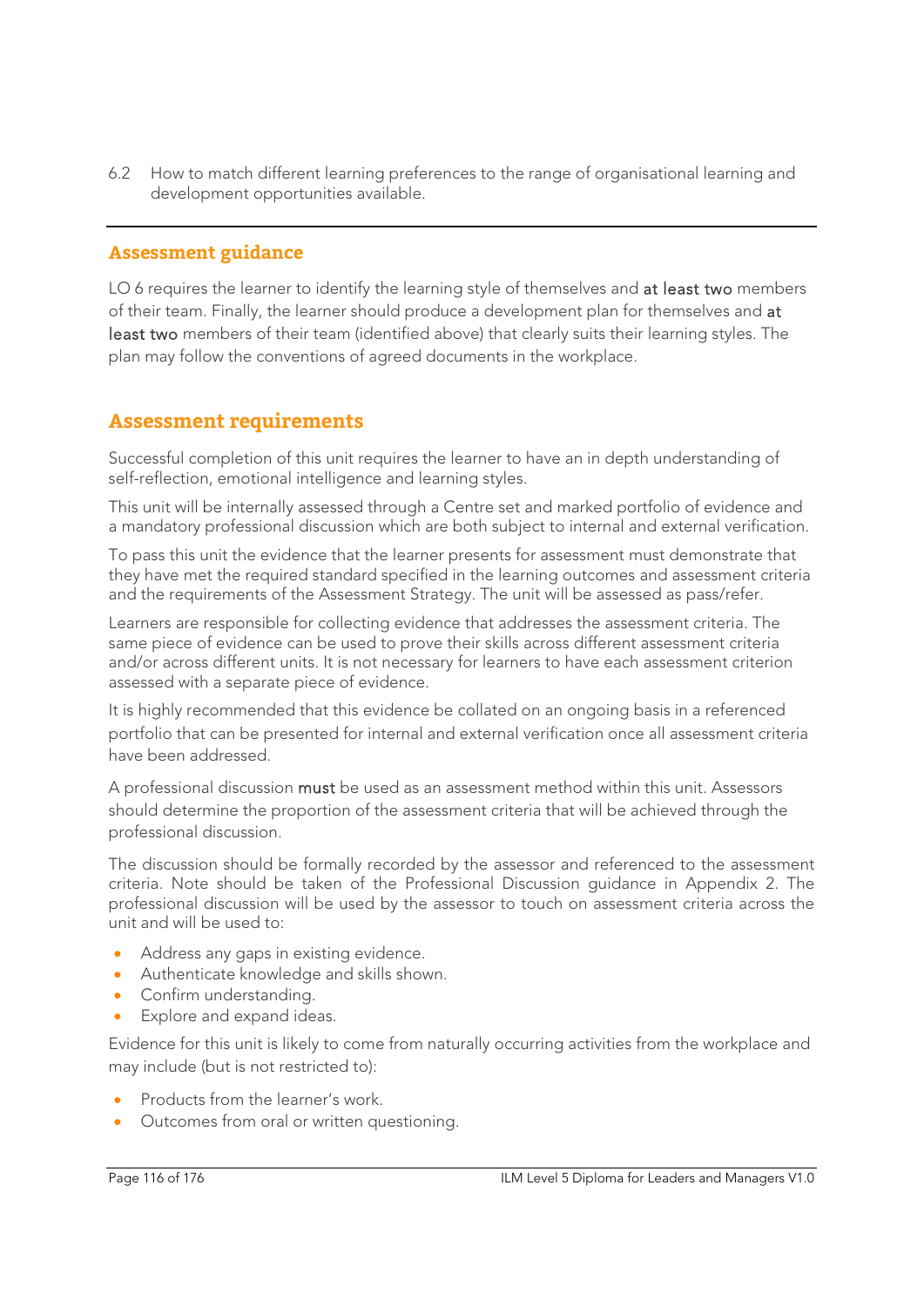6.2 How to match different learning preferences to the range of organisational learning and development opportunities available.

---

## Assessment guidance

LO 6 requires the learner to identify the learning style of themselves and at least two members of their team. Finally, the learner should produce a development plan for themselves and at least two members of their team (identified above) that clearly suits their learning styles. The plan may follow the conventions of agreed documents in the workplace.

## Assessment requirements

Successful completion of this unit requires the learner to have an in depth understanding of self-reflection, emotional intelligence and learning styles.

This unit will be internally assessed through a Centre set and marked portfolio of evidence and a mandatory professional discussion which are both subject to internal and external verification.

To pass this unit the evidence that the learner presents for assessment must demonstrate that they have met the required standard specified in the learning outcomes and assessment criteria and the requirements of the Assessment Strategy. The unit will be assessed as pass/refer.

Learners are responsible for collecting evidence that addresses the assessment criteria. The same piece of evidence can be used to prove their skills across different assessment criteria and/or across different units. It is not necessary for learners to have each assessment criterion assessed with a separate piece of evidence.

It is highly recommended that this evidence be collated on an ongoing basis in a referenced portfolio that can be presented for internal and external verification once all assessment criteria have been addressed.

A professional discussion must be used as an assessment method within this unit. Assessors should determine the proportion of the assessment criteria that will be achieved through the professional discussion.

The discussion should be formally recorded by the assessor and referenced to the assessment criteria. Note should be taken of the Professional Discussion guidance in Appendix 2. The professional discussion will be used by the assessor to touch on assessment criteria across the unit and will be used to:

- Address any gaps in existing evidence.
- Authenticate knowledge and skills shown.
- Confirm understanding.
- Explore and expand ideas.

Evidence for this unit is likely to come from naturally occurring activities from the workplace and may include (but is not restricted to):

- Products from the learner's work.
- Outcomes from oral or written questioning.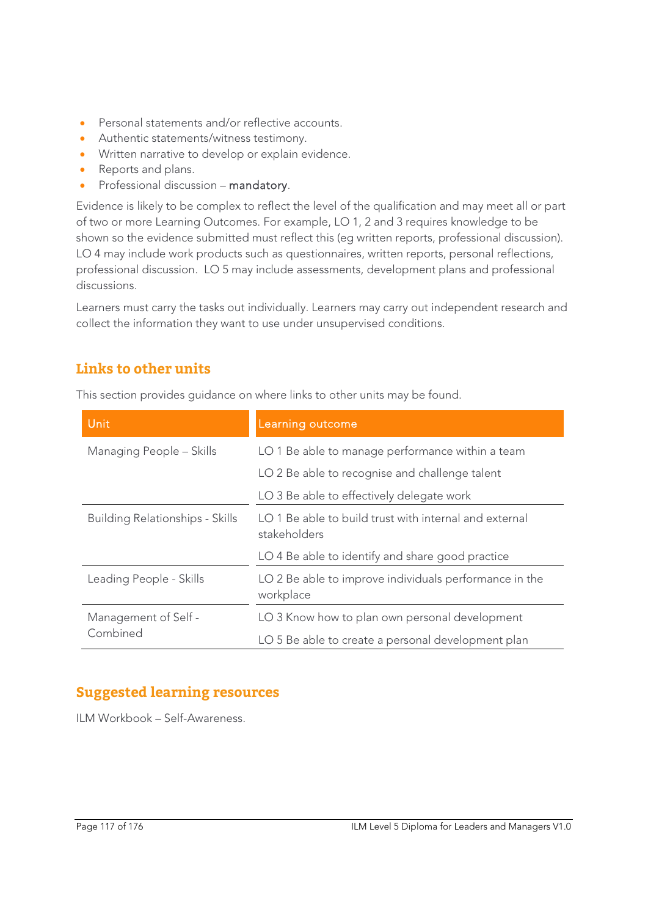- Personal statements and/or reflective accounts.
- Authentic statements/witness testimony.
- Written narrative to develop or explain evidence.
- Reports and plans.
- Professional discussion – mandatory.

Evidence is likely to be complex to reflect the level of the qualification and may meet all or part of two or more Learning Outcomes. For example, LO 1, 2 and 3 requires knowledge to be shown so the evidence submitted must reflect this (eg written reports, professional discussion). LO 4 may include work products such as questionnaires, written reports, personal reflections, professional discussion. LO 5 may include assessments, development plans and professional discussions.

Learners must carry the tasks out individually. Learners may carry out independent research and collect the information they want to use under unsupervised conditions.

## Links to other units

This section provides guidance on where links to other units may be found.

| Unit | Learning outcome |
|---|---|
| Managing People – Skills | LO 1 Be able to manage performance within a team |
| | LO 2 Be able to recognise and challenge talent |
| | LO 3 Be able to effectively delegate work |
| Building Relationships - Skills | LO 1 Be able to build trust with internal and external stakeholders |
| | LO 4 Be able to identify and share good practice |
| Leading People - Skills | LO 2 Be able to improve individuals performance in the workplace |
| Management of Self - Combined | LO 3 Know how to plan own personal development |
| | LO 5 Be able to create a personal development plan |

## Suggested learning resources

ILM Workbook – Self-Awareness.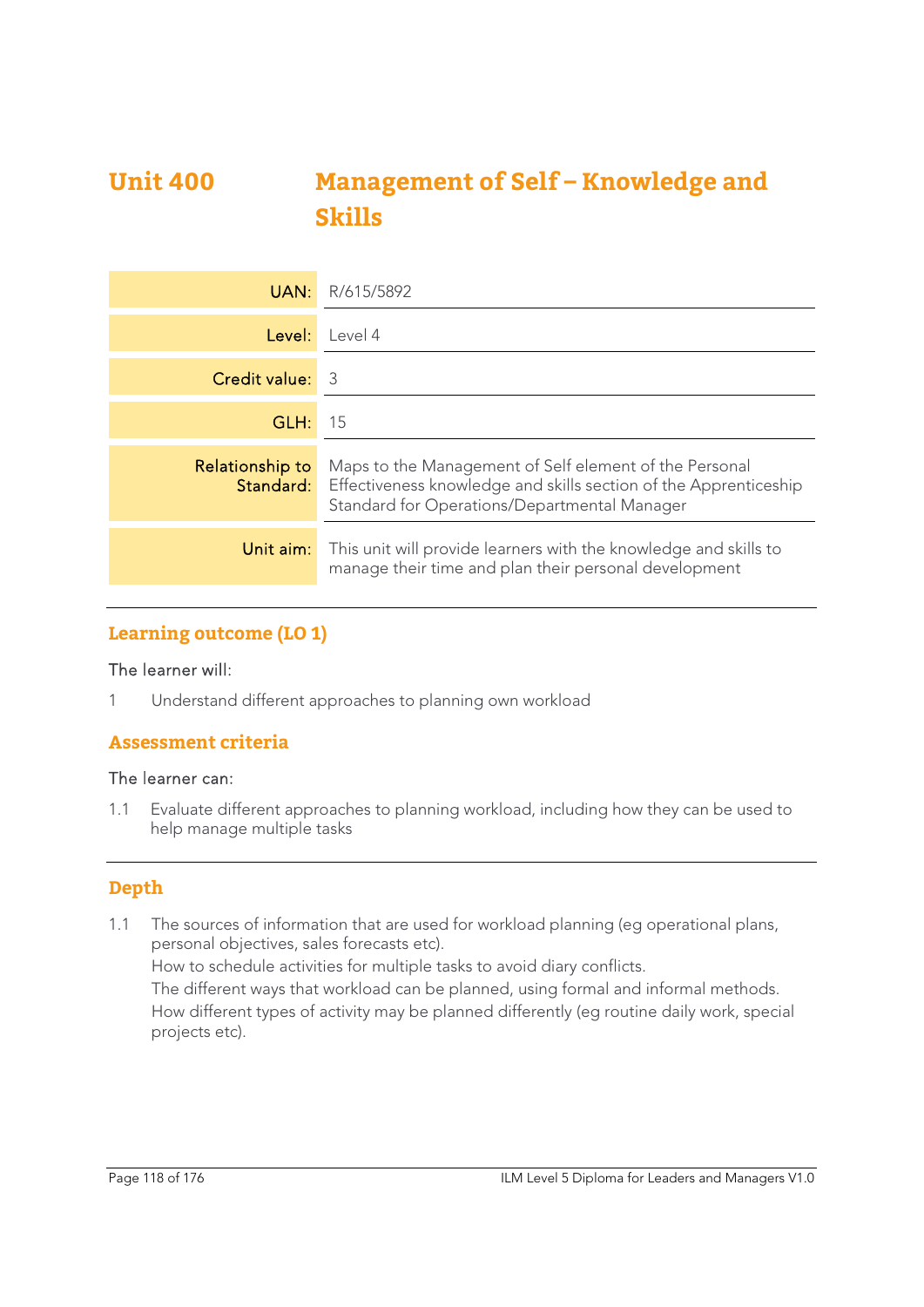# Unit 400 Management of Self – Knowledge and Skills

| | |
|---|---|
| UAN: | R/615/5892 |
| Level: | Level 4 |
| Credit value: | 3 |
| GLH: | 15 |
| Relationship to Standard: | Maps to the Management of Self element of the Personal Effectiveness knowledge and skills section of the Apprenticeship Standard for Operations/Departmental Manager |
| Unit aim: | This unit will provide learners with the knowledge and skills to manage their time and plan their personal development |

## Learning outcome (LO 1)

The learner will:

1 Understand different approaches to planning own workload

## Assessment criteria

The learner can:

1.1 Evaluate different approaches to planning workload, including how they can be used to help manage multiple tasks

## Depth

1.1 The sources of information that are used for workload planning (eg operational plans, personal objectives, sales forecasts etc).
How to schedule activities for multiple tasks to avoid diary conflicts.
The different ways that workload can be planned, using formal and informal methods.
How different types of activity may be planned differently (eg routine daily work, special projects etc).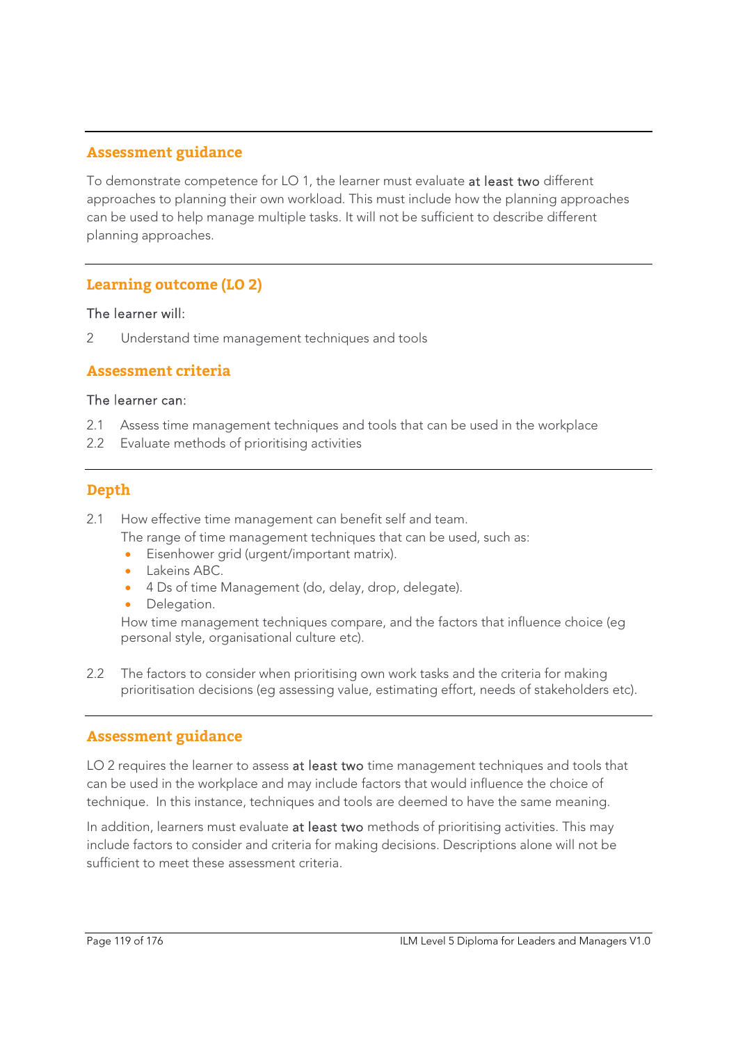## Assessment guidance

To demonstrate competence for LO 1, the learner must evaluate **at least two** different approaches to planning their own workload. This must include how the planning approaches can be used to help manage multiple tasks. It will not be sufficient to describe different planning approaches.

## Learning outcome (LO 2)

The learner will:

2 Understand time management techniques and tools

## Assessment criteria

The learner can:

2.1 Assess time management techniques and tools that can be used in the workplace
2.2 Evaluate methods of prioritising activities

## Depth

2.1 How effective time management can benefit self and team.
The range of time management techniques that can be used, such as:
- Eisenhower grid (urgent/important matrix).
- Lakeins ABC.
- 4 Ds of time Management (do, delay, drop, delegate).
- Delegation.

How time management techniques compare, and the factors that influence choice (eg personal style, organisational culture etc).

2.2 The factors to consider when prioritising own work tasks and the criteria for making prioritisation decisions (eg assessing value, estimating effort, needs of stakeholders etc).

## Assessment guidance

LO 2 requires the learner to assess **at least two** time management techniques and tools that can be used in the workplace and may include factors that would influence the choice of technique. In this instance, techniques and tools are deemed to have the same meaning.

In addition, learners must evaluate **at least two** methods of prioritising activities. This may include factors to consider and criteria for making decisions. Descriptions alone will not be sufficient to meet these assessment criteria.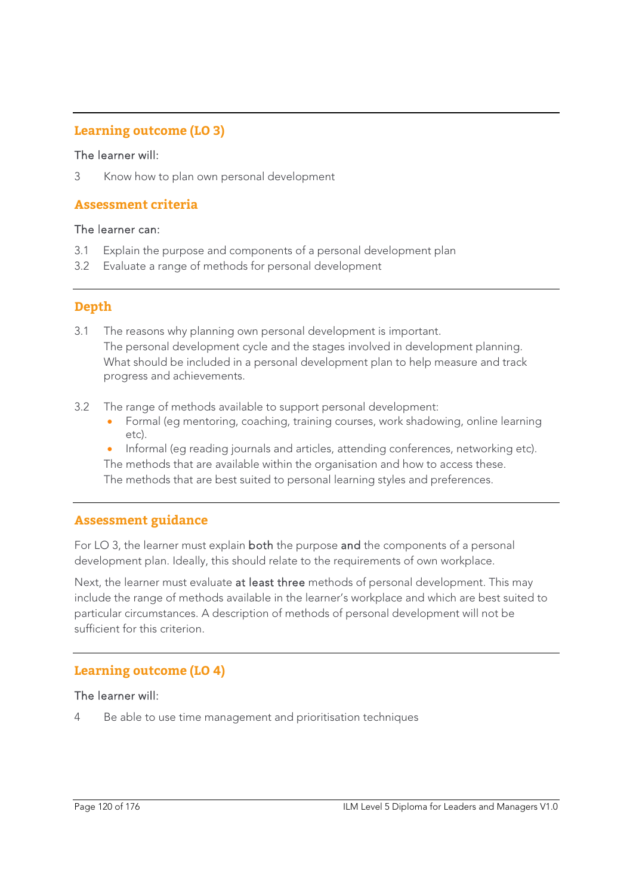## Learning outcome (LO 3)

The learner will:

3 Know how to plan own personal development

## Assessment criteria

The learner can:

3.1 Explain the purpose and components of a personal development plan
3.2 Evaluate a range of methods for personal development

## Depth

3.1 The reasons why planning own personal development is important.
The personal development cycle and the stages involved in development planning.
What should be included in a personal development plan to help measure and track progress and achievements.

3.2 The range of methods available to support personal development:
- Formal (eg mentoring, coaching, training courses, work shadowing, online learning etc).
- Informal (eg reading journals and articles, attending conferences, networking etc).

The methods that are available within the organisation and how to access these.
The methods that are best suited to personal learning styles and preferences.

## Assessment guidance

For LO 3, the learner must explain **both** the purpose **and** the components of a personal development plan. Ideally, this should relate to the requirements of own workplace.

Next, the learner must evaluate **at least three** methods of personal development. This may include the range of methods available in the learner's workplace and which are best suited to particular circumstances. A description of methods of personal development will not be sufficient for this criterion.

## Learning outcome (LO 4)

The learner will:

4 Be able to use time management and prioritisation techniques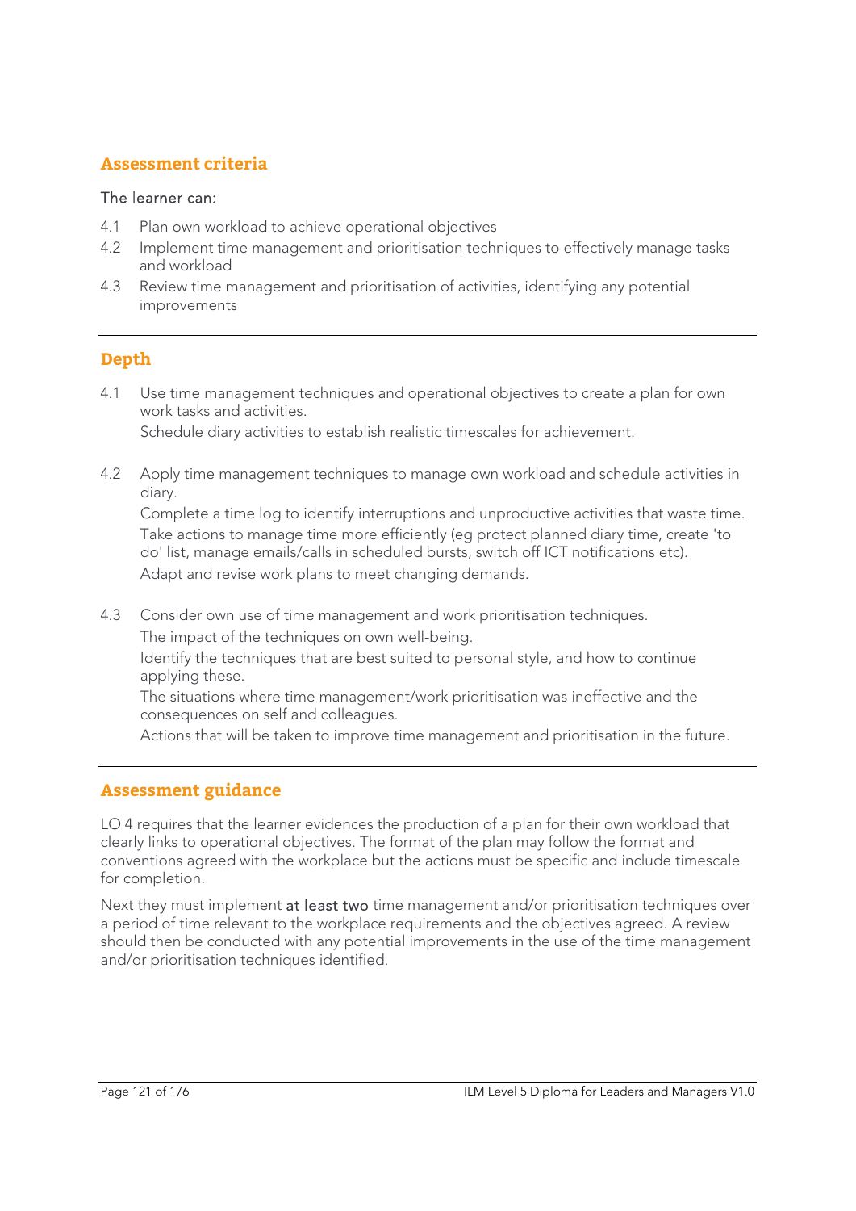## Assessment criteria

The learner can:

4.1 Plan own workload to achieve operational objectives

4.2 Implement time management and prioritisation techniques to effectively manage tasks and workload

4.3 Review time management and prioritisation of activities, identifying any potential improvements

---

## Depth

4.1 Use time management techniques and operational objectives to create a plan for own work tasks and activities.

Schedule diary activities to establish realistic timescales for achievement.

4.2 Apply time management techniques to manage own workload and schedule activities in diary.

Complete a time log to identify interruptions and unproductive activities that waste time.

Take actions to manage time more efficiently (eg protect planned diary time, create 'to do' list, manage emails/calls in scheduled bursts, switch off ICT notifications etc).

Adapt and revise work plans to meet changing demands.

4.3 Consider own use of time management and work prioritisation techniques.

The impact of the techniques on own well-being.

Identify the techniques that are best suited to personal style, and how to continue applying these.

The situations where time management/work prioritisation was ineffective and the consequences on self and colleagues.

Actions that will be taken to improve time management and prioritisation in the future.

---

## Assessment guidance

LO 4 requires that the learner evidences the production of a plan for their own workload that clearly links to operational objectives. The format of the plan may follow the format and conventions agreed with the workplace but the actions must be specific and include timescale for completion.

Next they must implement at least two time management and/or prioritisation techniques over a period of time relevant to the workplace requirements and the objectives agreed. A review should then be conducted with any potential improvements in the use of the time management and/or prioritisation techniques identified.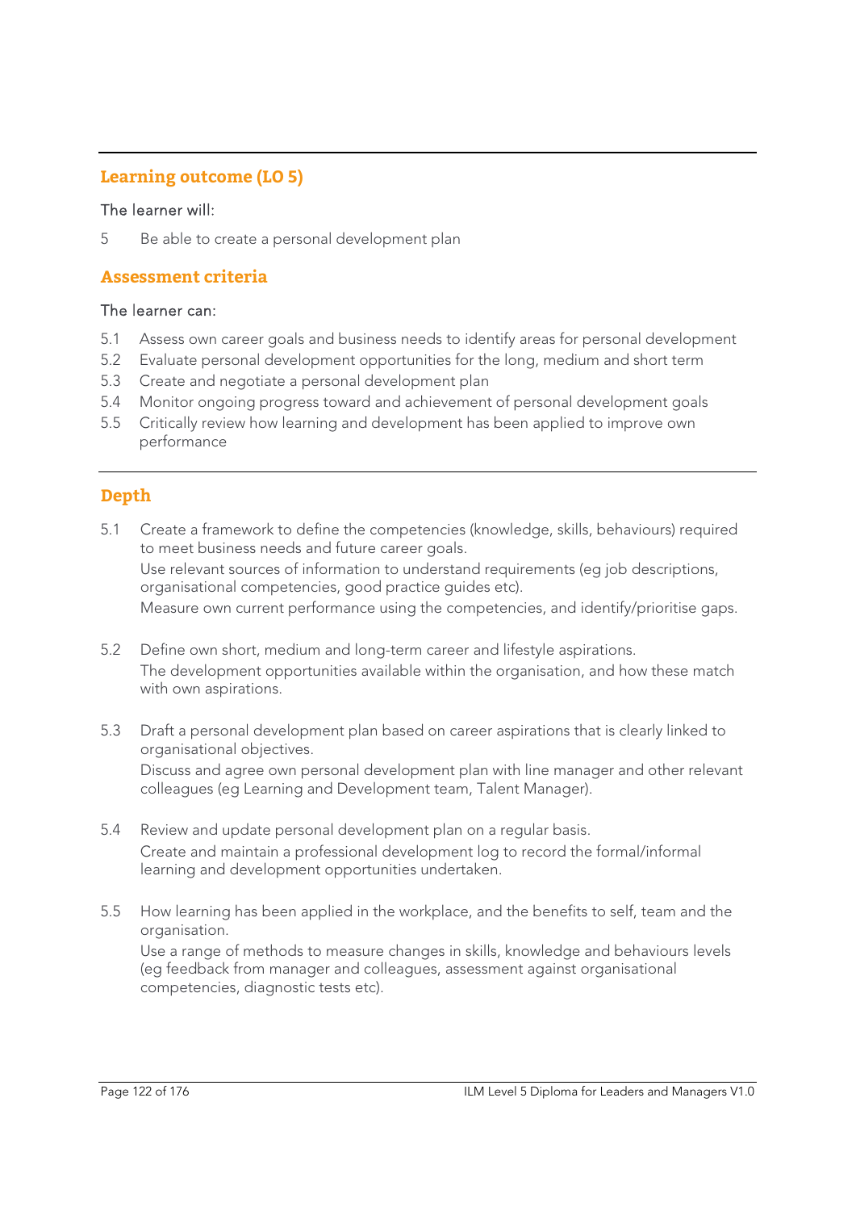## Learning outcome (LO 5)

The learner will:

5 Be able to create a personal development plan

## Assessment criteria

The learner can:

5.1 Assess own career goals and business needs to identify areas for personal development
5.2 Evaluate personal development opportunities for the long, medium and short term
5.3 Create and negotiate a personal development plan
5.4 Monitor ongoing progress toward and achievement of personal development goals
5.5 Critically review how learning and development has been applied to improve own performance

## Depth

5.1 Create a framework to define the competencies (knowledge, skills, behaviours) required to meet business needs and future career goals.
Use relevant sources of information to understand requirements (eg job descriptions, organisational competencies, good practice guides etc).
Measure own current performance using the competencies, and identify/prioritise gaps.

5.2 Define own short, medium and long-term career and lifestyle aspirations.
The development opportunities available within the organisation, and how these match with own aspirations.

5.3 Draft a personal development plan based on career aspirations that is clearly linked to organisational objectives.
Discuss and agree own personal development plan with line manager and other relevant colleagues (eg Learning and Development team, Talent Manager).

5.4 Review and update personal development plan on a regular basis.
Create and maintain a professional development log to record the formal/informal learning and development opportunities undertaken.

5.5 How learning has been applied in the workplace, and the benefits to self, team and the organisation.
Use a range of methods to measure changes in skills, knowledge and behaviours levels (eg feedback from manager and colleagues, assessment against organisational competencies, diagnostic tests etc).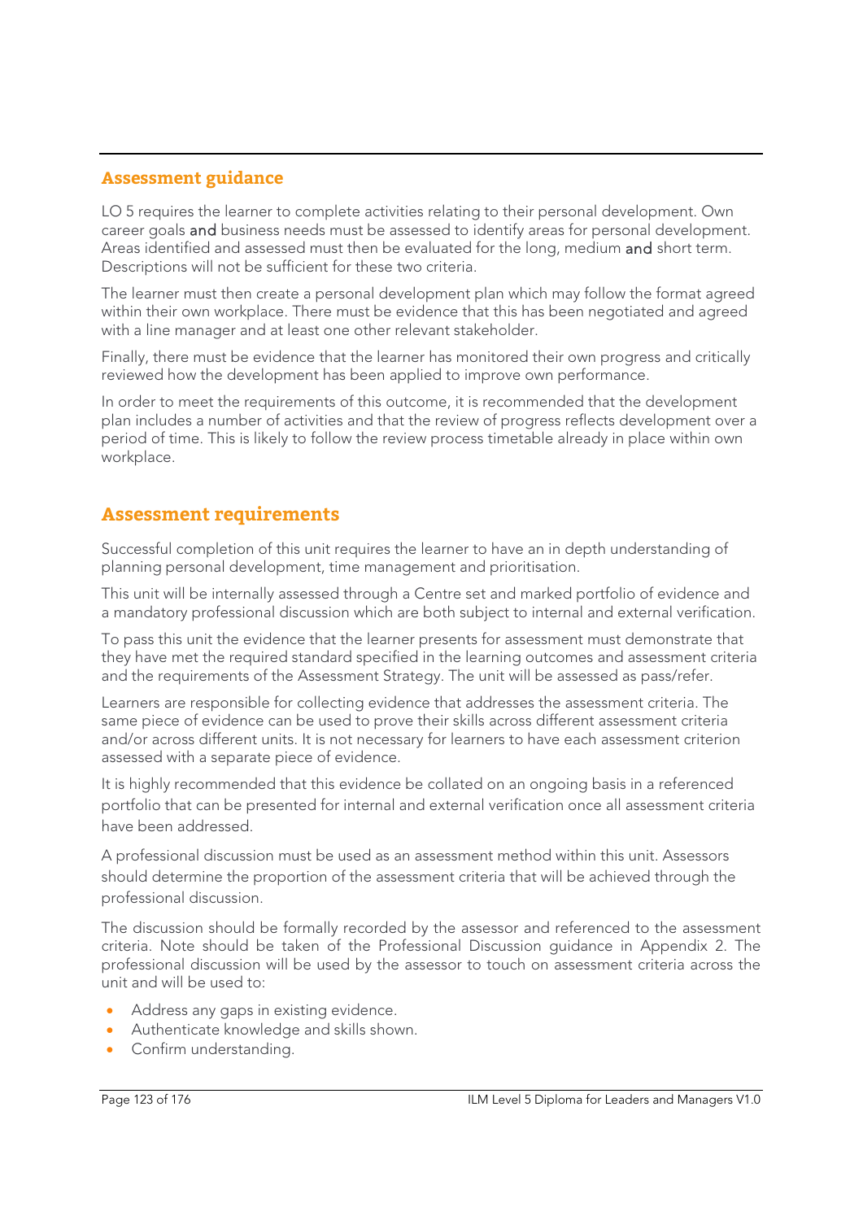## Assessment guidance

LO 5 requires the learner to complete activities relating to their personal development. Own career goals **and** business needs must be assessed to identify areas for personal development. Areas identified and assessed must then be evaluated for the long, medium **and** short term. Descriptions will not be sufficient for these two criteria.

The learner must then create a personal development plan which may follow the format agreed within their own workplace. There must be evidence that this has been negotiated and agreed with a line manager and at least one other relevant stakeholder.

Finally, there must be evidence that the learner has monitored their own progress and critically reviewed how the development has been applied to improve own performance.

In order to meet the requirements of this outcome, it is recommended that the development plan includes a number of activities and that the review of progress reflects development over a period of time. This is likely to follow the review process timetable already in place within own workplace.

## Assessment requirements

Successful completion of this unit requires the learner to have an in depth understanding of planning personal development, time management and prioritisation.

This unit will be internally assessed through a Centre set and marked portfolio of evidence and a mandatory professional discussion which are both subject to internal and external verification.

To pass this unit the evidence that the learner presents for assessment must demonstrate that they have met the required standard specified in the learning outcomes and assessment criteria and the requirements of the Assessment Strategy. The unit will be assessed as pass/refer.

Learners are responsible for collecting evidence that addresses the assessment criteria. The same piece of evidence can be used to prove their skills across different assessment criteria and/or across different units. It is not necessary for learners to have each assessment criterion assessed with a separate piece of evidence.

It is highly recommended that this evidence be collated on an ongoing basis in a referenced portfolio that can be presented for internal and external verification once all assessment criteria have been addressed.

A professional discussion must be used as an assessment method within this unit. Assessors should determine the proportion of the assessment criteria that will be achieved through the professional discussion.

The discussion should be formally recorded by the assessor and referenced to the assessment criteria. Note should be taken of the Professional Discussion guidance in Appendix 2. The professional discussion will be used by the assessor to touch on assessment criteria across the unit and will be used to:

- Address any gaps in existing evidence.
- Authenticate knowledge and skills shown.
- Confirm understanding.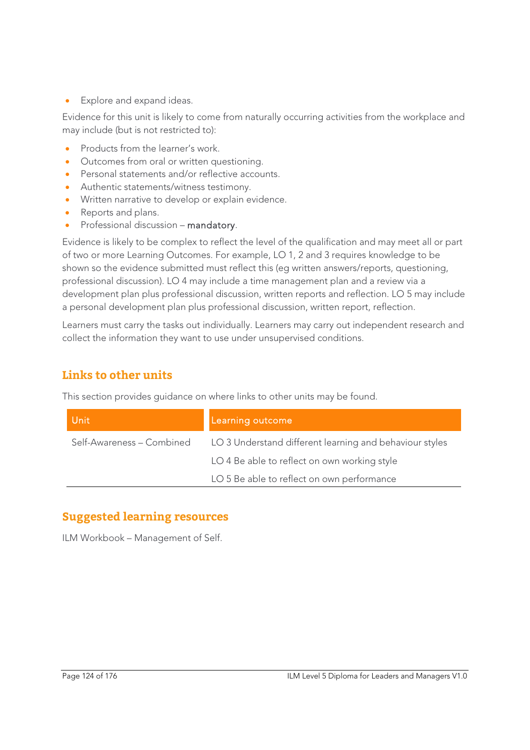- Explore and expand ideas.

Evidence for this unit is likely to come from naturally occurring activities from the workplace and may include (but is not restricted to):

- Products from the learner's work.
- Outcomes from oral or written questioning.
- Personal statements and/or reflective accounts.
- Authentic statements/witness testimony.
- Written narrative to develop or explain evidence.
- Reports and plans.
- Professional discussion – mandatory.

Evidence is likely to be complex to reflect the level of the qualification and may meet all or part of two or more Learning Outcomes. For example, LO 1, 2 and 3 requires knowledge to be shown so the evidence submitted must reflect this (eg written answers/reports, questioning, professional discussion). LO 4 may include a time management plan and a review via a development plan plus professional discussion, written reports and reflection. LO 5 may include a personal development plan plus professional discussion, written report, reflection.

Learners must carry the tasks out individually. Learners may carry out independent research and collect the information they want to use under unsupervised conditions.

## Links to other units

This section provides guidance on where links to other units may be found.

| Unit | Learning outcome |
|---|---|
| Self-Awareness – Combined | LO 3 Understand different learning and behaviour styles |
| | LO 4 Be able to reflect on own working style |
| | LO 5 Be able to reflect on own performance |

## Suggested learning resources

ILM Workbook – Management of Self.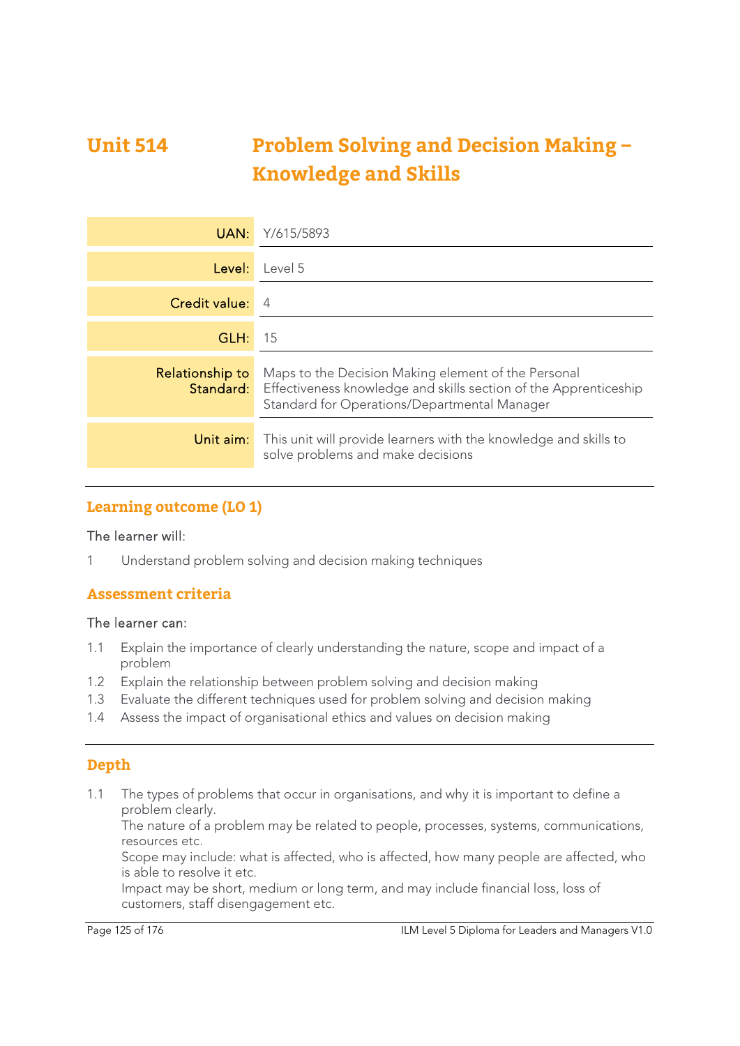# Unit 514 Problem Solving and Decision Making – Knowledge and Skills

| | |
|---|---|
| **UAN:** | Y/615/5893 |
| **Level:** | Level 5 |
| **Credit value:** | 4 |
| **GLH:** | 15 |
| **Relationship to Standard:** | Maps to the Decision Making element of the Personal Effectiveness knowledge and skills section of the Apprenticeship Standard for Operations/Departmental Manager |
| **Unit aim:** | This unit will provide learners with the knowledge and skills to solve problems and make decisions |

## Learning outcome (LO 1)

The learner will:

1 Understand problem solving and decision making techniques

## Assessment criteria

The learner can:

1.1 Explain the importance of clearly understanding the nature, scope and impact of a problem

1.2 Explain the relationship between problem solving and decision making

1.3 Evaluate the different techniques used for problem solving and decision making

1.4 Assess the impact of organisational ethics and values on decision making

## Depth

1.1 The types of problems that occur in organisations, and why it is important to define a problem clearly.

The nature of a problem may be related to people, processes, systems, communications, resources etc.

Scope may include: what is affected, who is affected, how many people are affected, who is able to resolve it etc.

Impact may be short, medium or long term, and may include financial loss, loss of customers, staff disengagement etc.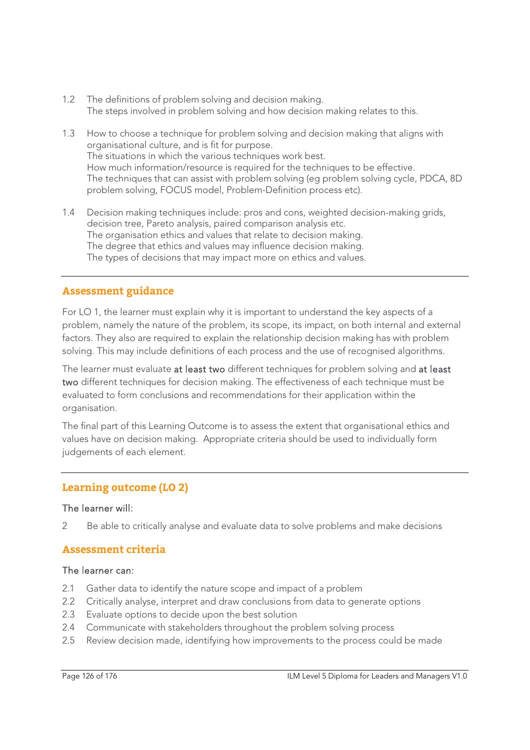1.2 The definitions of problem solving and decision making.
The steps involved in problem solving and how decision making relates to this.

1.3 How to choose a technique for problem solving and decision making that aligns with organisational culture, and is fit for purpose.
The situations in which the various techniques work best.
How much information/resource is required for the techniques to be effective.
The techniques that can assist with problem solving (eg problem solving cycle, PDCA, 8D problem solving, FOCUS model, Problem-Definition process etc).

1.4 Decision making techniques include: pros and cons, weighted decision-making grids, decision tree, Pareto analysis, paired comparison analysis etc.
The organisation ethics and values that relate to decision making.
The degree that ethics and values may influence decision making.
The types of decisions that may impact more on ethics and values.

---

## Assessment guidance

For LO 1, the learner must explain why it is important to understand the key aspects of a problem, namely the nature of the problem, its scope, its impact, on both internal and external factors. They also are required to explain the relationship decision making has with problem solving. This may include definitions of each process and the use of recognised algorithms.

The learner must evaluate **at least two** different techniques for problem solving and **at least two** different techniques for decision making. The effectiveness of each technique must be evaluated to form conclusions and recommendations for their application within the organisation.

The final part of this Learning Outcome is to assess the extent that organisational ethics and values have on decision making. Appropriate criteria should be used to individually form judgements of each element.

---

## Learning outcome (LO 2)

The learner will:

2 Be able to critically analyse and evaluate data to solve problems and make decisions

## Assessment criteria

The learner can:

2.1 Gather data to identify the nature scope and impact of a problem
2.2 Critically analyse, interpret and draw conclusions from data to generate options
2.3 Evaluate options to decide upon the best solution
2.4 Communicate with stakeholders throughout the problem solving process
2.5 Review decision made, identifying how improvements to the process could be made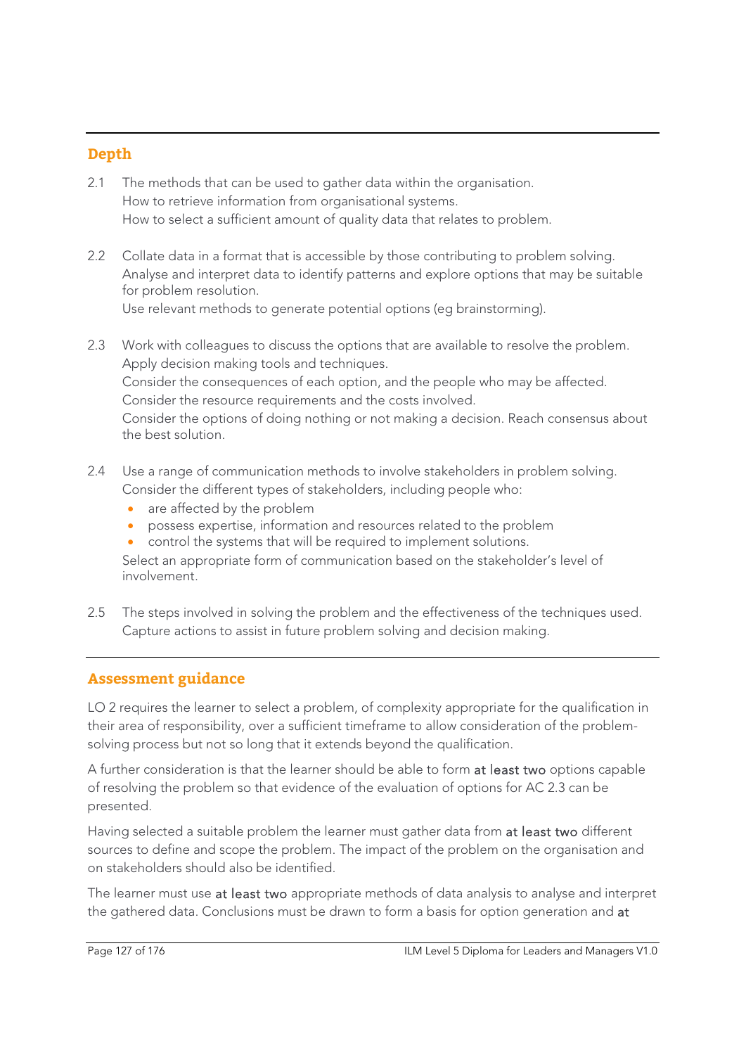## Depth

2.1 The methods that can be used to gather data within the organisation.
How to retrieve information from organisational systems.
How to select a sufficient amount of quality data that relates to problem.

2.2 Collate data in a format that is accessible by those contributing to problem solving.
Analyse and interpret data to identify patterns and explore options that may be suitable for problem resolution.
Use relevant methods to generate potential options (eg brainstorming).

2.3 Work with colleagues to discuss the options that are available to resolve the problem.
Apply decision making tools and techniques.
Consider the consequences of each option, and the people who may be affected.
Consider the resource requirements and the costs involved.
Consider the options of doing nothing or not making a decision. Reach consensus about the best solution.

2.4 Use a range of communication methods to involve stakeholders in problem solving.
Consider the different types of stakeholders, including people who:
- are affected by the problem
- possess expertise, information and resources related to the problem
- control the systems that will be required to implement solutions.

Select an appropriate form of communication based on the stakeholder's level of involvement.

2.5 The steps involved in solving the problem and the effectiveness of the techniques used.
Capture actions to assist in future problem solving and decision making.

## Assessment guidance

LO 2 requires the learner to select a problem, of complexity appropriate for the qualification in their area of responsibility, over a sufficient timeframe to allow consideration of the problem-solving process but not so long that it extends beyond the qualification.

A further consideration is that the learner should be able to form at least two options capable of resolving the problem so that evidence of the evaluation of options for AC 2.3 can be presented.

Having selected a suitable problem the learner must gather data from at least two different sources to define and scope the problem. The impact of the problem on the organisation and on stakeholders should also be identified.

The learner must use at least two appropriate methods of data analysis to analyse and interpret the gathered data. Conclusions must be drawn to form a basis for option generation and at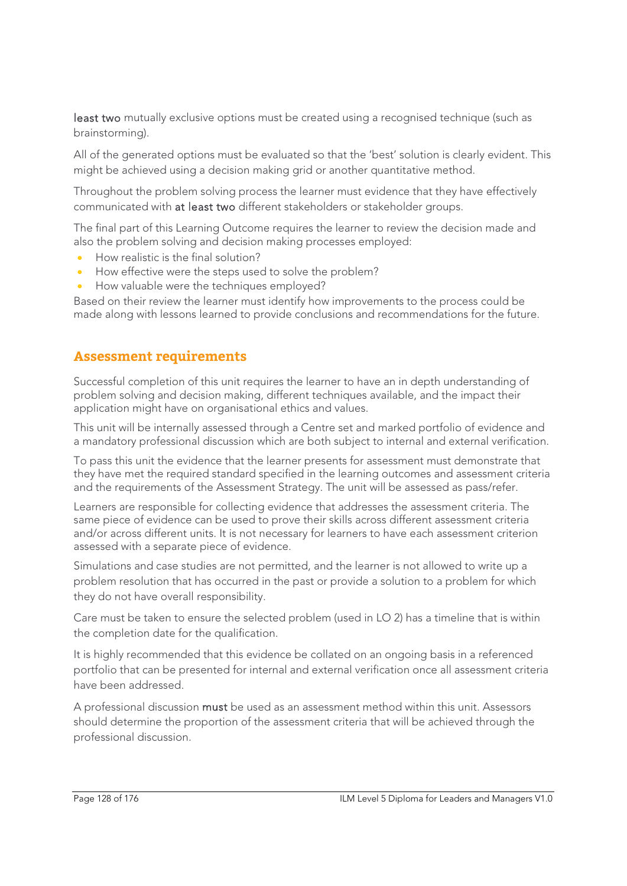**least two** mutually exclusive options must be created using a recognised technique (such as brainstorming).

All of the generated options must be evaluated so that the 'best' solution is clearly evident. This might be achieved using a decision making grid or another quantitative method.

Throughout the problem solving process the learner must evidence that they have effectively communicated with **at least two** different stakeholders or stakeholder groups.

The final part of this Learning Outcome requires the learner to review the decision made and also the problem solving and decision making processes employed:

- How realistic is the final solution?
- How effective were the steps used to solve the problem?
- How valuable were the techniques employed?

Based on their review the learner must identify how improvements to the process could be made along with lessons learned to provide conclusions and recommendations for the future.

## Assessment requirements

Successful completion of this unit requires the learner to have an in depth understanding of problem solving and decision making, different techniques available, and the impact their application might have on organisational ethics and values.

This unit will be internally assessed through a Centre set and marked portfolio of evidence and a mandatory professional discussion which are both subject to internal and external verification.

To pass this unit the evidence that the learner presents for assessment must demonstrate that they have met the required standard specified in the learning outcomes and assessment criteria and the requirements of the Assessment Strategy. The unit will be assessed as pass/refer.

Learners are responsible for collecting evidence that addresses the assessment criteria. The same piece of evidence can be used to prove their skills across different assessment criteria and/or across different units. It is not necessary for learners to have each assessment criterion assessed with a separate piece of evidence.

Simulations and case studies are not permitted, and the learner is not allowed to write up a problem resolution that has occurred in the past or provide a solution to a problem for which they do not have overall responsibility.

Care must be taken to ensure the selected problem (used in LO 2) has a timeline that is within the completion date for the qualification.

It is highly recommended that this evidence be collated on an ongoing basis in a referenced portfolio that can be presented for internal and external verification once all assessment criteria have been addressed.

A professional discussion **must** be used as an assessment method within this unit. Assessors should determine the proportion of the assessment criteria that will be achieved through the professional discussion.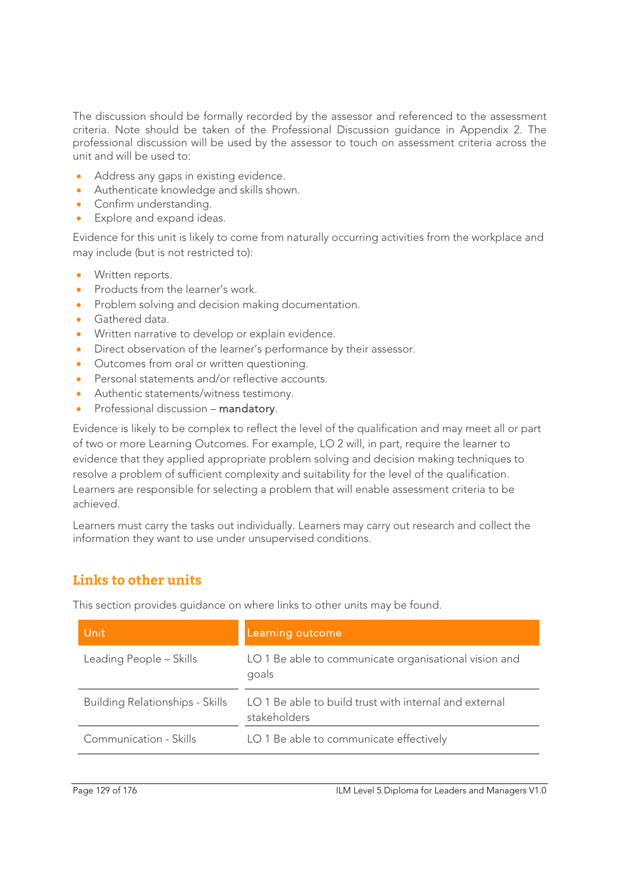The discussion should be formally recorded by the assessor and referenced to the assessment criteria. Note should be taken of the Professional Discussion guidance in Appendix 2. The professional discussion will be used by the assessor to touch on assessment criteria across the unit and will be used to:

- Address any gaps in existing evidence.
- Authenticate knowledge and skills shown.
- Confirm understanding.
- Explore and expand ideas.

Evidence for this unit is likely to come from naturally occurring activities from the workplace and may include (but is not restricted to):

- Written reports.
- Products from the learner's work.
- Problem solving and decision making documentation.
- Gathered data.
- Written narrative to develop or explain evidence.
- Direct observation of the learner's performance by their assessor.
- Outcomes from oral or written questioning.
- Personal statements and/or reflective accounts.
- Authentic statements/witness testimony.
- Professional discussion – mandatory.

Evidence is likely to be complex to reflect the level of the qualification and may meet all or part of two or more Learning Outcomes. For example, LO 2 will, in part, require the learner to evidence that they applied appropriate problem solving and decision making techniques to resolve a problem of sufficient complexity and suitability for the level of the qualification. Learners are responsible for selecting a problem that will enable assessment criteria to be achieved.

Learners must carry the tasks out individually. Learners may carry out research and collect the information they want to use under unsupervised conditions.

## Links to other units

This section provides guidance on where links to other units may be found.

| Unit | Learning outcome |
|---|---|
| Leading People – Skills | LO 1 Be able to communicate organisational vision and goals |
| Building Relationships - Skills | LO 1 Be able to build trust with internal and external stakeholders |
| Communication - Skills | LO 1 Be able to communicate effectively |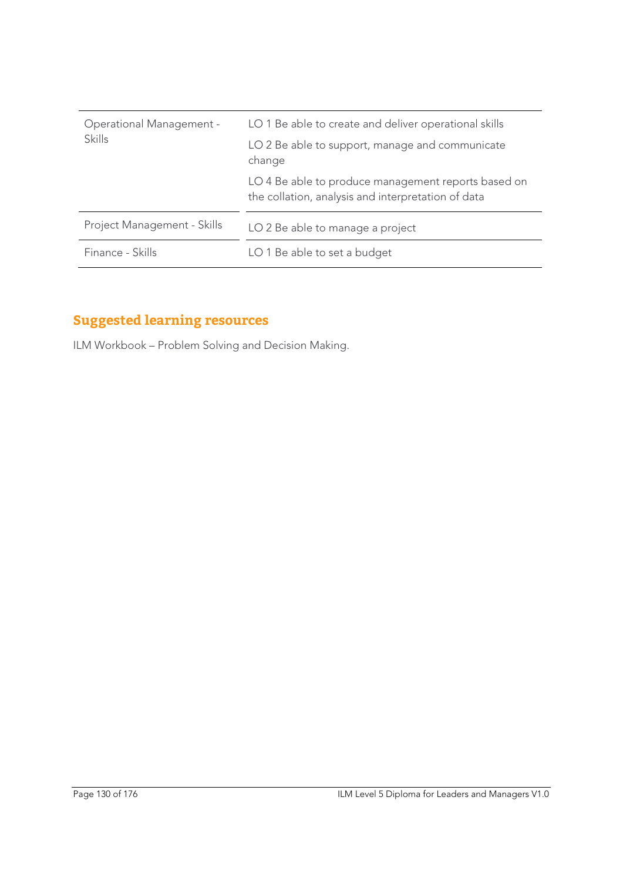| | |
|---|---|
| Operational Management - Skills | LO 1 Be able to create and deliver operational skills<br>LO 2 Be able to support, manage and communicate change<br>LO 4 Be able to produce management reports based on the collation, analysis and interpretation of data |
| Project Management - Skills | LO 2 Be able to manage a project |
| Finance - Skills | LO 1 Be able to set a budget |

## Suggested learning resources

ILM Workbook – Problem Solving and Decision Making.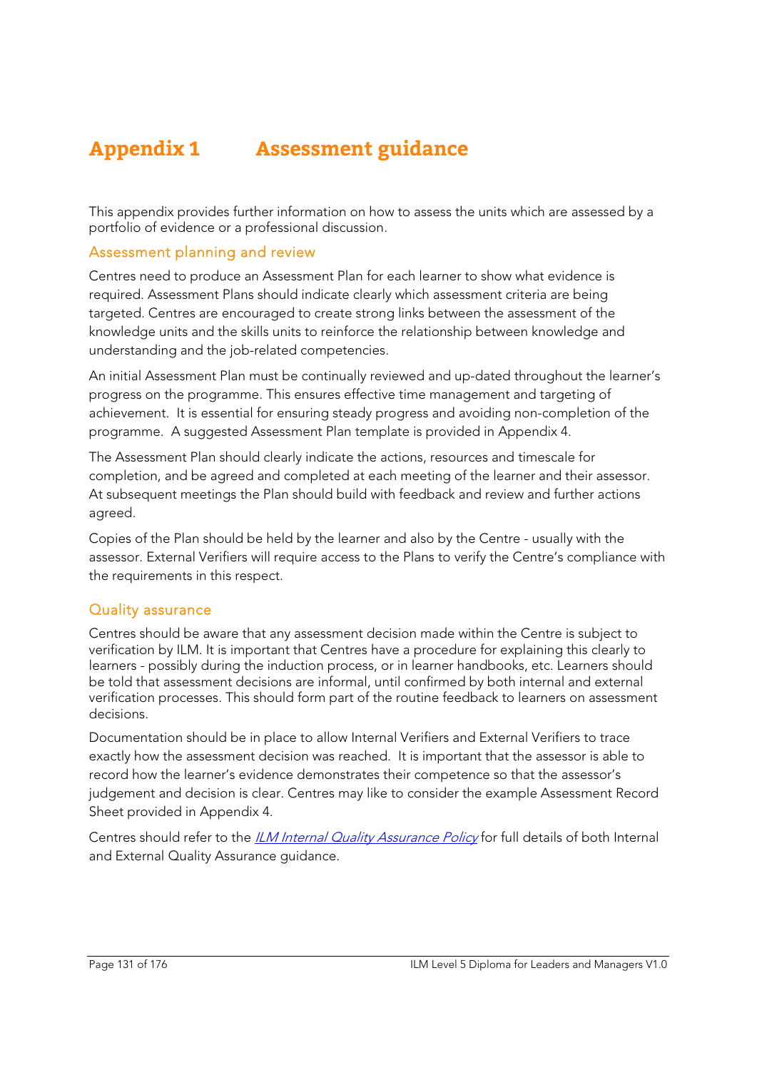# Appendix 1 Assessment guidance

This appendix provides further information on how to assess the units which are assessed by a portfolio of evidence or a professional discussion.

## Assessment planning and review

Centres need to produce an Assessment Plan for each learner to show what evidence is required. Assessment Plans should indicate clearly which assessment criteria are being targeted. Centres are encouraged to create strong links between the assessment of the knowledge units and the skills units to reinforce the relationship between knowledge and understanding and the job-related competencies.

An initial Assessment Plan must be continually reviewed and up-dated throughout the learner's progress on the programme. This ensures effective time management and targeting of achievement. It is essential for ensuring steady progress and avoiding non-completion of the programme. A suggested Assessment Plan template is provided in Appendix 4.

The Assessment Plan should clearly indicate the actions, resources and timescale for completion, and be agreed and completed at each meeting of the learner and their assessor. At subsequent meetings the Plan should build with feedback and review and further actions agreed.

Copies of the Plan should be held by the learner and also by the Centre - usually with the assessor. External Verifiers will require access to the Plans to verify the Centre's compliance with the requirements in this respect.

## Quality assurance

Centres should be aware that any assessment decision made within the Centre is subject to verification by ILM. It is important that Centres have a procedure for explaining this clearly to learners - possibly during the induction process, or in learner handbooks, etc. Learners should be told that assessment decisions are informal, until confirmed by both internal and external verification processes. This should form part of the routine feedback to learners on assessment decisions.

Documentation should be in place to allow Internal Verifiers and External Verifiers to trace exactly how the assessment decision was reached. It is important that the assessor is able to record how the learner's evidence demonstrates their competence so that the assessor's judgement and decision is clear. Centres may like to consider the example Assessment Record Sheet provided in Appendix 4.

Centres should refer to the *ILM Internal Quality Assurance Policy* for full details of both Internal and External Quality Assurance guidance.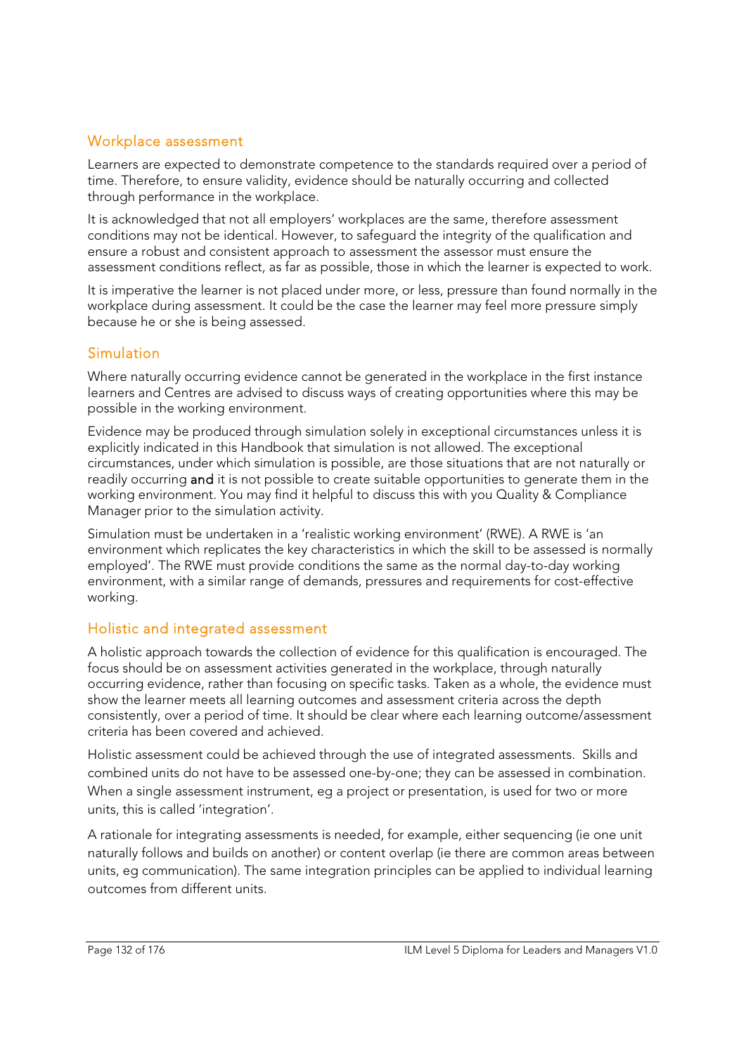## Workplace assessment

Learners are expected to demonstrate competence to the standards required over a period of time. Therefore, to ensure validity, evidence should be naturally occurring and collected through performance in the workplace.

It is acknowledged that not all employers' workplaces are the same, therefore assessment conditions may not be identical. However, to safeguard the integrity of the qualification and ensure a robust and consistent approach to assessment the assessor must ensure the assessment conditions reflect, as far as possible, those in which the learner is expected to work.

It is imperative the learner is not placed under more, or less, pressure than found normally in the workplace during assessment. It could be the case the learner may feel more pressure simply because he or she is being assessed.

## Simulation

Where naturally occurring evidence cannot be generated in the workplace in the first instance learners and Centres are advised to discuss ways of creating opportunities where this may be possible in the working environment.

Evidence may be produced through simulation solely in exceptional circumstances unless it is explicitly indicated in this Handbook that simulation is not allowed. The exceptional circumstances, under which simulation is possible, are those situations that are not naturally or readily occurring **and** it is not possible to create suitable opportunities to generate them in the working environment. You may find it helpful to discuss this with you Quality & Compliance Manager prior to the simulation activity.

Simulation must be undertaken in a 'realistic working environment' (RWE). A RWE is 'an environment which replicates the key characteristics in which the skill to be assessed is normally employed'. The RWE must provide conditions the same as the normal day-to-day working environment, with a similar range of demands, pressures and requirements for cost-effective working.

## Holistic and integrated assessment

A holistic approach towards the collection of evidence for this qualification is encouraged. The focus should be on assessment activities generated in the workplace, through naturally occurring evidence, rather than focusing on specific tasks. Taken as a whole, the evidence must show the learner meets all learning outcomes and assessment criteria across the depth consistently, over a period of time. It should be clear where each learning outcome/assessment criteria has been covered and achieved.

Holistic assessment could be achieved through the use of integrated assessments. Skills and combined units do not have to be assessed one-by-one; they can be assessed in combination. When a single assessment instrument, eg a project or presentation, is used for two or more units, this is called 'integration'.

A rationale for integrating assessments is needed, for example, either sequencing (ie one unit naturally follows and builds on another) or content overlap (ie there are common areas between units, eg communication). The same integration principles can be applied to individual learning outcomes from different units.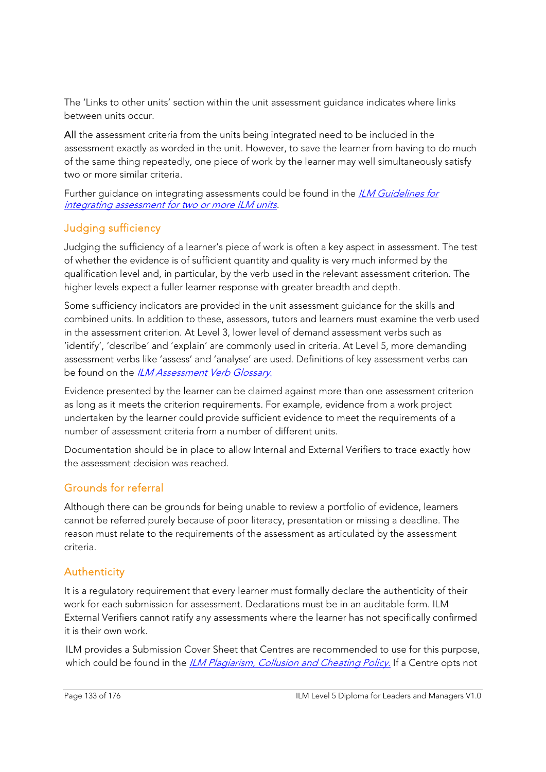The 'Links to other units' section within the unit assessment guidance indicates where links between units occur.

All the assessment criteria from the units being integrated need to be included in the assessment exactly as worded in the unit. However, to save the learner from having to do much of the same thing repeatedly, one piece of work by the learner may well simultaneously satisfy two or more similar criteria.

Further guidance on integrating assessments could be found in the *ILM Guidelines for integrating assessment for two or more ILM units*.

## Judging sufficiency

Judging the sufficiency of a learner's piece of work is often a key aspect in assessment. The test of whether the evidence is of sufficient quantity and quality is very much informed by the qualification level and, in particular, by the verb used in the relevant assessment criterion. The higher levels expect a fuller learner response with greater breadth and depth.

Some sufficiency indicators are provided in the unit assessment guidance for the skills and combined units. In addition to these, assessors, tutors and learners must examine the verb used in the assessment criterion. At Level 3, lower level of demand assessment verbs such as 'identify', 'describe' and 'explain' are commonly used in criteria. At Level 5, more demanding assessment verbs like 'assess' and 'analyse' are used. Definitions of key assessment verbs can be found on the *ILM Assessment Verb Glossary.*

Evidence presented by the learner can be claimed against more than one assessment criterion as long as it meets the criterion requirements. For example, evidence from a work project undertaken by the learner could provide sufficient evidence to meet the requirements of a number of assessment criteria from a number of different units.

Documentation should be in place to allow Internal and External Verifiers to trace exactly how the assessment decision was reached.

## Grounds for referral

Although there can be grounds for being unable to review a portfolio of evidence, learners cannot be referred purely because of poor literacy, presentation or missing a deadline. The reason must relate to the requirements of the assessment as articulated by the assessment criteria.

## Authenticity

It is a regulatory requirement that every learner must formally declare the authenticity of their work for each submission for assessment. Declarations must be in an auditable form. ILM External Verifiers cannot ratify any assessments where the learner has not specifically confirmed it is their own work.

ILM provides a Submission Cover Sheet that Centres are recommended to use for this purpose, which could be found in the *ILM Plagiarism, Collusion and Cheating Policy.* If a Centre opts not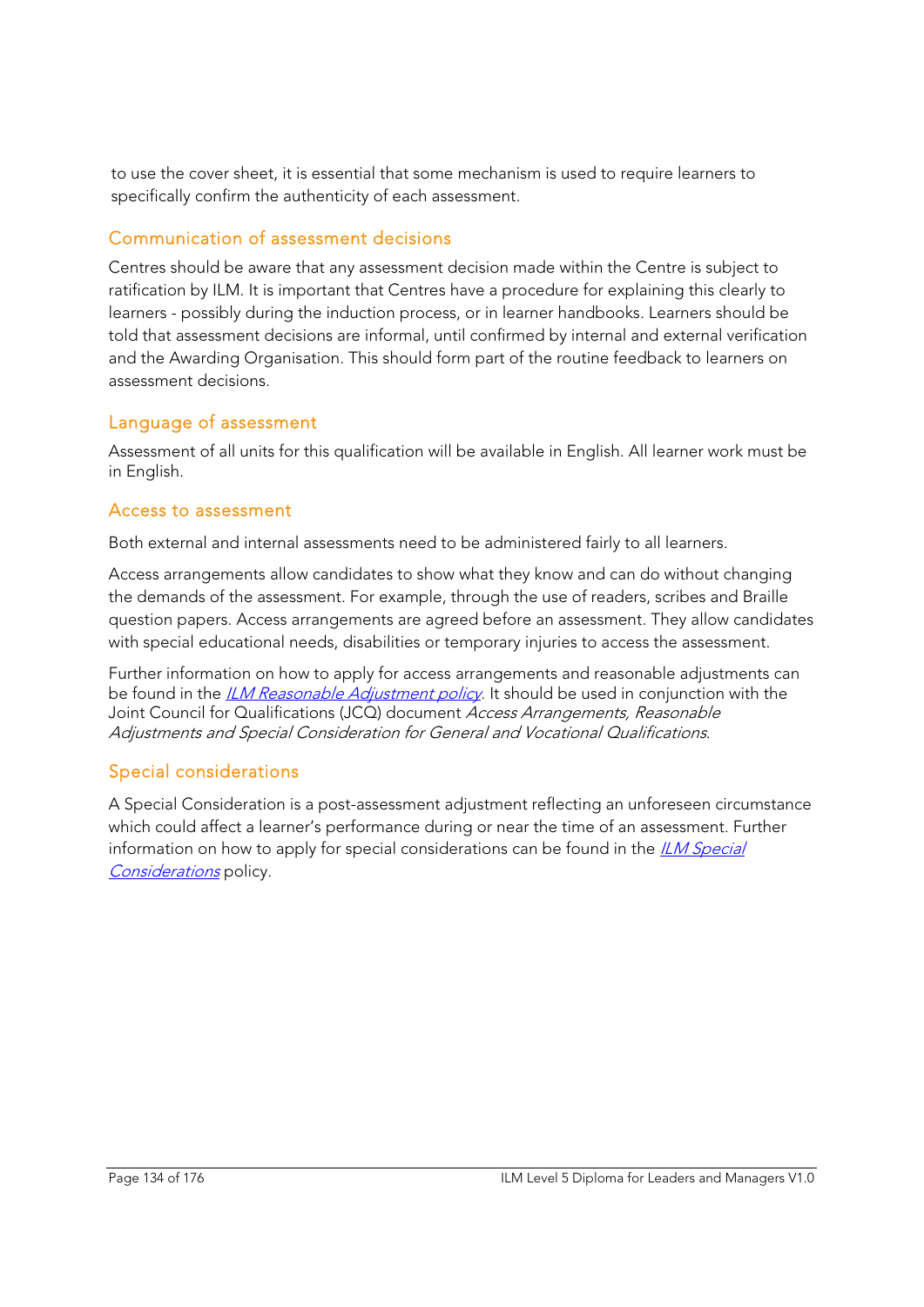to use the cover sheet, it is essential that some mechanism is used to require learners to specifically confirm the authenticity of each assessment.

## Communication of assessment decisions

Centres should be aware that any assessment decision made within the Centre is subject to ratification by ILM. It is important that Centres have a procedure for explaining this clearly to learners - possibly during the induction process, or in learner handbooks. Learners should be told that assessment decisions are informal, until confirmed by internal and external verification and the Awarding Organisation. This should form part of the routine feedback to learners on assessment decisions.

## Language of assessment

Assessment of all units for this qualification will be available in English. All learner work must be in English.

## Access to assessment

Both external and internal assessments need to be administered fairly to all learners.

Access arrangements allow candidates to show what they know and can do without changing the demands of the assessment. For example, through the use of readers, scribes and Braille question papers. Access arrangements are agreed before an assessment. They allow candidates with special educational needs, disabilities or temporary injuries to access the assessment.

Further information on how to apply for access arrangements and reasonable adjustments can be found in the *ILM Reasonable Adjustment policy*. It should be used in conjunction with the Joint Council for Qualifications (JCQ) document *Access Arrangements, Reasonable Adjustments and Special Consideration for General and Vocational Qualifications*.

## Special considerations

A Special Consideration is a post-assessment adjustment reflecting an unforeseen circumstance which could affect a learner's performance during or near the time of an assessment. Further information on how to apply for special considerations can be found in the *ILM Special Considerations* policy.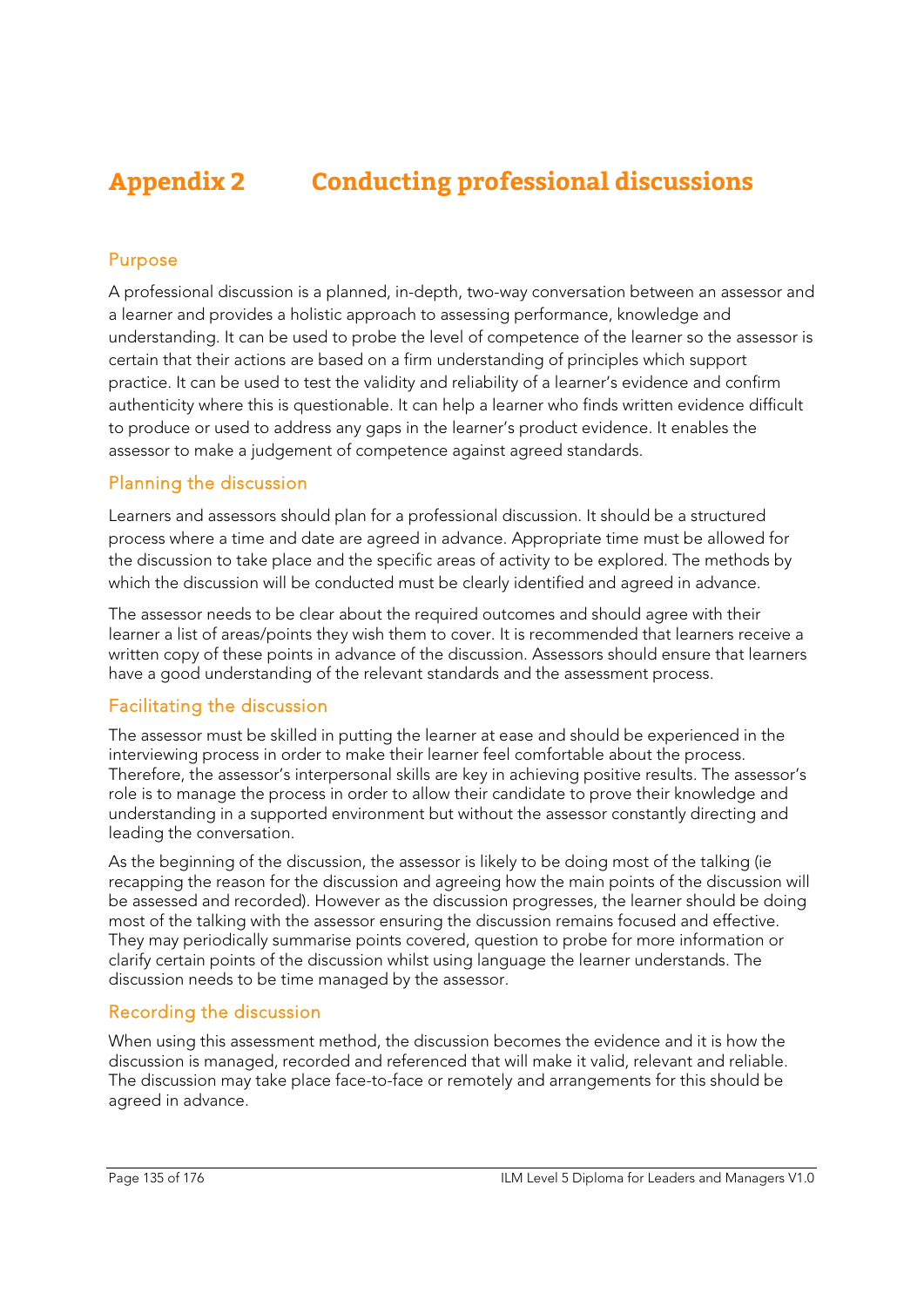# Appendix 2 Conducting professional discussions

## Purpose

A professional discussion is a planned, in-depth, two-way conversation between an assessor and a learner and provides a holistic approach to assessing performance, knowledge and understanding. It can be used to probe the level of competence of the learner so the assessor is certain that their actions are based on a firm understanding of principles which support practice. It can be used to test the validity and reliability of a learner's evidence and confirm authenticity where this is questionable. It can help a learner who finds written evidence difficult to produce or used to address any gaps in the learner's product evidence. It enables the assessor to make a judgement of competence against agreed standards.

## Planning the discussion

Learners and assessors should plan for a professional discussion. It should be a structured process where a time and date are agreed in advance. Appropriate time must be allowed for the discussion to take place and the specific areas of activity to be explored. The methods by which the discussion will be conducted must be clearly identified and agreed in advance.

The assessor needs to be clear about the required outcomes and should agree with their learner a list of areas/points they wish them to cover. It is recommended that learners receive a written copy of these points in advance of the discussion. Assessors should ensure that learners have a good understanding of the relevant standards and the assessment process.

## Facilitating the discussion

The assessor must be skilled in putting the learner at ease and should be experienced in the interviewing process in order to make their learner feel comfortable about the process. Therefore, the assessor's interpersonal skills are key in achieving positive results. The assessor's role is to manage the process in order to allow their candidate to prove their knowledge and understanding in a supported environment but without the assessor constantly directing and leading the conversation.

As the beginning of the discussion, the assessor is likely to be doing most of the talking (ie recapping the reason for the discussion and agreeing how the main points of the discussion will be assessed and recorded). However as the discussion progresses, the learner should be doing most of the talking with the assessor ensuring the discussion remains focused and effective. They may periodically summarise points covered, question to probe for more information or clarify certain points of the discussion whilst using language the learner understands. The discussion needs to be time managed by the assessor.

## Recording the discussion

When using this assessment method, the discussion becomes the evidence and it is how the discussion is managed, recorded and referenced that will make it valid, relevant and reliable. The discussion may take place face-to-face or remotely and arrangements for this should be agreed in advance.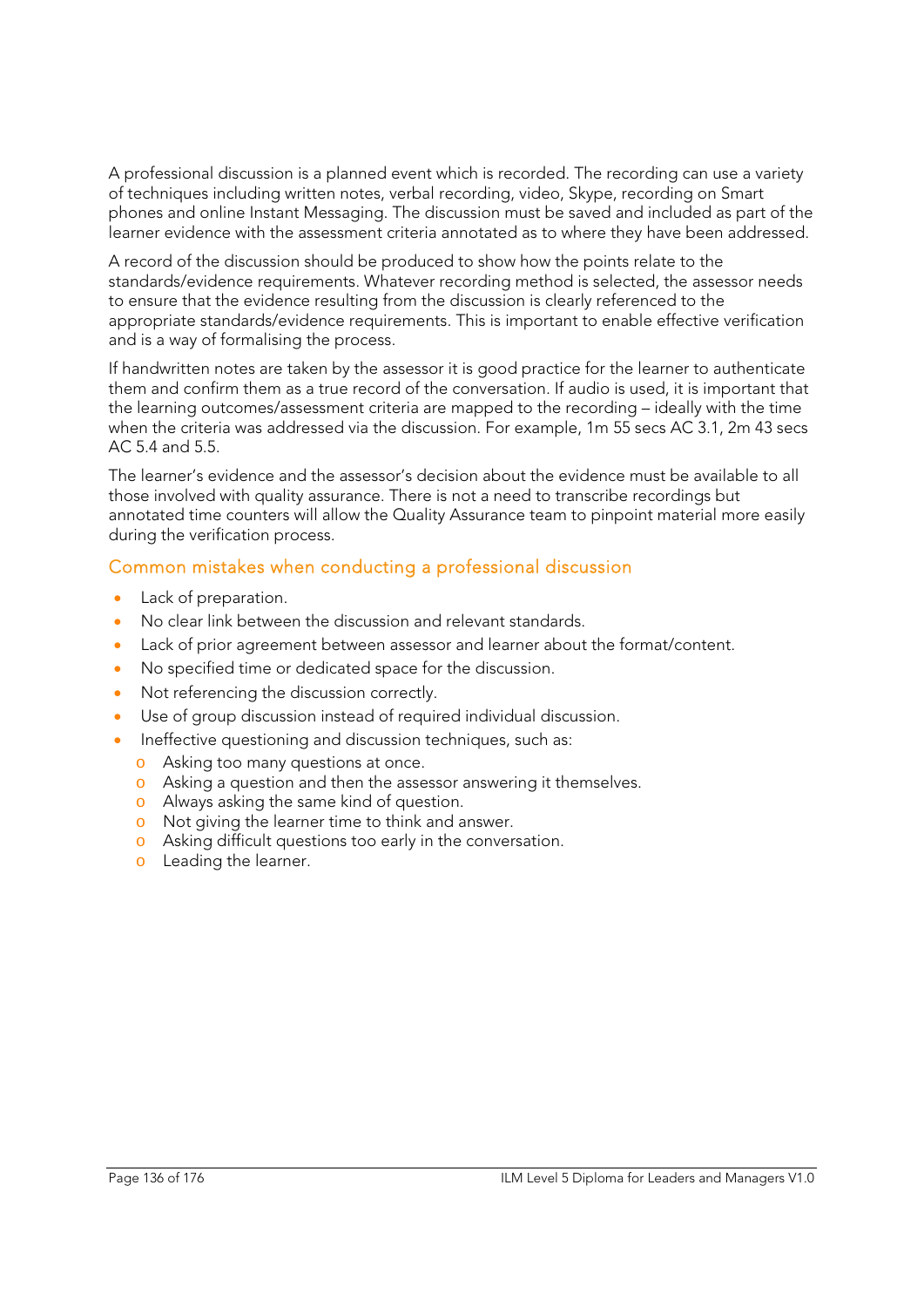A professional discussion is a planned event which is recorded. The recording can use a variety of techniques including written notes, verbal recording, video, Skype, recording on Smart phones and online Instant Messaging. The discussion must be saved and included as part of the learner evidence with the assessment criteria annotated as to where they have been addressed.

A record of the discussion should be produced to show how the points relate to the standards/evidence requirements. Whatever recording method is selected, the assessor needs to ensure that the evidence resulting from the discussion is clearly referenced to the appropriate standards/evidence requirements. This is important to enable effective verification and is a way of formalising the process.

If handwritten notes are taken by the assessor it is good practice for the learner to authenticate them and confirm them as a true record of the conversation. If audio is used, it is important that the learning outcomes/assessment criteria are mapped to the recording – ideally with the time when the criteria was addressed via the discussion. For example, 1m 55 secs AC 3.1, 2m 43 secs AC 5.4 and 5.5.

The learner's evidence and the assessor's decision about the evidence must be available to all those involved with quality assurance. There is not a need to transcribe recordings but annotated time counters will allow the Quality Assurance team to pinpoint material more easily during the verification process.

### Common mistakes when conducting a professional discussion

- Lack of preparation.
- No clear link between the discussion and relevant standards.
- Lack of prior agreement between assessor and learner about the format/content.
- No specified time or dedicated space for the discussion.
- Not referencing the discussion correctly.
- Use of group discussion instead of required individual discussion.
- Ineffective questioning and discussion techniques, such as:
  - Asking too many questions at once.
  - Asking a question and then the assessor answering it themselves.
  - Always asking the same kind of question.
  - Not giving the learner time to think and answer.
  - Asking difficult questions too early in the conversation.
  - Leading the learner.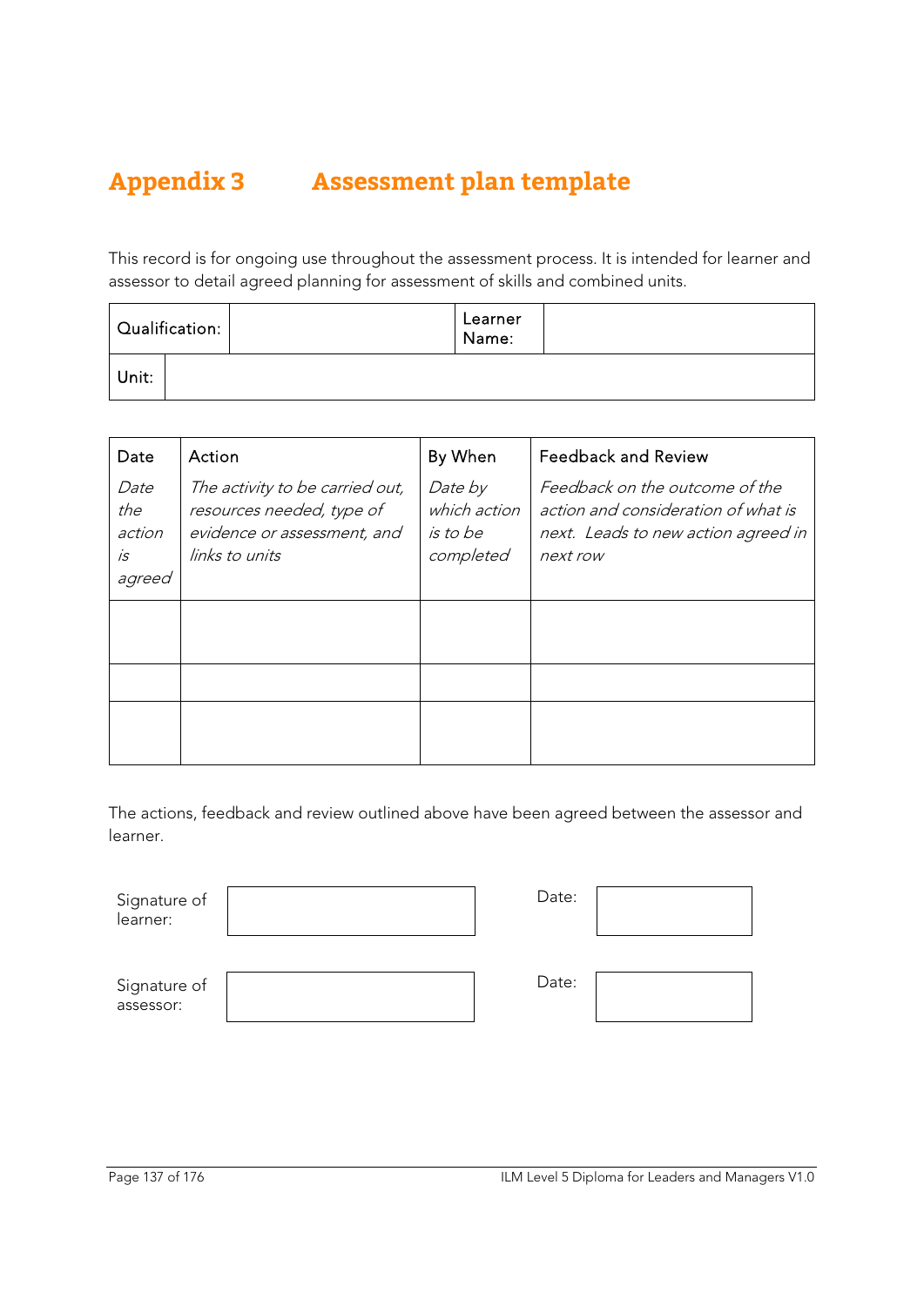# Appendix 3 Assessment plan template

This record is for ongoing use throughout the assessment process. It is intended for learner and assessor to detail agreed planning for assessment of skills and combined units.

| Qualification: | | Learner Name: | |
|---|---|---|---|
| Unit: | | | |

| Date | Action | By When | Feedback and Review |
|---|---|---|---|
| *Date the action is agreed* | *The activity to be carried out, resources needed, type of evidence or assessment, and links to units* | *Date by which action is to be completed* | *Feedback on the outcome of the action and consideration of what is next. Leads to new action agreed in next row* |
| | | | |
| | | | |
| | | | |

The actions, feedback and review outlined above have been agreed between the assessor and learner.

| | | | |
|---|---|---|---|
| Signature of learner: | | Date: | |
| Signature of assessor: | | Date: | |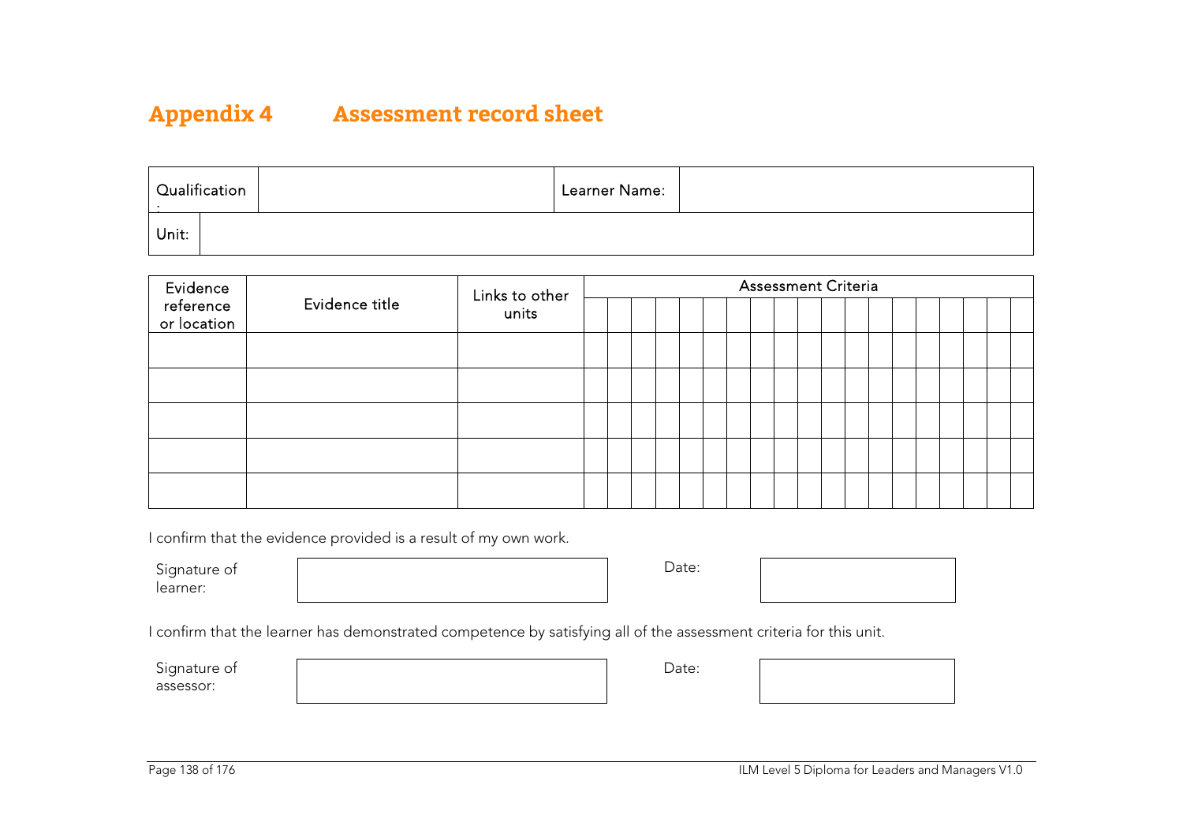# Appendix 4 Assessment record sheet

| Qualification: | | Learner Name: | |
|---|---|---|---|
| Unit: | | | |

| Evidence reference or location | Evidence title | Links to other units | Assessment Criteria | | | | | | | | | | | | | | | | | | |
|---|---|---|---|---|---|---|---|---|---|---|---|---|---|---|---|---|---|---|---|---|---|
| | | | | | | | | | | | | | | | | | | | | | |
| | | | | | | | | | | | | | | | | | | | | | |
| | | | | | | | | | | | | | | | | | | | | | |
| | | | | | | | | | | | | | | | | | | | | | |
| | | | | | | | | | | | | | | | | | | | | | |
| | | | | | | | | | | | | | | | | | | | | | |

I confirm that the evidence provided is a result of my own work.

| Signature of learner: | | Date: | |
|---|---|---|---|

I confirm that the learner has demonstrated competence by satisfying all of the assessment criteria for this unit.

| Signature of assessor: | | Date: | |
|---|---|---|---|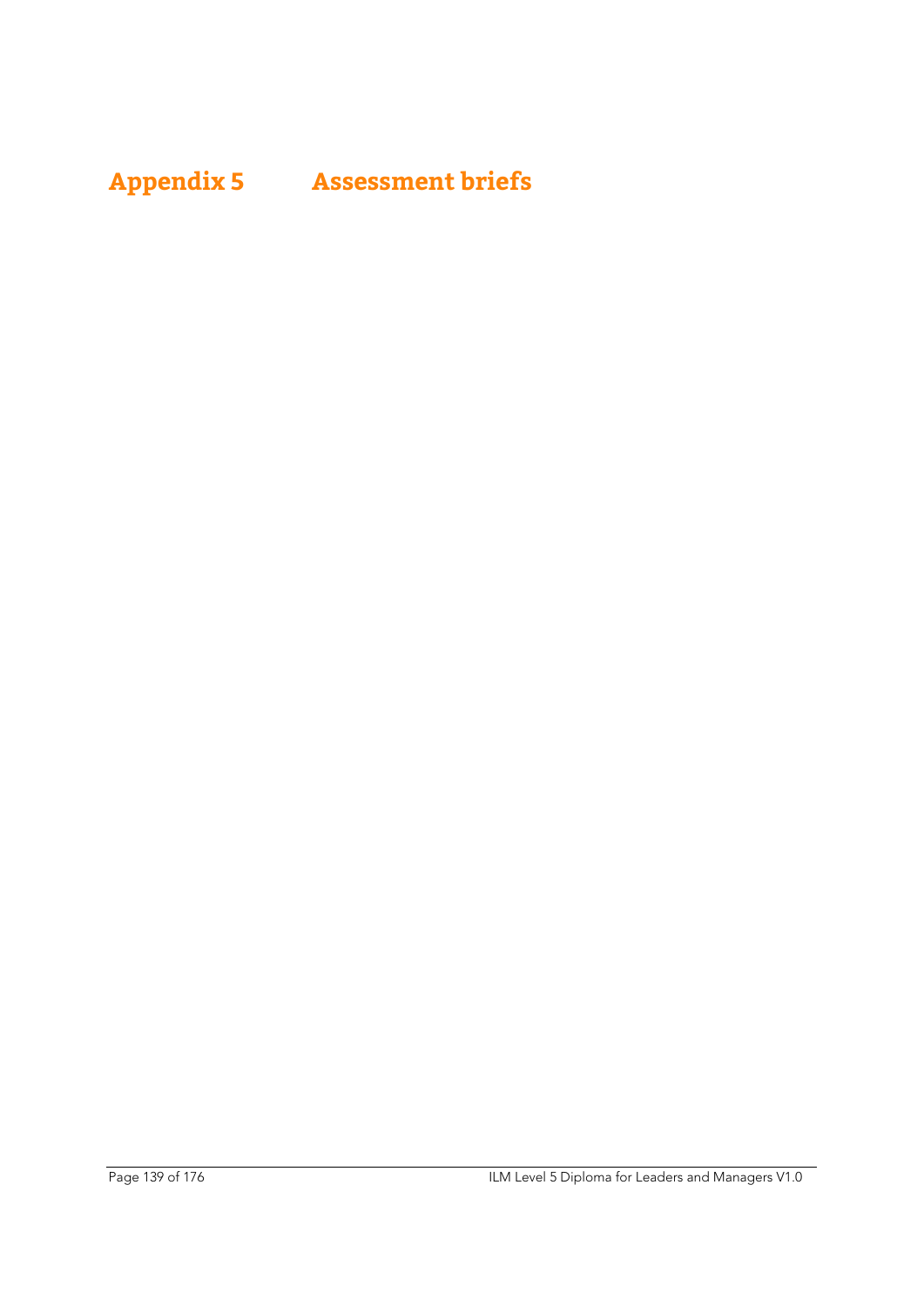# Appendix 5 Assessment briefs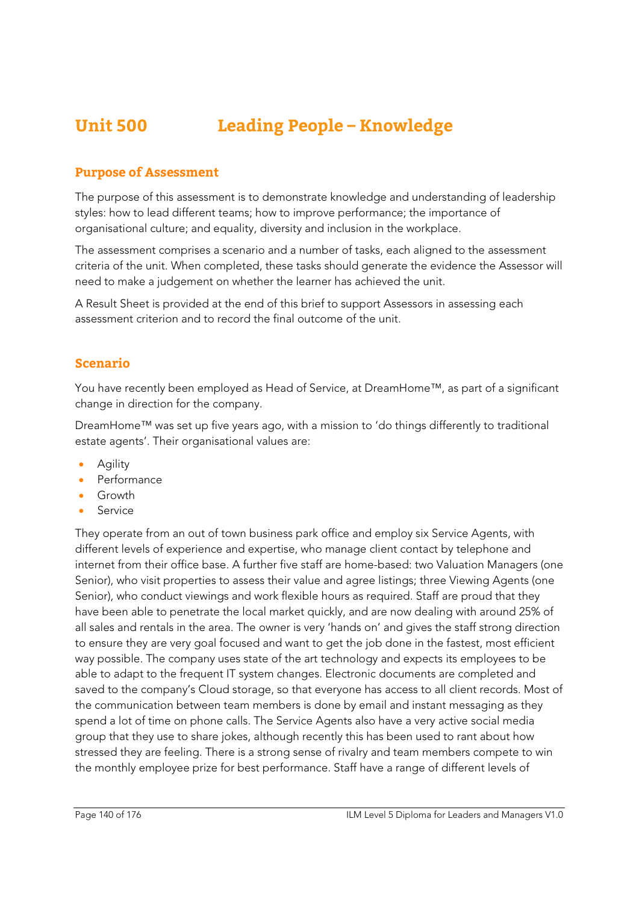# Unit 500 Leading People – Knowledge

## Purpose of Assessment

The purpose of this assessment is to demonstrate knowledge and understanding of leadership styles: how to lead different teams; how to improve performance; the importance of organisational culture; and equality, diversity and inclusion in the workplace.

The assessment comprises a scenario and a number of tasks, each aligned to the assessment criteria of the unit. When completed, these tasks should generate the evidence the Assessor will need to make a judgement on whether the learner has achieved the unit.

A Result Sheet is provided at the end of this brief to support Assessors in assessing each assessment criterion and to record the final outcome of the unit.

## Scenario

You have recently been employed as Head of Service, at DreamHome™, as part of a significant change in direction for the company.

DreamHome™ was set up five years ago, with a mission to 'do things differently to traditional estate agents'. Their organisational values are:

- Agility
- Performance
- Growth
- Service

They operate from an out of town business park office and employ six Service Agents, with different levels of experience and expertise, who manage client contact by telephone and internet from their office base. A further five staff are home-based: two Valuation Managers (one Senior), who visit properties to assess their value and agree listings; three Viewing Agents (one Senior), who conduct viewings and work flexible hours as required. Staff are proud that they have been able to penetrate the local market quickly, and are now dealing with around 25% of all sales and rentals in the area. The owner is very 'hands on' and gives the staff strong direction to ensure they are very goal focused and want to get the job done in the fastest, most efficient way possible. The company uses state of the art technology and expects its employees to be able to adapt to the frequent IT system changes. Electronic documents are completed and saved to the company's Cloud storage, so that everyone has access to all client records. Most of the communication between team members is done by email and instant messaging as they spend a lot of time on phone calls. The Service Agents also have a very active social media group that they use to share jokes, although recently this has been used to rant about how stressed they are feeling. There is a strong sense of rivalry and team members compete to win the monthly employee prize for best performance. Staff have a range of different levels of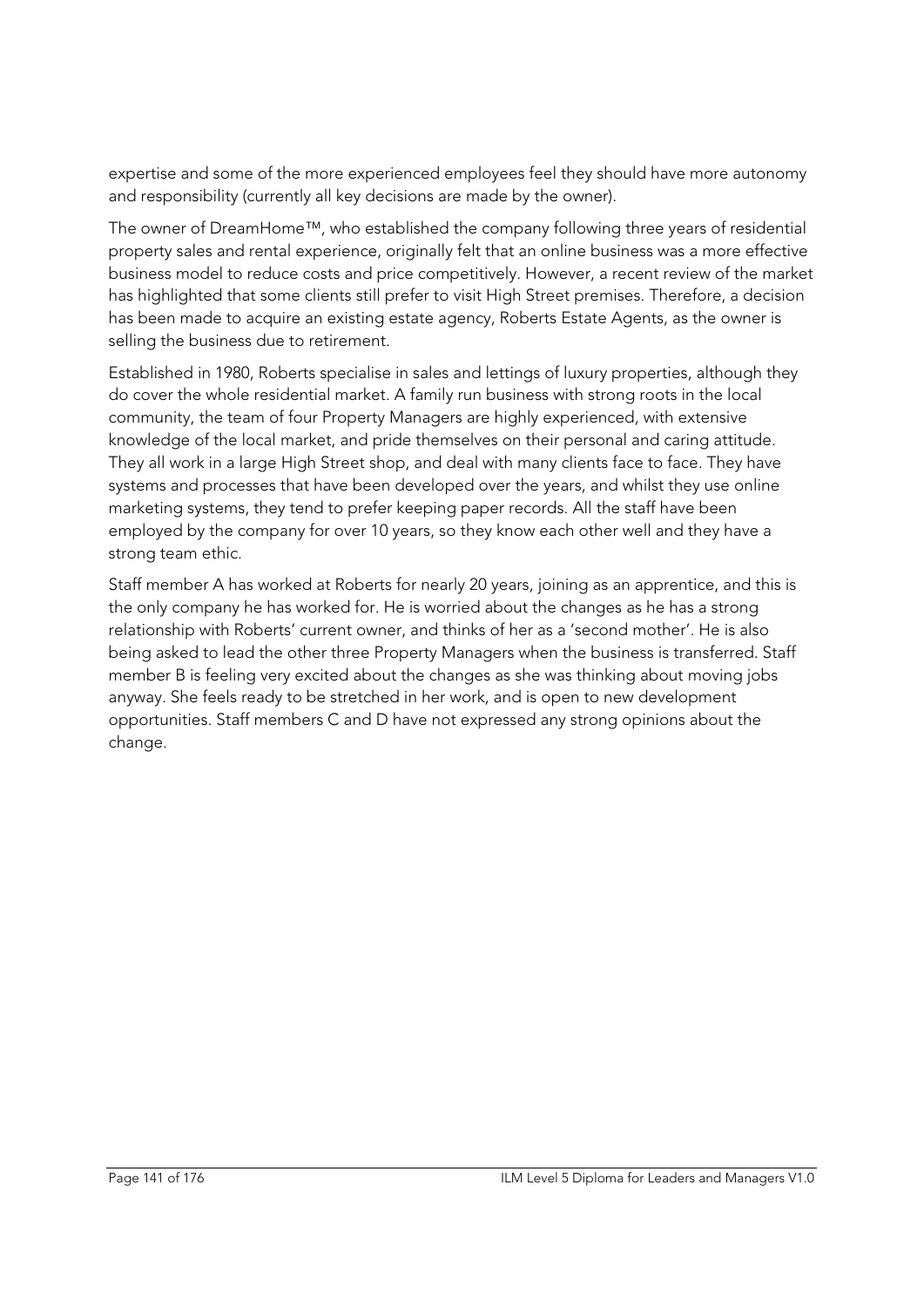expertise and some of the more experienced employees feel they should have more autonomy and responsibility (currently all key decisions are made by the owner).

The owner of DreamHome™, who established the company following three years of residential property sales and rental experience, originally felt that an online business was a more effective business model to reduce costs and price competitively. However, a recent review of the market has highlighted that some clients still prefer to visit High Street premises. Therefore, a decision has been made to acquire an existing estate agency, Roberts Estate Agents, as the owner is selling the business due to retirement.

Established in 1980, Roberts specialise in sales and lettings of luxury properties, although they do cover the whole residential market. A family run business with strong roots in the local community, the team of four Property Managers are highly experienced, with extensive knowledge of the local market, and pride themselves on their personal and caring attitude. They all work in a large High Street shop, and deal with many clients face to face. They have systems and processes that have been developed over the years, and whilst they use online marketing systems, they tend to prefer keeping paper records. All the staff have been employed by the company for over 10 years, so they know each other well and they have a strong team ethic.

Staff member A has worked at Roberts for nearly 20 years, joining as an apprentice, and this is the only company he has worked for. He is worried about the changes as he has a strong relationship with Roberts' current owner, and thinks of her as a 'second mother'. He is also being asked to lead the other three Property Managers when the business is transferred. Staff member B is feeling very excited about the changes as she was thinking about moving jobs anyway. She feels ready to be stretched in her work, and is open to new development opportunities. Staff members C and D have not expressed any strong opinions about the change.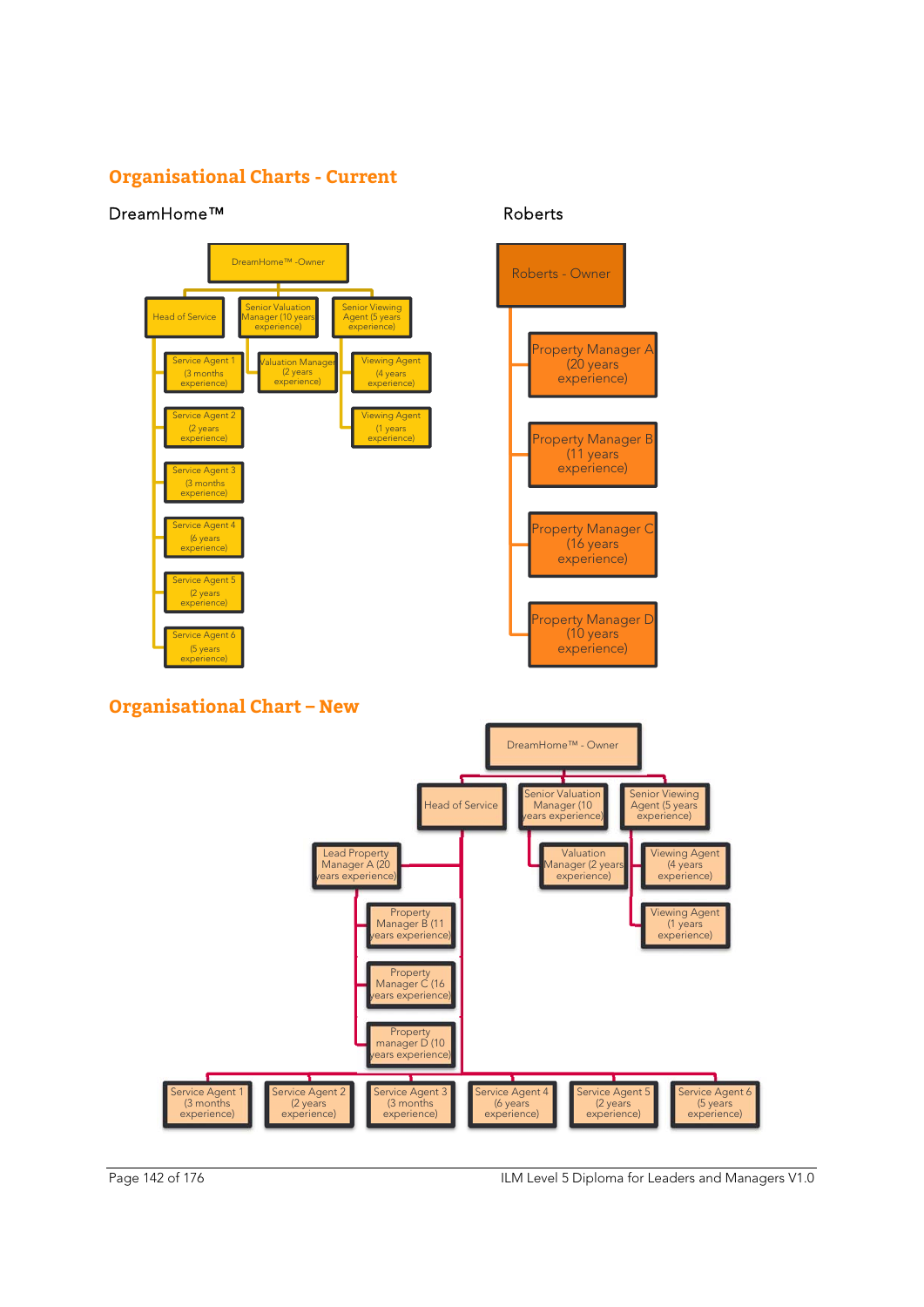## Organisational Charts - Current

### DreamHome™

- DreamHome™ -Owner
  - Head of Service
    - Service Agent 1 (3 months experience)
    - Service Agent 2 (2 years experience)
    - Service Agent 3 (3 months experience)
    - Service Agent 4 (6 years experience)
    - Service Agent 5 (2 years experience)
    - Service Agent 6 (5 years experience)
  - Senior Valuation Manager (10 years experience)
    - Valuation Manager (2 years experience)
  - Senior Viewing Agent (5 years experience)
    - Viewing Agent (4 years experience)
    - Viewing Agent (1 years experience)

### Roberts

- Roberts - Owner
  - Property Manager A (20 years experience)
  - Property Manager B (11 years experience)
  - Property Manager C (16 years experience)
  - Property Manager D (10 years experience)

## Organisational Chart – New

- DreamHome™ - Owner
  - Head of Service
    - Lead Property Manager A (20 years experience)
      - Property Manager B (11 years experience)
      - Property Manager C (16 years experience)
      - Property manager D (10 years experience)
    - Service Agent 1 (3 months experience)
    - Service Agent 2 (2 years experience)
    - Service Agent 3 (3 months experience)
    - Service Agent 4 (6 years experience)
    - Service Agent 5 (2 years experience)
    - Service Agent 6 (5 years experience)
  - Senior Valuation Manager (10 years experience)
    - Valuation Manager (2 years experience)
  - Senior Viewing Agent (5 years experience)
    - Viewing Agent (4 years experience)
    - Viewing Agent (1 years experience)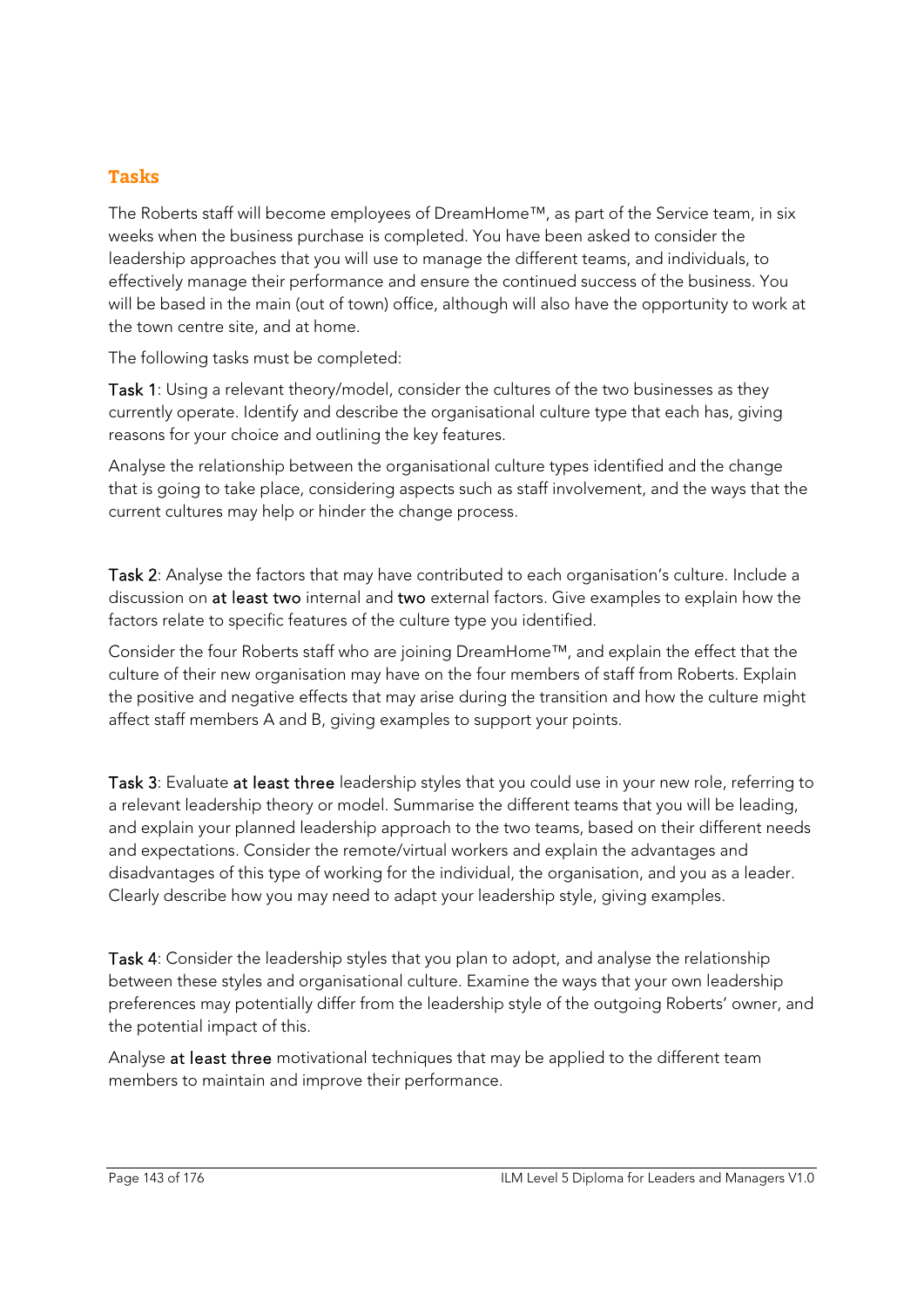## Tasks

The Roberts staff will become employees of DreamHome™, as part of the Service team, in six weeks when the business purchase is completed. You have been asked to consider the leadership approaches that you will use to manage the different teams, and individuals, to effectively manage their performance and ensure the continued success of the business. You will be based in the main (out of town) office, although will also have the opportunity to work at the town centre site, and at home.

The following tasks must be completed:

**Task 1**: Using a relevant theory/model, consider the cultures of the two businesses as they currently operate. Identify and describe the organisational culture type that each has, giving reasons for your choice and outlining the key features.

Analyse the relationship between the organisational culture types identified and the change that is going to take place, considering aspects such as staff involvement, and the ways that the current cultures may help or hinder the change process.

**Task 2**: Analyse the factors that may have contributed to each organisation's culture. Include a discussion on **at least two** internal and **two** external factors. Give examples to explain how the factors relate to specific features of the culture type you identified.

Consider the four Roberts staff who are joining DreamHome™, and explain the effect that the culture of their new organisation may have on the four members of staff from Roberts. Explain the positive and negative effects that may arise during the transition and how the culture might affect staff members A and B, giving examples to support your points.

**Task 3**: Evaluate **at least three** leadership styles that you could use in your new role, referring to a relevant leadership theory or model. Summarise the different teams that you will be leading, and explain your planned leadership approach to the two teams, based on their different needs and expectations. Consider the remote/virtual workers and explain the advantages and disadvantages of this type of working for the individual, the organisation, and you as a leader. Clearly describe how you may need to adapt your leadership style, giving examples.

**Task 4**: Consider the leadership styles that you plan to adopt, and analyse the relationship between these styles and organisational culture. Examine the ways that your own leadership preferences may potentially differ from the leadership style of the outgoing Roberts' owner, and the potential impact of this.

Analyse **at least three** motivational techniques that may be applied to the different team members to maintain and improve their performance.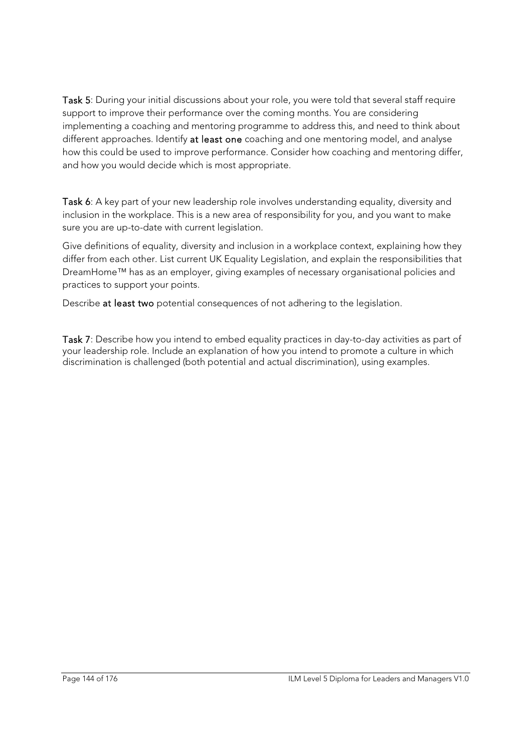**Task 5**: During your initial discussions about your role, you were told that several staff require support to improve their performance over the coming months. You are considering implementing a coaching and mentoring programme to address this, and need to think about different approaches. Identify **at least one** coaching and one mentoring model, and analyse how this could be used to improve performance. Consider how coaching and mentoring differ, and how you would decide which is most appropriate.

**Task 6**: A key part of your new leadership role involves understanding equality, diversity and inclusion in the workplace. This is a new area of responsibility for you, and you want to make sure you are up-to-date with current legislation.

Give definitions of equality, diversity and inclusion in a workplace context, explaining how they differ from each other. List current UK Equality Legislation, and explain the responsibilities that DreamHome™ has as an employer, giving examples of necessary organisational policies and practices to support your points.

Describe **at least two** potential consequences of not adhering to the legislation.

**Task 7**: Describe how you intend to embed equality practices in day-to-day activities as part of your leadership role. Include an explanation of how you intend to promote a culture in which discrimination is challenged (both potential and actual discrimination), using examples.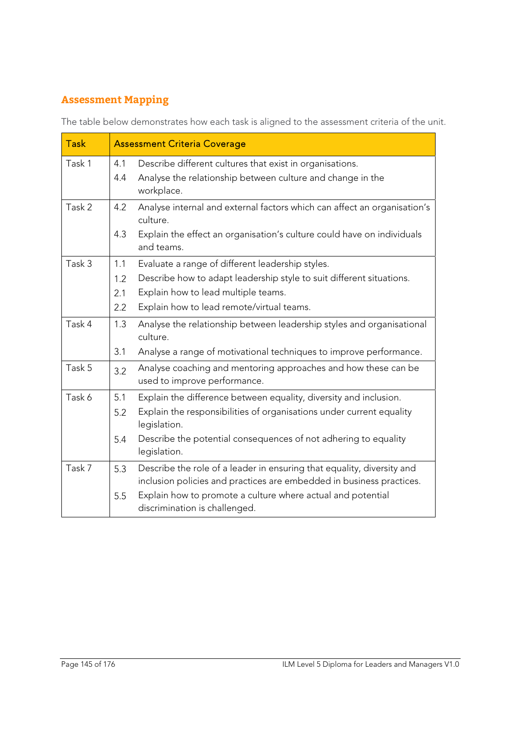## Assessment Mapping

The table below demonstrates how each task is aligned to the assessment criteria of the unit.

| Task | Assessment Criteria Coverage |
|---|---|
| Task 1 | 4.1 Describe different cultures that exist in organisations.<br>4.4 Analyse the relationship between culture and change in the workplace. |
| Task 2 | 4.2 Analyse internal and external factors which can affect an organisation's culture.<br>4.3 Explain the effect an organisation's culture could have on individuals and teams. |
| Task 3 | 1.1 Evaluate a range of different leadership styles.<br>1.2 Describe how to adapt leadership style to suit different situations.<br>2.1 Explain how to lead multiple teams.<br>2.2 Explain how to lead remote/virtual teams. |
| Task 4 | 1.3 Analyse the relationship between leadership styles and organisational culture.<br>3.1 Analyse a range of motivational techniques to improve performance. |
| Task 5 | 3.2 Analyse coaching and mentoring approaches and how these can be used to improve performance. |
| Task 6 | 5.1 Explain the difference between equality, diversity and inclusion.<br>5.2 Explain the responsibilities of organisations under current equality legislation.<br>5.4 Describe the potential consequences of not adhering to equality legislation. |
| Task 7 | 5.3 Describe the role of a leader in ensuring that equality, diversity and inclusion policies and practices are embedded in business practices.<br>5.5 Explain how to promote a culture where actual and potential discrimination is challenged. |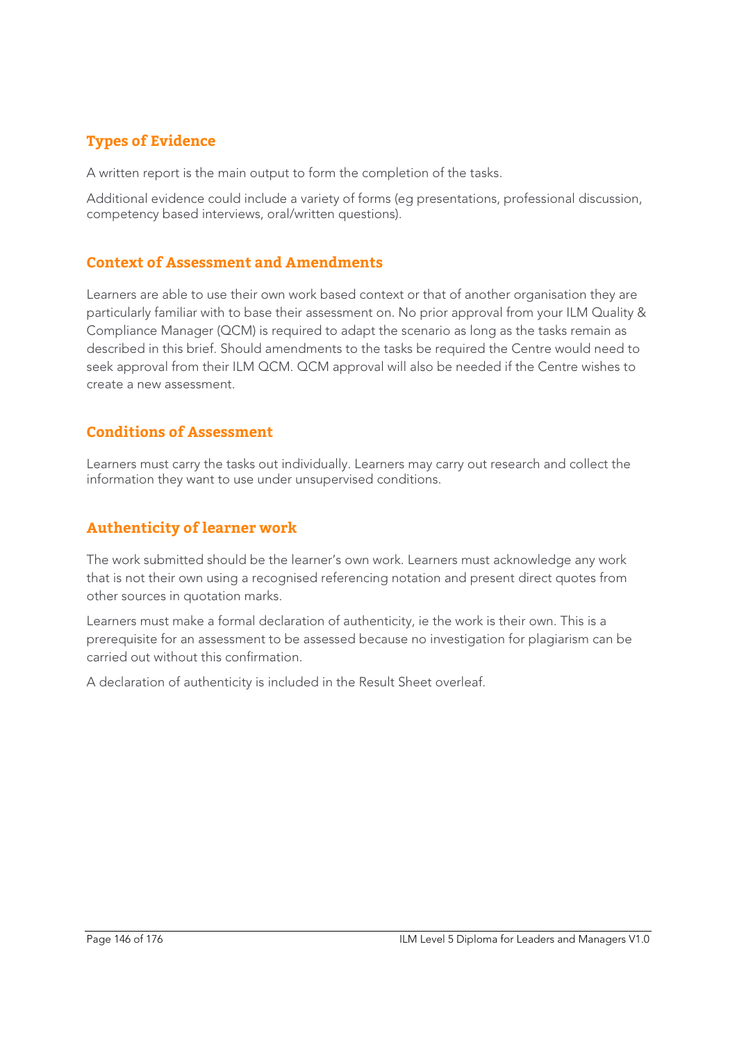## Types of Evidence

A written report is the main output to form the completion of the tasks.

Additional evidence could include a variety of forms (eg presentations, professional discussion, competency based interviews, oral/written questions).

## Context of Assessment and Amendments

Learners are able to use their own work based context or that of another organisation they are particularly familiar with to base their assessment on. No prior approval from your ILM Quality & Compliance Manager (QCM) is required to adapt the scenario as long as the tasks remain as described in this brief. Should amendments to the tasks be required the Centre would need to seek approval from their ILM QCM. QCM approval will also be needed if the Centre wishes to create a new assessment.

## Conditions of Assessment

Learners must carry the tasks out individually. Learners may carry out research and collect the information they want to use under unsupervised conditions.

## Authenticity of learner work

The work submitted should be the learner's own work. Learners must acknowledge any work that is not their own using a recognised referencing notation and present direct quotes from other sources in quotation marks.

Learners must make a formal declaration of authenticity, ie the work is their own. This is a prerequisite for an assessment to be assessed because no investigation for plagiarism can be carried out without this confirmation.

A declaration of authenticity is included in the Result Sheet overleaf.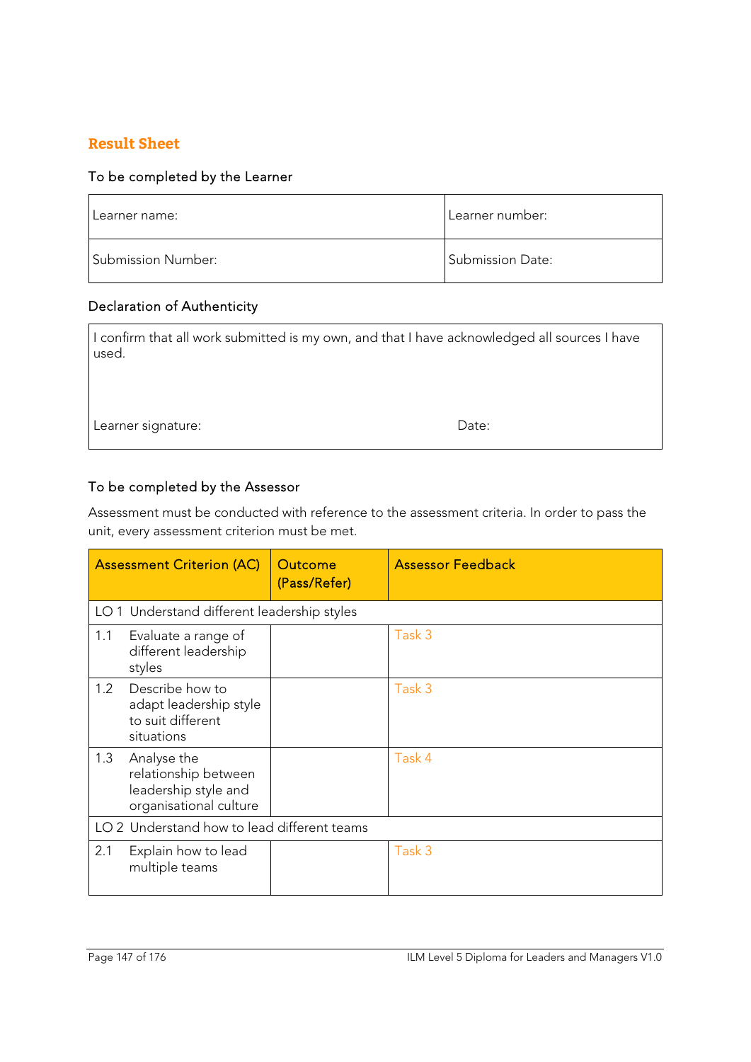## Result Sheet

### To be completed by the Learner

| Learner name: | Learner number: |
|---|---|
| Submission Number: | Submission Date: |

### Declaration of Authenticity

| I confirm that all work submitted is my own, and that I have acknowledged all sources I have used. | |
|---|---|
| Learner signature: | Date: |

### To be completed by the Assessor

Assessment must be conducted with reference to the assessment criteria. In order to pass the unit, every assessment criterion must be met.

| Assessment Criterion (AC) | Outcome (Pass/Refer) | Assessor Feedback |
|---|---|---|
| LO 1 Understand different leadership styles | | |
| 1.1 Evaluate a range of different leadership styles | | Task 3 |
| 1.2 Describe how to adapt leadership style to suit different situations | | Task 3 |
| 1.3 Analyse the relationship between leadership style and organisational culture | | Task 4 |
| LO 2 Understand how to lead different teams | | |
| 2.1 Explain how to lead multiple teams | | Task 3 |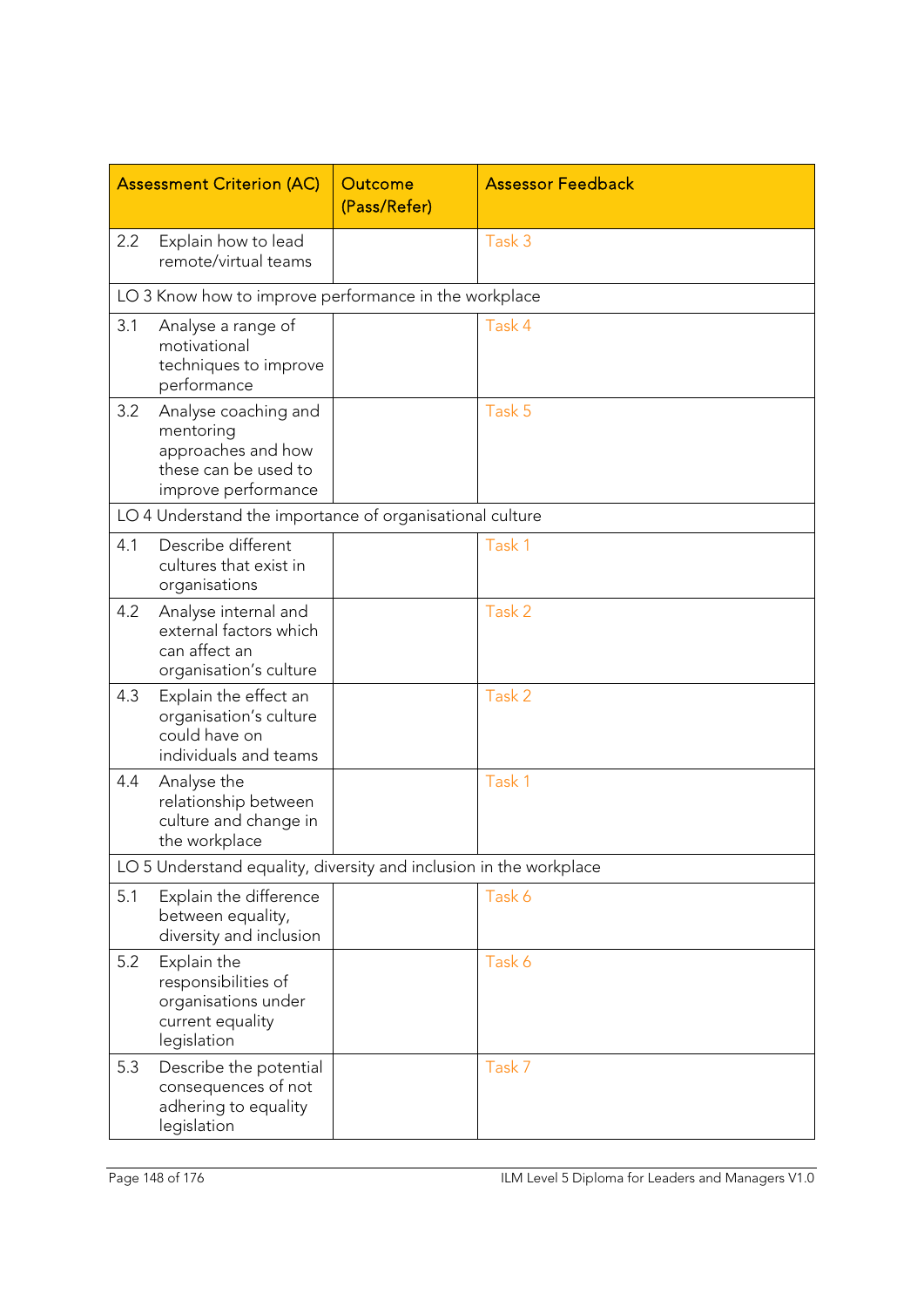| Assessment Criterion (AC) | Outcome (Pass/Refer) | Assessor Feedback |
|---|---|---|
| 2.2 Explain how to lead remote/virtual teams | | Task 3 |
| LO 3 Know how to improve performance in the workplace | | |
| 3.1 Analyse a range of motivational techniques to improve performance | | Task 4 |
| 3.2 Analyse coaching and mentoring approaches and how these can be used to improve performance | | Task 5 |
| LO 4 Understand the importance of organisational culture | | |
| 4.1 Describe different cultures that exist in organisations | | Task 1 |
| 4.2 Analyse internal and external factors which can affect an organisation's culture | | Task 2 |
| 4.3 Explain the effect an organisation's culture could have on individuals and teams | | Task 2 |
| 4.4 Analyse the relationship between culture and change in the workplace | | Task 1 |
| LO 5 Understand equality, diversity and inclusion in the workplace | | |
| 5.1 Explain the difference between equality, diversity and inclusion | | Task 6 |
| 5.2 Explain the responsibilities of organisations under current equality legislation | | Task 6 |
| 5.3 Describe the potential consequences of not adhering to equality legislation | | Task 7 |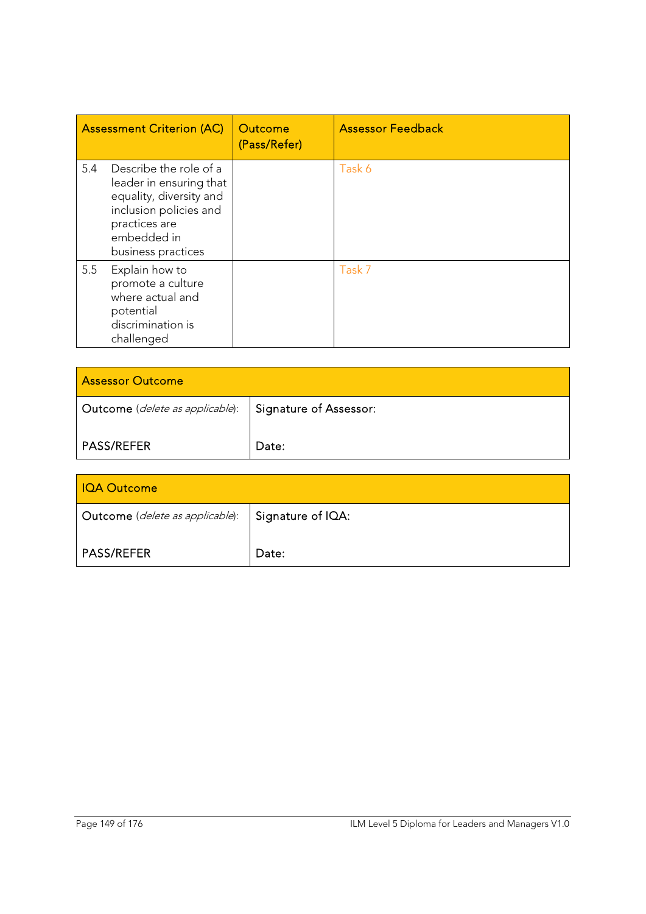| Assessment Criterion (AC) | Outcome (Pass/Refer) | Assessor Feedback |
|---|---|---|
| 5.4 Describe the role of a leader in ensuring that equality, diversity and inclusion policies and practices are embedded in business practices | | Task 6 |
| 5.5 Explain how to promote a culture where actual and potential discrimination is challenged | | Task 7 |

| Assessor Outcome | |
|---|---|
| Outcome (*delete as applicable*):<br><br>PASS/REFER | Signature of Assessor:<br><br>Date: |

| IQA Outcome | |
|---|---|
| Outcome (*delete as applicable*):<br><br>PASS/REFER | Signature of IQA:<br><br>Date: |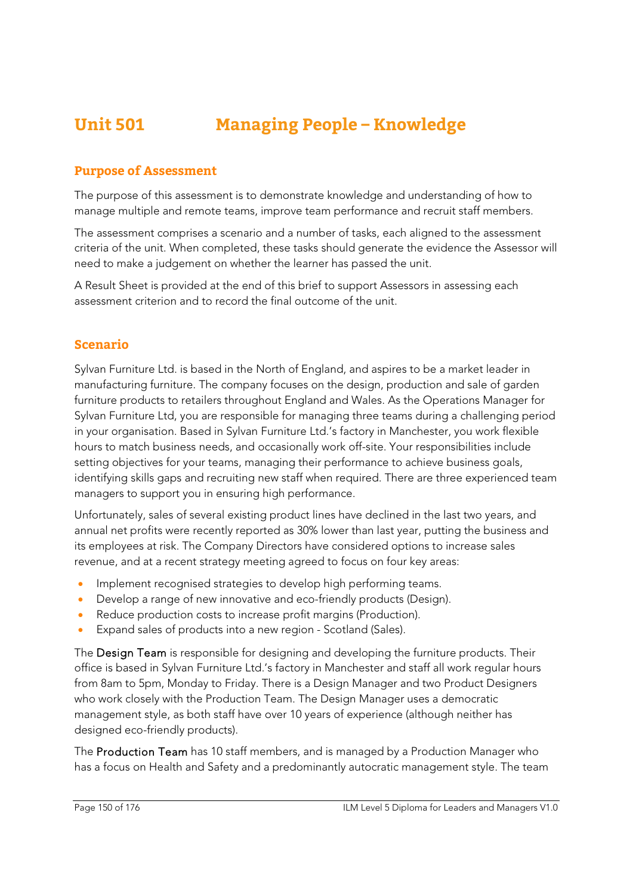# Unit 501 Managing People – Knowledge

## Purpose of Assessment

The purpose of this assessment is to demonstrate knowledge and understanding of how to manage multiple and remote teams, improve team performance and recruit staff members.

The assessment comprises a scenario and a number of tasks, each aligned to the assessment criteria of the unit. When completed, these tasks should generate the evidence the Assessor will need to make a judgement on whether the learner has passed the unit.

A Result Sheet is provided at the end of this brief to support Assessors in assessing each assessment criterion and to record the final outcome of the unit.

## Scenario

Sylvan Furniture Ltd. is based in the North of England, and aspires to be a market leader in manufacturing furniture. The company focuses on the design, production and sale of garden furniture products to retailers throughout England and Wales. As the Operations Manager for Sylvan Furniture Ltd, you are responsible for managing three teams during a challenging period in your organisation. Based in Sylvan Furniture Ltd.'s factory in Manchester, you work flexible hours to match business needs, and occasionally work off-site. Your responsibilities include setting objectives for your teams, managing their performance to achieve business goals, identifying skills gaps and recruiting new staff when required. There are three experienced team managers to support you in ensuring high performance.

Unfortunately, sales of several existing product lines have declined in the last two years, and annual net profits were recently reported as 30% lower than last year, putting the business and its employees at risk. The Company Directors have considered options to increase sales revenue, and at a recent strategy meeting agreed to focus on four key areas:

- Implement recognised strategies to develop high performing teams.
- Develop a range of new innovative and eco-friendly products (Design).
- Reduce production costs to increase profit margins (Production).
- Expand sales of products into a new region - Scotland (Sales).

The **Design Team** is responsible for designing and developing the furniture products. Their office is based in Sylvan Furniture Ltd.'s factory in Manchester and staff all work regular hours from 8am to 5pm, Monday to Friday. There is a Design Manager and two Product Designers who work closely with the Production Team. The Design Manager uses a democratic management style, as both staff have over 10 years of experience (although neither has designed eco-friendly products).

The **Production Team** has 10 staff members, and is managed by a Production Manager who has a focus on Health and Safety and a predominantly autocratic management style. The team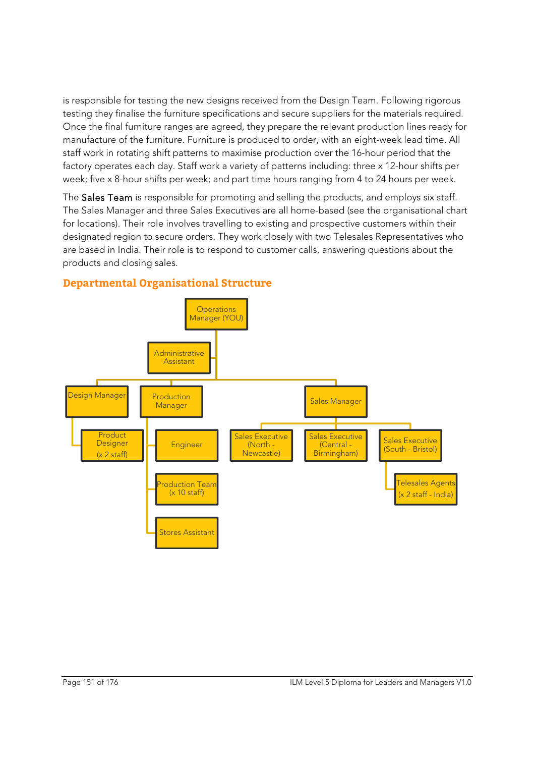is responsible for testing the new designs received from the Design Team. Following rigorous testing they finalise the furniture specifications and secure suppliers for the materials required. Once the final furniture ranges are agreed, they prepare the relevant production lines ready for manufacture of the furniture. Furniture is produced to order, with an eight-week lead time. All staff work in rotating shift patterns to maximise production over the 16-hour period that the factory operates each day. Staff work a variety of patterns including: three x 12-hour shifts per week; five x 8-hour shifts per week; and part time hours ranging from 4 to 24 hours per week.

The Sales Team is responsible for promoting and selling the products, and employs six staff. The Sales Manager and three Sales Executives are all home-based (see the organisational chart for locations). Their role involves travelling to existing and prospective customers within their designated region to secure orders. They work closely with two Telesales Representatives who are based in India. Their role is to respond to customer calls, answering questions about the products and closing sales.

## Departmental Organisational Structure

- Operations Manager (YOU)
  - Administrative Assistant
  - Design Manager
    - Product Designer (x 2 staff)
  - Production Manager
    - Engineer
    - Production Team (x 10 staff)
    - Stores Assistant
  - Sales Manager
    - Sales Executive (North - Newcastle)
    - Sales Executive (Central - Birmingham)
    - Sales Executive (South - Bristol)
      - Telesales Agents (x 2 staff - India)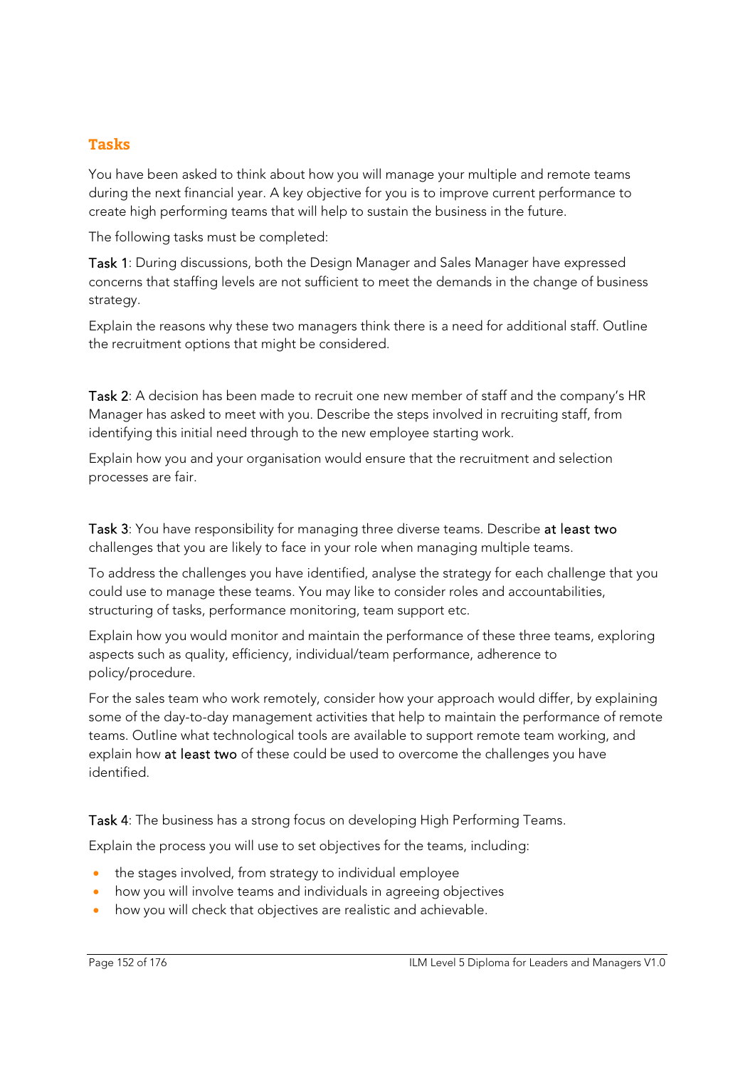## Tasks

You have been asked to think about how you will manage your multiple and remote teams during the next financial year. A key objective for you is to improve current performance to create high performing teams that will help to sustain the business in the future.

The following tasks must be completed:

Task 1: During discussions, both the Design Manager and Sales Manager have expressed concerns that staffing levels are not sufficient to meet the demands in the change of business strategy.

Explain the reasons why these two managers think there is a need for additional staff. Outline the recruitment options that might be considered.

Task 2: A decision has been made to recruit one new member of staff and the company's HR Manager has asked to meet with you. Describe the steps involved in recruiting staff, from identifying this initial need through to the new employee starting work.

Explain how you and your organisation would ensure that the recruitment and selection processes are fair.

Task 3: You have responsibility for managing three diverse teams. Describe at least two challenges that you are likely to face in your role when managing multiple teams.

To address the challenges you have identified, analyse the strategy for each challenge that you could use to manage these teams. You may like to consider roles and accountabilities, structuring of tasks, performance monitoring, team support etc.

Explain how you would monitor and maintain the performance of these three teams, exploring aspects such as quality, efficiency, individual/team performance, adherence to policy/procedure.

For the sales team who work remotely, consider how your approach would differ, by explaining some of the day-to-day management activities that help to maintain the performance of remote teams. Outline what technological tools are available to support remote team working, and explain how at least two of these could be used to overcome the challenges you have identified.

Task 4: The business has a strong focus on developing High Performing Teams.

Explain the process you will use to set objectives for the teams, including:

- the stages involved, from strategy to individual employee
- how you will involve teams and individuals in agreeing objectives
- how you will check that objectives are realistic and achievable.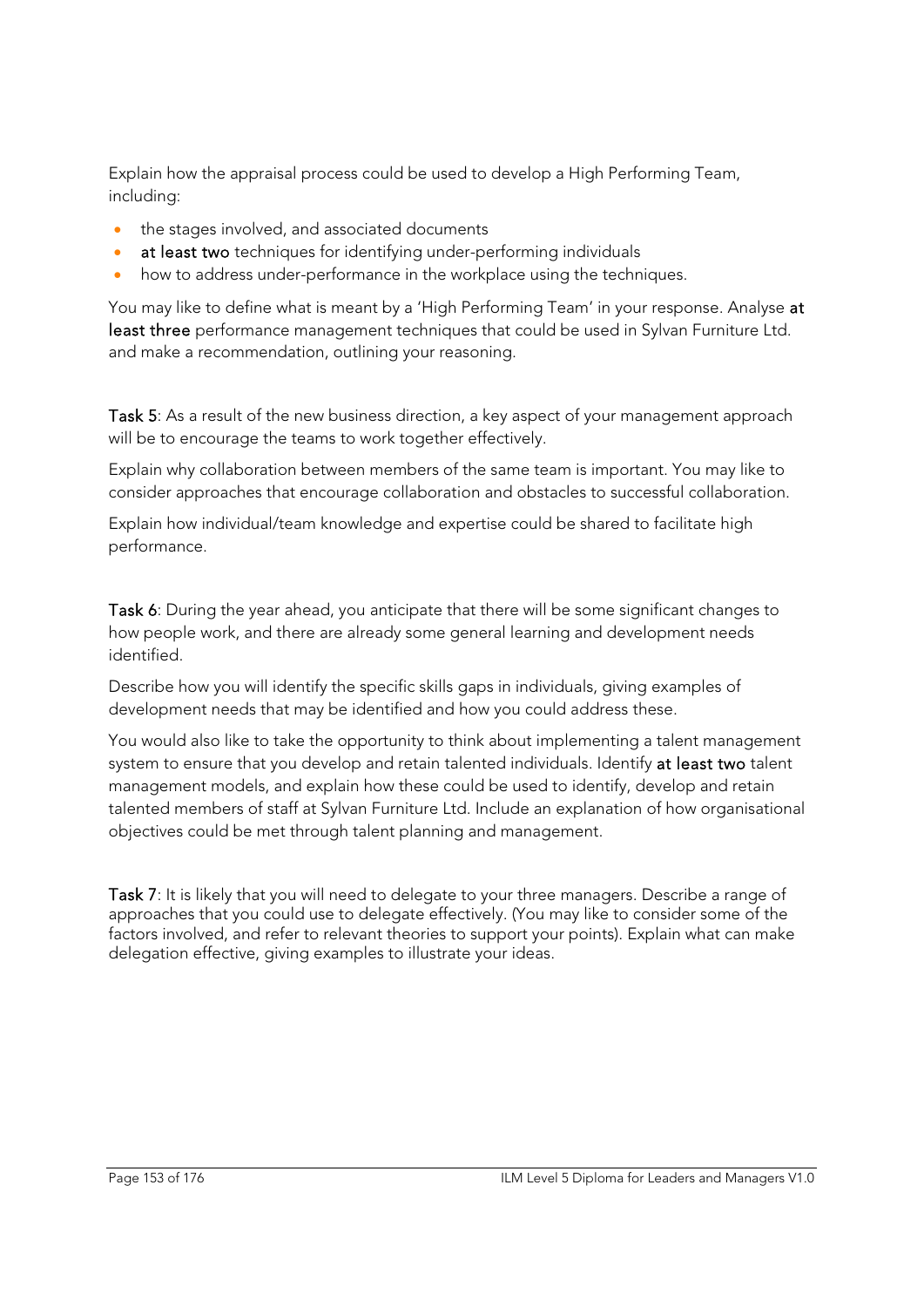Explain how the appraisal process could be used to develop a High Performing Team, including:

- the stages involved, and associated documents
- **at least two** techniques for identifying under-performing individuals
- how to address under-performance in the workplace using the techniques.

You may like to define what is meant by a 'High Performing Team' in your response. Analyse **at least three** performance management techniques that could be used in Sylvan Furniture Ltd. and make a recommendation, outlining your reasoning.

**Task 5**: As a result of the new business direction, a key aspect of your management approach will be to encourage the teams to work together effectively.

Explain why collaboration between members of the same team is important. You may like to consider approaches that encourage collaboration and obstacles to successful collaboration.

Explain how individual/team knowledge and expertise could be shared to facilitate high performance.

**Task 6**: During the year ahead, you anticipate that there will be some significant changes to how people work, and there are already some general learning and development needs identified.

Describe how you will identify the specific skills gaps in individuals, giving examples of development needs that may be identified and how you could address these.

You would also like to take the opportunity to think about implementing a talent management system to ensure that you develop and retain talented individuals. Identify **at least two** talent management models, and explain how these could be used to identify, develop and retain talented members of staff at Sylvan Furniture Ltd. Include an explanation of how organisational objectives could be met through talent planning and management.

**Task 7**: It is likely that you will need to delegate to your three managers. Describe a range of approaches that you could use to delegate effectively. (You may like to consider some of the factors involved, and refer to relevant theories to support your points). Explain what can make delegation effective, giving examples to illustrate your ideas.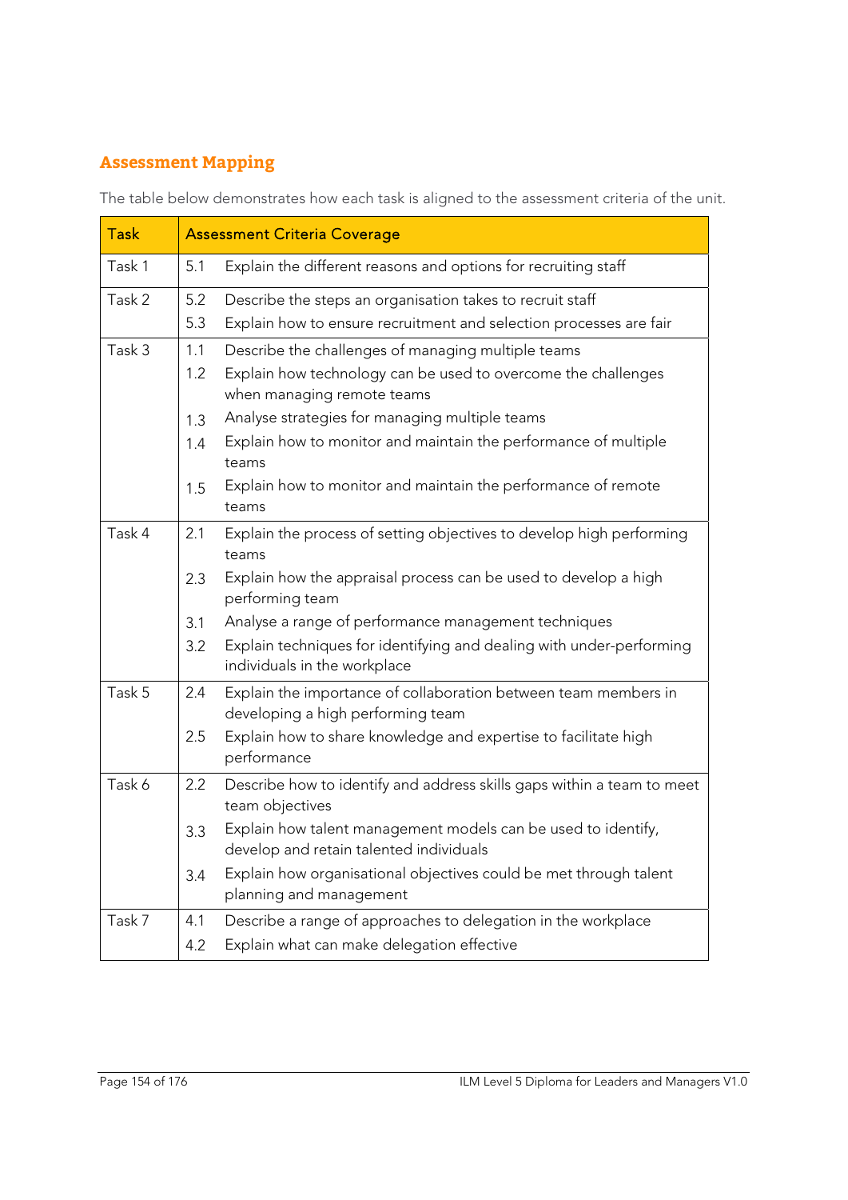## Assessment Mapping

The table below demonstrates how each task is aligned to the assessment criteria of the unit.

| Task | Assessment Criteria Coverage |
| --- | --- |
| Task 1 | 5.1 Explain the different reasons and options for recruiting staff |
| Task 2 | 5.2 Describe the steps an organisation takes to recruit staff<br>5.3 Explain how to ensure recruitment and selection processes are fair |
| Task 3 | 1.1 Describe the challenges of managing multiple teams<br>1.2 Explain how technology can be used to overcome the challenges when managing remote teams<br>1.3 Analyse strategies for managing multiple teams<br>1.4 Explain how to monitor and maintain the performance of multiple teams<br>1.5 Explain how to monitor and maintain the performance of remote teams |
| Task 4 | 2.1 Explain the process of setting objectives to develop high performing teams<br>2.3 Explain how the appraisal process can be used to develop a high performing team<br>3.1 Analyse a range of performance management techniques<br>3.2 Explain techniques for identifying and dealing with under-performing individuals in the workplace |
| Task 5 | 2.4 Explain the importance of collaboration between team members in developing a high performing team<br>2.5 Explain how to share knowledge and expertise to facilitate high performance |
| Task 6 | 2.2 Describe how to identify and address skills gaps within a team to meet team objectives<br>3.3 Explain how talent management models can be used to identify, develop and retain talented individuals<br>3.4 Explain how organisational objectives could be met through talent planning and management |
| Task 7 | 4.1 Describe a range of approaches to delegation in the workplace<br>4.2 Explain what can make delegation effective |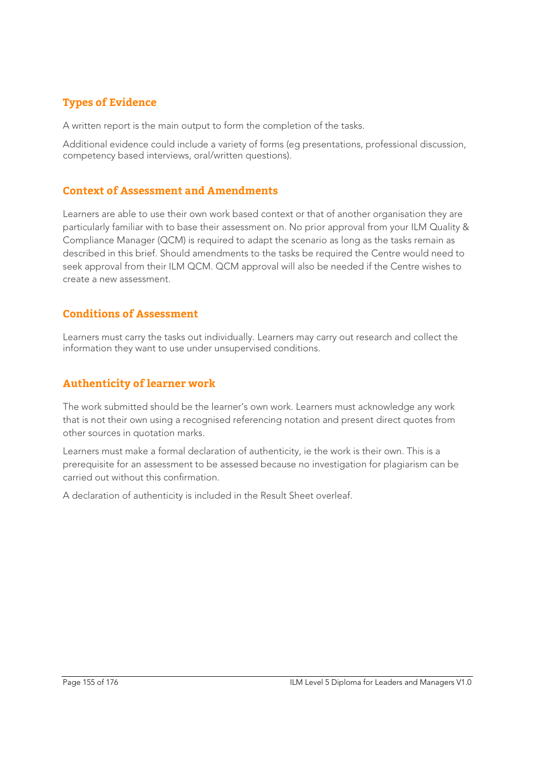## Types of Evidence

A written report is the main output to form the completion of the tasks.

Additional evidence could include a variety of forms (eg presentations, professional discussion, competency based interviews, oral/written questions).

## Context of Assessment and Amendments

Learners are able to use their own work based context or that of another organisation they are particularly familiar with to base their assessment on. No prior approval from your ILM Quality & Compliance Manager (QCM) is required to adapt the scenario as long as the tasks remain as described in this brief. Should amendments to the tasks be required the Centre would need to seek approval from their ILM QCM. QCM approval will also be needed if the Centre wishes to create a new assessment.

## Conditions of Assessment

Learners must carry the tasks out individually. Learners may carry out research and collect the information they want to use under unsupervised conditions.

## Authenticity of learner work

The work submitted should be the learner's own work. Learners must acknowledge any work that is not their own using a recognised referencing notation and present direct quotes from other sources in quotation marks.

Learners must make a formal declaration of authenticity, ie the work is their own. This is a prerequisite for an assessment to be assessed because no investigation for plagiarism can be carried out without this confirmation.

A declaration of authenticity is included in the Result Sheet overleaf.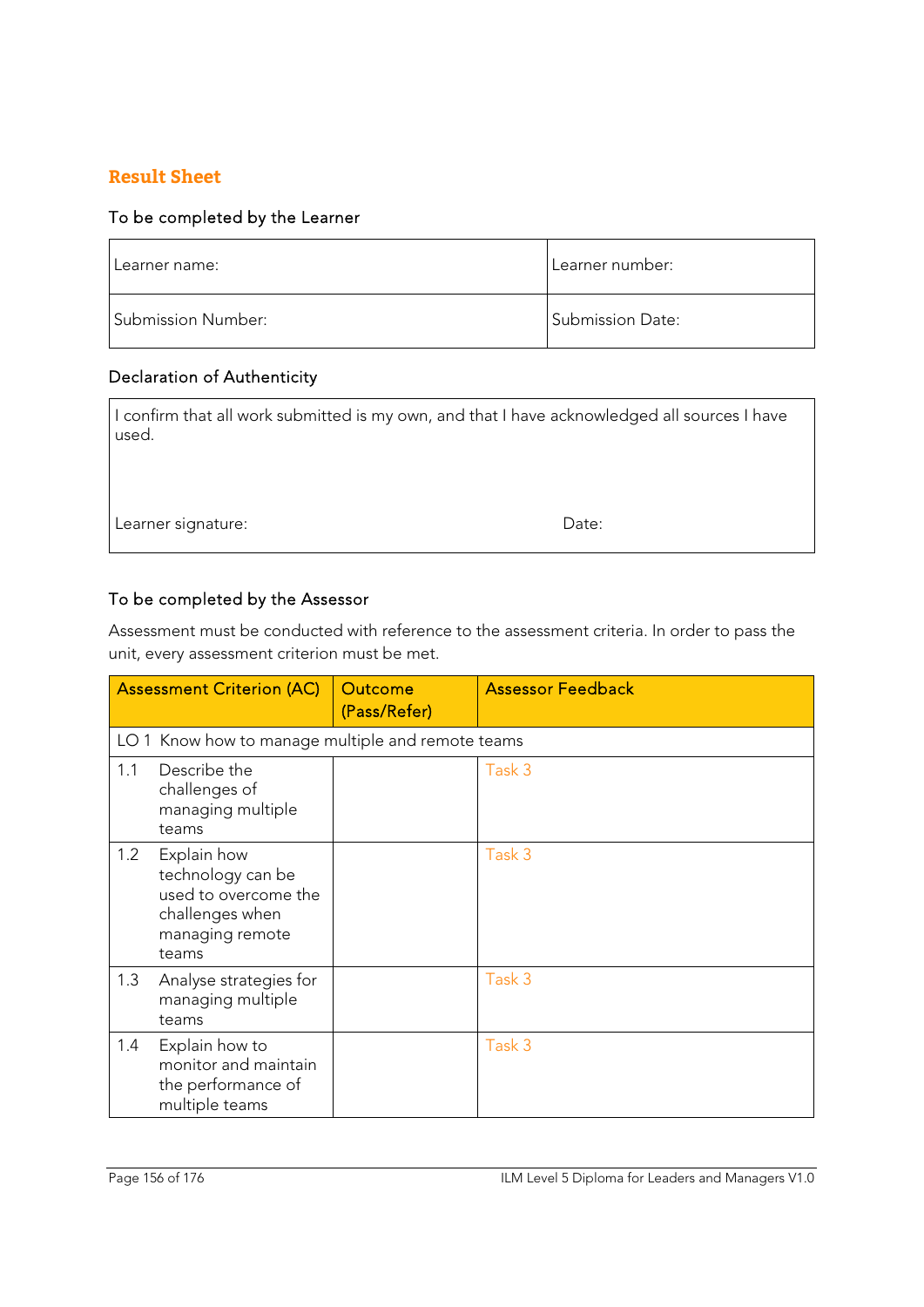## Result Sheet

### To be completed by the Learner

| Learner name: | Learner number: |
|---|---|
| Submission Number: | Submission Date: |

### Declaration of Authenticity

| I confirm that all work submitted is my own, and that I have acknowledged all sources I have used. | |
|---|---|
| Learner signature: | Date: |

### To be completed by the Assessor

Assessment must be conducted with reference to the assessment criteria. In order to pass the unit, every assessment criterion must be met.

| Assessment Criterion (AC) | Outcome (Pass/Refer) | Assessor Feedback |
|---|---|---|
| LO 1 Know how to manage multiple and remote teams | | |
| 1.1 Describe the challenges of managing multiple teams | | Task 3 |
| 1.2 Explain how technology can be used to overcome the challenges when managing remote teams | | Task 3 |
| 1.3 Analyse strategies for managing multiple teams | | Task 3 |
| 1.4 Explain how to monitor and maintain the performance of multiple teams | | Task 3 |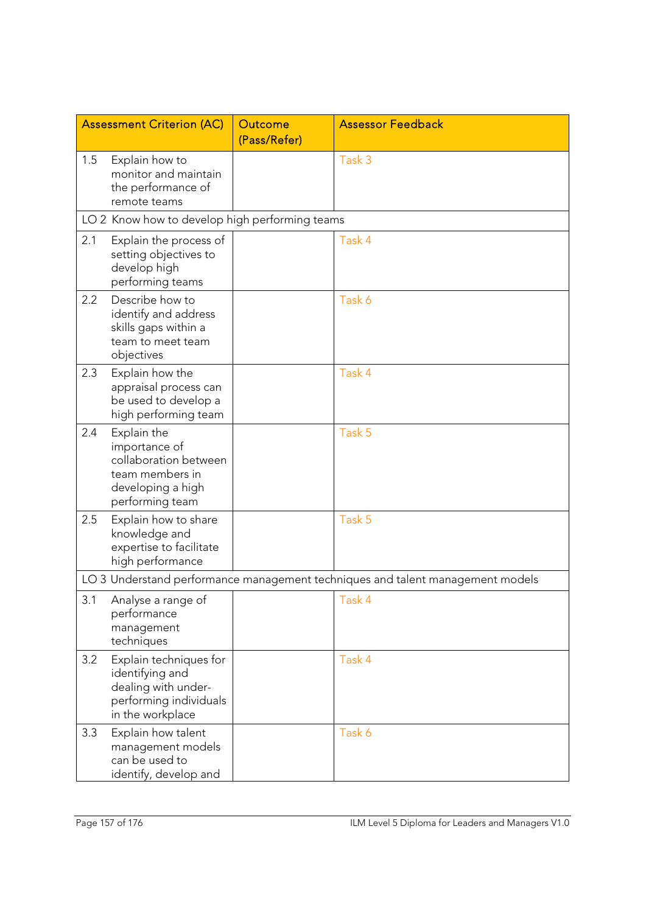| Assessment Criterion (AC) | Outcome (Pass/Refer) | Assessor Feedback |
|---|---|---|
| 1.5 Explain how to monitor and maintain the performance of remote teams | | Task 3 |
| LO 2 Know how to develop high performing teams | | |
| 2.1 Explain the process of setting objectives to develop high performing teams | | Task 4 |
| 2.2 Describe how to identify and address skills gaps within a team to meet team objectives | | Task 6 |
| 2.3 Explain how the appraisal process can be used to develop a high performing team | | Task 4 |
| 2.4 Explain the importance of collaboration between team members in developing a high performing team | | Task 5 |
| 2.5 Explain how to share knowledge and expertise to facilitate high performance | | Task 5 |
| LO 3 Understand performance management techniques and talent management models | | |
| 3.1 Analyse a range of performance management techniques | | Task 4 |
| 3.2 Explain techniques for identifying and dealing with under-performing individuals in the workplace | | Task 4 |
| 3.3 Explain how talent management models can be used to identify, develop and | | Task 6 |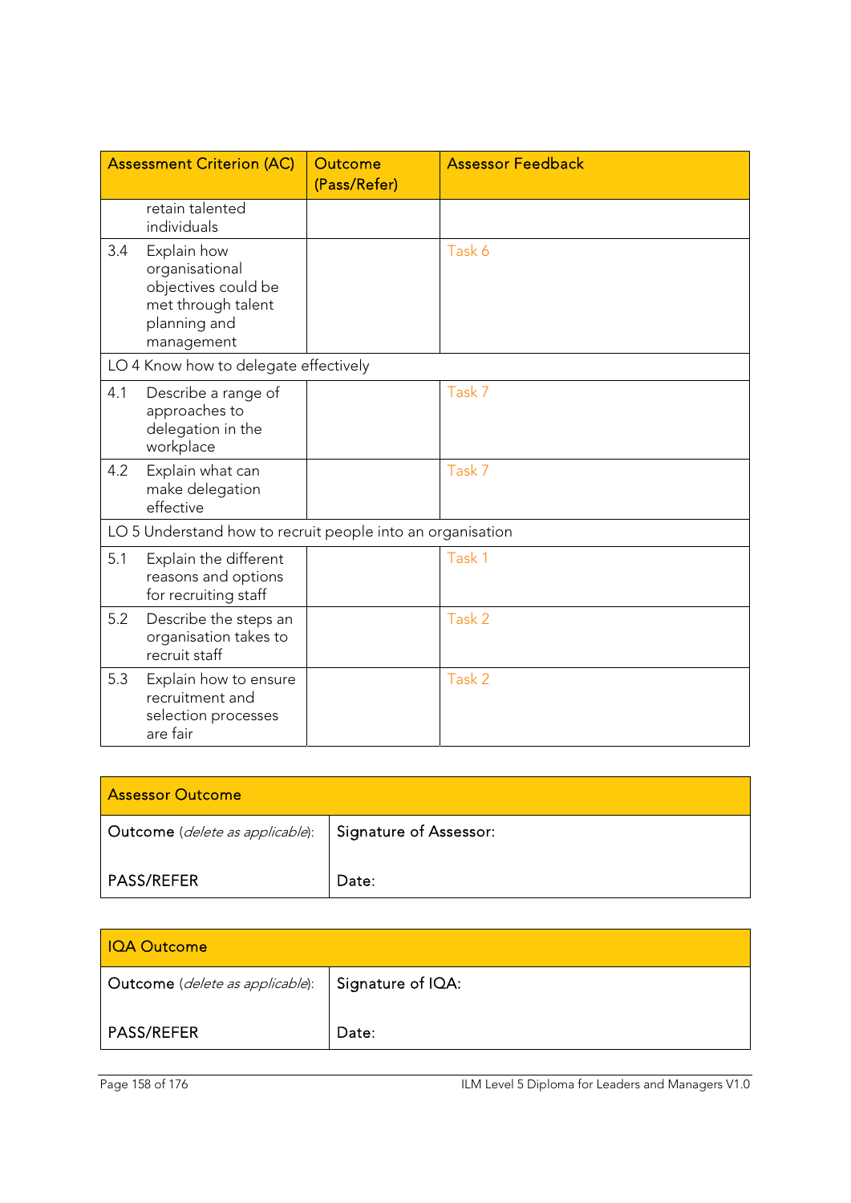| Assessment Criterion (AC) | Outcome (Pass/Refer) | Assessor Feedback |
|---|---|---|
| retain talented individuals | | |
| 3.4 Explain how organisational objectives could be met through talent planning and management | | Task 6 |
| LO 4 Know how to delegate effectively | | |
| 4.1 Describe a range of approaches to delegation in the workplace | | Task 7 |
| 4.2 Explain what can make delegation effective | | Task 7 |
| LO 5 Understand how to recruit people into an organisation | | |
| 5.1 Explain the different reasons and options for recruiting staff | | Task 1 |
| 5.2 Describe the steps an organisation takes to recruit staff | | Task 2 |
| 5.3 Explain how to ensure recruitment and selection processes are fair | | Task 2 |

| Assessor Outcome | |
|---|---|
| Outcome (*delete as applicable*):<br><br>PASS/REFER | Signature of Assessor:<br><br>Date: |

| IQA Outcome | |
|---|---|
| Outcome (*delete as applicable*):<br><br>PASS/REFER | Signature of IQA:<br><br>Date: |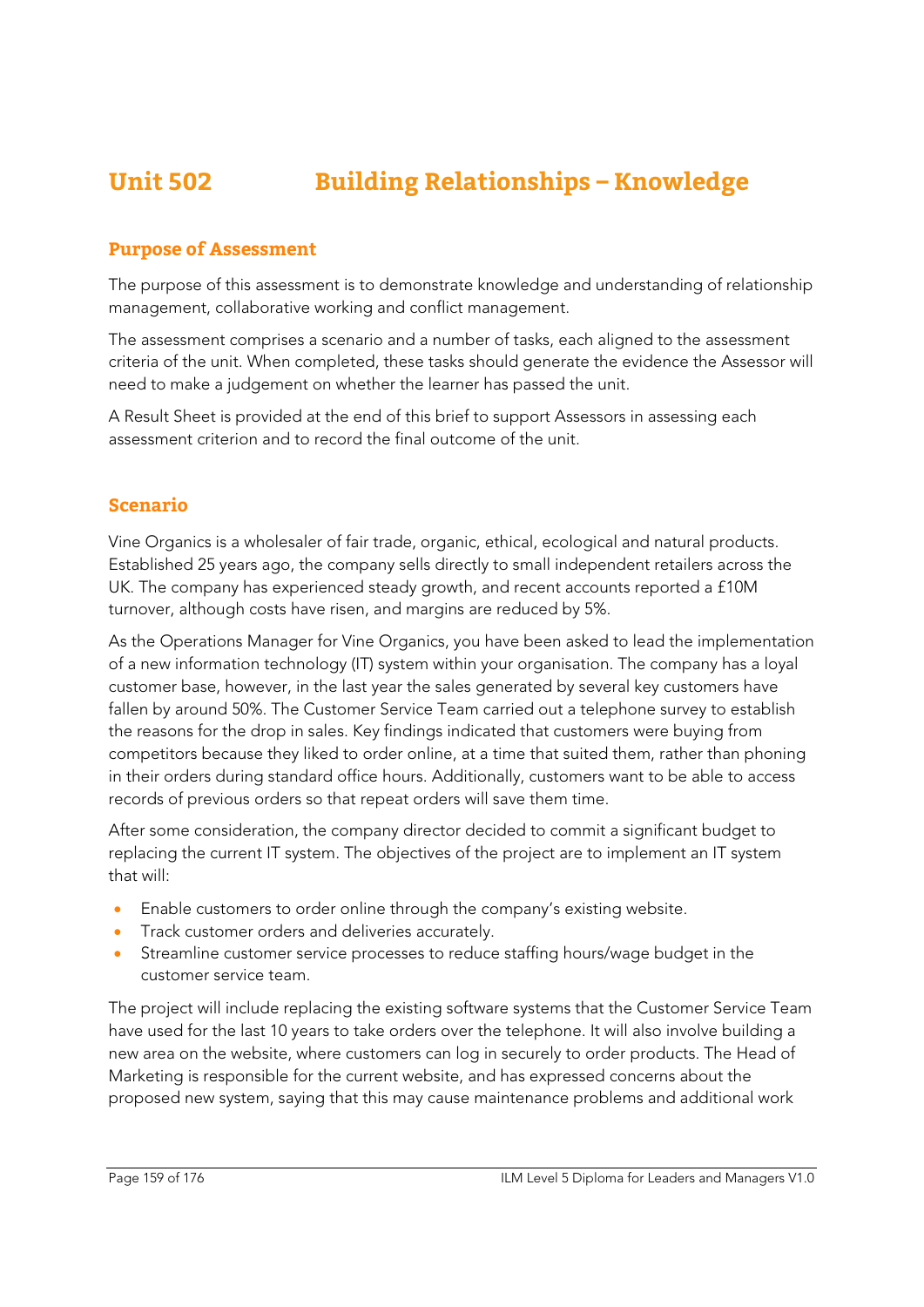# Unit 502 Building Relationships – Knowledge

## Purpose of Assessment

The purpose of this assessment is to demonstrate knowledge and understanding of relationship management, collaborative working and conflict management.

The assessment comprises a scenario and a number of tasks, each aligned to the assessment criteria of the unit. When completed, these tasks should generate the evidence the Assessor will need to make a judgement on whether the learner has passed the unit.

A Result Sheet is provided at the end of this brief to support Assessors in assessing each assessment criterion and to record the final outcome of the unit.

## Scenario

Vine Organics is a wholesaler of fair trade, organic, ethical, ecological and natural products. Established 25 years ago, the company sells directly to small independent retailers across the UK. The company has experienced steady growth, and recent accounts reported a £10M turnover, although costs have risen, and margins are reduced by 5%.

As the Operations Manager for Vine Organics, you have been asked to lead the implementation of a new information technology (IT) system within your organisation. The company has a loyal customer base, however, in the last year the sales generated by several key customers have fallen by around 50%. The Customer Service Team carried out a telephone survey to establish the reasons for the drop in sales. Key findings indicated that customers were buying from competitors because they liked to order online, at a time that suited them, rather than phoning in their orders during standard office hours. Additionally, customers want to be able to access records of previous orders so that repeat orders will save them time.

After some consideration, the company director decided to commit a significant budget to replacing the current IT system. The objectives of the project are to implement an IT system that will:

- Enable customers to order online through the company's existing website.
- Track customer orders and deliveries accurately.
- Streamline customer service processes to reduce staffing hours/wage budget in the customer service team.

The project will include replacing the existing software systems that the Customer Service Team have used for the last 10 years to take orders over the telephone. It will also involve building a new area on the website, where customers can log in securely to order products. The Head of Marketing is responsible for the current website, and has expressed concerns about the proposed new system, saying that this may cause maintenance problems and additional work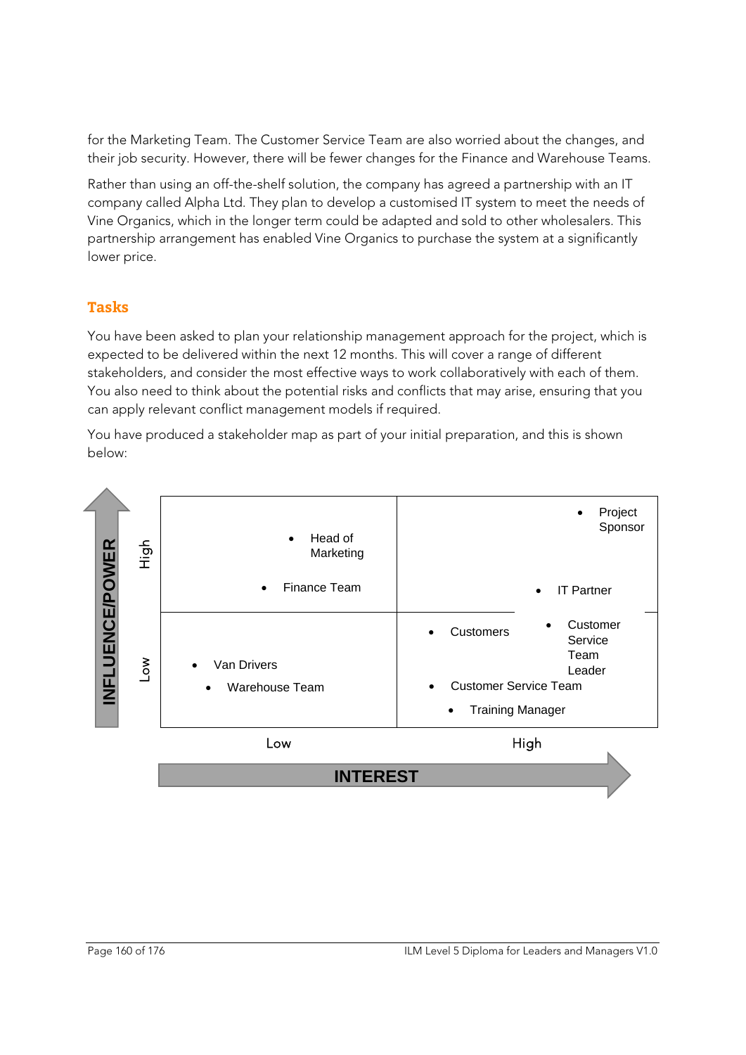for the Marketing Team. The Customer Service Team are also worried about the changes, and their job security. However, there will be fewer changes for the Finance and Warehouse Teams.

Rather than using an off-the-shelf solution, the company has agreed a partnership with an IT company called Alpha Ltd. They plan to develop a customised IT system to meet the needs of Vine Organics, which in the longer term could be adapted and sold to other wholesalers. This partnership arrangement has enabled Vine Organics to purchase the system at a significantly lower price.

## Tasks

You have been asked to plan your relationship management approach for the project, which is expected to be delivered within the next 12 months. This will cover a range of different stakeholders, and consider the most effective ways to work collaboratively with each of them. You also need to think about the potential risks and conflicts that may arise, ensuring that you can apply relevant conflict management models if required.

You have produced a stakeholder map as part of your initial preparation, and this is shown below:

| INFLUENCE/POWER | Low INTEREST | High INTEREST |
| --- | --- | --- |
| High | • Head of Marketing<br>• Finance Team | • Project Sponsor<br>• IT Partner |
| Low | • Van Drivers<br>• Warehouse Team | • Customers<br>• Customer Service Team Leader<br>• Customer Service Team<br>• Training Manager |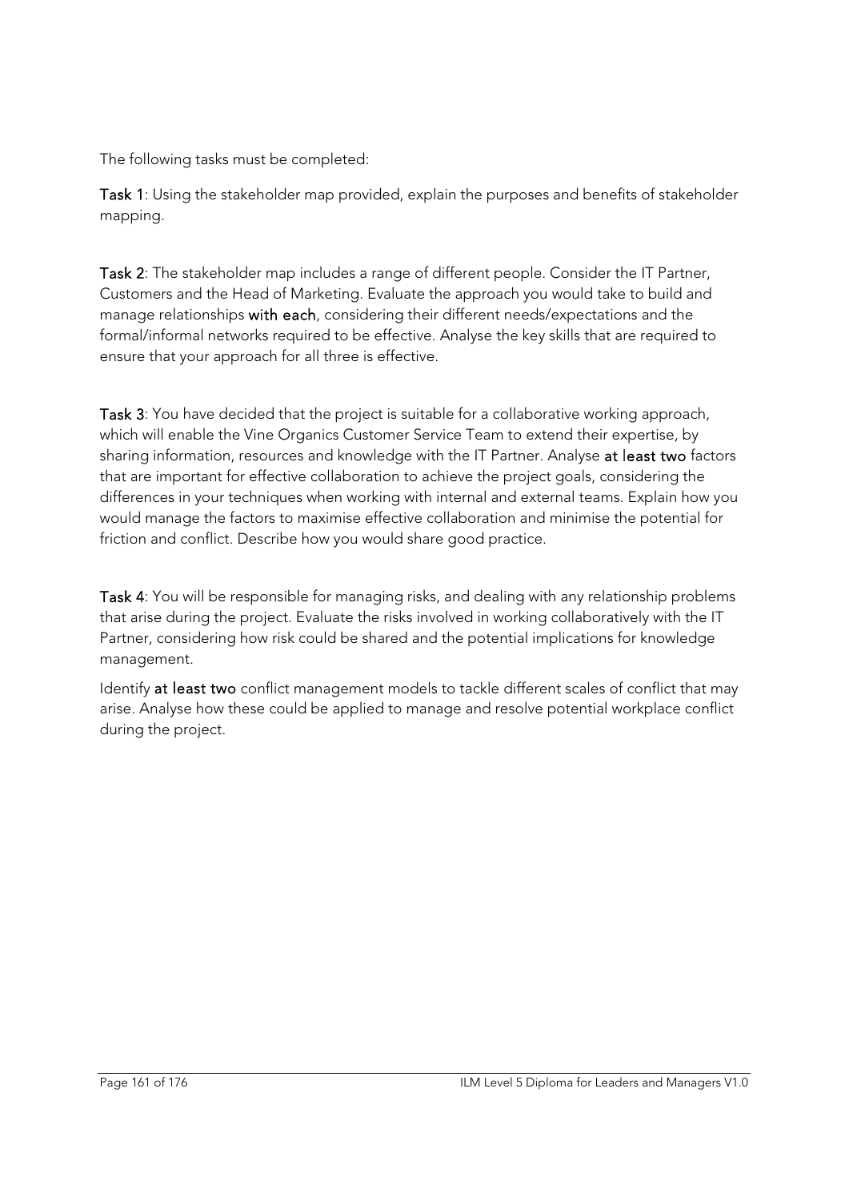The following tasks must be completed:

**Task 1**: Using the stakeholder map provided, explain the purposes and benefits of stakeholder mapping.

**Task 2**: The stakeholder map includes a range of different people. Consider the IT Partner, Customers and the Head of Marketing. Evaluate the approach you would take to build and manage relationships **with each**, considering their different needs/expectations and the formal/informal networks required to be effective. Analyse the key skills that are required to ensure that your approach for all three is effective.

**Task 3**: You have decided that the project is suitable for a collaborative working approach, which will enable the Vine Organics Customer Service Team to extend their expertise, by sharing information, resources and knowledge with the IT Partner. Analyse **at least two** factors that are important for effective collaboration to achieve the project goals, considering the differences in your techniques when working with internal and external teams. Explain how you would manage the factors to maximise effective collaboration and minimise the potential for friction and conflict. Describe how you would share good practice.

**Task 4**: You will be responsible for managing risks, and dealing with any relationship problems that arise during the project. Evaluate the risks involved in working collaboratively with the IT Partner, considering how risk could be shared and the potential implications for knowledge management.

Identify **at least two** conflict management models to tackle different scales of conflict that may arise. Analyse how these could be applied to manage and resolve potential workplace conflict during the project.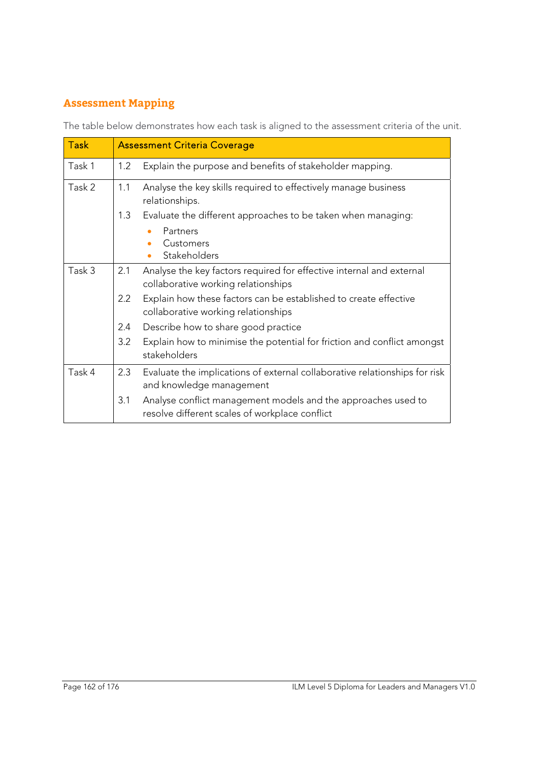## Assessment Mapping

The table below demonstrates how each task is aligned to the assessment criteria of the unit.

| Task | Assessment Criteria Coverage |
| --- | --- |
| Task 1 | 1.2 Explain the purpose and benefits of stakeholder mapping. |
| Task 2 | 1.1 Analyse the key skills required to effectively manage business relationships.<br>1.3 Evaluate the different approaches to be taken when managing:<br>• Partners<br>• Customers<br>• Stakeholders |
| Task 3 | 2.1 Analyse the key factors required for effective internal and external collaborative working relationships<br>2.2 Explain how these factors can be established to create effective collaborative working relationships<br>2.4 Describe how to share good practice<br>3.2 Explain how to minimise the potential for friction and conflict amongst stakeholders |
| Task 4 | 2.3 Evaluate the implications of external collaborative relationships for risk and knowledge management<br>3.1 Analyse conflict management models and the approaches used to resolve different scales of workplace conflict |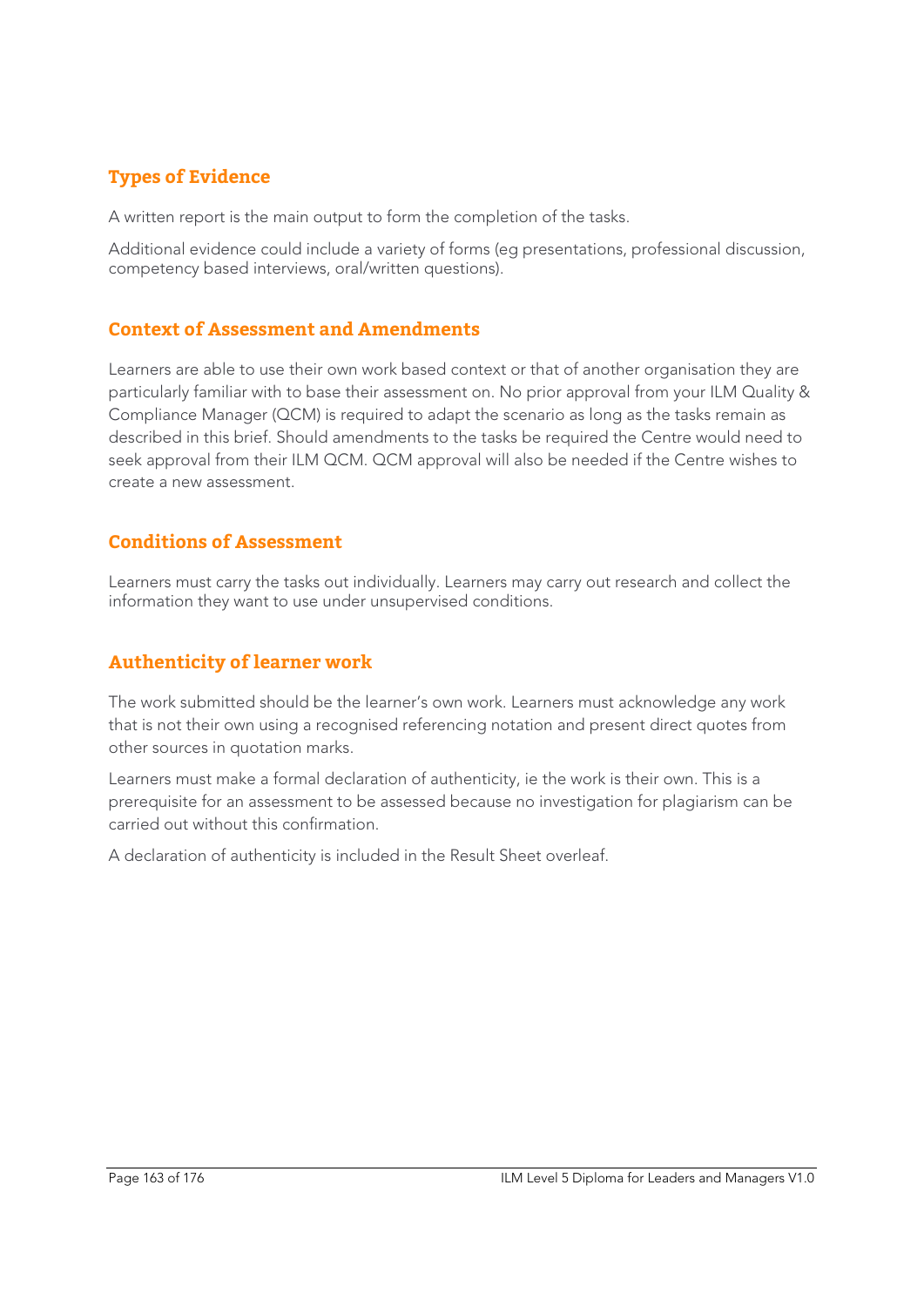## Types of Evidence

A written report is the main output to form the completion of the tasks.

Additional evidence could include a variety of forms (eg presentations, professional discussion, competency based interviews, oral/written questions).

## Context of Assessment and Amendments

Learners are able to use their own work based context or that of another organisation they are particularly familiar with to base their assessment on. No prior approval from your ILM Quality & Compliance Manager (QCM) is required to adapt the scenario as long as the tasks remain as described in this brief. Should amendments to the tasks be required the Centre would need to seek approval from their ILM QCM. QCM approval will also be needed if the Centre wishes to create a new assessment.

## Conditions of Assessment

Learners must carry the tasks out individually. Learners may carry out research and collect the information they want to use under unsupervised conditions.

## Authenticity of learner work

The work submitted should be the learner's own work. Learners must acknowledge any work that is not their own using a recognised referencing notation and present direct quotes from other sources in quotation marks.

Learners must make a formal declaration of authenticity, ie the work is their own. This is a prerequisite for an assessment to be assessed because no investigation for plagiarism can be carried out without this confirmation.

A declaration of authenticity is included in the Result Sheet overleaf.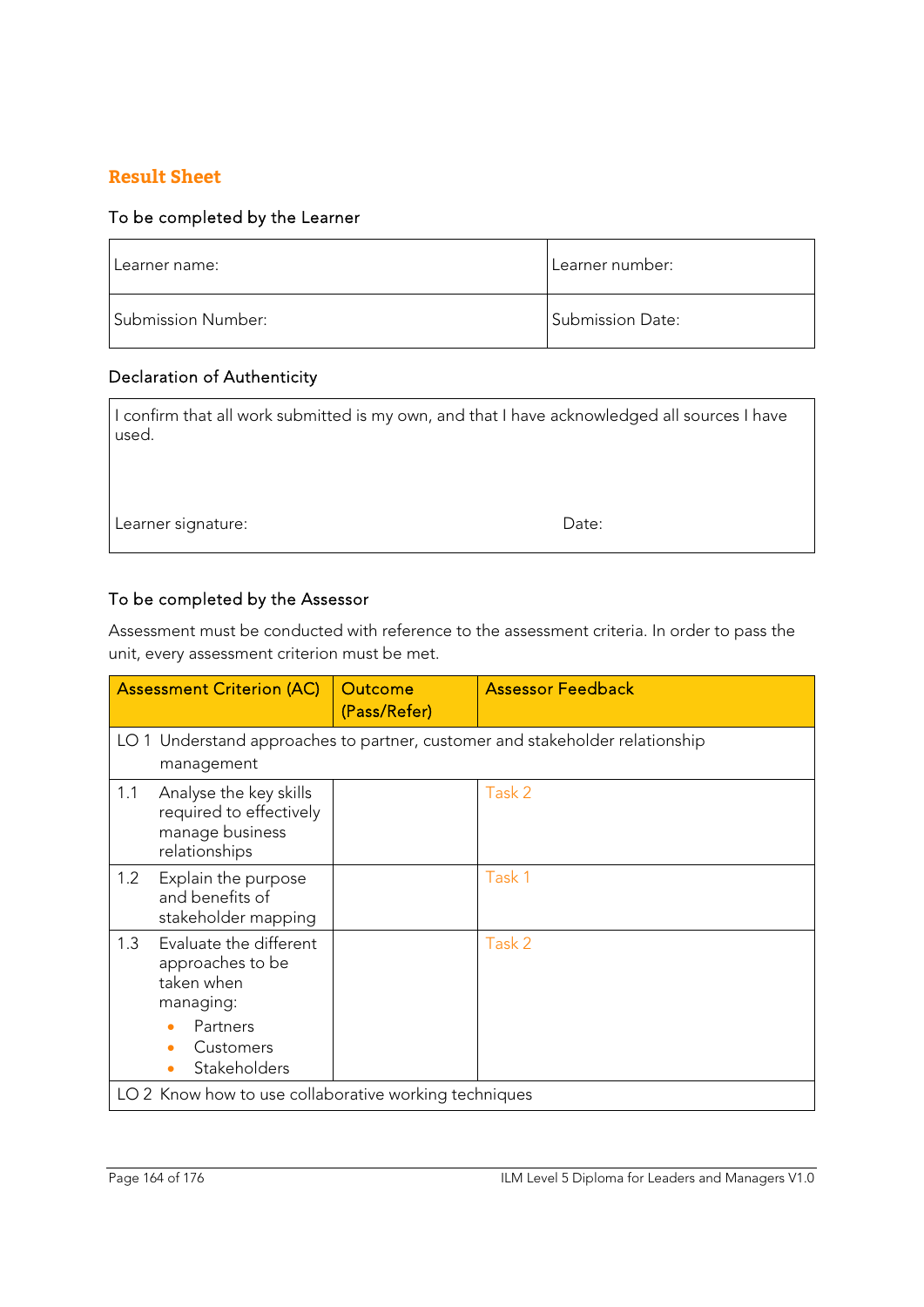## Result Sheet

### To be completed by the Learner

| Learner name: | Learner number: |
|---|---|
| Submission Number: | Submission Date: |

### Declaration of Authenticity

| I confirm that all work submitted is my own, and that I have acknowledged all sources I have used. | |
|---|---|
| Learner signature: | Date: |

### To be completed by the Assessor

Assessment must be conducted with reference to the assessment criteria. In order to pass the unit, every assessment criterion must be met.

| Assessment Criterion (AC) | Outcome (Pass/Refer) | Assessor Feedback |
|---|---|---|
| LO 1 Understand approaches to partner, customer and stakeholder relationship management | | |
| 1.1 Analyse the key skills required to effectively manage business relationships | | Task 2 |
| 1.2 Explain the purpose and benefits of stakeholder mapping | | Task 1 |
| 1.3 Evaluate the different approaches to be taken when managing:<br>• Partners<br>• Customers<br>• Stakeholders | | Task 2 |
| LO 2 Know how to use collaborative working techniques | | |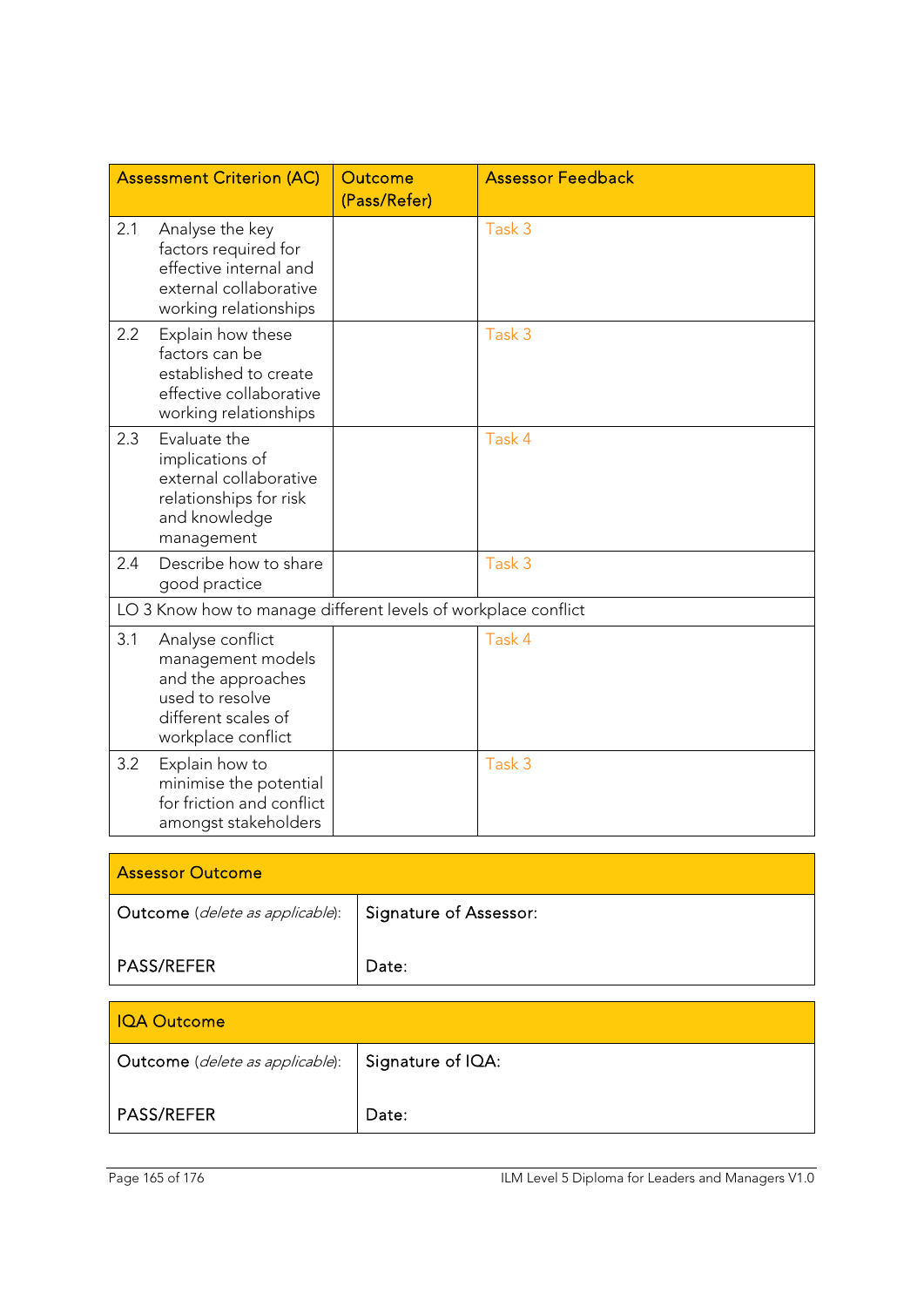| Assessment Criterion (AC) | | Outcome (Pass/Refer) | Assessor Feedback |
|---|---|---|---|
| 2.1 | Analyse the key factors required for effective internal and external collaborative working relationships | | Task 3 |
| 2.2 | Explain how these factors can be established to create effective collaborative working relationships | | Task 3 |
| 2.3 | Evaluate the implications of external collaborative relationships for risk and knowledge management | | Task 4 |
| 2.4 | Describe how to share good practice | | Task 3 |
| LO 3 Know how to manage different levels of workplace conflict | | | |
| 3.1 | Analyse conflict management models and the approaches used to resolve different scales of workplace conflict | | Task 4 |
| 3.2 | Explain how to minimise the potential for friction and conflict amongst stakeholders | | Task 3 |

| Assessor Outcome | |
|---|---|
| Outcome (*delete as applicable*):<br><br>PASS/REFER | Signature of Assessor:<br><br>Date: |

| IQA Outcome | |
|---|---|
| Outcome (*delete as applicable*):<br><br>PASS/REFER | Signature of IQA:<br><br>Date: |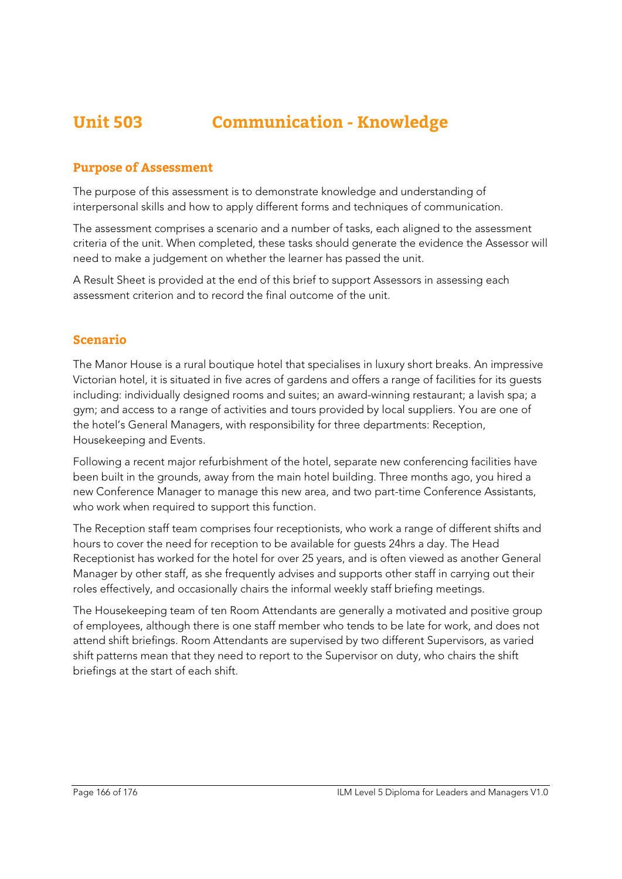# Unit 503 Communication - Knowledge

## Purpose of Assessment

The purpose of this assessment is to demonstrate knowledge and understanding of interpersonal skills and how to apply different forms and techniques of communication.

The assessment comprises a scenario and a number of tasks, each aligned to the assessment criteria of the unit. When completed, these tasks should generate the evidence the Assessor will need to make a judgement on whether the learner has passed the unit.

A Result Sheet is provided at the end of this brief to support Assessors in assessing each assessment criterion and to record the final outcome of the unit.

## Scenario

The Manor House is a rural boutique hotel that specialises in luxury short breaks. An impressive Victorian hotel, it is situated in five acres of gardens and offers a range of facilities for its guests including: individually designed rooms and suites; an award-winning restaurant; a lavish spa; a gym; and access to a range of activities and tours provided by local suppliers. You are one of the hotel's General Managers, with responsibility for three departments: Reception, Housekeeping and Events.

Following a recent major refurbishment of the hotel, separate new conferencing facilities have been built in the grounds, away from the main hotel building. Three months ago, you hired a new Conference Manager to manage this new area, and two part-time Conference Assistants, who work when required to support this function.

The Reception staff team comprises four receptionists, who work a range of different shifts and hours to cover the need for reception to be available for guests 24hrs a day. The Head Receptionist has worked for the hotel for over 25 years, and is often viewed as another General Manager by other staff, as she frequently advises and supports other staff in carrying out their roles effectively, and occasionally chairs the informal weekly staff briefing meetings.

The Housekeeping team of ten Room Attendants are generally a motivated and positive group of employees, although there is one staff member who tends to be late for work, and does not attend shift briefings. Room Attendants are supervised by two different Supervisors, as varied shift patterns mean that they need to report to the Supervisor on duty, who chairs the shift briefings at the start of each shift.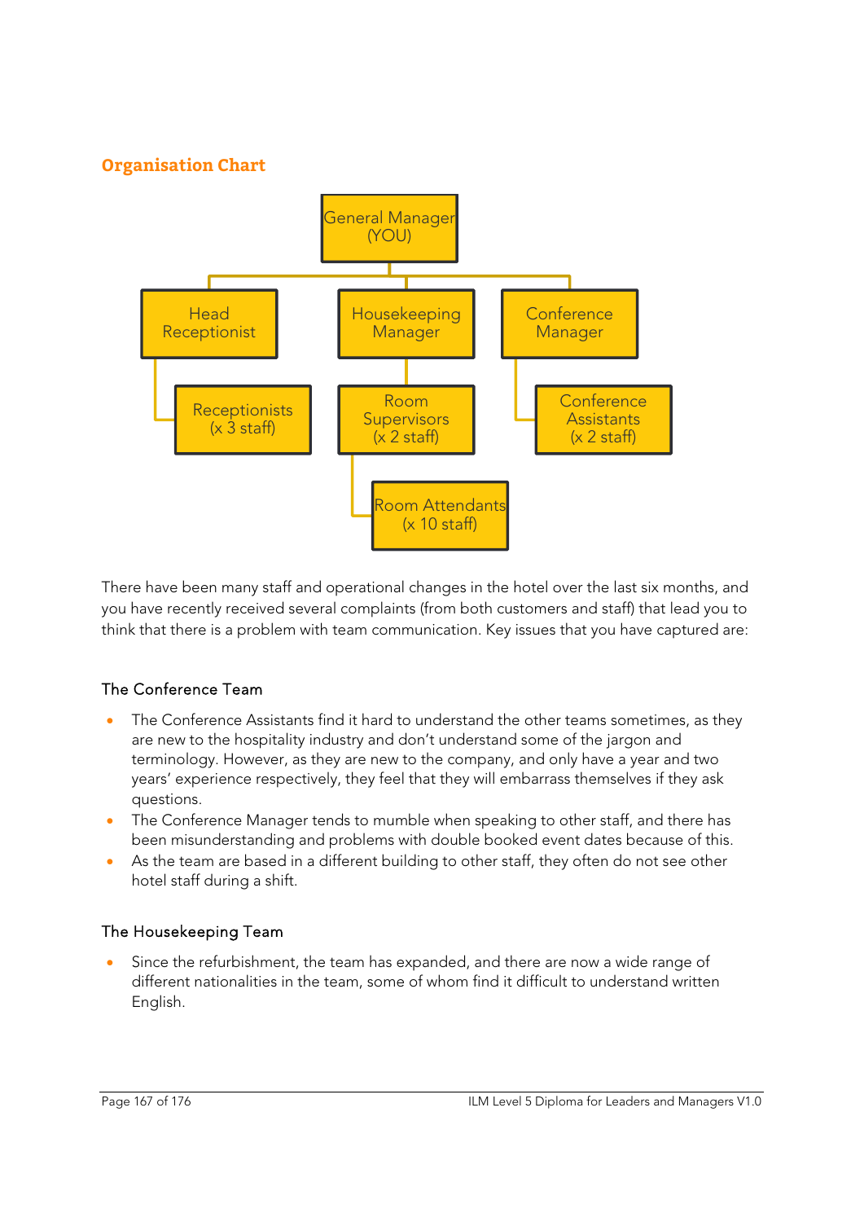## Organisation Chart

- General Manager (YOU)
  - Head Receptionist
    - Receptionists (x 3 staff)
  - Housekeeping Manager
    - Room Supervisors (x 2 staff)
      - Room Attendants (x 10 staff)
  - Conference Manager
    - Conference Assistants (x 2 staff)

There have been many staff and operational changes in the hotel over the last six months, and you have recently received several complaints (from both customers and staff) that lead you to think that there is a problem with team communication. Key issues that you have captured are:

### The Conference Team

- The Conference Assistants find it hard to understand the other teams sometimes, as they are new to the hospitality industry and don't understand some of the jargon and terminology. However, as they are new to the company, and only have a year and two years' experience respectively, they feel that they will embarrass themselves if they ask questions.
- The Conference Manager tends to mumble when speaking to other staff, and there has been misunderstanding and problems with double booked event dates because of this.
- As the team are based in a different building to other staff, they often do not see other hotel staff during a shift.

### The Housekeeping Team

- Since the refurbishment, the team has expanded, and there are now a wide range of different nationalities in the team, some of whom find it difficult to understand written English.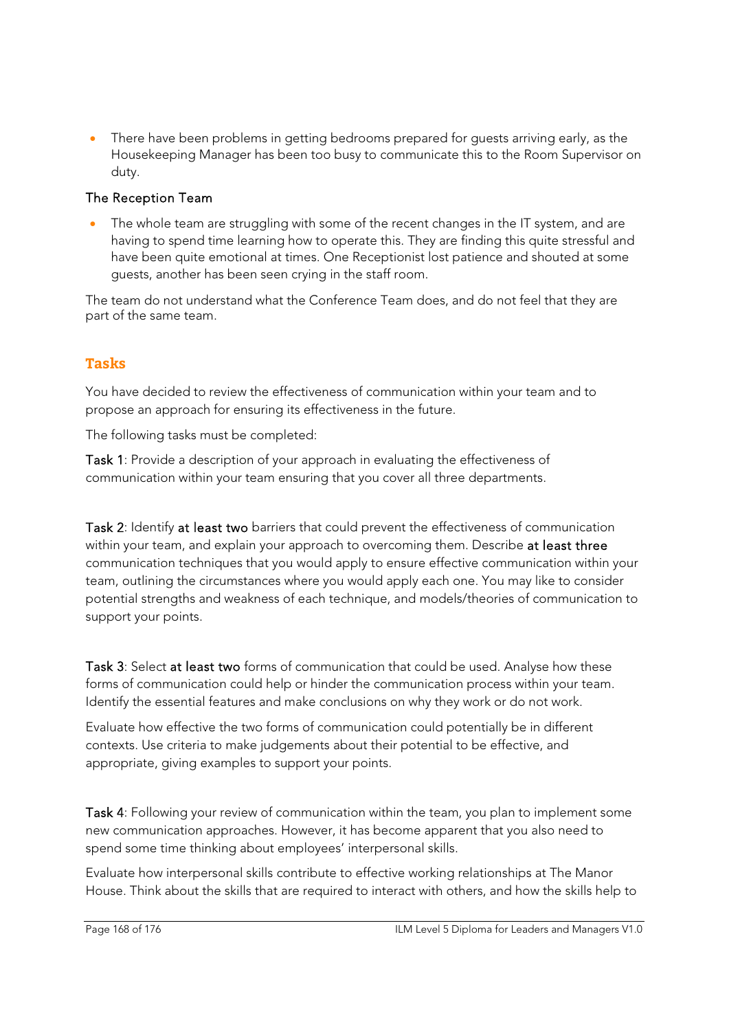- There have been problems in getting bedrooms prepared for guests arriving early, as the Housekeeping Manager has been too busy to communicate this to the Room Supervisor on duty.

The Reception Team

- The whole team are struggling with some of the recent changes in the IT system, and are having to spend time learning how to operate this. They are finding this quite stressful and have been quite emotional at times. One Receptionist lost patience and shouted at some guests, another has been seen crying in the staff room.

The team do not understand what the Conference Team does, and do not feel that they are part of the same team.

## Tasks

You have decided to review the effectiveness of communication within your team and to propose an approach for ensuring its effectiveness in the future.

The following tasks must be completed:

Task 1: Provide a description of your approach in evaluating the effectiveness of communication within your team ensuring that you cover all three departments.

Task 2: Identify **at least two** barriers that could prevent the effectiveness of communication within your team, and explain your approach to overcoming them. Describe **at least three** communication techniques that you would apply to ensure effective communication within your team, outlining the circumstances where you would apply each one. You may like to consider potential strengths and weakness of each technique, and models/theories of communication to support your points.

Task 3: Select **at least two** forms of communication that could be used. Analyse how these forms of communication could help or hinder the communication process within your team. Identify the essential features and make conclusions on why they work or do not work.

Evaluate how effective the two forms of communication could potentially be in different contexts. Use criteria to make judgements about their potential to be effective, and appropriate, giving examples to support your points.

Task 4: Following your review of communication within the team, you plan to implement some new communication approaches. However, it has become apparent that you also need to spend some time thinking about employees' interpersonal skills.

Evaluate how interpersonal skills contribute to effective working relationships at The Manor House. Think about the skills that are required to interact with others, and how the skills help to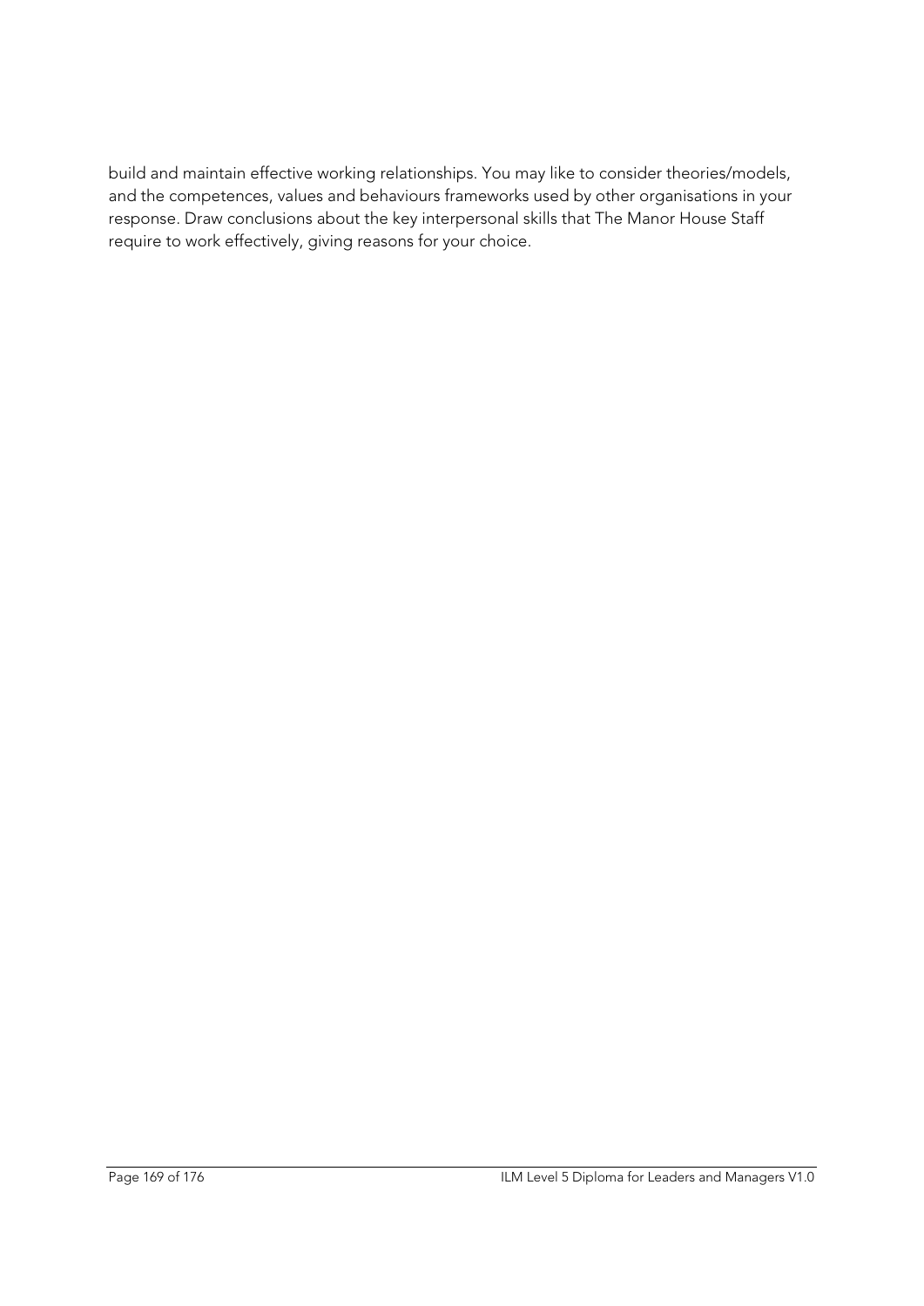build and maintain effective working relationships. You may like to consider theories/models, and the competences, values and behaviours frameworks used by other organisations in your response. Draw conclusions about the key interpersonal skills that The Manor House Staff require to work effectively, giving reasons for your choice.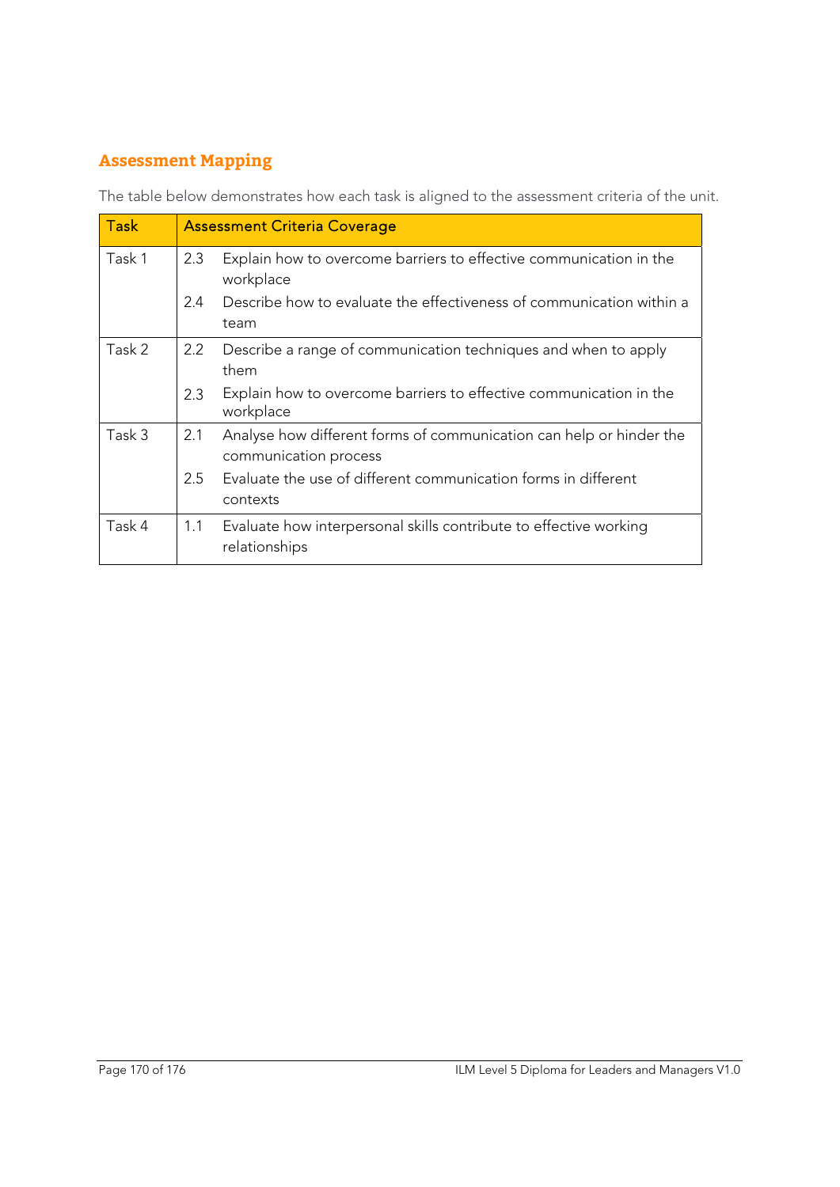## Assessment Mapping

The table below demonstrates how each task is aligned to the assessment criteria of the unit.

| Task | Assessment Criteria Coverage |
|---|---|
| Task 1 | 2.3 Explain how to overcome barriers to effective communication in the workplace<br>2.4 Describe how to evaluate the effectiveness of communication within a team |
| Task 2 | 2.2 Describe a range of communication techniques and when to apply them<br>2.3 Explain how to overcome barriers to effective communication in the workplace |
| Task 3 | 2.1 Analyse how different forms of communication can help or hinder the communication process<br>2.5 Evaluate the use of different communication forms in different contexts |
| Task 4 | 1.1 Evaluate how interpersonal skills contribute to effective working relationships |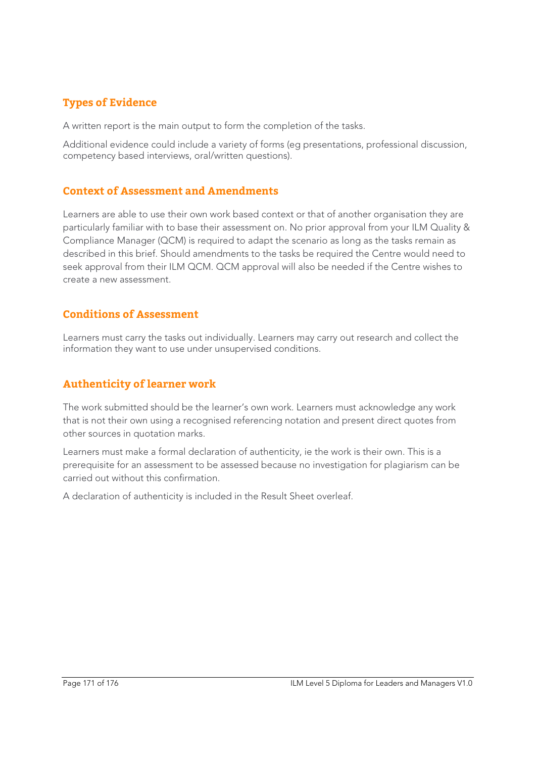## Types of Evidence

A written report is the main output to form the completion of the tasks.

Additional evidence could include a variety of forms (eg presentations, professional discussion, competency based interviews, oral/written questions).

## Context of Assessment and Amendments

Learners are able to use their own work based context or that of another organisation they are particularly familiar with to base their assessment on. No prior approval from your ILM Quality & Compliance Manager (QCM) is required to adapt the scenario as long as the tasks remain as described in this brief. Should amendments to the tasks be required the Centre would need to seek approval from their ILM QCM. QCM approval will also be needed if the Centre wishes to create a new assessment.

## Conditions of Assessment

Learners must carry the tasks out individually. Learners may carry out research and collect the information they want to use under unsupervised conditions.

## Authenticity of learner work

The work submitted should be the learner's own work. Learners must acknowledge any work that is not their own using a recognised referencing notation and present direct quotes from other sources in quotation marks.

Learners must make a formal declaration of authenticity, ie the work is their own. This is a prerequisite for an assessment to be assessed because no investigation for plagiarism can be carried out without this confirmation.

A declaration of authenticity is included in the Result Sheet overleaf.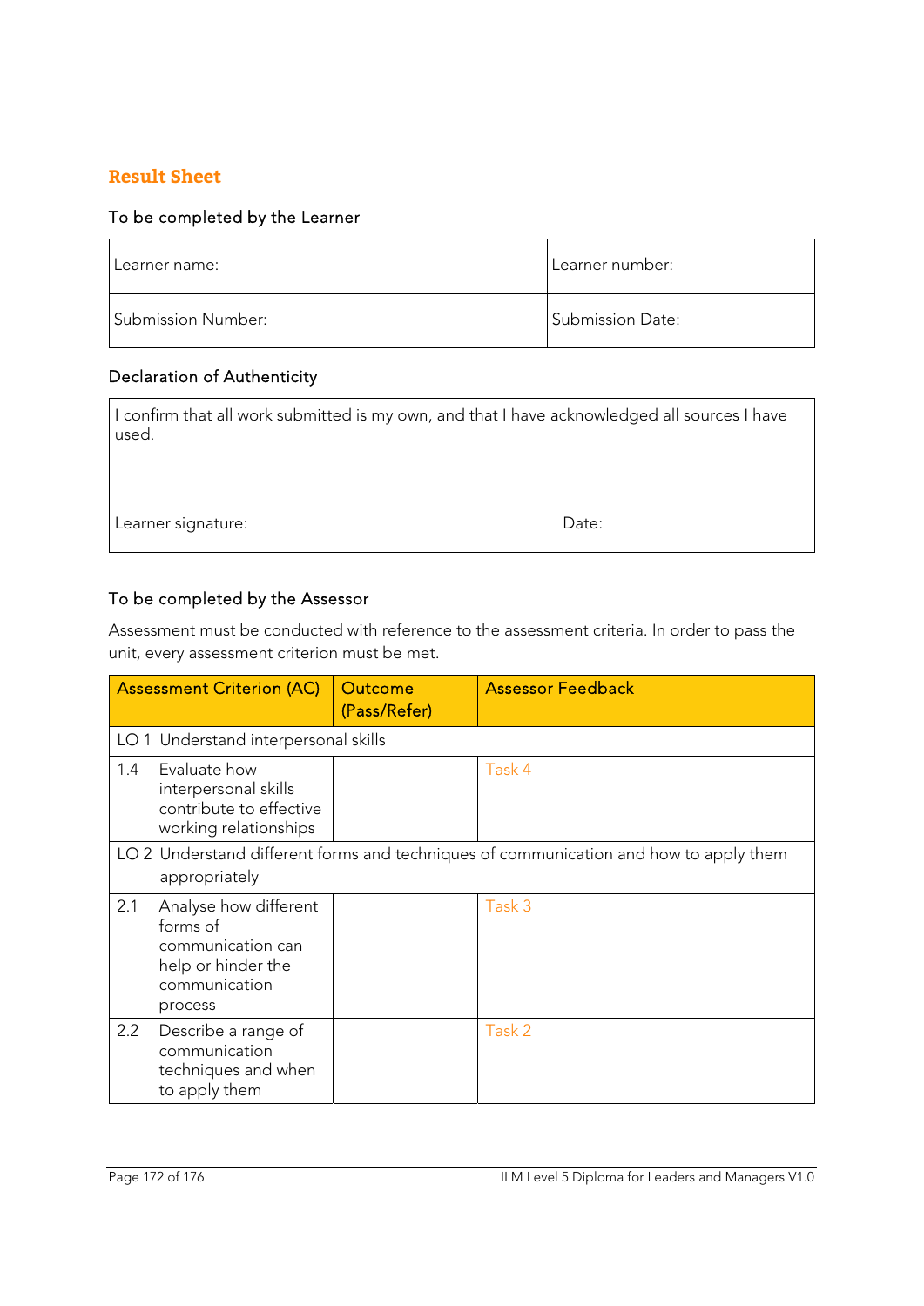## Result Sheet

### To be completed by the Learner

| Learner name: | Learner number: |
|---|---|
| Submission Number: | Submission Date: |

### Declaration of Authenticity

| I confirm that all work submitted is my own, and that I have acknowledged all sources I have used. | |
|---|---|
| Learner signature: | Date: |

### To be completed by the Assessor

Assessment must be conducted with reference to the assessment criteria. In order to pass the unit, every assessment criterion must be met.

| Assessment Criterion (AC) | Outcome (Pass/Refer) | Assessor Feedback |
|---|---|---|
| LO 1 Understand interpersonal skills | | |
| 1.4 Evaluate how interpersonal skills contribute to effective working relationships | | Task 4 |
| LO 2 Understand different forms and techniques of communication and how to apply them appropriately | | |
| 2.1 Analyse how different forms of communication can help or hinder the communication process | | Task 3 |
| 2.2 Describe a range of communication techniques and when to apply them | | Task 2 |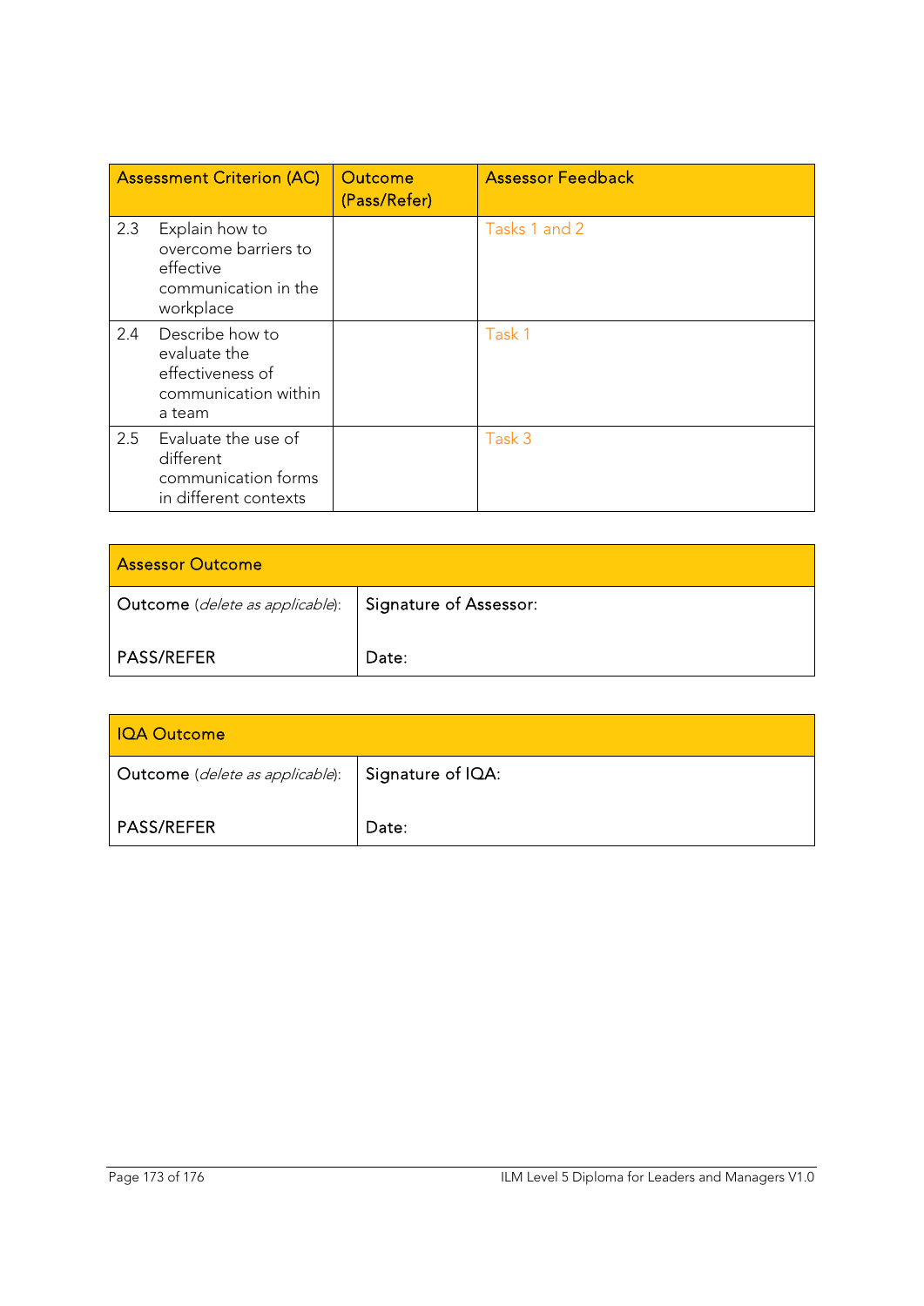| Assessment Criterion (AC) | Outcome (Pass/Refer) | Assessor Feedback |
|---|---|---|
| 2.3 Explain how to overcome barriers to effective communication in the workplace | | Tasks 1 and 2 |
| 2.4 Describe how to evaluate the effectiveness of communication within a team | | Task 1 |
| 2.5 Evaluate the use of different communication forms in different contexts | | Task 3 |

| Assessor Outcome | |
|---|---|
| Outcome (*delete as applicable*):<br><br>PASS/REFER | Signature of Assessor:<br><br>Date: |

| IQA Outcome | |
|---|---|
| Outcome (*delete as applicable*):<br><br>PASS/REFER | Signature of IQA:<br><br>Date: |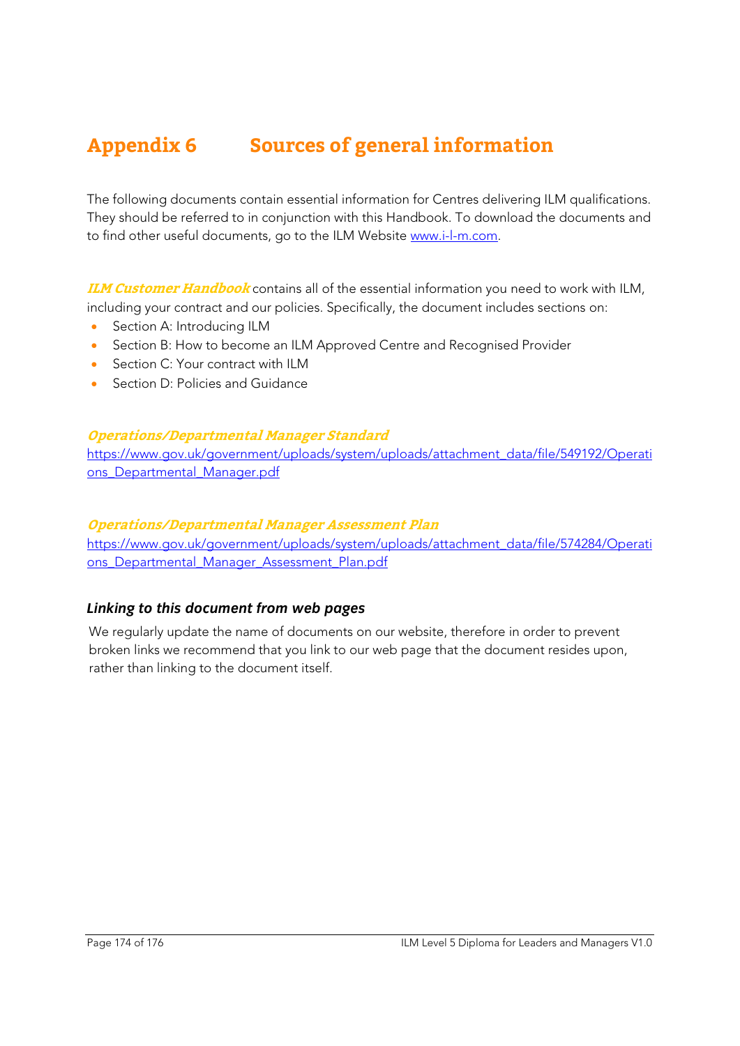# Appendix 6 Sources of general information

The following documents contain essential information for Centres delivering ILM qualifications. They should be referred to in conjunction with this Handbook. To download the documents and to find other useful documents, go to the ILM Website www.i-l-m.com.

***ILM Customer Handbook*** contains all of the essential information you need to work with ILM, including your contract and our policies. Specifically, the document includes sections on:

- Section A: Introducing ILM
- Section B: How to become an ILM Approved Centre and Recognised Provider
- Section C: Your contract with ILM
- Section D: Policies and Guidance

***Operations/Departmental Manager Standard***

https://www.gov.uk/government/uploads/system/uploads/attachment_data/file/549192/Operations_Departmental_Manager.pdf

***Operations/Departmental Manager Assessment Plan***

https://www.gov.uk/government/uploads/system/uploads/attachment_data/file/574284/Operations_Departmental_Manager_Assessment_Plan.pdf

### *Linking to this document from web pages*

We regularly update the name of documents on our website, therefore in order to prevent broken links we recommend that you link to our web page that the document resides upon, rather than linking to the document itself.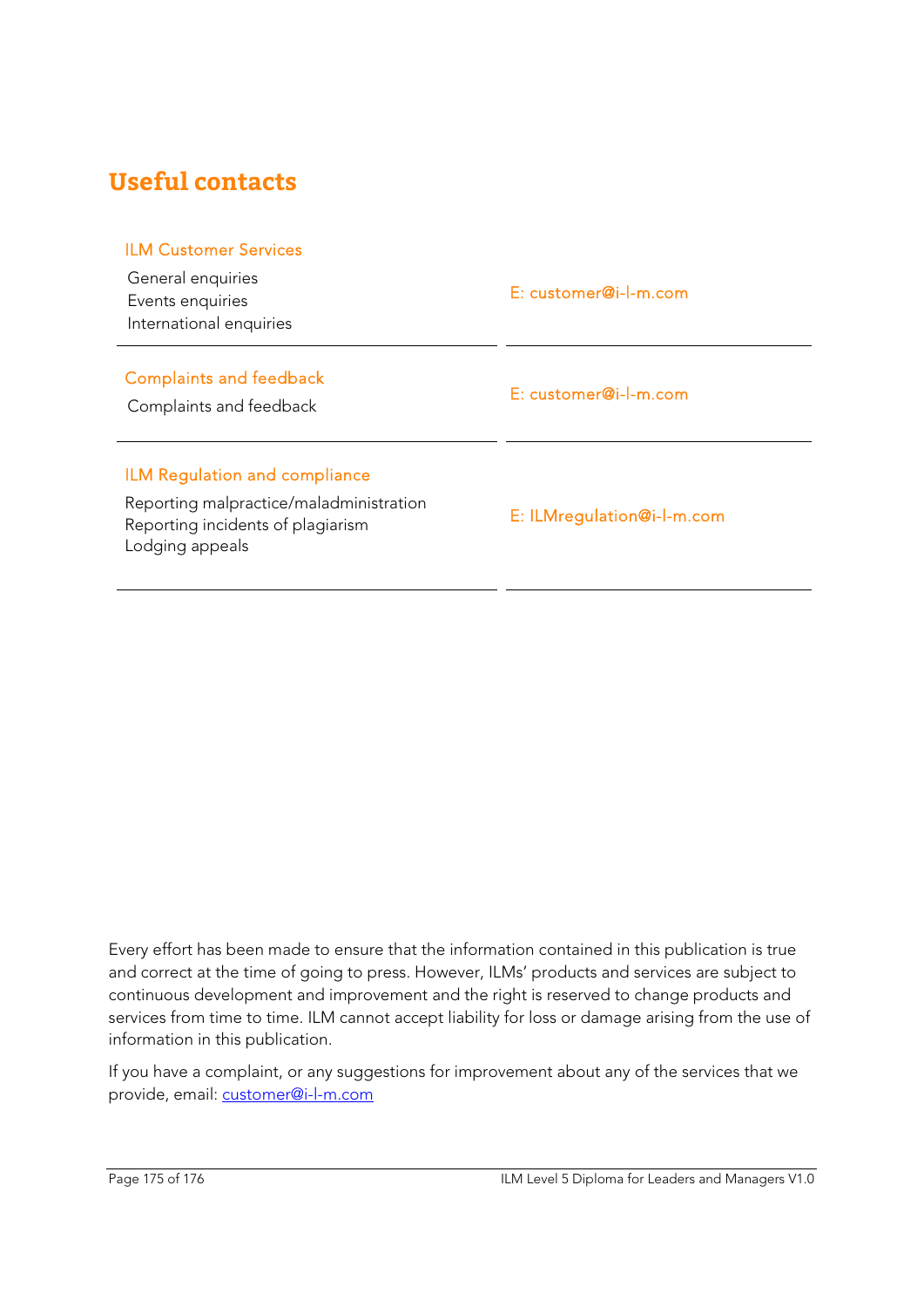# Useful contacts

| | |
|---|---|
| **ILM Customer Services**<br>General enquiries<br>Events enquiries<br>International enquiries | E: customer@i-l-m.com |
| **Complaints and feedback**<br>Complaints and feedback | E: customer@i-l-m.com |
| **ILM Regulation and compliance**<br>Reporting malpractice/maladministration<br>Reporting incidents of plagiarism<br>Lodging appeals | E: ILMregulation@i-l-m.com |

Every effort has been made to ensure that the information contained in this publication is true and correct at the time of going to press. However, ILMs' products and services are subject to continuous development and improvement and the right is reserved to change products and services from time to time. ILM cannot accept liability for loss or damage arising from the use of information in this publication.

If you have a complaint, or any suggestions for improvement about any of the services that we provide, email: customer@i-l-m.com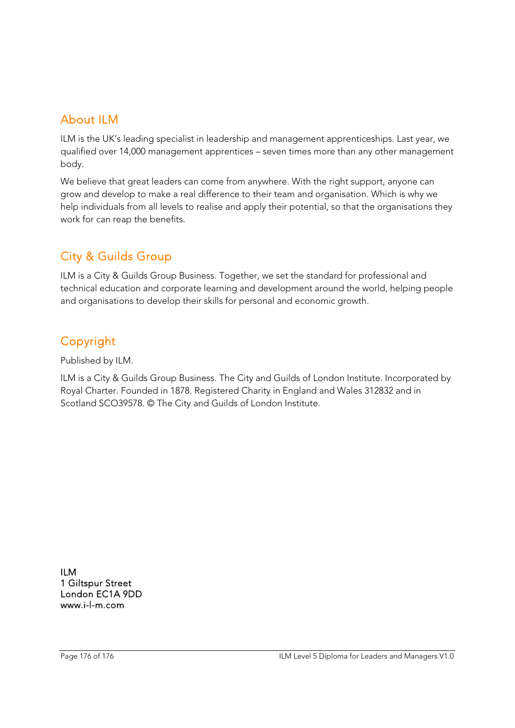## About ILM

ILM is the UK's leading specialist in leadership and management apprenticeships. Last year, we qualified over 14,000 management apprentices – seven times more than any other management body.

We believe that great leaders can come from anywhere. With the right support, anyone can grow and develop to make a real difference to their team and organisation. Which is why we help individuals from all levels to realise and apply their potential, so that the organisations they work for can reap the benefits.

## City & Guilds Group

ILM is a City & Guilds Group Business. Together, we set the standard for professional and technical education and corporate learning and development around the world, helping people and organisations to develop their skills for personal and economic growth.

## Copyright

Published by ILM.

ILM is a City & Guilds Group Business. The City and Guilds of London Institute. Incorporated by Royal Charter. Founded in 1878. Registered Charity in England and Wales 312832 and in Scotland SCO39578. © The City and Guilds of London Institute.

ILM
1 Giltspur Street
London EC1A 9DD
www.i-l-m.com